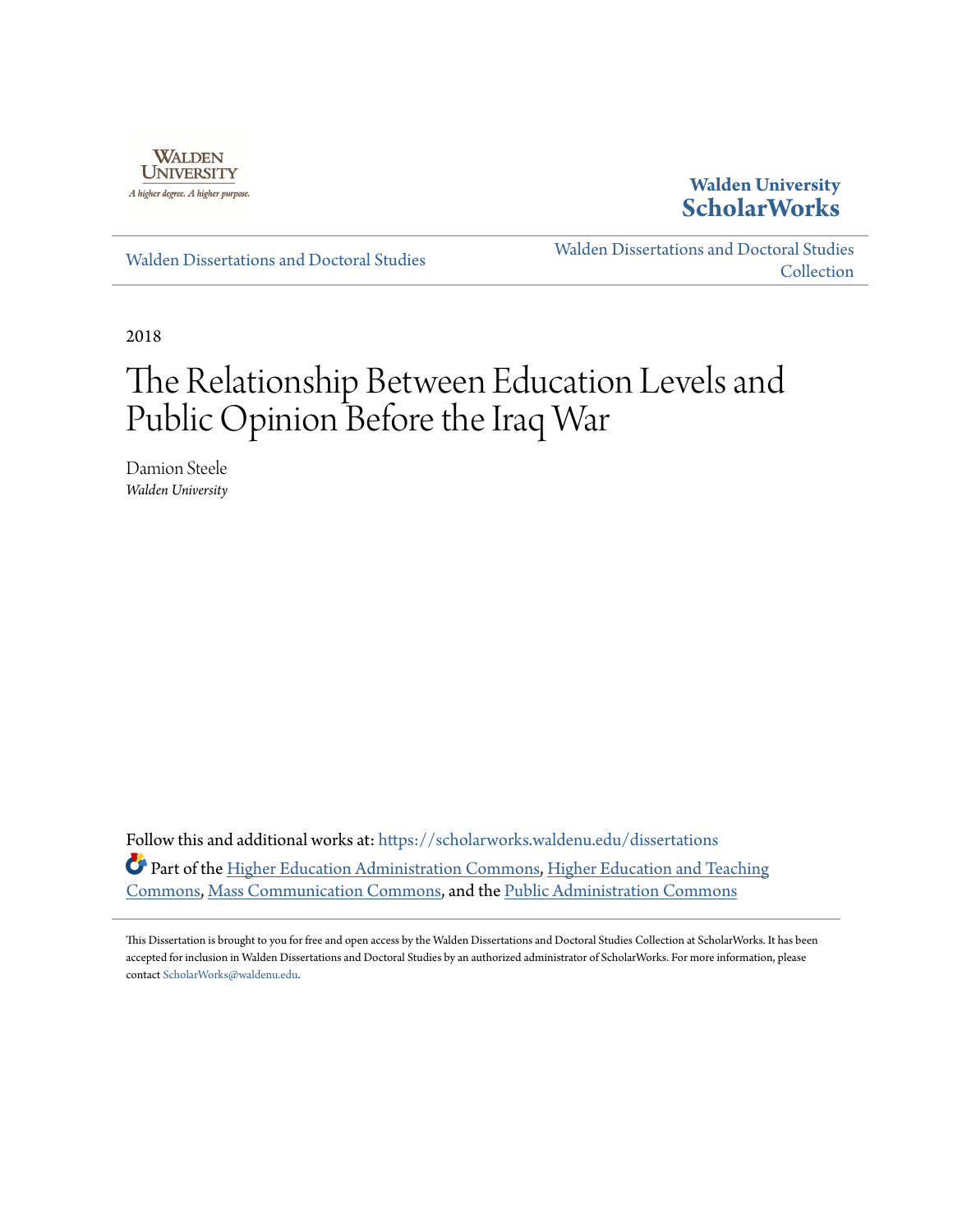Walden University

A higher degree. A higher purpose.

**Walden University ScholarWorks**

Walden Dissertations and Doctoral Studies

Walden Dissertations and Doctoral Studies Collection

2018

# The Relationship Between Education Levels and Public Opinion Before the Iraq War

Damion Steele
*Walden University*

Follow this and additional works at: https://scholarworks.waldenu.edu/dissertations

Part of the Higher Education Administration Commons, Higher Education and Teaching Commons, Mass Communication Commons, and the Public Administration Commons

This Dissertation is brought to you for free and open access by the Walden Dissertations and Doctoral Studies Collection at ScholarWorks. It has been accepted for inclusion in Walden Dissertations and Doctoral Studies by an authorized administrator of ScholarWorks. For more information, please contact ScholarWorks@waldenu.edu.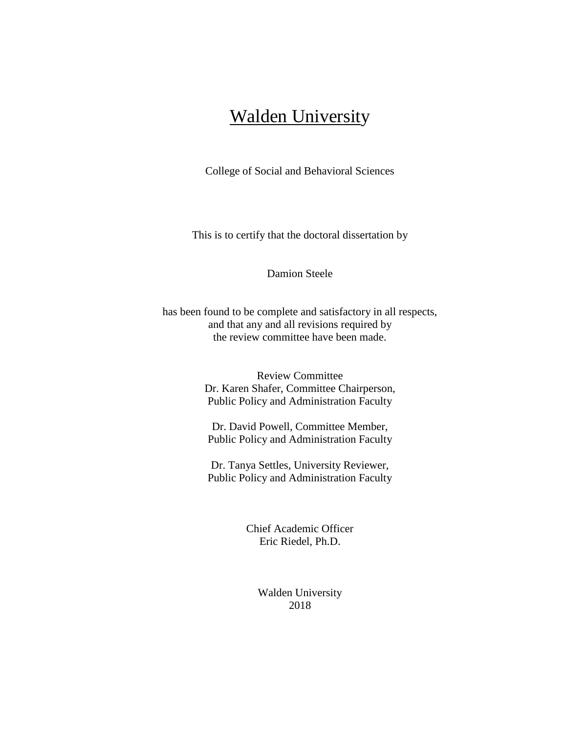# Walden University

College of Social and Behavioral Sciences

This is to certify that the doctoral dissertation by

Damion Steele

has been found to be complete and satisfactory in all respects,
and that any and all revisions required by
the review committee have been made.

Review Committee
Dr. Karen Shafer, Committee Chairperson,
Public Policy and Administration Faculty

Dr. David Powell, Committee Member,
Public Policy and Administration Faculty

Dr. Tanya Settles, University Reviewer,
Public Policy and Administration Faculty

Chief Academic Officer
Eric Riedel, Ph.D.

Walden University
2018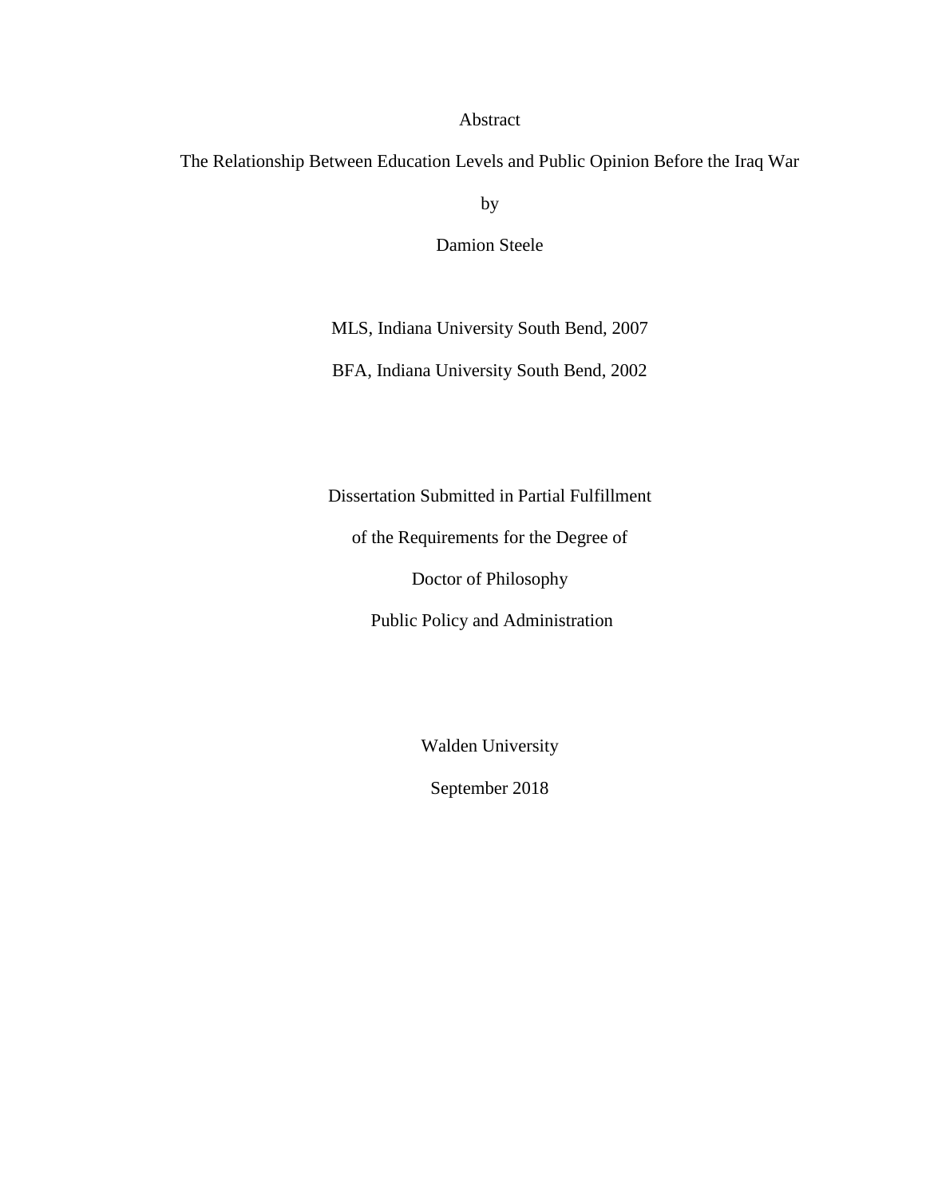Abstract

The Relationship Between Education Levels and Public Opinion Before the Iraq War

by

Damion Steele

MLS, Indiana University South Bend, 2007

BFA, Indiana University South Bend, 2002

Dissertation Submitted in Partial Fulfillment

of the Requirements for the Degree of

Doctor of Philosophy

Public Policy and Administration

Walden University

September 2018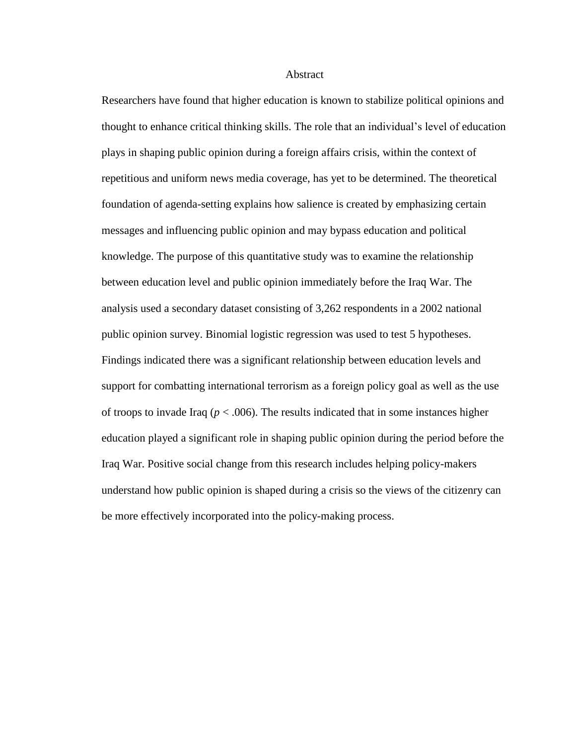# Abstract

Researchers have found that higher education is known to stabilize political opinions and thought to enhance critical thinking skills. The role that an individual's level of education plays in shaping public opinion during a foreign affairs crisis, within the context of repetitious and uniform news media coverage, has yet to be determined. The theoretical foundation of agenda-setting explains how salience is created by emphasizing certain messages and influencing public opinion and may bypass education and political knowledge. The purpose of this quantitative study was to examine the relationship between education level and public opinion immediately before the Iraq War. The analysis used a secondary dataset consisting of 3,262 respondents in a 2002 national public opinion survey. Binomial logistic regression was used to test 5 hypotheses. Findings indicated there was a significant relationship between education levels and support for combatting international terrorism as a foreign policy goal as well as the use of troops to invade Iraq ($p < .006$). The results indicated that in some instances higher education played a significant role in shaping public opinion during the period before the Iraq War. Positive social change from this research includes helping policy-makers understand how public opinion is shaped during a crisis so the views of the citizenry can be more effectively incorporated into the policy-making process.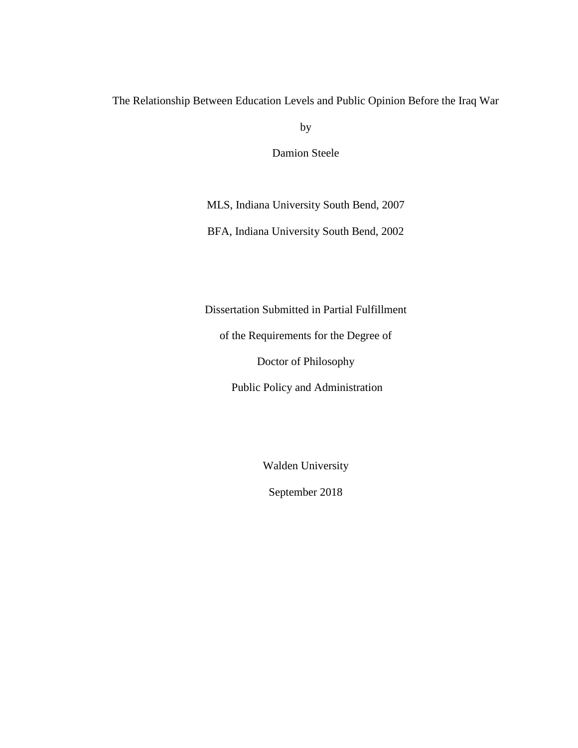The Relationship Between Education Levels and Public Opinion Before the Iraq War

by

Damion Steele

MLS, Indiana University South Bend, 2007

BFA, Indiana University South Bend, 2002

Dissertation Submitted in Partial Fulfillment

of the Requirements for the Degree of

Doctor of Philosophy

Public Policy and Administration

Walden University

September 2018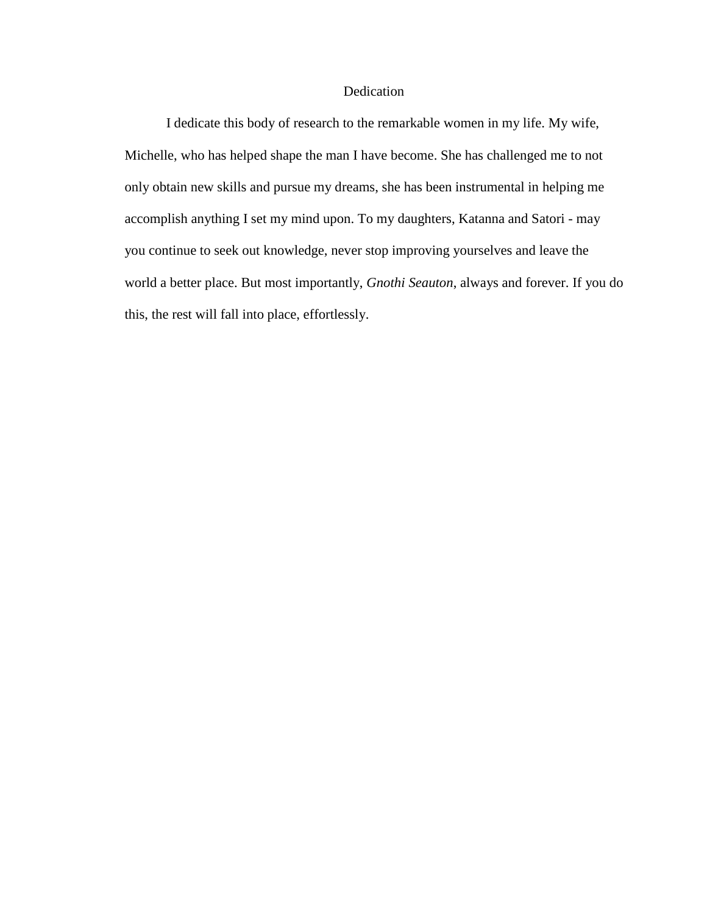# Dedication

I dedicate this body of research to the remarkable women in my life. My wife, Michelle, who has helped shape the man I have become. She has challenged me to not only obtain new skills and pursue my dreams, she has been instrumental in helping me accomplish anything I set my mind upon. To my daughters, Katanna and Satori - may you continue to seek out knowledge, never stop improving yourselves and leave the world a better place. But most importantly, *Gnothi Seauton*, always and forever. If you do this, the rest will fall into place, effortlessly.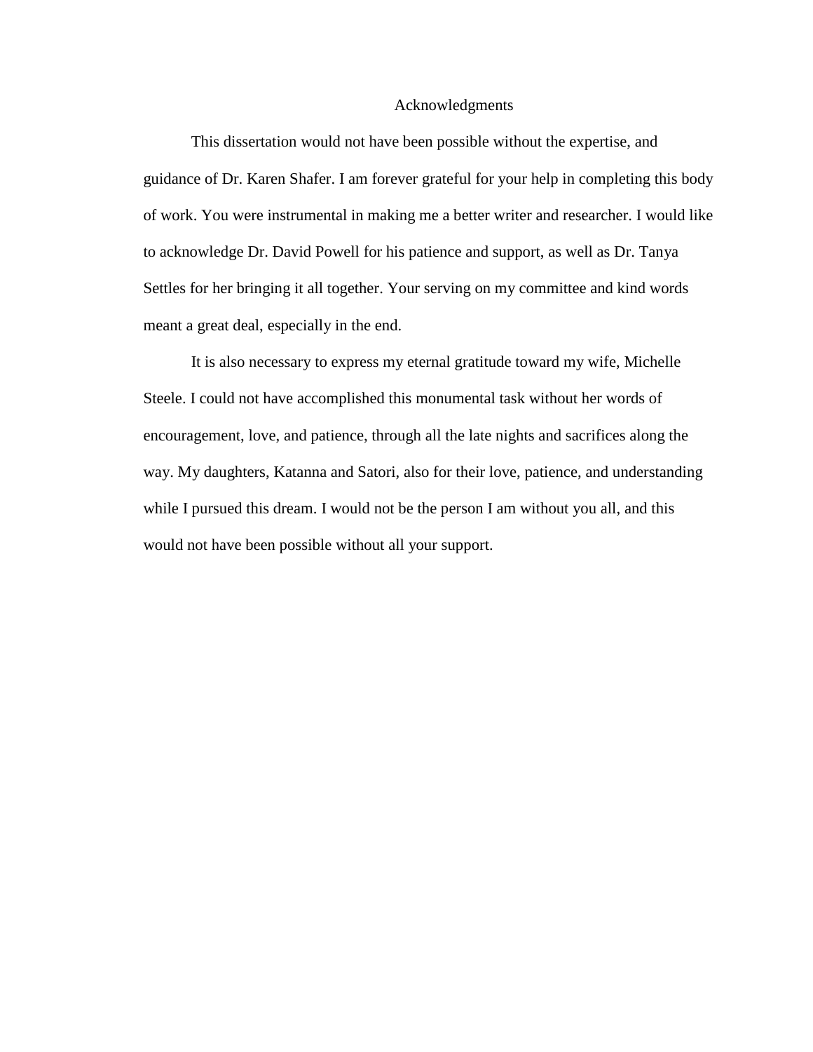# Acknowledgments

This dissertation would not have been possible without the expertise, and guidance of Dr. Karen Shafer. I am forever grateful for your help in completing this body of work. You were instrumental in making me a better writer and researcher. I would like to acknowledge Dr. David Powell for his patience and support, as well as Dr. Tanya Settles for her bringing it all together. Your serving on my committee and kind words meant a great deal, especially in the end.

It is also necessary to express my eternal gratitude toward my wife, Michelle Steele. I could not have accomplished this monumental task without her words of encouragement, love, and patience, through all the late nights and sacrifices along the way. My daughters, Katanna and Satori, also for their love, patience, and understanding while I pursued this dream. I would not be the person I am without you all, and this would not have been possible without all your support.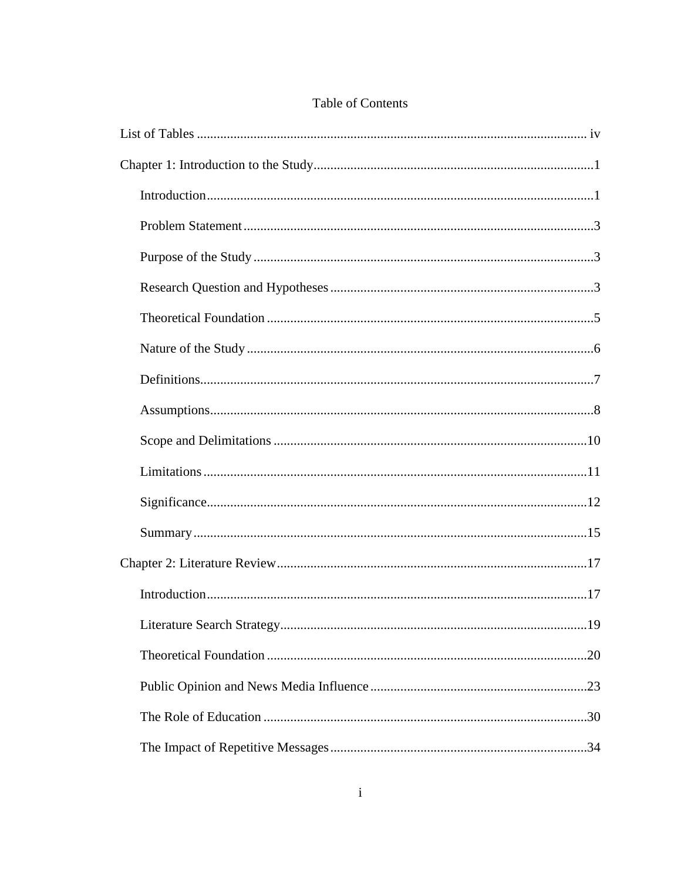# Table of Contents

List of Tables ..................................................................................................................... iv

Chapter 1: Introduction to the Study...................................................................................1

- Introduction...................................................................................................................1
- Problem Statement ........................................................................................................3
- Purpose of the Study .....................................................................................................3
- Research Question and Hypotheses ..............................................................................3
- Theoretical Foundation .................................................................................................5
- Nature of the Study .......................................................................................................6
- Definitions.....................................................................................................................7
- Assumptions..................................................................................................................8
- Scope and Delimitations .............................................................................................10
- Limitations ..................................................................................................................11
- Significance.................................................................................................................12
- Summary .....................................................................................................................15

Chapter 2: Literature Review............................................................................................17

- Introduction.................................................................................................................17
- Literature Search Strategy...........................................................................................19
- Theoretical Foundation ...............................................................................................20
- Public Opinion and News Media Influence ................................................................23
- The Role of Education ................................................................................................30
- The Impact of Repetitive Messages ............................................................................34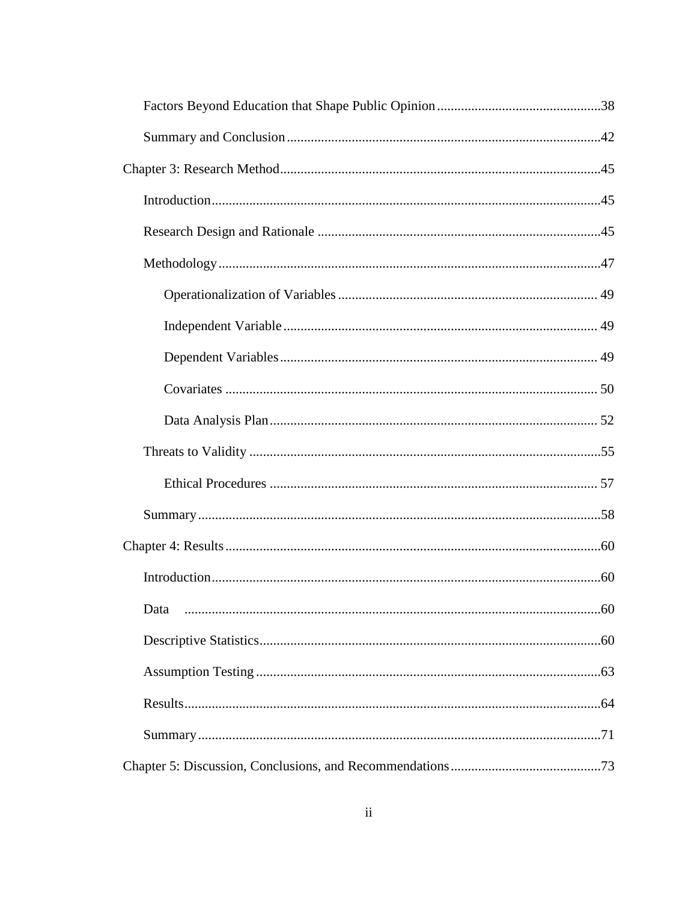Factors Beyond Education that Shape Public Opinion ........................................ 38

Summary and Conclusion ........................................................................................ 42

Chapter 3: Research Method ........................................................................................ 45

Introduction ................................................................................................................. 45

Research Design and Rationale ................................................................................. 45

Methodology ................................................................................................................ 47

Operationalization of Variables ................................................................................ 49

Independent Variable ................................................................................................. 49

Dependent Variables .................................................................................................. 49

Covariates ................................................................................................................... 50

Data Analysis Plan ..................................................................................................... 52

Threats to Validity ...................................................................................................... 55

Ethical Procedures ..................................................................................................... 57

Summary ..................................................................................................................... 58

Chapter 4: Results ........................................................................................................ 60

Introduction ................................................................................................................. 60

Data ............................................................................................................................. 60

Descriptive Statistics .................................................................................................. 60

Assumption Testing ................................................................................................... 63

Results ......................................................................................................................... 64

Summary ..................................................................................................................... 71

Chapter 5: Discussion, Conclusions, and Recommendations ...................................... 73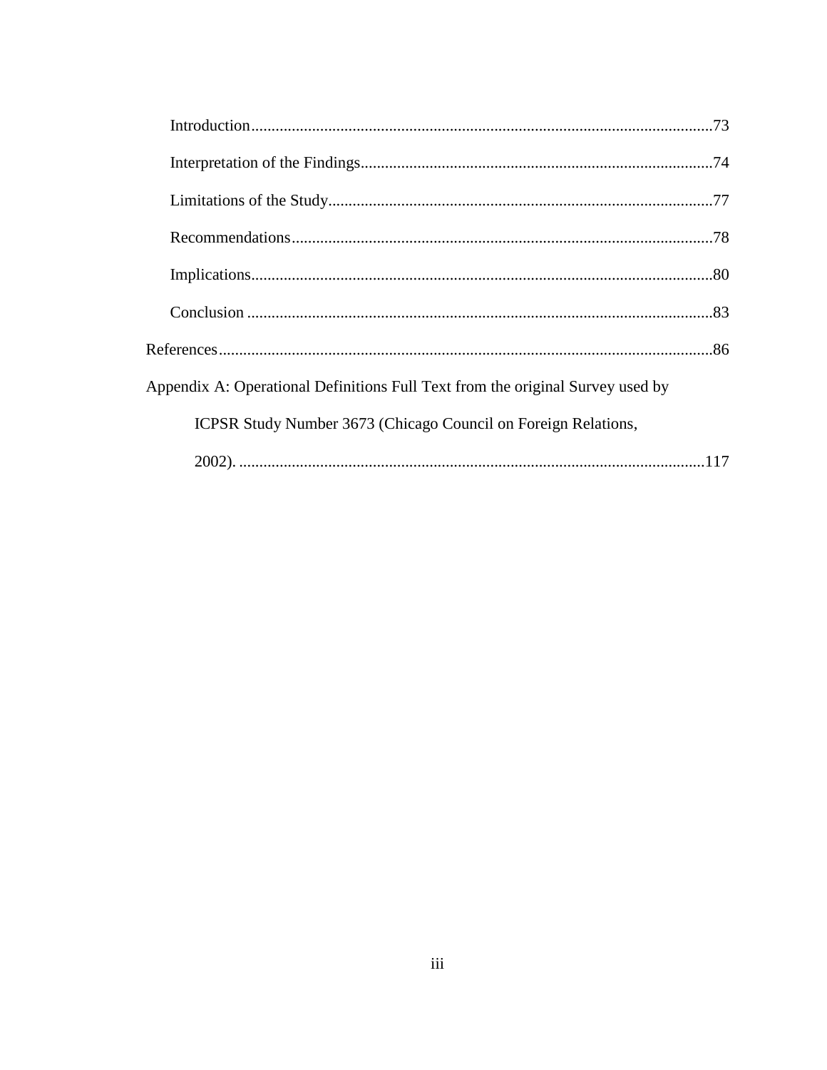Introduction....................................................................................................................73

Interpretation of the Findings........................................................................................74

Limitations of the Study................................................................................................77

Recommendations.........................................................................................................78

Implications...................................................................................................................80

Conclusion ....................................................................................................................83

References...........................................................................................................................86

Appendix A: Operational Definitions Full Text from the original Survey used by ICPSR Study Number 3673 (Chicago Council on Foreign Relations, 2002). .....................................................................................................................117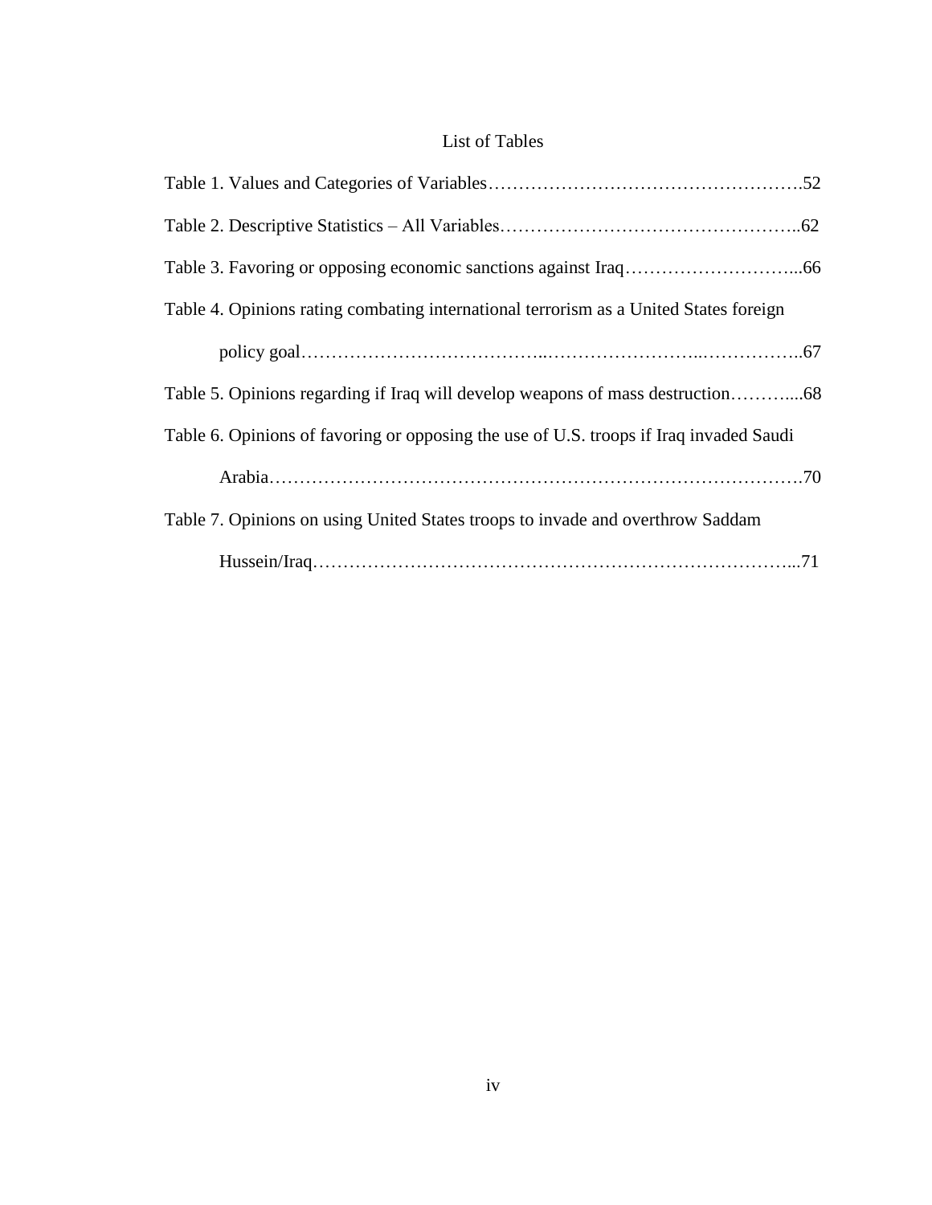# List of Tables

Table 1. Values and Categories of Variables…………………………………………….52

Table 2. Descriptive Statistics – All Variables………………………………………..62

Table 3. Favoring or opposing economic sanctions against Iraq………………………...66

Table 4. Opinions rating combating international terrorism as a United States foreign policy goal…………………………………..……………………..……………..67

Table 5. Opinions regarding if Iraq will develop weapons of mass destruction……….....68

Table 6. Opinions of favoring or opposing the use of U.S. troops if Iraq invaded Saudi Arabia……………………………………………………………………………70

Table 7. Opinions on using United States troops to invade and overthrow Saddam Hussein/Iraq…………………………………………………………………...71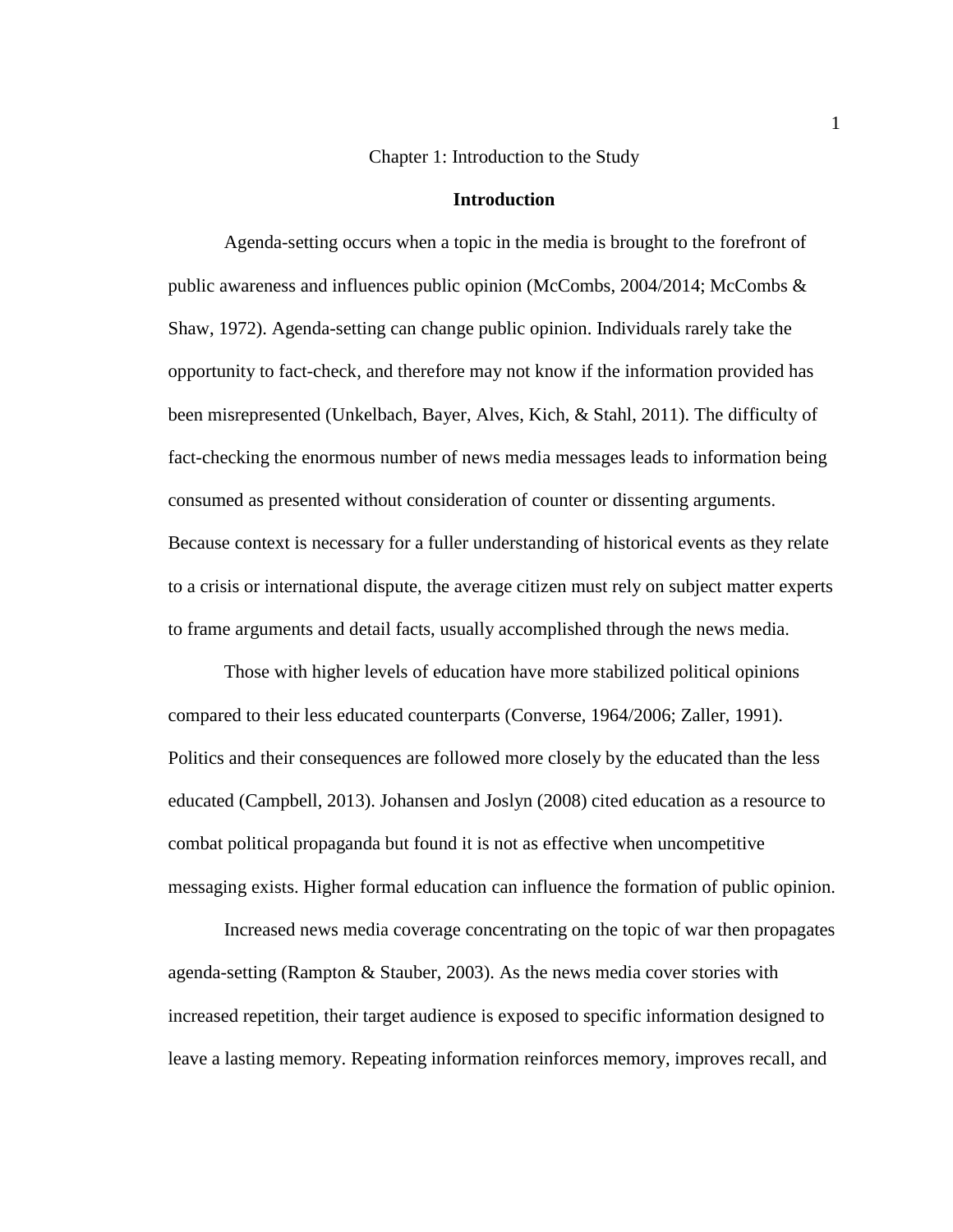# Chapter 1: Introduction to the Study

## Introduction

Agenda-setting occurs when a topic in the media is brought to the forefront of public awareness and influences public opinion (McCombs, 2004/2014; McCombs & Shaw, 1972). Agenda-setting can change public opinion. Individuals rarely take the opportunity to fact-check, and therefore may not know if the information provided has been misrepresented (Unkelbach, Bayer, Alves, Kich, & Stahl, 2011). The difficulty of fact-checking the enormous number of news media messages leads to information being consumed as presented without consideration of counter or dissenting arguments. Because context is necessary for a fuller understanding of historical events as they relate to a crisis or international dispute, the average citizen must rely on subject matter experts to frame arguments and detail facts, usually accomplished through the news media.

Those with higher levels of education have more stabilized political opinions compared to their less educated counterparts (Converse, 1964/2006; Zaller, 1991). Politics and their consequences are followed more closely by the educated than the less educated (Campbell, 2013). Johansen and Joslyn (2008) cited education as a resource to combat political propaganda but found it is not as effective when uncompetitive messaging exists. Higher formal education can influence the formation of public opinion.

Increased news media coverage concentrating on the topic of war then propagates agenda-setting (Rampton & Stauber, 2003). As the news media cover stories with increased repetition, their target audience is exposed to specific information designed to leave a lasting memory. Repeating information reinforces memory, improves recall, and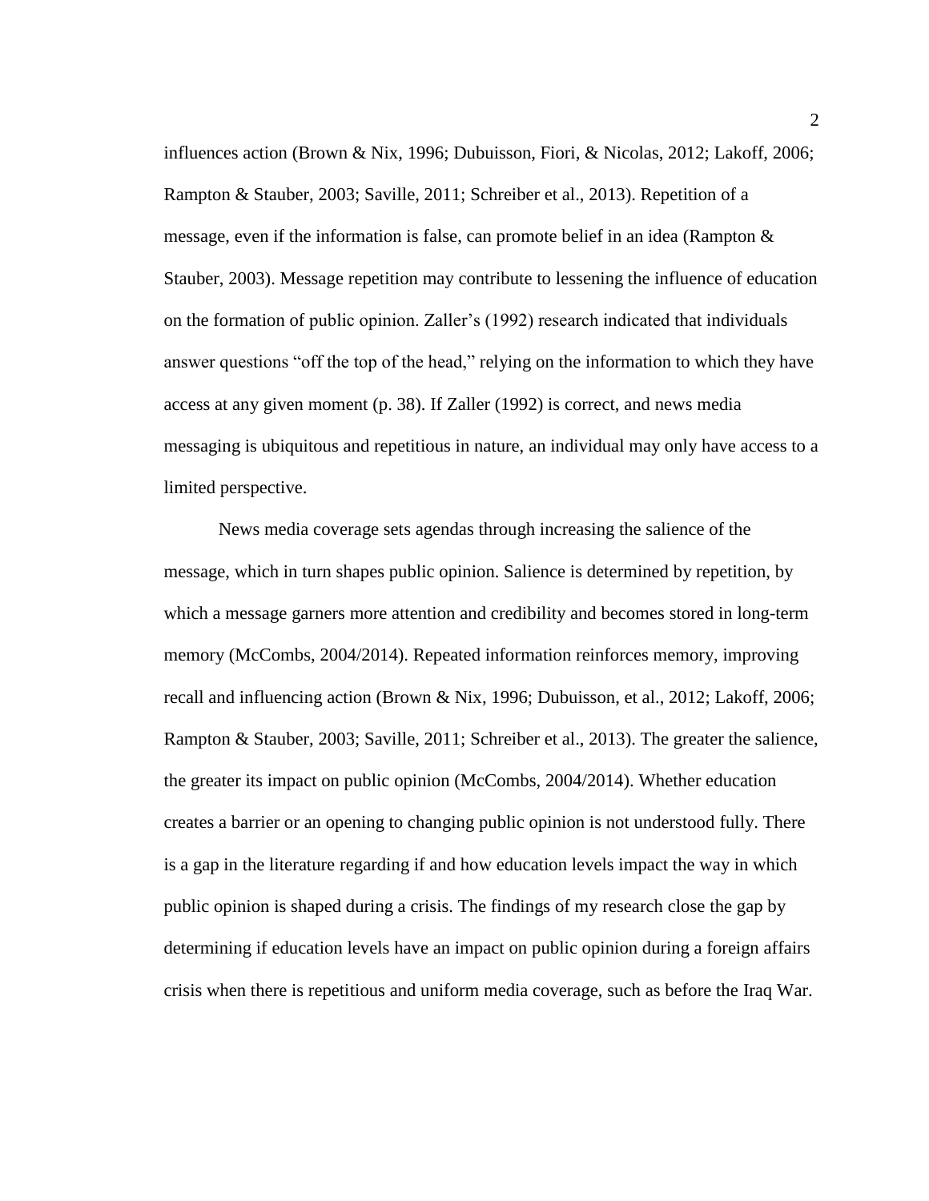influences action (Brown & Nix, 1996; Dubuisson, Fiori, & Nicolas, 2012; Lakoff, 2006; Rampton & Stauber, 2003; Saville, 2011; Schreiber et al., 2013). Repetition of a message, even if the information is false, can promote belief in an idea (Rampton & Stauber, 2003). Message repetition may contribute to lessening the influence of education on the formation of public opinion. Zaller's (1992) research indicated that individuals answer questions "off the top of the head," relying on the information to which they have access at any given moment (p. 38). If Zaller (1992) is correct, and news media messaging is ubiquitous and repetitious in nature, an individual may only have access to a limited perspective.

News media coverage sets agendas through increasing the salience of the message, which in turn shapes public opinion. Salience is determined by repetition, by which a message garners more attention and credibility and becomes stored in long-term memory (McCombs, 2004/2014). Repeated information reinforces memory, improving recall and influencing action (Brown & Nix, 1996; Dubuisson, et al., 2012; Lakoff, 2006; Rampton & Stauber, 2003; Saville, 2011; Schreiber et al., 2013). The greater the salience, the greater its impact on public opinion (McCombs, 2004/2014). Whether education creates a barrier or an opening to changing public opinion is not understood fully. There is a gap in the literature regarding if and how education levels impact the way in which public opinion is shaped during a crisis. The findings of my research close the gap by determining if education levels have an impact on public opinion during a foreign affairs crisis when there is repetitious and uniform media coverage, such as before the Iraq War.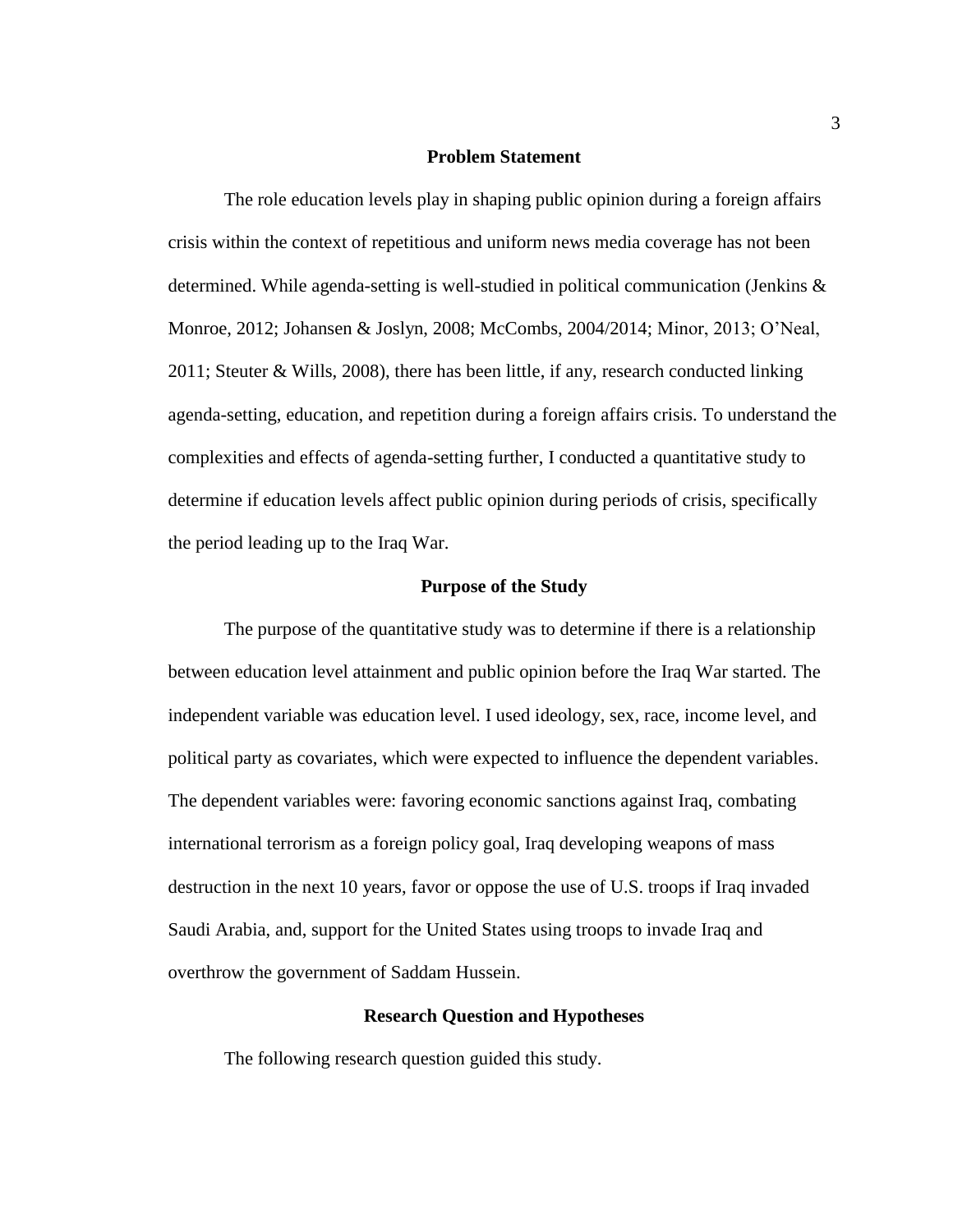## Problem Statement

The role education levels play in shaping public opinion during a foreign affairs crisis within the context of repetitious and uniform news media coverage has not been determined. While agenda-setting is well-studied in political communication (Jenkins & Monroe, 2012; Johansen & Joslyn, 2008; McCombs, 2004/2014; Minor, 2013; O'Neal, 2011; Steuter & Wills, 2008), there has been little, if any, research conducted linking agenda-setting, education, and repetition during a foreign affairs crisis. To understand the complexities and effects of agenda-setting further, I conducted a quantitative study to determine if education levels affect public opinion during periods of crisis, specifically the period leading up to the Iraq War.

## Purpose of the Study

The purpose of the quantitative study was to determine if there is a relationship between education level attainment and public opinion before the Iraq War started. The independent variable was education level. I used ideology, sex, race, income level, and political party as covariates, which were expected to influence the dependent variables. The dependent variables were: favoring economic sanctions against Iraq, combating international terrorism as a foreign policy goal, Iraq developing weapons of mass destruction in the next 10 years, favor or oppose the use of U.S. troops if Iraq invaded Saudi Arabia, and, support for the United States using troops to invade Iraq and overthrow the government of Saddam Hussein.

## Research Question and Hypotheses

The following research question guided this study.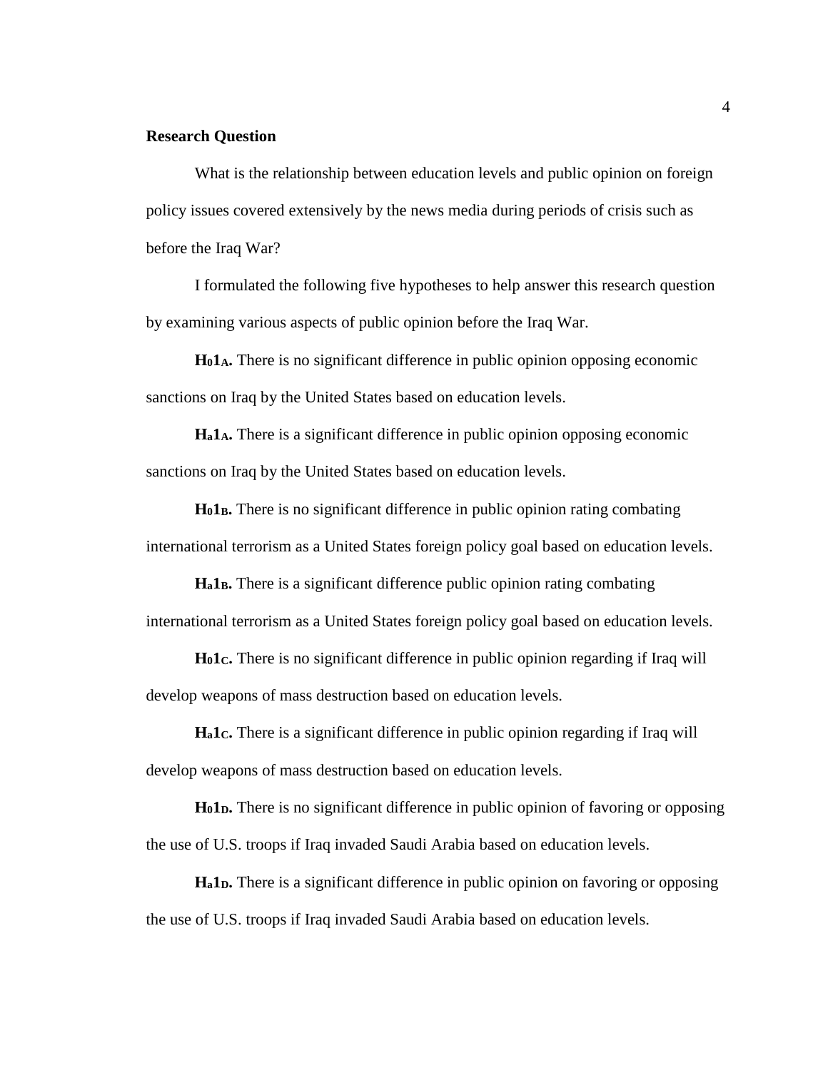**Research Question**

What is the relationship between education levels and public opinion on foreign policy issues covered extensively by the news media during periods of crisis such as before the Iraq War?

I formulated the following five hypotheses to help answer this research question by examining various aspects of public opinion before the Iraq War.

**$H_01_A$.** There is no significant difference in public opinion opposing economic sanctions on Iraq by the United States based on education levels.

**$H_a1_A$.** There is a significant difference in public opinion opposing economic sanctions on Iraq by the United States based on education levels.

**$H_01_B$.** There is no significant difference in public opinion rating combating international terrorism as a United States foreign policy goal based on education levels.

**$H_a1_B$.** There is a significant difference public opinion rating combating international terrorism as a United States foreign policy goal based on education levels.

**$H_01_C$.** There is no significant difference in public opinion regarding if Iraq will develop weapons of mass destruction based on education levels.

**$H_a1_C$.** There is a significant difference in public opinion regarding if Iraq will develop weapons of mass destruction based on education levels.

**$H_01_D$.** There is no significant difference in public opinion of favoring or opposing the use of U.S. troops if Iraq invaded Saudi Arabia based on education levels.

**$H_a1_D$.** There is a significant difference in public opinion on favoring or opposing the use of U.S. troops if Iraq invaded Saudi Arabia based on education levels.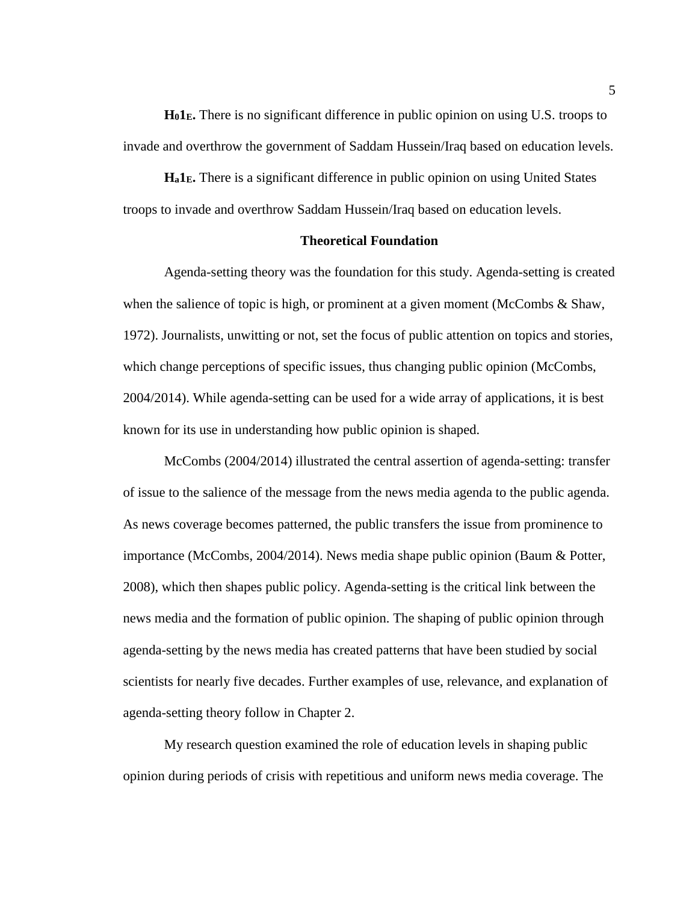**$H_01_E$.** There is no significant difference in public opinion on using U.S. troops to invade and overthrow the government of Saddam Hussein/Iraq based on education levels.

**$H_a1_E$.** There is a significant difference in public opinion on using United States troops to invade and overthrow Saddam Hussein/Iraq based on education levels.

## Theoretical Foundation

Agenda-setting theory was the foundation for this study. Agenda-setting is created when the salience of topic is high, or prominent at a given moment (McCombs & Shaw, 1972). Journalists, unwitting or not, set the focus of public attention on topics and stories, which change perceptions of specific issues, thus changing public opinion (McCombs, 2004/2014). While agenda-setting can be used for a wide array of applications, it is best known for its use in understanding how public opinion is shaped.

McCombs (2004/2014) illustrated the central assertion of agenda-setting: transfer of issue to the salience of the message from the news media agenda to the public agenda. As news coverage becomes patterned, the public transfers the issue from prominence to importance (McCombs, 2004/2014). News media shape public opinion (Baum & Potter, 2008), which then shapes public policy. Agenda-setting is the critical link between the news media and the formation of public opinion. The shaping of public opinion through agenda-setting by the news media has created patterns that have been studied by social scientists for nearly five decades. Further examples of use, relevance, and explanation of agenda-setting theory follow in Chapter 2.

My research question examined the role of education levels in shaping public opinion during periods of crisis with repetitious and uniform news media coverage. The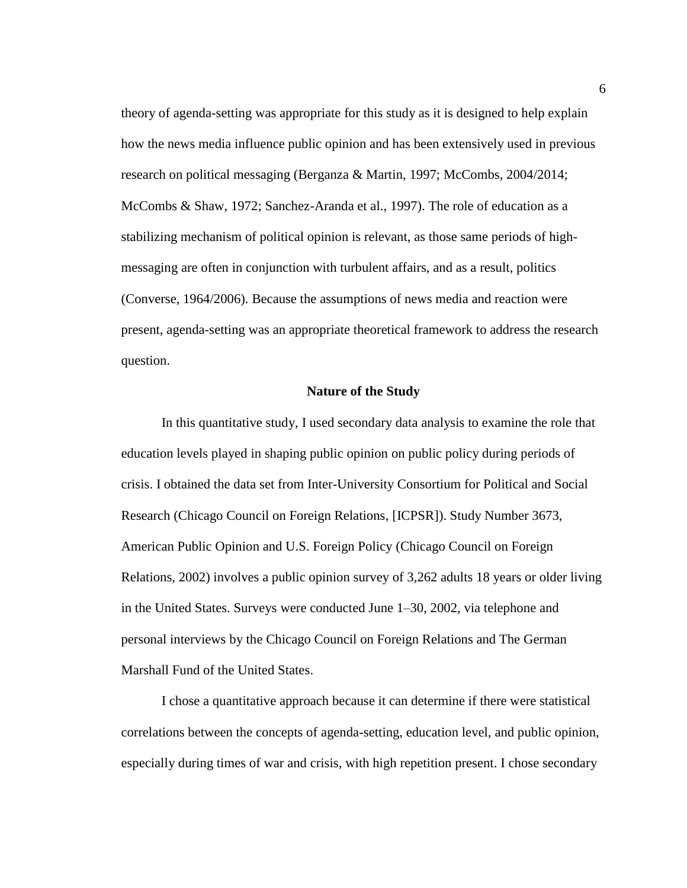theory of agenda-setting was appropriate for this study as it is designed to help explain how the news media influence public opinion and has been extensively used in previous research on political messaging (Berganza & Martin, 1997; McCombs, 2004/2014; McCombs & Shaw, 1972; Sanchez-Aranda et al., 1997). The role of education as a stabilizing mechanism of political opinion is relevant, as those same periods of high-messaging are often in conjunction with turbulent affairs, and as a result, politics (Converse, 1964/2006). Because the assumptions of news media and reaction were present, agenda-setting was an appropriate theoretical framework to address the research question.

## Nature of the Study

In this quantitative study, I used secondary data analysis to examine the role that education levels played in shaping public opinion on public policy during periods of crisis. I obtained the data set from Inter-University Consortium for Political and Social Research (Chicago Council on Foreign Relations, [ICPSR]). Study Number 3673, American Public Opinion and U.S. Foreign Policy (Chicago Council on Foreign Relations, 2002) involves a public opinion survey of 3,262 adults 18 years or older living in the United States. Surveys were conducted June 1–30, 2002, via telephone and personal interviews by the Chicago Council on Foreign Relations and The German Marshall Fund of the United States.

I chose a quantitative approach because it can determine if there were statistical correlations between the concepts of agenda-setting, education level, and public opinion, especially during times of war and crisis, with high repetition present. I chose secondary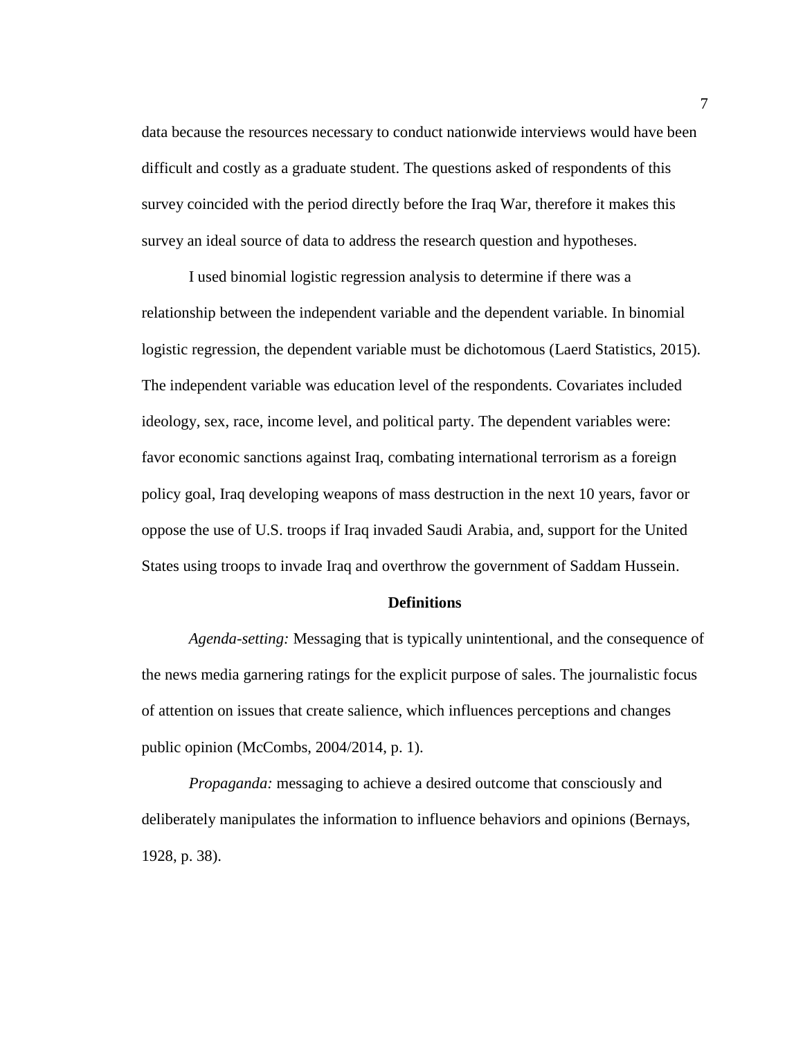data because the resources necessary to conduct nationwide interviews would have been difficult and costly as a graduate student. The questions asked of respondents of this survey coincided with the period directly before the Iraq War, therefore it makes this survey an ideal source of data to address the research question and hypotheses.

I used binomial logistic regression analysis to determine if there was a relationship between the independent variable and the dependent variable. In binomial logistic regression, the dependent variable must be dichotomous (Laerd Statistics, 2015). The independent variable was education level of the respondents. Covariates included ideology, sex, race, income level, and political party. The dependent variables were: favor economic sanctions against Iraq, combating international terrorism as a foreign policy goal, Iraq developing weapons of mass destruction in the next 10 years, favor or oppose the use of U.S. troops if Iraq invaded Saudi Arabia, and, support for the United States using troops to invade Iraq and overthrow the government of Saddam Hussein.

## Definitions

*Agenda-setting:* Messaging that is typically unintentional, and the consequence of the news media garnering ratings for the explicit purpose of sales. The journalistic focus of attention on issues that create salience, which influences perceptions and changes public opinion (McCombs, 2004/2014, p. 1).

*Propaganda:* messaging to achieve a desired outcome that consciously and deliberately manipulates the information to influence behaviors and opinions (Bernays, 1928, p. 38).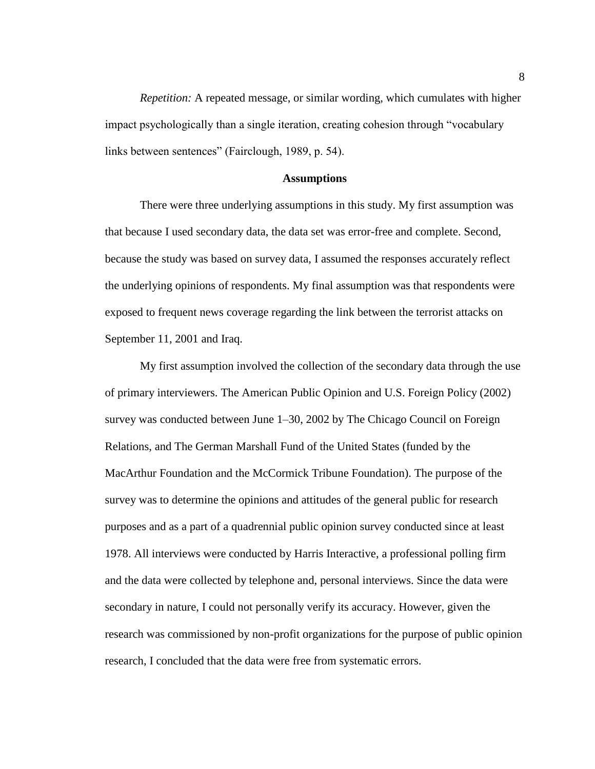*Repetition:* A repeated message, or similar wording, which cumulates with higher impact psychologically than a single iteration, creating cohesion through "vocabulary links between sentences" (Fairclough, 1989, p. 54).

## Assumptions

There were three underlying assumptions in this study. My first assumption was that because I used secondary data, the data set was error-free and complete. Second, because the study was based on survey data, I assumed the responses accurately reflect the underlying opinions of respondents. My final assumption was that respondents were exposed to frequent news coverage regarding the link between the terrorist attacks on September 11, 2001 and Iraq.

My first assumption involved the collection of the secondary data through the use of primary interviewers. The American Public Opinion and U.S. Foreign Policy (2002) survey was conducted between June 1–30, 2002 by The Chicago Council on Foreign Relations, and The German Marshall Fund of the United States (funded by the MacArthur Foundation and the McCormick Tribune Foundation). The purpose of the survey was to determine the opinions and attitudes of the general public for research purposes and as a part of a quadrennial public opinion survey conducted since at least 1978. All interviews were conducted by Harris Interactive, a professional polling firm and the data were collected by telephone and, personal interviews. Since the data were secondary in nature, I could not personally verify its accuracy. However, given the research was commissioned by non-profit organizations for the purpose of public opinion research, I concluded that the data were free from systematic errors.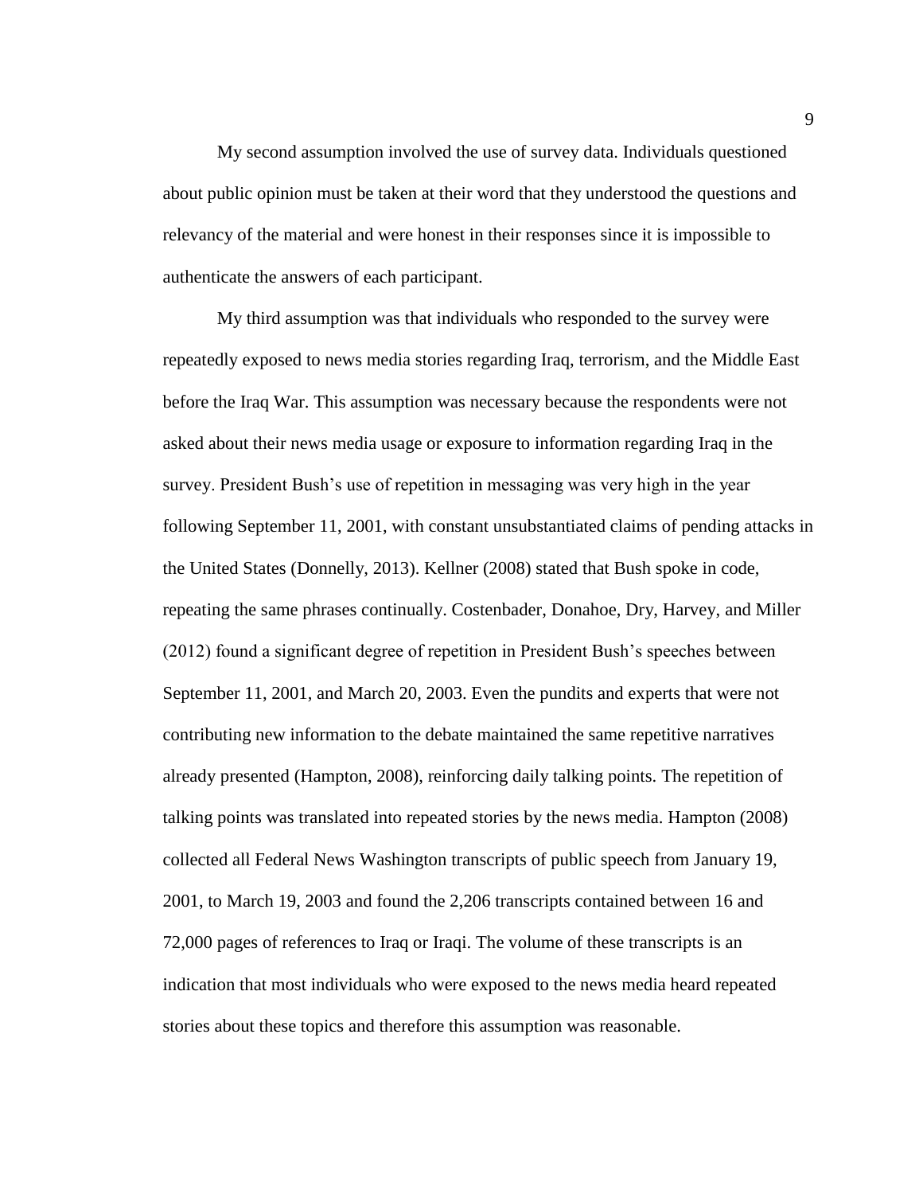My second assumption involved the use of survey data. Individuals questioned about public opinion must be taken at their word that they understood the questions and relevancy of the material and were honest in their responses since it is impossible to authenticate the answers of each participant.

My third assumption was that individuals who responded to the survey were repeatedly exposed to news media stories regarding Iraq, terrorism, and the Middle East before the Iraq War. This assumption was necessary because the respondents were not asked about their news media usage or exposure to information regarding Iraq in the survey. President Bush's use of repetition in messaging was very high in the year following September 11, 2001, with constant unsubstantiated claims of pending attacks in the United States (Donnelly, 2013). Kellner (2008) stated that Bush spoke in code, repeating the same phrases continually. Costenbader, Donahoe, Dry, Harvey, and Miller (2012) found a significant degree of repetition in President Bush's speeches between September 11, 2001, and March 20, 2003. Even the pundits and experts that were not contributing new information to the debate maintained the same repetitive narratives already presented (Hampton, 2008), reinforcing daily talking points. The repetition of talking points was translated into repeated stories by the news media. Hampton (2008) collected all Federal News Washington transcripts of public speech from January 19, 2001, to March 19, 2003 and found the 2,206 transcripts contained between 16 and 72,000 pages of references to Iraq or Iraqi. The volume of these transcripts is an indication that most individuals who were exposed to the news media heard repeated stories about these topics and therefore this assumption was reasonable.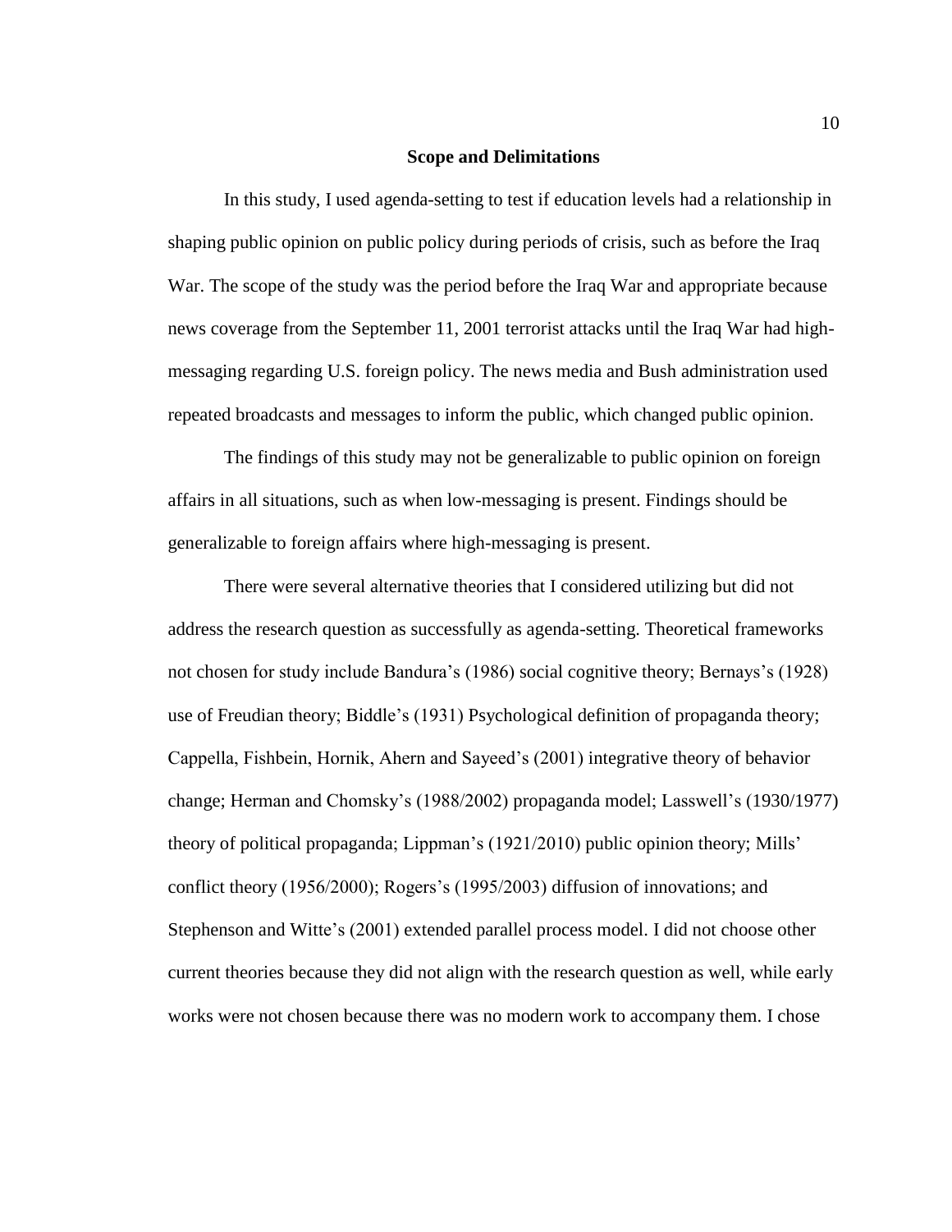## Scope and Delimitations

In this study, I used agenda-setting to test if education levels had a relationship in shaping public opinion on public policy during periods of crisis, such as before the Iraq War. The scope of the study was the period before the Iraq War and appropriate because news coverage from the September 11, 2001 terrorist attacks until the Iraq War had high-messaging regarding U.S. foreign policy. The news media and Bush administration used repeated broadcasts and messages to inform the public, which changed public opinion.

The findings of this study may not be generalizable to public opinion on foreign affairs in all situations, such as when low-messaging is present. Findings should be generalizable to foreign affairs where high-messaging is present.

There were several alternative theories that I considered utilizing but did not address the research question as successfully as agenda-setting. Theoretical frameworks not chosen for study include Bandura's (1986) social cognitive theory; Bernays's (1928) use of Freudian theory; Biddle's (1931) Psychological definition of propaganda theory; Cappella, Fishbein, Hornik, Ahern and Sayeed's (2001) integrative theory of behavior change; Herman and Chomsky's (1988/2002) propaganda model; Lasswell's (1930/1977) theory of political propaganda; Lippman's (1921/2010) public opinion theory; Mills' conflict theory (1956/2000); Rogers's (1995/2003) diffusion of innovations; and Stephenson and Witte's (2001) extended parallel process model. I did not choose other current theories because they did not align with the research question as well, while early works were not chosen because there was no modern work to accompany them. I chose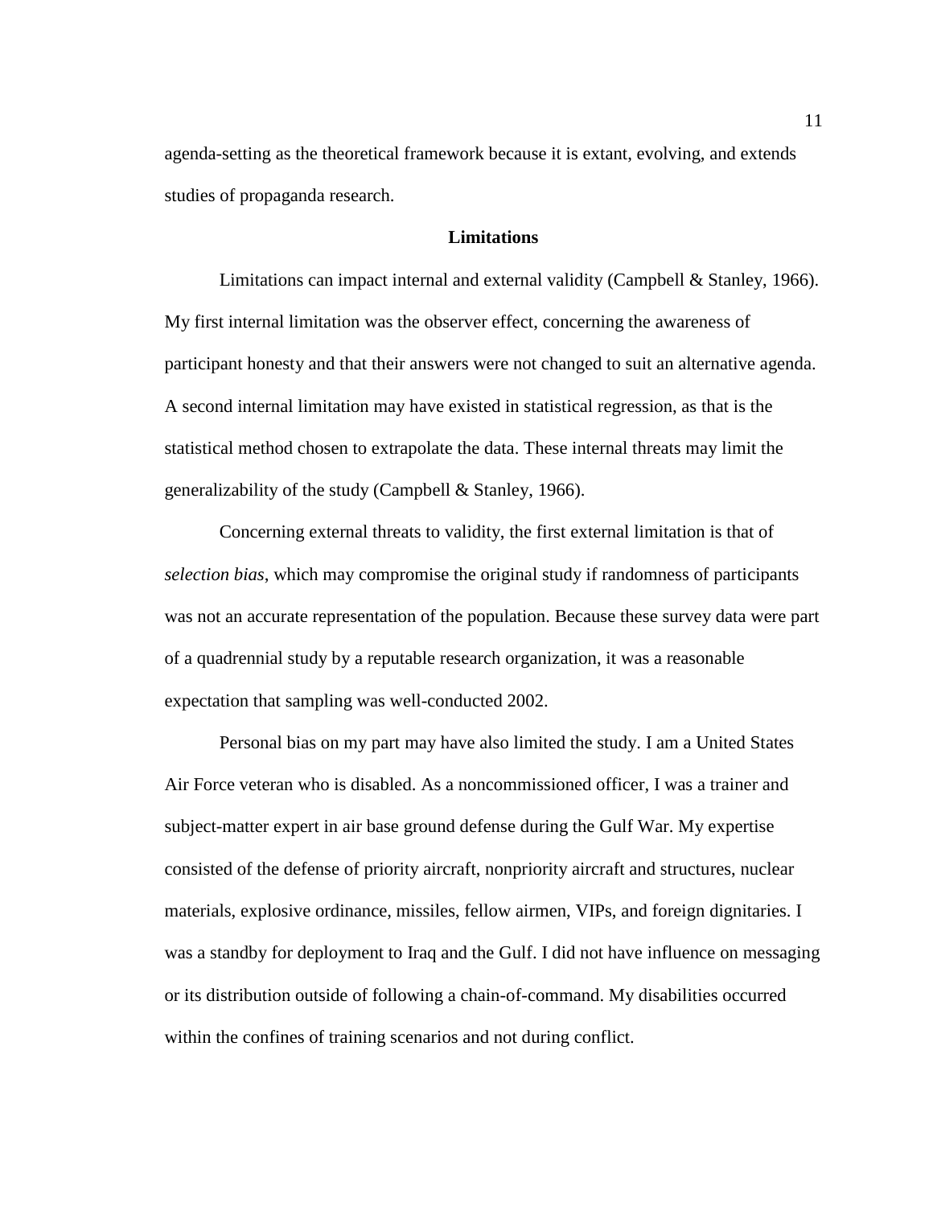agenda-setting as the theoretical framework because it is extant, evolving, and extends studies of propaganda research.

## Limitations

Limitations can impact internal and external validity (Campbell & Stanley, 1966). My first internal limitation was the observer effect, concerning the awareness of participant honesty and that their answers were not changed to suit an alternative agenda. A second internal limitation may have existed in statistical regression, as that is the statistical method chosen to extrapolate the data. These internal threats may limit the generalizability of the study (Campbell & Stanley, 1966).

Concerning external threats to validity, the first external limitation is that of *selection bias*, which may compromise the original study if randomness of participants was not an accurate representation of the population. Because these survey data were part of a quadrennial study by a reputable research organization, it was a reasonable expectation that sampling was well-conducted 2002.

Personal bias on my part may have also limited the study. I am a United States Air Force veteran who is disabled. As a noncommissioned officer, I was a trainer and subject-matter expert in air base ground defense during the Gulf War. My expertise consisted of the defense of priority aircraft, nonpriority aircraft and structures, nuclear materials, explosive ordinance, missiles, fellow airmen, VIPs, and foreign dignitaries. I was a standby for deployment to Iraq and the Gulf. I did not have influence on messaging or its distribution outside of following a chain-of-command. My disabilities occurred within the confines of training scenarios and not during conflict.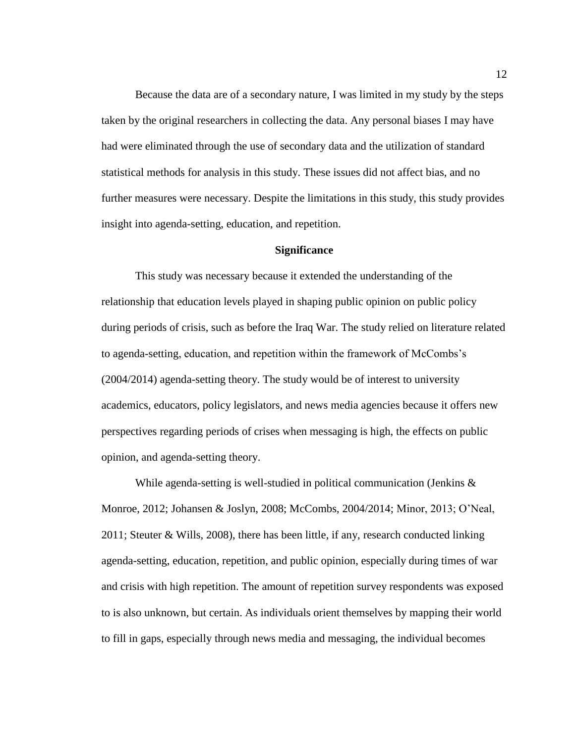Because the data are of a secondary nature, I was limited in my study by the steps taken by the original researchers in collecting the data. Any personal biases I may have had were eliminated through the use of secondary data and the utilization of standard statistical methods for analysis in this study. These issues did not affect bias, and no further measures were necessary. Despite the limitations in this study, this study provides insight into agenda-setting, education, and repetition.

## Significance

This study was necessary because it extended the understanding of the relationship that education levels played in shaping public opinion on public policy during periods of crisis, such as before the Iraq War. The study relied on literature related to agenda-setting, education, and repetition within the framework of McCombs's (2004/2014) agenda-setting theory. The study would be of interest to university academics, educators, policy legislators, and news media agencies because it offers new perspectives regarding periods of crises when messaging is high, the effects on public opinion, and agenda-setting theory.

While agenda-setting is well-studied in political communication (Jenkins & Monroe, 2012; Johansen & Joslyn, 2008; McCombs, 2004/2014; Minor, 2013; O'Neal, 2011; Steuter & Wills, 2008), there has been little, if any, research conducted linking agenda-setting, education, repetition, and public opinion, especially during times of war and crisis with high repetition. The amount of repetition survey respondents was exposed to is also unknown, but certain. As individuals orient themselves by mapping their world to fill in gaps, especially through news media and messaging, the individual becomes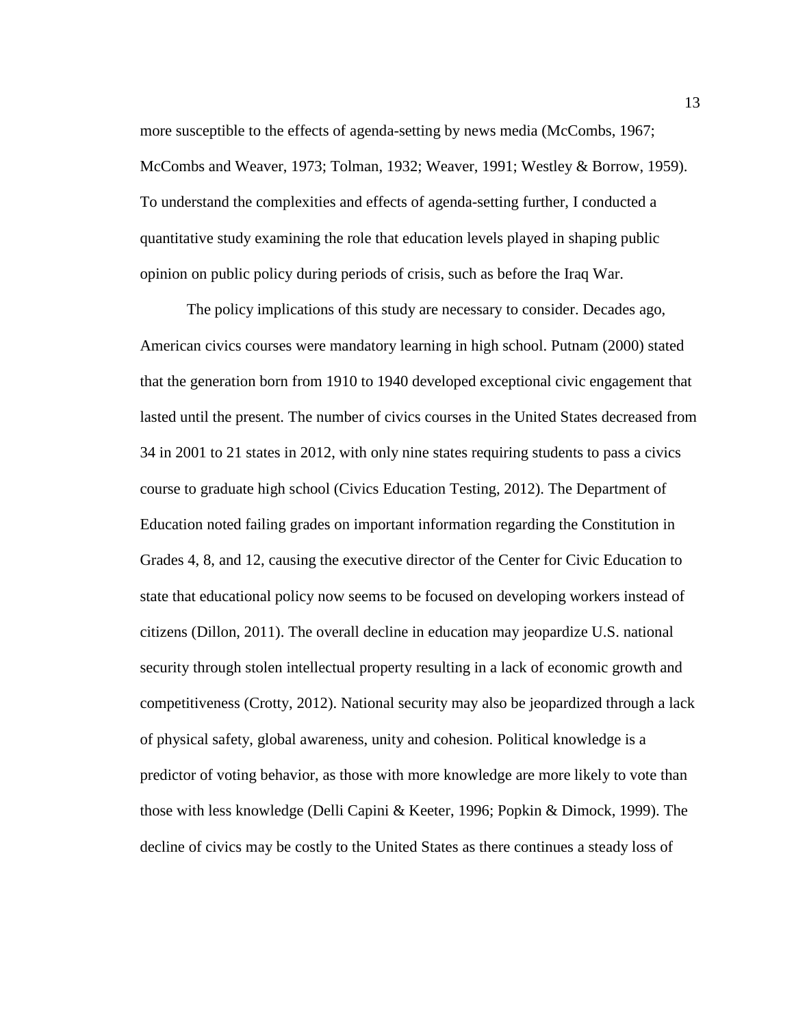more susceptible to the effects of agenda-setting by news media (McCombs, 1967; McCombs and Weaver, 1973; Tolman, 1932; Weaver, 1991; Westley & Borrow, 1959). To understand the complexities and effects of agenda-setting further, I conducted a quantitative study examining the role that education levels played in shaping public opinion on public policy during periods of crisis, such as before the Iraq War.

The policy implications of this study are necessary to consider. Decades ago, American civics courses were mandatory learning in high school. Putnam (2000) stated that the generation born from 1910 to 1940 developed exceptional civic engagement that lasted until the present. The number of civics courses in the United States decreased from 34 in 2001 to 21 states in 2012, with only nine states requiring students to pass a civics course to graduate high school (Civics Education Testing, 2012). The Department of Education noted failing grades on important information regarding the Constitution in Grades 4, 8, and 12, causing the executive director of the Center for Civic Education to state that educational policy now seems to be focused on developing workers instead of citizens (Dillon, 2011). The overall decline in education may jeopardize U.S. national security through stolen intellectual property resulting in a lack of economic growth and competitiveness (Crotty, 2012). National security may also be jeopardized through a lack of physical safety, global awareness, unity and cohesion. Political knowledge is a predictor of voting behavior, as those with more knowledge are more likely to vote than those with less knowledge (Delli Capini & Keeter, 1996; Popkin & Dimock, 1999). The decline of civics may be costly to the United States as there continues a steady loss of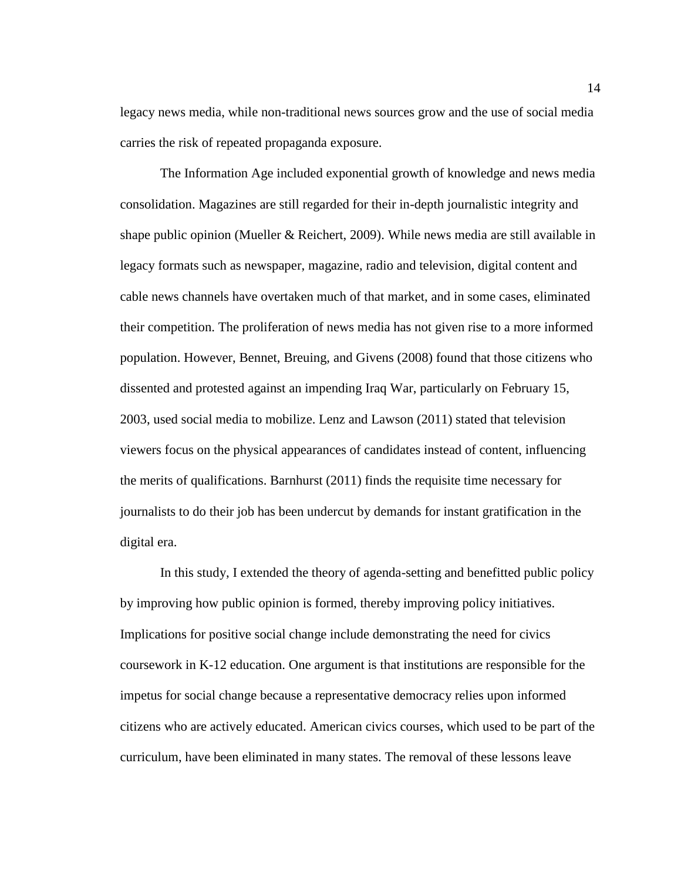legacy news media, while non-traditional news sources grow and the use of social media carries the risk of repeated propaganda exposure.

The Information Age included exponential growth of knowledge and news media consolidation. Magazines are still regarded for their in-depth journalistic integrity and shape public opinion (Mueller & Reichert, 2009). While news media are still available in legacy formats such as newspaper, magazine, radio and television, digital content and cable news channels have overtaken much of that market, and in some cases, eliminated their competition. The proliferation of news media has not given rise to a more informed population. However, Bennet, Breuing, and Givens (2008) found that those citizens who dissented and protested against an impending Iraq War, particularly on February 15, 2003, used social media to mobilize. Lenz and Lawson (2011) stated that television viewers focus on the physical appearances of candidates instead of content, influencing the merits of qualifications. Barnhurst (2011) finds the requisite time necessary for journalists to do their job has been undercut by demands for instant gratification in the digital era.

In this study, I extended the theory of agenda-setting and benefitted public policy by improving how public opinion is formed, thereby improving policy initiatives. Implications for positive social change include demonstrating the need for civics coursework in K-12 education. One argument is that institutions are responsible for the impetus for social change because a representative democracy relies upon informed citizens who are actively educated. American civics courses, which used to be part of the curriculum, have been eliminated in many states. The removal of these lessons leave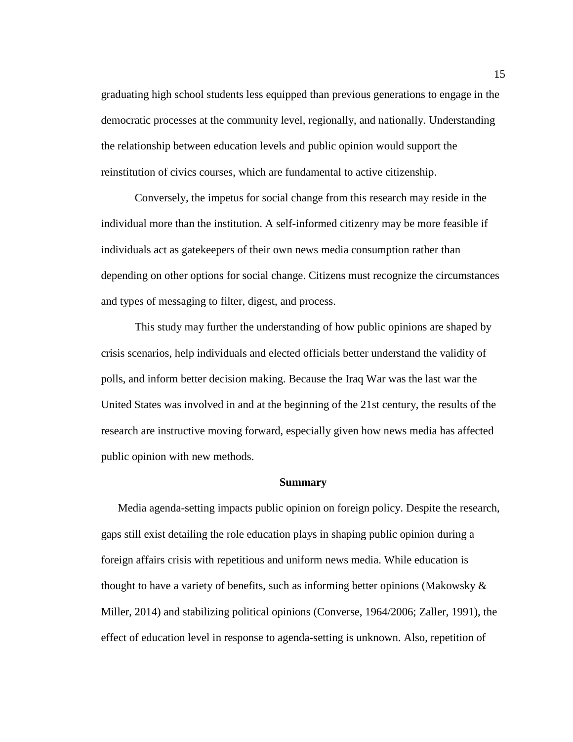graduating high school students less equipped than previous generations to engage in the democratic processes at the community level, regionally, and nationally. Understanding the relationship between education levels and public opinion would support the reinstitution of civics courses, which are fundamental to active citizenship.

Conversely, the impetus for social change from this research may reside in the individual more than the institution. A self-informed citizenry may be more feasible if individuals act as gatekeepers of their own news media consumption rather than depending on other options for social change. Citizens must recognize the circumstances and types of messaging to filter, digest, and process.

This study may further the understanding of how public opinions are shaped by crisis scenarios, help individuals and elected officials better understand the validity of polls, and inform better decision making. Because the Iraq War was the last war the United States was involved in and at the beginning of the 21st century, the results of the research are instructive moving forward, especially given how news media has affected public opinion with new methods.

## Summary

Media agenda-setting impacts public opinion on foreign policy. Despite the research, gaps still exist detailing the role education plays in shaping public opinion during a foreign affairs crisis with repetitious and uniform news media. While education is thought to have a variety of benefits, such as informing better opinions (Makowsky & Miller, 2014) and stabilizing political opinions (Converse, 1964/2006; Zaller, 1991), the effect of education level in response to agenda-setting is unknown. Also, repetition of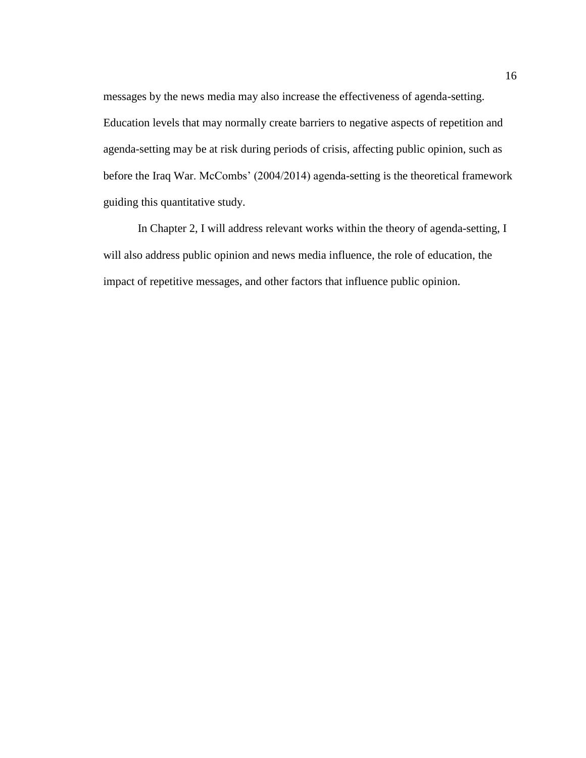messages by the news media may also increase the effectiveness of agenda-setting. Education levels that may normally create barriers to negative aspects of repetition and agenda-setting may be at risk during periods of crisis, affecting public opinion, such as before the Iraq War. McCombs' (2004/2014) agenda-setting is the theoretical framework guiding this quantitative study.

In Chapter 2, I will address relevant works within the theory of agenda-setting, I will also address public opinion and news media influence, the role of education, the impact of repetitive messages, and other factors that influence public opinion.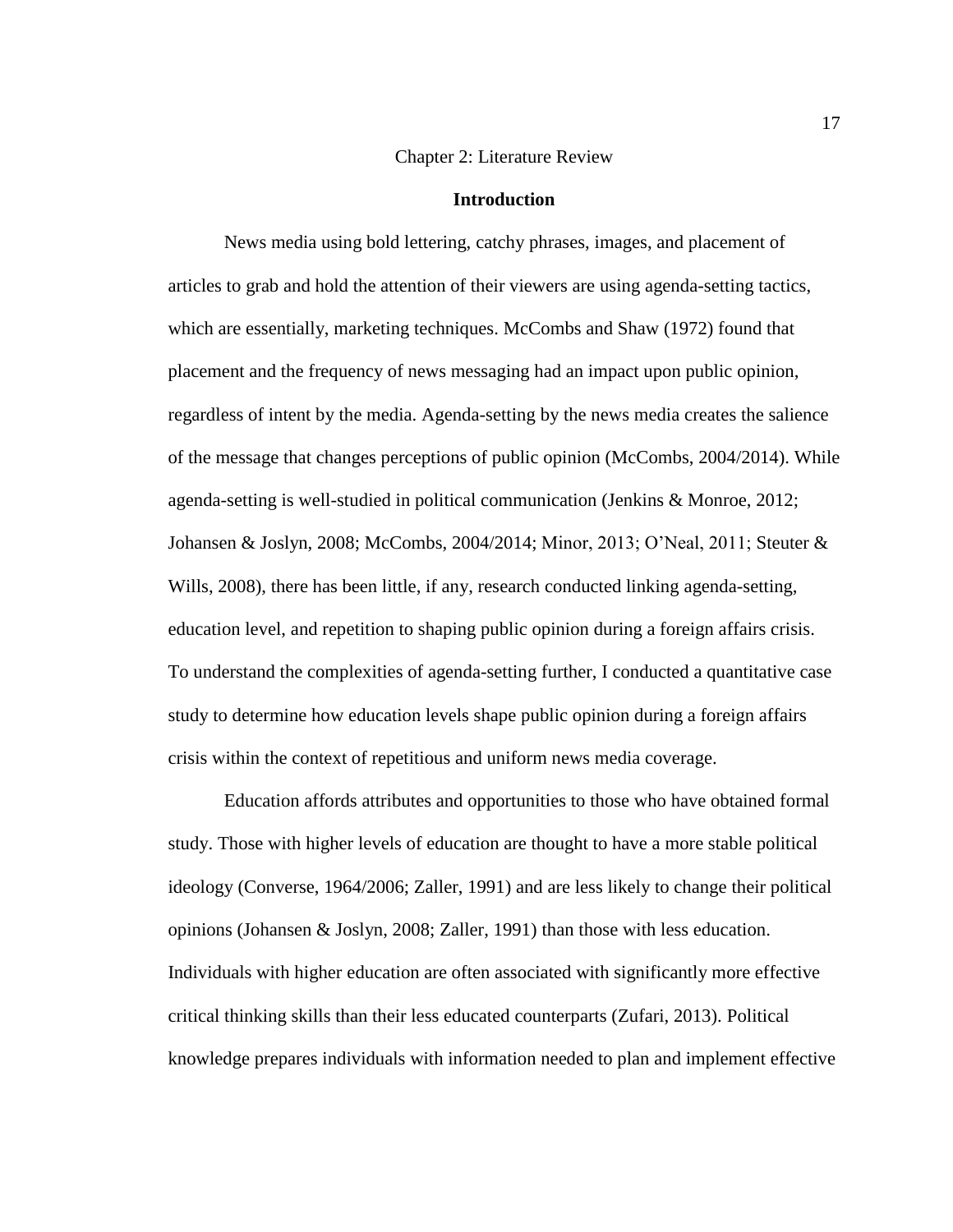# Chapter 2: Literature Review

## Introduction

News media using bold lettering, catchy phrases, images, and placement of articles to grab and hold the attention of their viewers are using agenda-setting tactics, which are essentially, marketing techniques. McCombs and Shaw (1972) found that placement and the frequency of news messaging had an impact upon public opinion, regardless of intent by the media. Agenda-setting by the news media creates the salience of the message that changes perceptions of public opinion (McCombs, 2004/2014). While agenda-setting is well-studied in political communication (Jenkins & Monroe, 2012; Johansen & Joslyn, 2008; McCombs, 2004/2014; Minor, 2013; O'Neal, 2011; Steuter & Wills, 2008), there has been little, if any, research conducted linking agenda-setting, education level, and repetition to shaping public opinion during a foreign affairs crisis. To understand the complexities of agenda-setting further, I conducted a quantitative case study to determine how education levels shape public opinion during a foreign affairs crisis within the context of repetitious and uniform news media coverage.

Education affords attributes and opportunities to those who have obtained formal study. Those with higher levels of education are thought to have a more stable political ideology (Converse, 1964/2006; Zaller, 1991) and are less likely to change their political opinions (Johansen & Joslyn, 2008; Zaller, 1991) than those with less education. Individuals with higher education are often associated with significantly more effective critical thinking skills than their less educated counterparts (Zufari, 2013). Political knowledge prepares individuals with information needed to plan and implement effective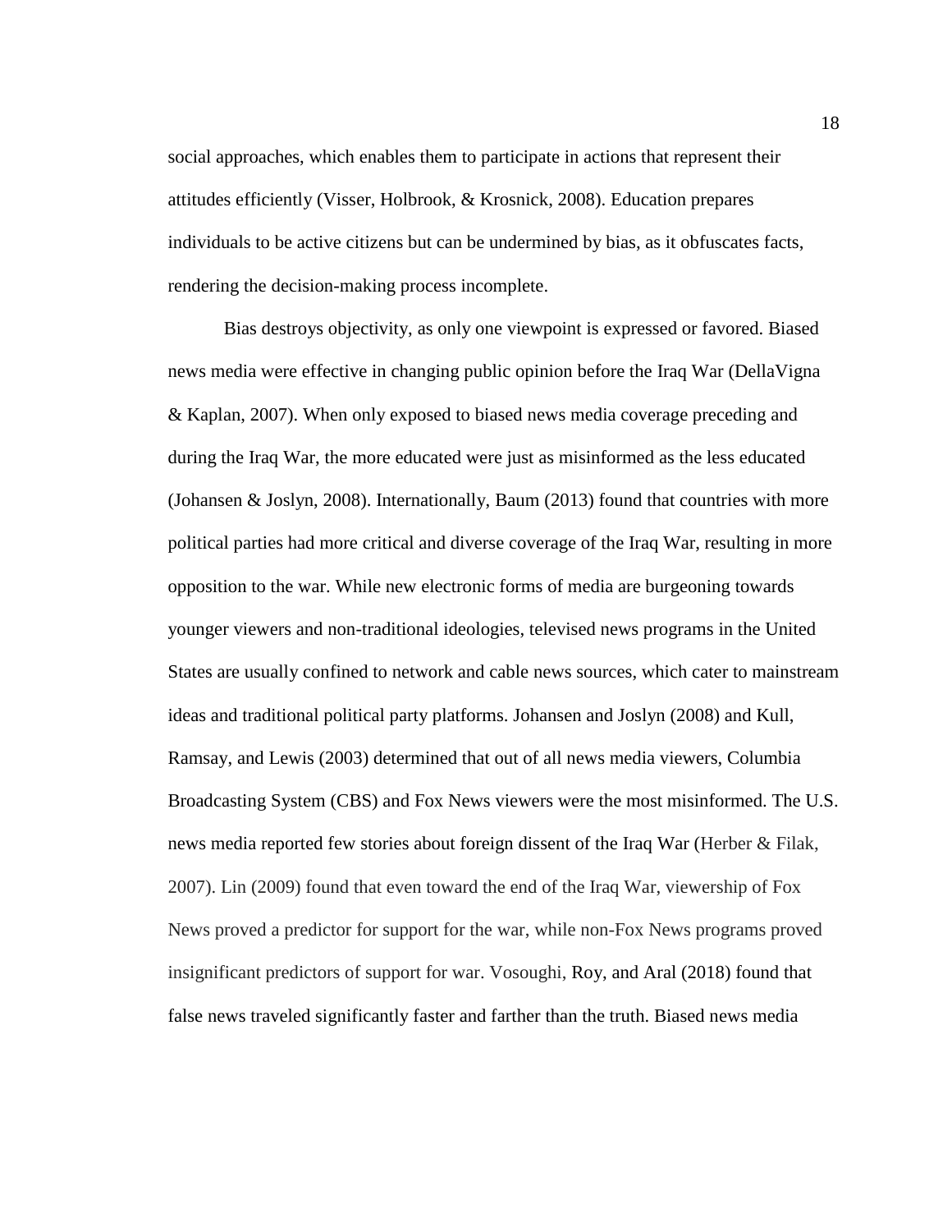social approaches, which enables them to participate in actions that represent their attitudes efficiently (Visser, Holbrook, & Krosnick, 2008). Education prepares individuals to be active citizens but can be undermined by bias, as it obfuscates facts, rendering the decision-making process incomplete.

Bias destroys objectivity, as only one viewpoint is expressed or favored. Biased news media were effective in changing public opinion before the Iraq War (DellaVigna & Kaplan, 2007). When only exposed to biased news media coverage preceding and during the Iraq War, the more educated were just as misinformed as the less educated (Johansen & Joslyn, 2008). Internationally, Baum (2013) found that countries with more political parties had more critical and diverse coverage of the Iraq War, resulting in more opposition to the war. While new electronic forms of media are burgeoning towards younger viewers and non-traditional ideologies, televised news programs in the United States are usually confined to network and cable news sources, which cater to mainstream ideas and traditional political party platforms. Johansen and Joslyn (2008) and Kull, Ramsay, and Lewis (2003) determined that out of all news media viewers, Columbia Broadcasting System (CBS) and Fox News viewers were the most misinformed. The U.S. news media reported few stories about foreign dissent of the Iraq War (Herber & Filak, 2007). Lin (2009) found that even toward the end of the Iraq War, viewership of Fox News proved a predictor for support for the war, while non-Fox News programs proved insignificant predictors of support for war. Vosoughi, Roy, and Aral (2018) found that false news traveled significantly faster and farther than the truth. Biased news media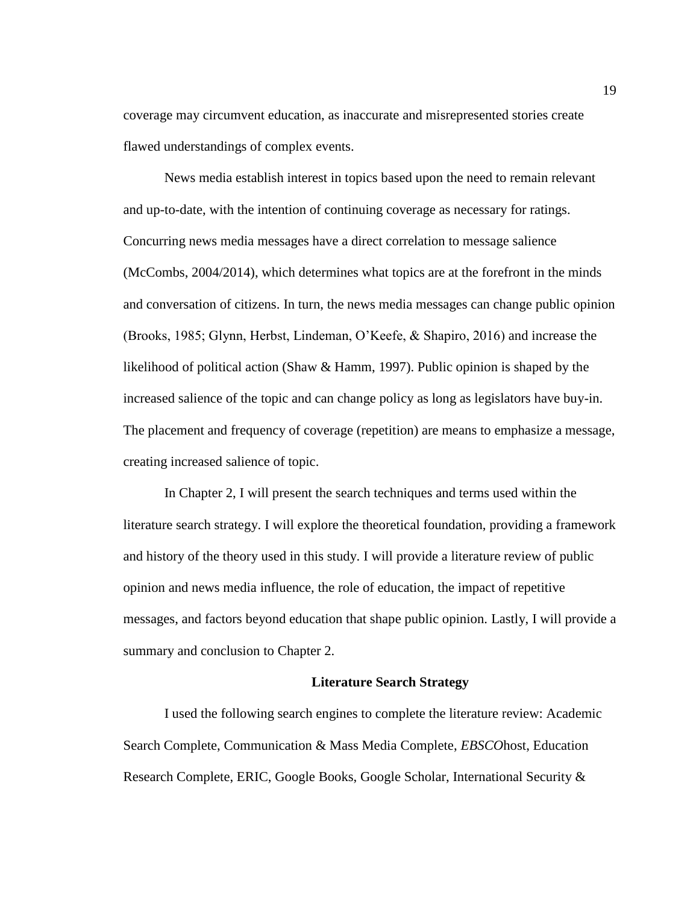coverage may circumvent education, as inaccurate and misrepresented stories create flawed understandings of complex events.

News media establish interest in topics based upon the need to remain relevant and up-to-date, with the intention of continuing coverage as necessary for ratings. Concurring news media messages have a direct correlation to message salience (McCombs, 2004/2014), which determines what topics are at the forefront in the minds and conversation of citizens. In turn, the news media messages can change public opinion (Brooks, 1985; Glynn, Herbst, Lindeman, O'Keefe, & Shapiro, 2016) and increase the likelihood of political action (Shaw & Hamm, 1997). Public opinion is shaped by the increased salience of the topic and can change policy as long as legislators have buy-in. The placement and frequency of coverage (repetition) are means to emphasize a message, creating increased salience of topic.

In Chapter 2, I will present the search techniques and terms used within the literature search strategy. I will explore the theoretical foundation, providing a framework and history of the theory used in this study. I will provide a literature review of public opinion and news media influence, the role of education, the impact of repetitive messages, and factors beyond education that shape public opinion. Lastly, I will provide a summary and conclusion to Chapter 2.

## Literature Search Strategy

I used the following search engines to complete the literature review: Academic Search Complete, Communication & Mass Media Complete, *EBSCO*host, Education Research Complete, ERIC, Google Books, Google Scholar, International Security &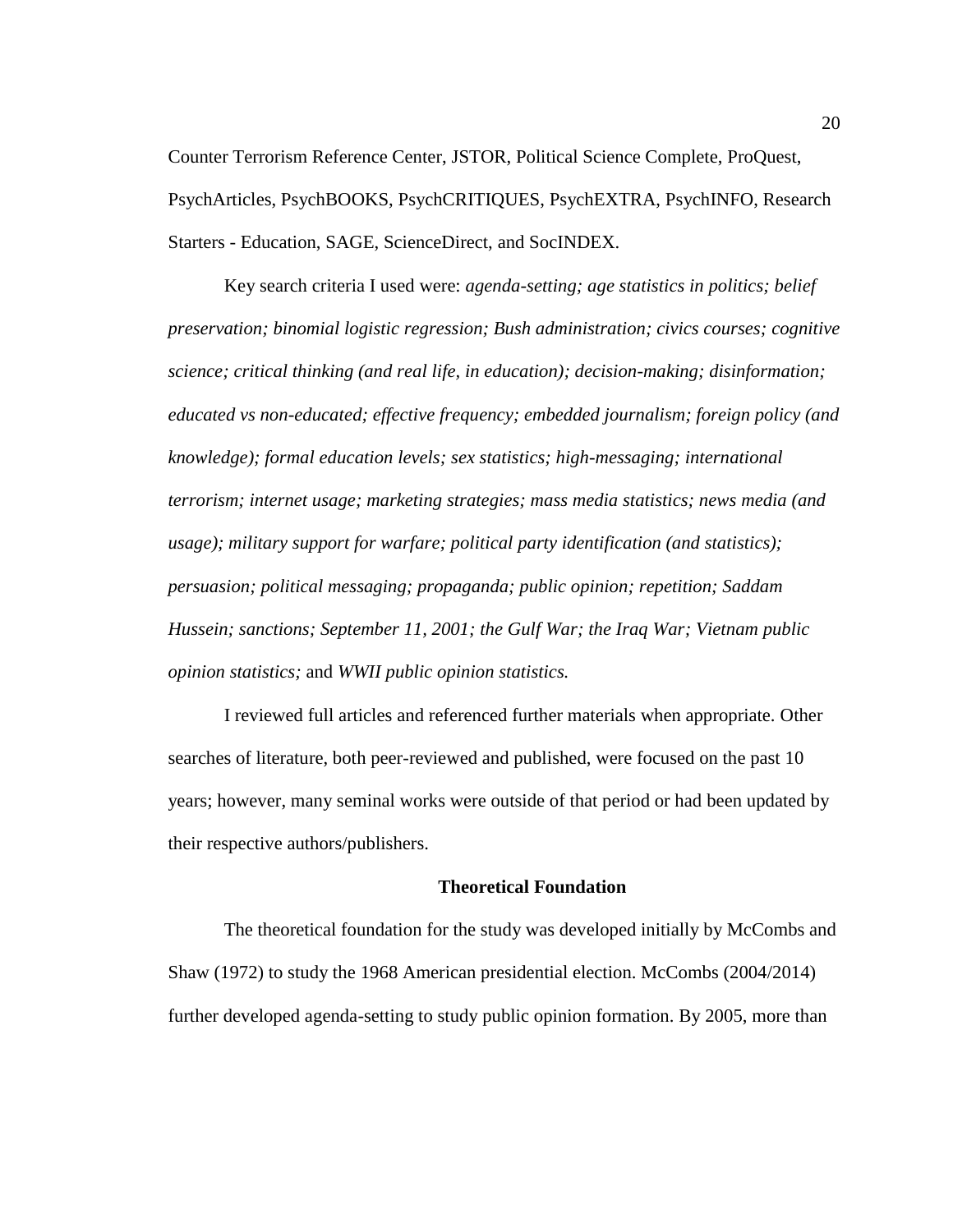Counter Terrorism Reference Center, JSTOR, Political Science Complete, ProQuest, PsychArticles, PsychBOOKS, PsychCRITIQUES, PsychEXTRA, PsychINFO, Research Starters - Education, SAGE, ScienceDirect, and SocINDEX.

Key search criteria I used were: *agenda-setting; age statistics in politics; belief preservation; binomial logistic regression; Bush administration; civics courses; cognitive science; critical thinking (and real life, in education); decision-making; disinformation; educated vs non-educated; effective frequency; embedded journalism; foreign policy (and knowledge); formal education levels; sex statistics; high-messaging; international terrorism; internet usage; marketing strategies; mass media statistics; news media (and usage); military support for warfare; political party identification (and statistics); persuasion; political messaging; propaganda; public opinion; repetition; Saddam Hussein; sanctions; September 11, 2001; the Gulf War; the Iraq War; Vietnam public opinion statistics;* and *WWII public opinion statistics.*

I reviewed full articles and referenced further materials when appropriate. Other searches of literature, both peer-reviewed and published, were focused on the past 10 years; however, many seminal works were outside of that period or had been updated by their respective authors/publishers.

## Theoretical Foundation

The theoretical foundation for the study was developed initially by McCombs and Shaw (1972) to study the 1968 American presidential election. McCombs (2004/2014) further developed agenda-setting to study public opinion formation. By 2005, more than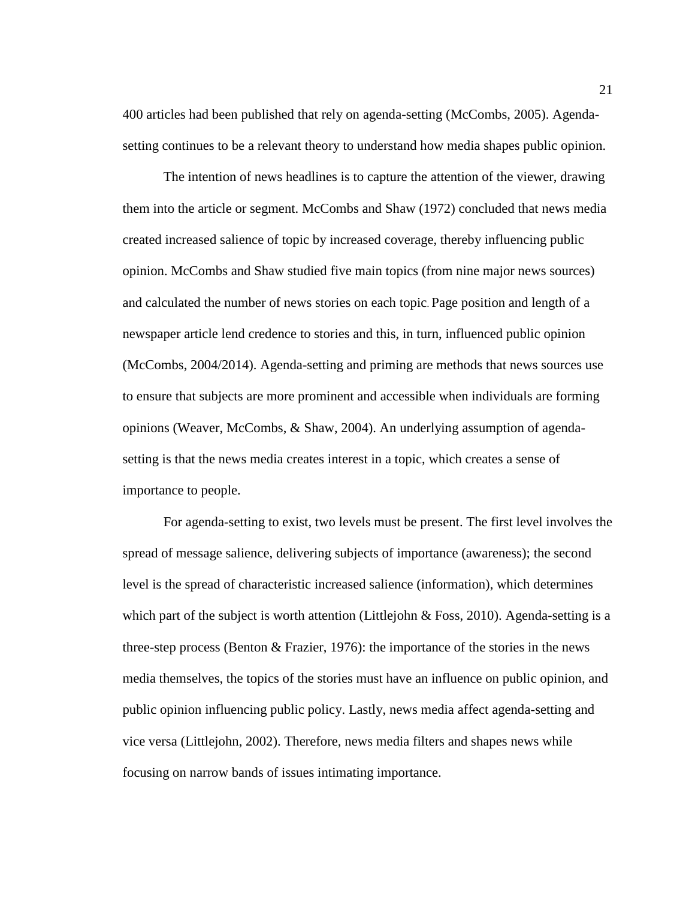400 articles had been published that rely on agenda-setting (McCombs, 2005). Agenda-setting continues to be a relevant theory to understand how media shapes public opinion.

The intention of news headlines is to capture the attention of the viewer, drawing them into the article or segment. McCombs and Shaw (1972) concluded that news media created increased salience of topic by increased coverage, thereby influencing public opinion. McCombs and Shaw studied five main topics (from nine major news sources) and calculated the number of news stories on each topic. Page position and length of a newspaper article lend credence to stories and this, in turn, influenced public opinion (McCombs, 2004/2014). Agenda-setting and priming are methods that news sources use to ensure that subjects are more prominent and accessible when individuals are forming opinions (Weaver, McCombs, & Shaw, 2004). An underlying assumption of agenda-setting is that the news media creates interest in a topic, which creates a sense of importance to people.

For agenda-setting to exist, two levels must be present. The first level involves the spread of message salience, delivering subjects of importance (awareness); the second level is the spread of characteristic increased salience (information), which determines which part of the subject is worth attention (Littlejohn & Foss, 2010). Agenda-setting is a three-step process (Benton & Frazier, 1976): the importance of the stories in the news media themselves, the topics of the stories must have an influence on public opinion, and public opinion influencing public policy. Lastly, news media affect agenda-setting and vice versa (Littlejohn, 2002). Therefore, news media filters and shapes news while focusing on narrow bands of issues intimating importance.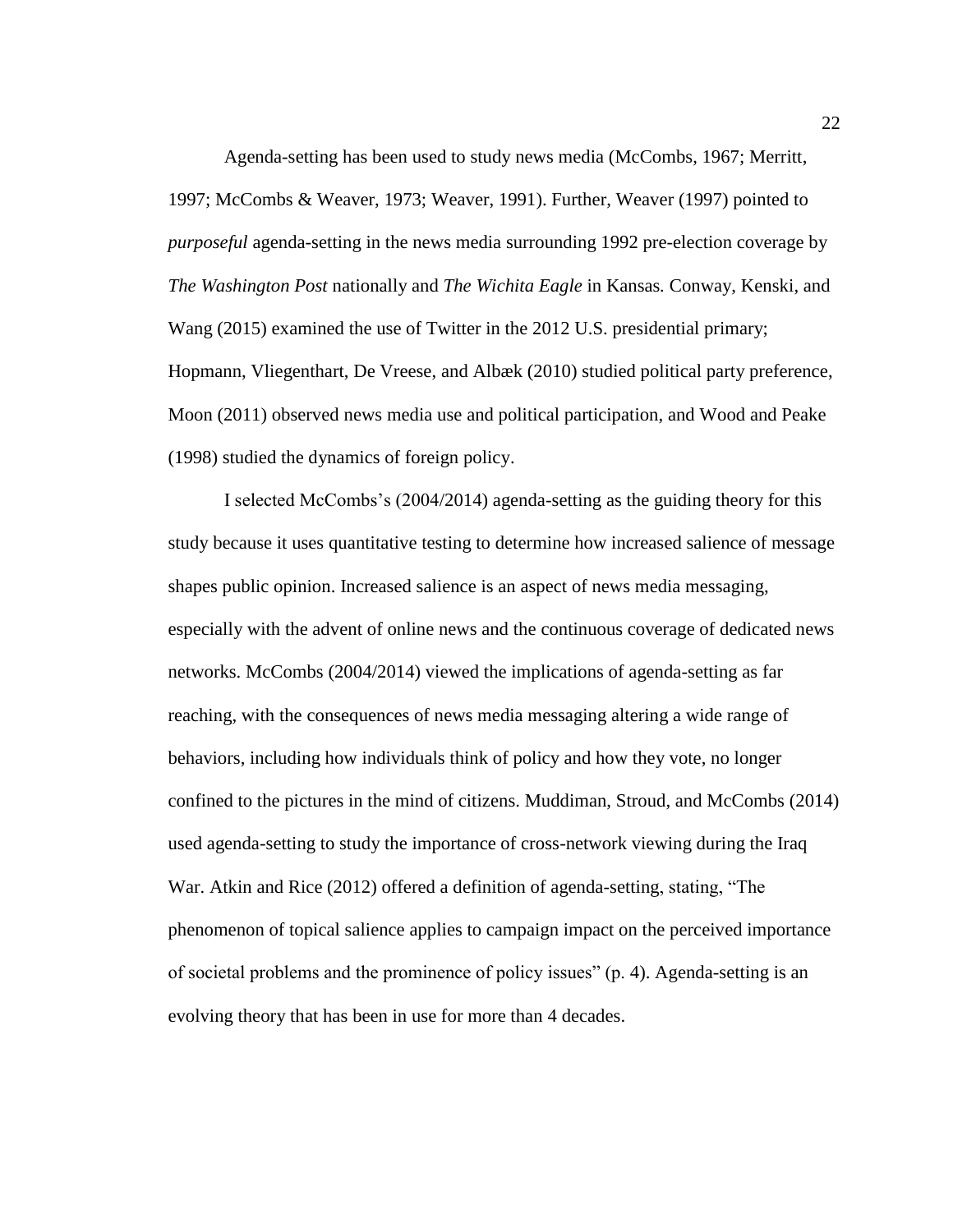Agenda-setting has been used to study news media (McCombs, 1967; Merritt, 1997; McCombs & Weaver, 1973; Weaver, 1991). Further, Weaver (1997) pointed to *purposeful* agenda-setting in the news media surrounding 1992 pre-election coverage by *The Washington Post* nationally and *The Wichita Eagle* in Kansas. Conway, Kenski, and Wang (2015) examined the use of Twitter in the 2012 U.S. presidential primary; Hopmann, Vliegenthart, De Vreese, and Albæk (2010) studied political party preference, Moon (2011) observed news media use and political participation, and Wood and Peake (1998) studied the dynamics of foreign policy.

I selected McCombs's (2004/2014) agenda-setting as the guiding theory for this study because it uses quantitative testing to determine how increased salience of message shapes public opinion. Increased salience is an aspect of news media messaging, especially with the advent of online news and the continuous coverage of dedicated news networks. McCombs (2004/2014) viewed the implications of agenda-setting as far reaching, with the consequences of news media messaging altering a wide range of behaviors, including how individuals think of policy and how they vote, no longer confined to the pictures in the mind of citizens. Muddiman, Stroud, and McCombs (2014) used agenda-setting to study the importance of cross-network viewing during the Iraq War. Atkin and Rice (2012) offered a definition of agenda-setting, stating, "The phenomenon of topical salience applies to campaign impact on the perceived importance of societal problems and the prominence of policy issues" (p. 4). Agenda-setting is an evolving theory that has been in use for more than 4 decades.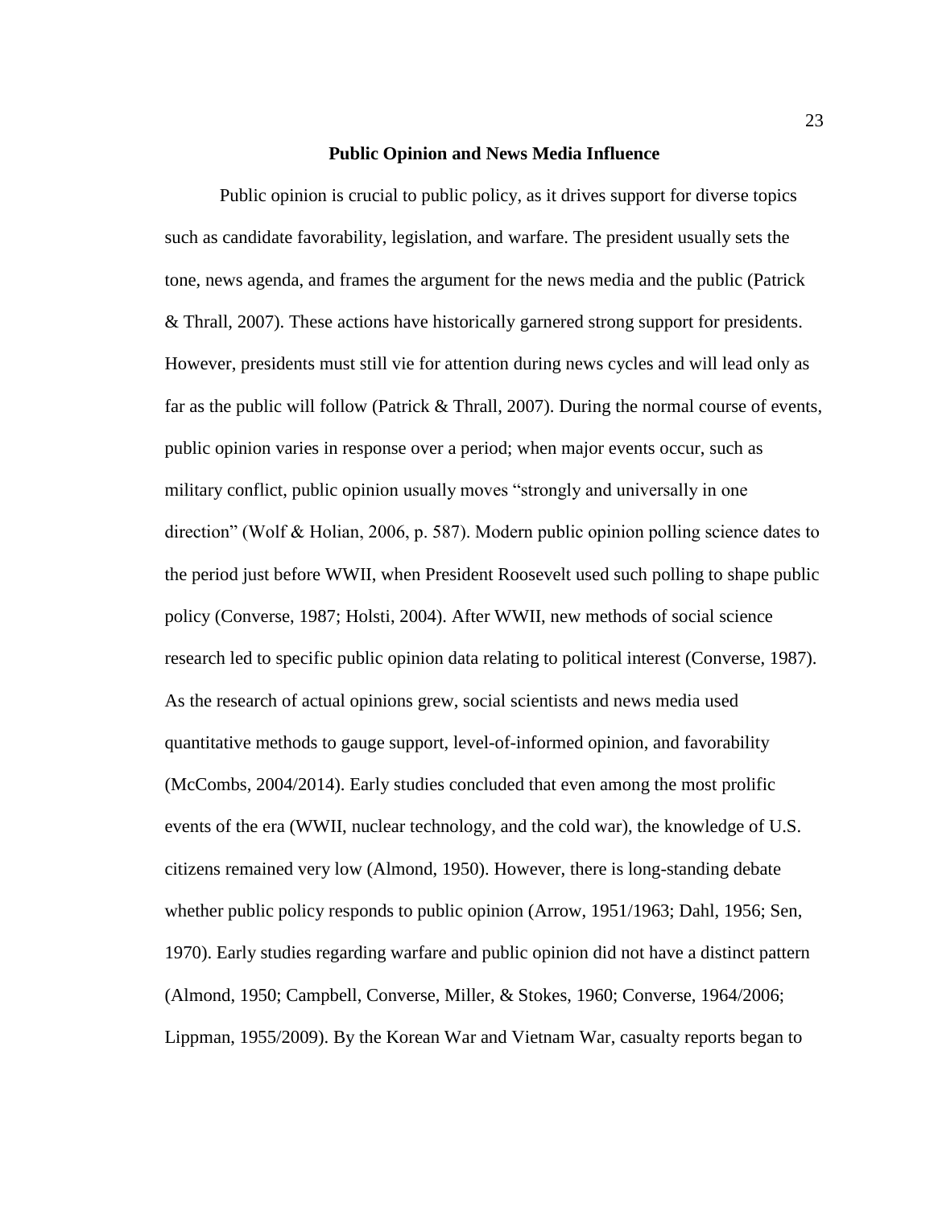## Public Opinion and News Media Influence

Public opinion is crucial to public policy, as it drives support for diverse topics such as candidate favorability, legislation, and warfare. The president usually sets the tone, news agenda, and frames the argument for the news media and the public (Patrick & Thrall, 2007). These actions have historically garnered strong support for presidents. However, presidents must still vie for attention during news cycles and will lead only as far as the public will follow (Patrick & Thrall, 2007). During the normal course of events, public opinion varies in response over a period; when major events occur, such as military conflict, public opinion usually moves "strongly and universally in one direction" (Wolf & Holian, 2006, p. 587). Modern public opinion polling science dates to the period just before WWII, when President Roosevelt used such polling to shape public policy (Converse, 1987; Holsti, 2004). After WWII, new methods of social science research led to specific public opinion data relating to political interest (Converse, 1987). As the research of actual opinions grew, social scientists and news media used quantitative methods to gauge support, level-of-informed opinion, and favorability (McCombs, 2004/2014). Early studies concluded that even among the most prolific events of the era (WWII, nuclear technology, and the cold war), the knowledge of U.S. citizens remained very low (Almond, 1950). However, there is long-standing debate whether public policy responds to public opinion (Arrow, 1951/1963; Dahl, 1956; Sen, 1970). Early studies regarding warfare and public opinion did not have a distinct pattern (Almond, 1950; Campbell, Converse, Miller, & Stokes, 1960; Converse, 1964/2006; Lippman, 1955/2009). By the Korean War and Vietnam War, casualty reports began to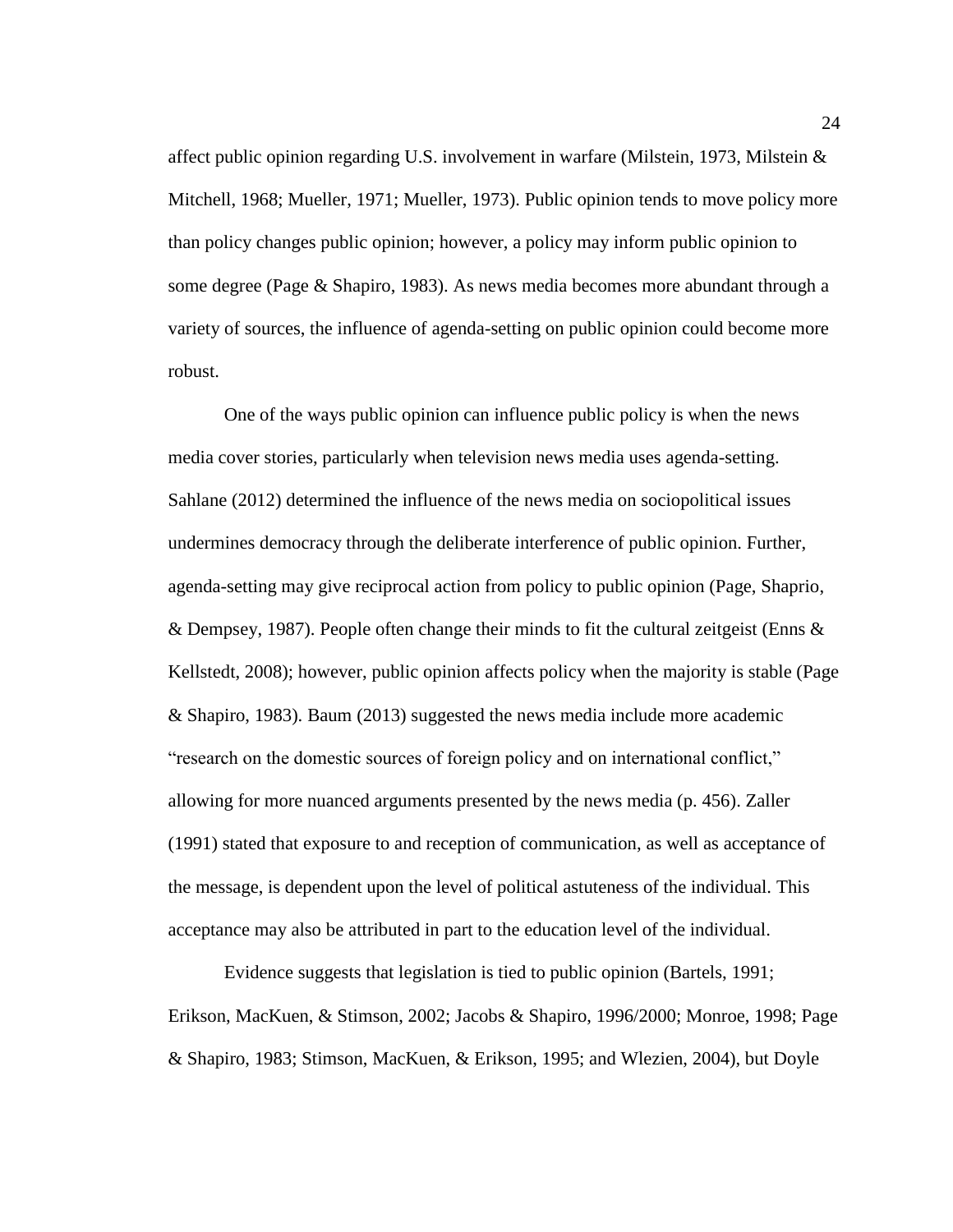affect public opinion regarding U.S. involvement in warfare (Milstein, 1973, Milstein & Mitchell, 1968; Mueller, 1971; Mueller, 1973). Public opinion tends to move policy more than policy changes public opinion; however, a policy may inform public opinion to some degree (Page & Shapiro, 1983). As news media becomes more abundant through a variety of sources, the influence of agenda-setting on public opinion could become more robust.

One of the ways public opinion can influence public policy is when the news media cover stories, particularly when television news media uses agenda-setting. Sahlane (2012) determined the influence of the news media on sociopolitical issues undermines democracy through the deliberate interference of public opinion. Further, agenda-setting may give reciprocal action from policy to public opinion (Page, Shaprio, & Dempsey, 1987). People often change their minds to fit the cultural zeitgeist (Enns & Kellstedt, 2008); however, public opinion affects policy when the majority is stable (Page & Shapiro, 1983). Baum (2013) suggested the news media include more academic "research on the domestic sources of foreign policy and on international conflict," allowing for more nuanced arguments presented by the news media (p. 456). Zaller (1991) stated that exposure to and reception of communication, as well as acceptance of the message, is dependent upon the level of political astuteness of the individual. This acceptance may also be attributed in part to the education level of the individual.

Evidence suggests that legislation is tied to public opinion (Bartels, 1991; Erikson, MacKuen, & Stimson, 2002; Jacobs & Shapiro, 1996/2000; Monroe, 1998; Page & Shapiro, 1983; Stimson, MacKuen, & Erikson, 1995; and Wlezien, 2004), but Doyle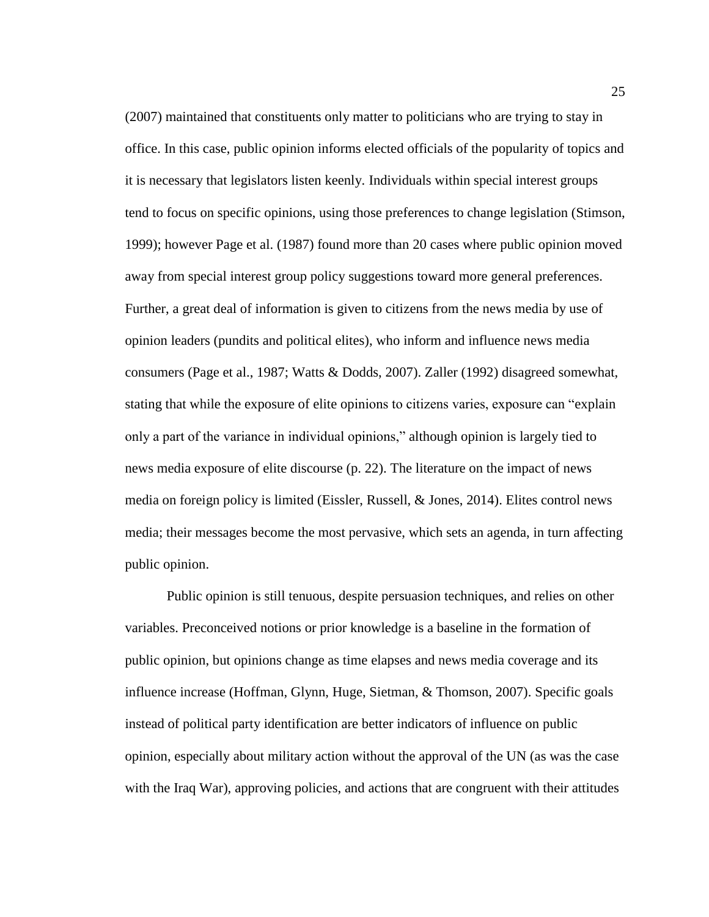(2007) maintained that constituents only matter to politicians who are trying to stay in office. In this case, public opinion informs elected officials of the popularity of topics and it is necessary that legislators listen keenly. Individuals within special interest groups tend to focus on specific opinions, using those preferences to change legislation (Stimson, 1999); however Page et al. (1987) found more than 20 cases where public opinion moved away from special interest group policy suggestions toward more general preferences. Further, a great deal of information is given to citizens from the news media by use of opinion leaders (pundits and political elites), who inform and influence news media consumers (Page et al., 1987; Watts & Dodds, 2007). Zaller (1992) disagreed somewhat, stating that while the exposure of elite opinions to citizens varies, exposure can "explain only a part of the variance in individual opinions," although opinion is largely tied to news media exposure of elite discourse (p. 22). The literature on the impact of news media on foreign policy is limited (Eissler, Russell, & Jones, 2014). Elites control news media; their messages become the most pervasive, which sets an agenda, in turn affecting public opinion.

Public opinion is still tenuous, despite persuasion techniques, and relies on other variables. Preconceived notions or prior knowledge is a baseline in the formation of public opinion, but opinions change as time elapses and news media coverage and its influence increase (Hoffman, Glynn, Huge, Sietman, & Thomson, 2007). Specific goals instead of political party identification are better indicators of influence on public opinion, especially about military action without the approval of the UN (as was the case with the Iraq War), approving policies, and actions that are congruent with their attitudes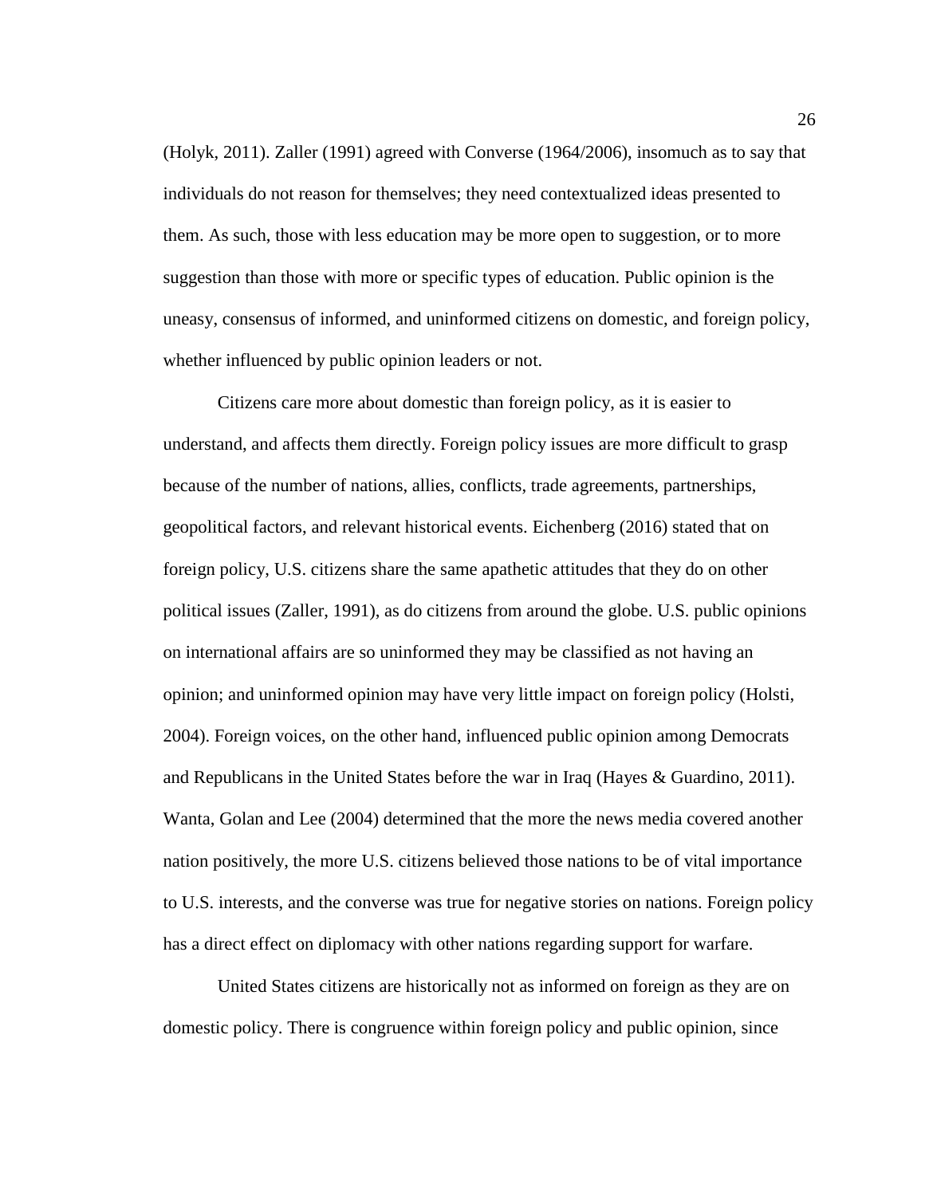(Holyk, 2011). Zaller (1991) agreed with Converse (1964/2006), insomuch as to say that individuals do not reason for themselves; they need contextualized ideas presented to them. As such, those with less education may be more open to suggestion, or to more suggestion than those with more or specific types of education. Public opinion is the uneasy, consensus of informed, and uninformed citizens on domestic, and foreign policy, whether influenced by public opinion leaders or not.

Citizens care more about domestic than foreign policy, as it is easier to understand, and affects them directly. Foreign policy issues are more difficult to grasp because of the number of nations, allies, conflicts, trade agreements, partnerships, geopolitical factors, and relevant historical events. Eichenberg (2016) stated that on foreign policy, U.S. citizens share the same apathetic attitudes that they do on other political issues (Zaller, 1991), as do citizens from around the globe. U.S. public opinions on international affairs are so uninformed they may be classified as not having an opinion; and uninformed opinion may have very little impact on foreign policy (Holsti, 2004). Foreign voices, on the other hand, influenced public opinion among Democrats and Republicans in the United States before the war in Iraq (Hayes & Guardino, 2011). Wanta, Golan and Lee (2004) determined that the more the news media covered another nation positively, the more U.S. citizens believed those nations to be of vital importance to U.S. interests, and the converse was true for negative stories on nations. Foreign policy has a direct effect on diplomacy with other nations regarding support for warfare.

United States citizens are historically not as informed on foreign as they are on domestic policy. There is congruence within foreign policy and public opinion, since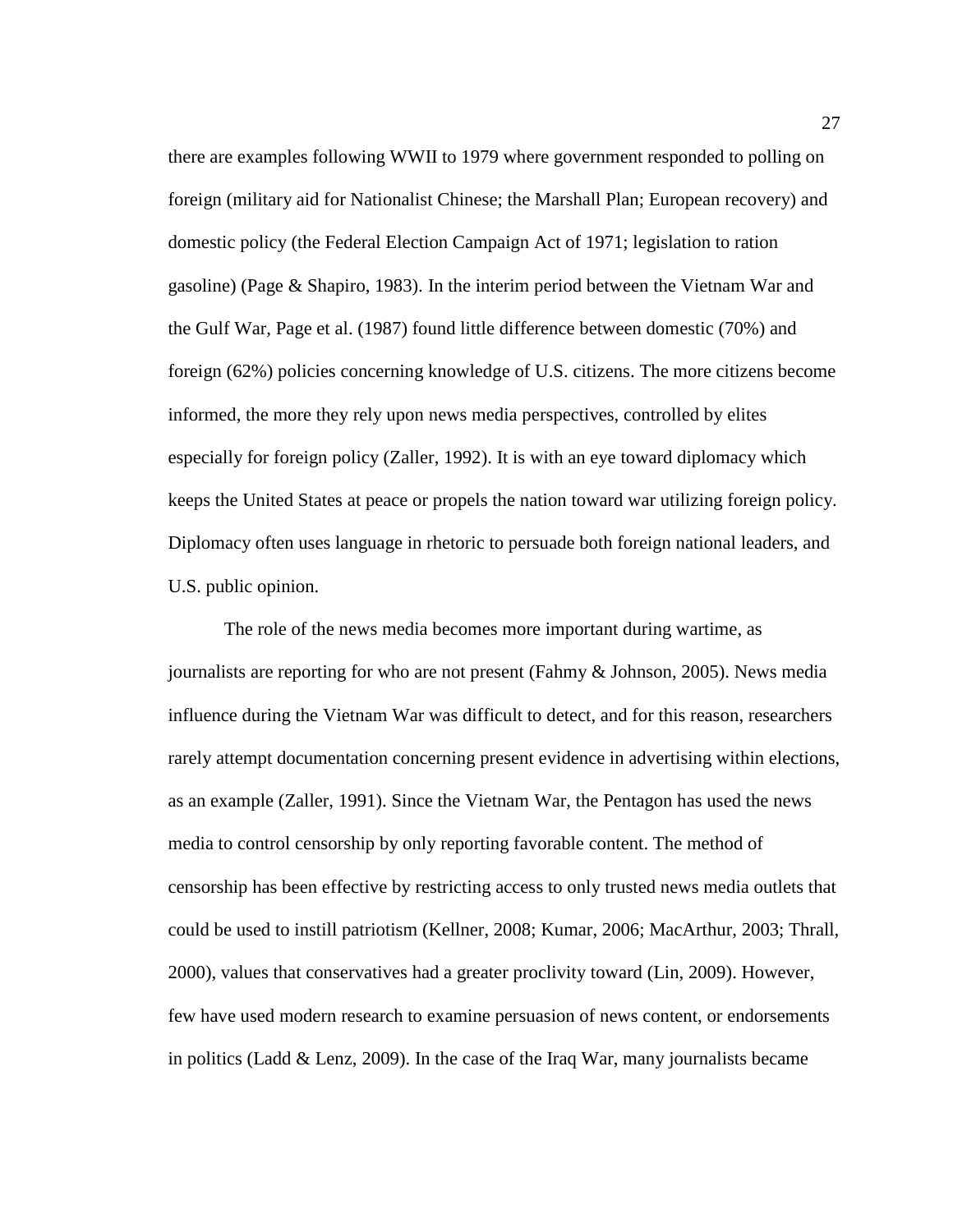there are examples following WWII to 1979 where government responded to polling on foreign (military aid for Nationalist Chinese; the Marshall Plan; European recovery) and domestic policy (the Federal Election Campaign Act of 1971; legislation to ration gasoline) (Page & Shapiro, 1983). In the interim period between the Vietnam War and the Gulf War, Page et al. (1987) found little difference between domestic (70%) and foreign (62%) policies concerning knowledge of U.S. citizens. The more citizens become informed, the more they rely upon news media perspectives, controlled by elites especially for foreign policy (Zaller, 1992). It is with an eye toward diplomacy which keeps the United States at peace or propels the nation toward war utilizing foreign policy. Diplomacy often uses language in rhetoric to persuade both foreign national leaders, and U.S. public opinion.

The role of the news media becomes more important during wartime, as journalists are reporting for who are not present (Fahmy & Johnson, 2005). News media influence during the Vietnam War was difficult to detect, and for this reason, researchers rarely attempt documentation concerning present evidence in advertising within elections, as an example (Zaller, 1991). Since the Vietnam War, the Pentagon has used the news media to control censorship by only reporting favorable content. The method of censorship has been effective by restricting access to only trusted news media outlets that could be used to instill patriotism (Kellner, 2008; Kumar, 2006; MacArthur, 2003; Thrall, 2000), values that conservatives had a greater proclivity toward (Lin, 2009). However, few have used modern research to examine persuasion of news content, or endorsements in politics (Ladd & Lenz, 2009). In the case of the Iraq War, many journalists became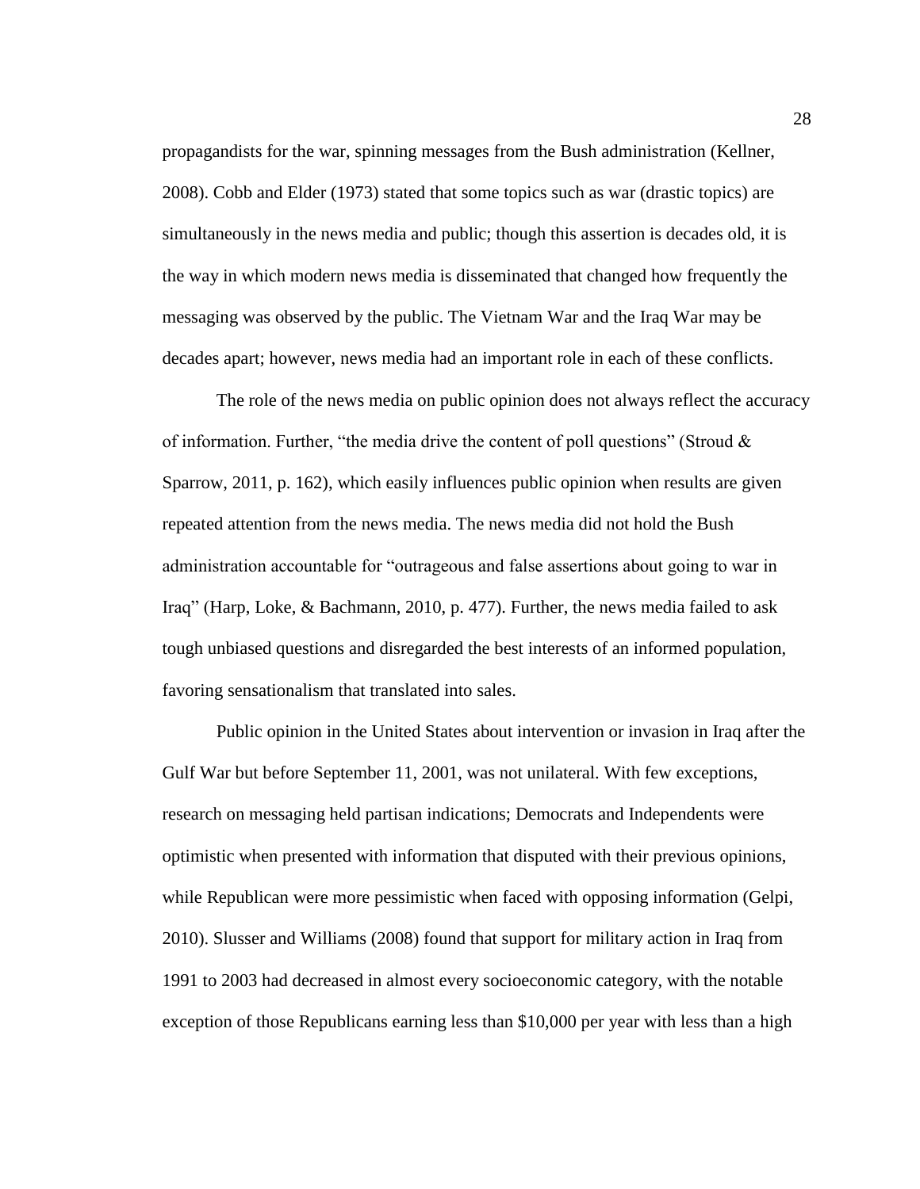propagandists for the war, spinning messages from the Bush administration (Kellner, 2008). Cobb and Elder (1973) stated that some topics such as war (drastic topics) are simultaneously in the news media and public; though this assertion is decades old, it is the way in which modern news media is disseminated that changed how frequently the messaging was observed by the public. The Vietnam War and the Iraq War may be decades apart; however, news media had an important role in each of these conflicts.

The role of the news media on public opinion does not always reflect the accuracy of information. Further, "the media drive the content of poll questions" (Stroud & Sparrow, 2011, p. 162), which easily influences public opinion when results are given repeated attention from the news media. The news media did not hold the Bush administration accountable for "outrageous and false assertions about going to war in Iraq" (Harp, Loke, & Bachmann, 2010, p. 477). Further, the news media failed to ask tough unbiased questions and disregarded the best interests of an informed population, favoring sensationalism that translated into sales.

Public opinion in the United States about intervention or invasion in Iraq after the Gulf War but before September 11, 2001, was not unilateral. With few exceptions, research on messaging held partisan indications; Democrats and Independents were optimistic when presented with information that disputed with their previous opinions, while Republican were more pessimistic when faced with opposing information (Gelpi, 2010). Slusser and Williams (2008) found that support for military action in Iraq from 1991 to 2003 had decreased in almost every socioeconomic category, with the notable exception of those Republicans earning less than $10,000 per year with less than a high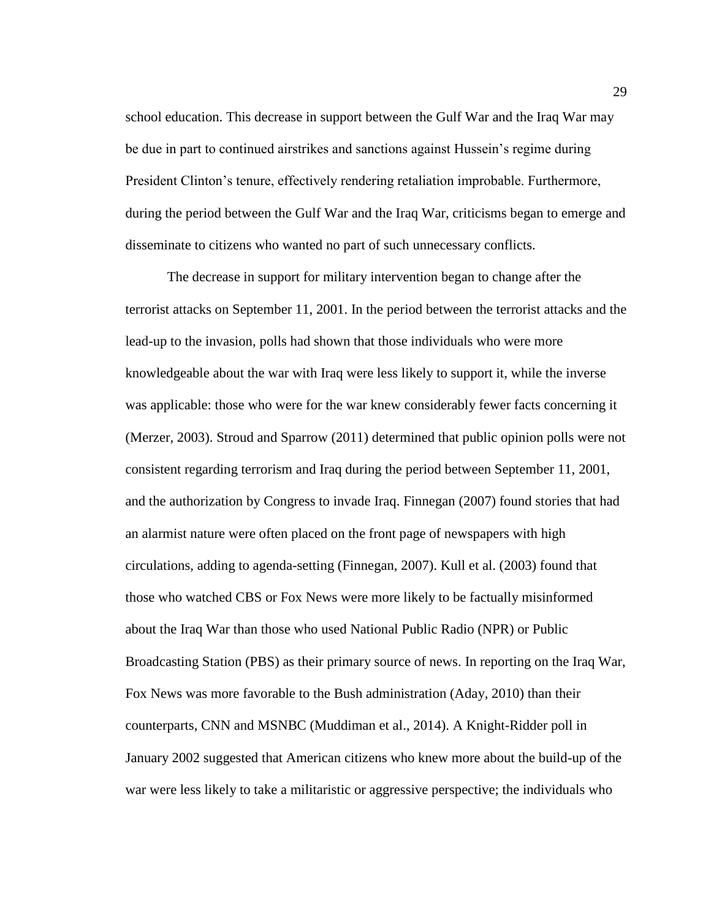school education. This decrease in support between the Gulf War and the Iraq War may be due in part to continued airstrikes and sanctions against Hussein's regime during President Clinton's tenure, effectively rendering retaliation improbable. Furthermore, during the period between the Gulf War and the Iraq War, criticisms began to emerge and disseminate to citizens who wanted no part of such unnecessary conflicts.

The decrease in support for military intervention began to change after the terrorist attacks on September 11, 2001. In the period between the terrorist attacks and the lead-up to the invasion, polls had shown that those individuals who were more knowledgeable about the war with Iraq were less likely to support it, while the inverse was applicable: those who were for the war knew considerably fewer facts concerning it (Merzer, 2003). Stroud and Sparrow (2011) determined that public opinion polls were not consistent regarding terrorism and Iraq during the period between September 11, 2001, and the authorization by Congress to invade Iraq. Finnegan (2007) found stories that had an alarmist nature were often placed on the front page of newspapers with high circulations, adding to agenda-setting (Finnegan, 2007). Kull et al. (2003) found that those who watched CBS or Fox News were more likely to be factually misinformed about the Iraq War than those who used National Public Radio (NPR) or Public Broadcasting Station (PBS) as their primary source of news. In reporting on the Iraq War, Fox News was more favorable to the Bush administration (Aday, 2010) than their counterparts, CNN and MSNBC (Muddiman et al., 2014). A Knight-Ridder poll in January 2002 suggested that American citizens who knew more about the build-up of the war were less likely to take a militaristic or aggressive perspective; the individuals who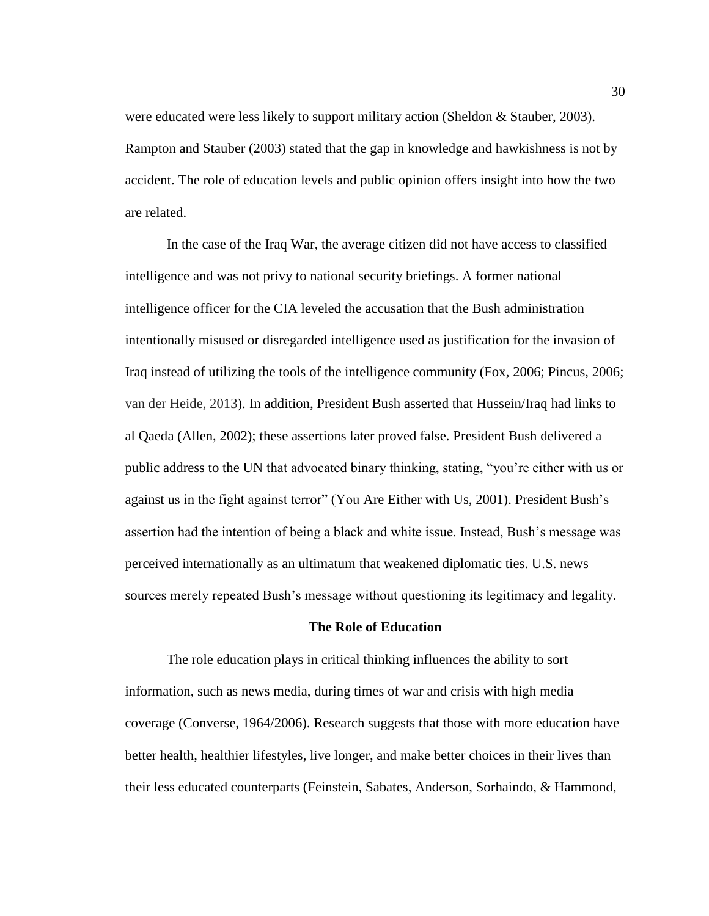were educated were less likely to support military action (Sheldon & Stauber, 2003). Rampton and Stauber (2003) stated that the gap in knowledge and hawkishness is not by accident. The role of education levels and public opinion offers insight into how the two are related.

In the case of the Iraq War, the average citizen did not have access to classified intelligence and was not privy to national security briefings. A former national intelligence officer for the CIA leveled the accusation that the Bush administration intentionally misused or disregarded intelligence used as justification for the invasion of Iraq instead of utilizing the tools of the intelligence community (Fox, 2006; Pincus, 2006; van der Heide, 2013). In addition, President Bush asserted that Hussein/Iraq had links to al Qaeda (Allen, 2002); these assertions later proved false. President Bush delivered a public address to the UN that advocated binary thinking, stating, "you're either with us or against us in the fight against terror" (You Are Either with Us, 2001). President Bush's assertion had the intention of being a black and white issue. Instead, Bush's message was perceived internationally as an ultimatum that weakened diplomatic ties. U.S. news sources merely repeated Bush's message without questioning its legitimacy and legality.

## The Role of Education

The role education plays in critical thinking influences the ability to sort information, such as news media, during times of war and crisis with high media coverage (Converse, 1964/2006). Research suggests that those with more education have better health, healthier lifestyles, live longer, and make better choices in their lives than their less educated counterparts (Feinstein, Sabates, Anderson, Sorhaindo, & Hammond,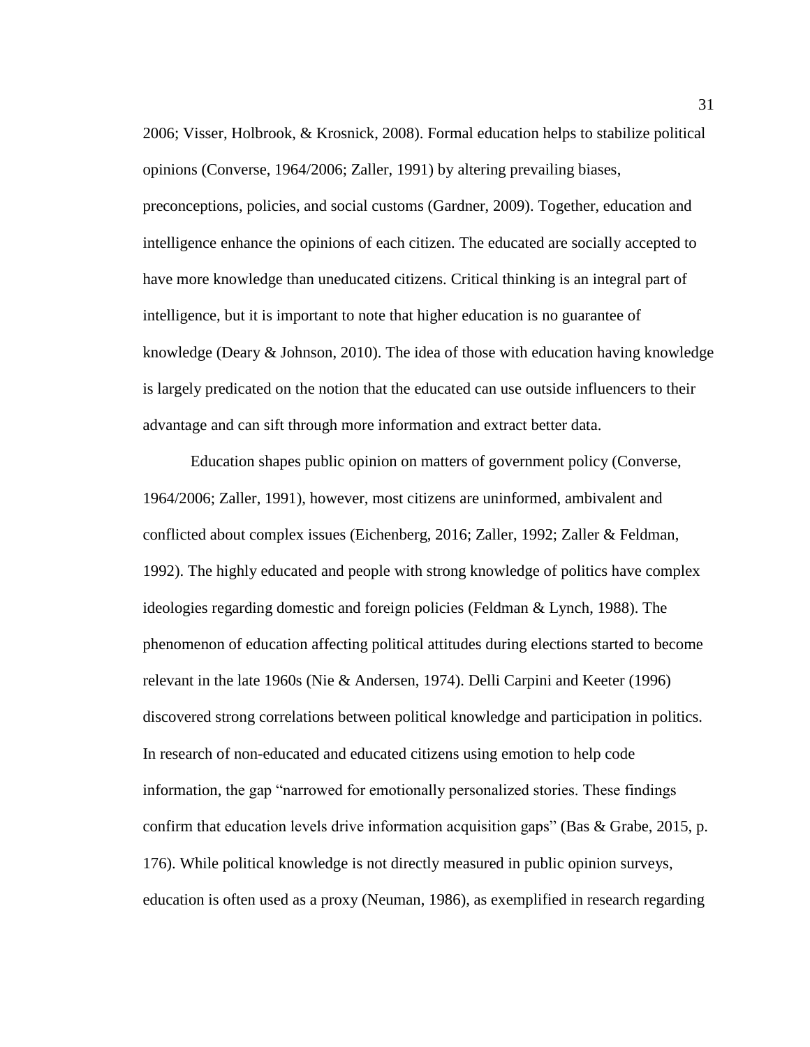2006; Visser, Holbrook, & Krosnick, 2008). Formal education helps to stabilize political opinions (Converse, 1964/2006; Zaller, 1991) by altering prevailing biases, preconceptions, policies, and social customs (Gardner, 2009). Together, education and intelligence enhance the opinions of each citizen. The educated are socially accepted to have more knowledge than uneducated citizens. Critical thinking is an integral part of intelligence, but it is important to note that higher education is no guarantee of knowledge (Deary & Johnson, 2010). The idea of those with education having knowledge is largely predicated on the notion that the educated can use outside influencers to their advantage and can sift through more information and extract better data.

Education shapes public opinion on matters of government policy (Converse, 1964/2006; Zaller, 1991), however, most citizens are uninformed, ambivalent and conflicted about complex issues (Eichenberg, 2016; Zaller, 1992; Zaller & Feldman, 1992). The highly educated and people with strong knowledge of politics have complex ideologies regarding domestic and foreign policies (Feldman & Lynch, 1988). The phenomenon of education affecting political attitudes during elections started to become relevant in the late 1960s (Nie & Andersen, 1974). Delli Carpini and Keeter (1996) discovered strong correlations between political knowledge and participation in politics. In research of non-educated and educated citizens using emotion to help code information, the gap "narrowed for emotionally personalized stories. These findings confirm that education levels drive information acquisition gaps" (Bas & Grabe, 2015, p. 176). While political knowledge is not directly measured in public opinion surveys, education is often used as a proxy (Neuman, 1986), as exemplified in research regarding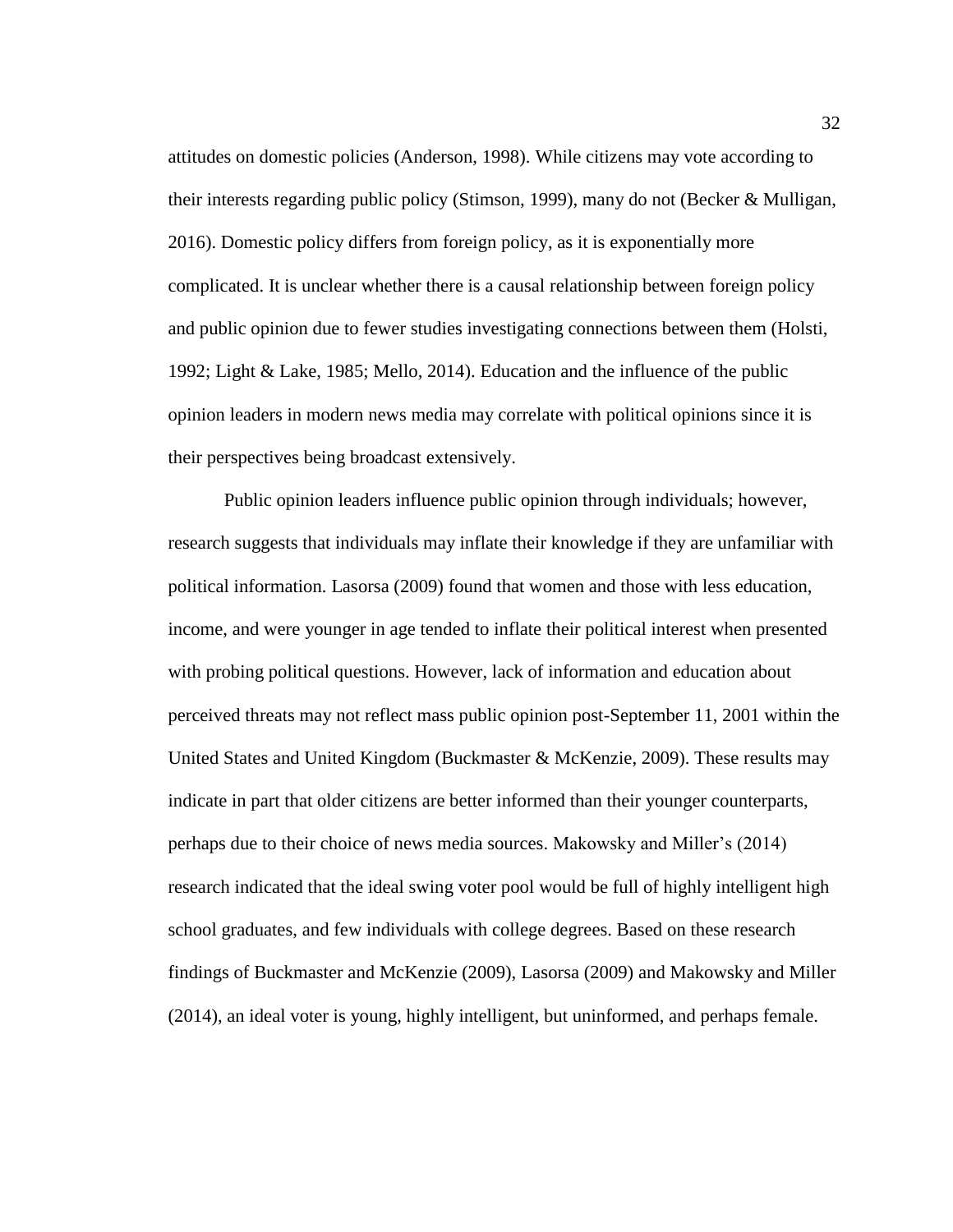attitudes on domestic policies (Anderson, 1998). While citizens may vote according to their interests regarding public policy (Stimson, 1999), many do not (Becker & Mulligan, 2016). Domestic policy differs from foreign policy, as it is exponentially more complicated. It is unclear whether there is a causal relationship between foreign policy and public opinion due to fewer studies investigating connections between them (Holsti, 1992; Light & Lake, 1985; Mello, 2014). Education and the influence of the public opinion leaders in modern news media may correlate with political opinions since it is their perspectives being broadcast extensively.

Public opinion leaders influence public opinion through individuals; however, research suggests that individuals may inflate their knowledge if they are unfamiliar with political information. Lasorsa (2009) found that women and those with less education, income, and were younger in age tended to inflate their political interest when presented with probing political questions. However, lack of information and education about perceived threats may not reflect mass public opinion post-September 11, 2001 within the United States and United Kingdom (Buckmaster & McKenzie, 2009). These results may indicate in part that older citizens are better informed than their younger counterparts, perhaps due to their choice of news media sources. Makowsky and Miller's (2014) research indicated that the ideal swing voter pool would be full of highly intelligent high school graduates, and few individuals with college degrees. Based on these research findings of Buckmaster and McKenzie (2009), Lasorsa (2009) and Makowsky and Miller (2014), an ideal voter is young, highly intelligent, but uninformed, and perhaps female.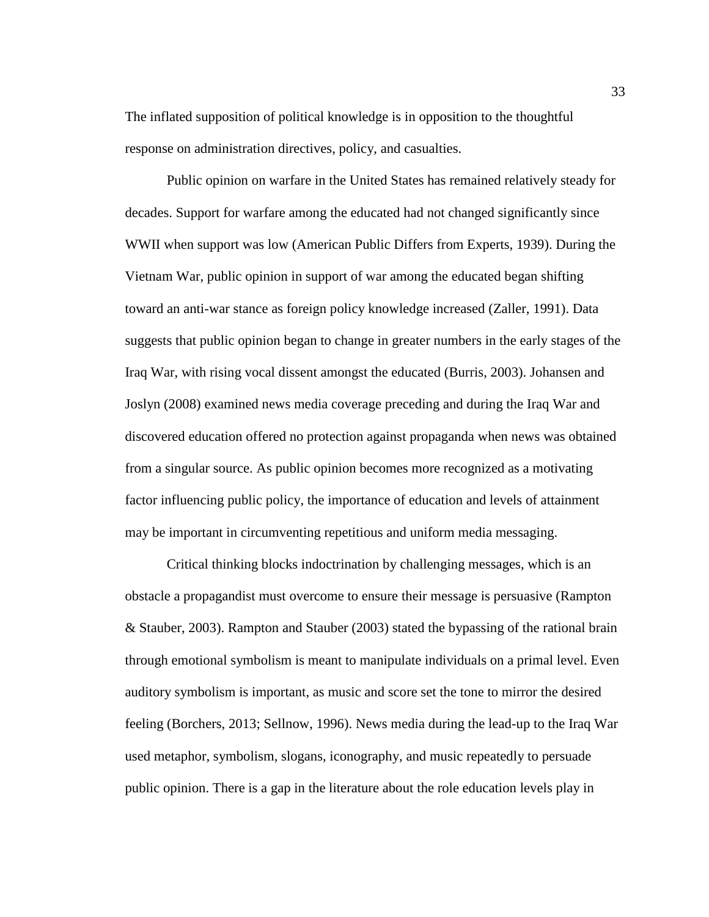The inflated supposition of political knowledge is in opposition to the thoughtful response on administration directives, policy, and casualties.

Public opinion on warfare in the United States has remained relatively steady for decades. Support for warfare among the educated had not changed significantly since WWII when support was low (American Public Differs from Experts, 1939). During the Vietnam War, public opinion in support of war among the educated began shifting toward an anti-war stance as foreign policy knowledge increased (Zaller, 1991). Data suggests that public opinion began to change in greater numbers in the early stages of the Iraq War, with rising vocal dissent amongst the educated (Burris, 2003). Johansen and Joslyn (2008) examined news media coverage preceding and during the Iraq War and discovered education offered no protection against propaganda when news was obtained from a singular source. As public opinion becomes more recognized as a motivating factor influencing public policy, the importance of education and levels of attainment may be important in circumventing repetitious and uniform media messaging.

Critical thinking blocks indoctrination by challenging messages, which is an obstacle a propagandist must overcome to ensure their message is persuasive (Rampton & Stauber, 2003). Rampton and Stauber (2003) stated the bypassing of the rational brain through emotional symbolism is meant to manipulate individuals on a primal level. Even auditory symbolism is important, as music and score set the tone to mirror the desired feeling (Borchers, 2013; Sellnow, 1996). News media during the lead-up to the Iraq War used metaphor, symbolism, slogans, iconography, and music repeatedly to persuade public opinion. There is a gap in the literature about the role education levels play in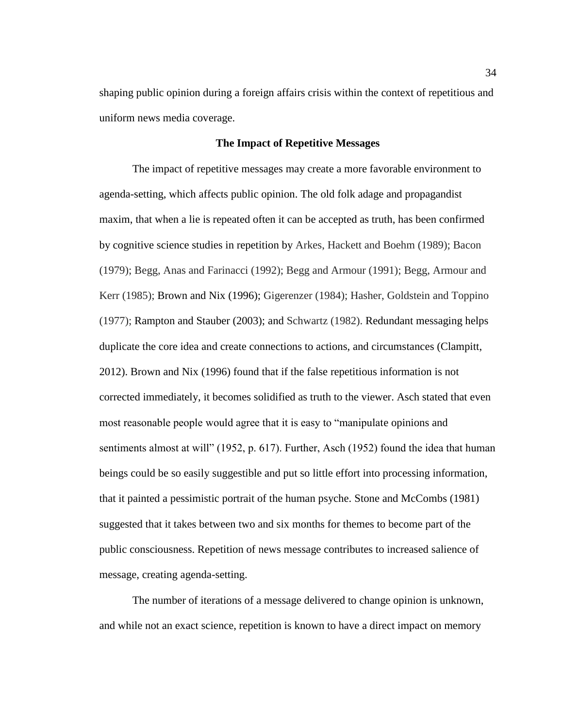shaping public opinion during a foreign affairs crisis within the context of repetitious and uniform news media coverage.

## The Impact of Repetitive Messages

The impact of repetitive messages may create a more favorable environment to agenda-setting, which affects public opinion. The old folk adage and propagandist maxim, that when a lie is repeated often it can be accepted as truth, has been confirmed by cognitive science studies in repetition by Arkes, Hackett and Boehm (1989); Bacon (1979); Begg, Anas and Farinacci (1992); Begg and Armour (1991); Begg, Armour and Kerr (1985); Brown and Nix (1996); Gigerenzer (1984); Hasher, Goldstein and Toppino (1977); Rampton and Stauber (2003); and Schwartz (1982). Redundant messaging helps duplicate the core idea and create connections to actions, and circumstances (Clampitt, 2012). Brown and Nix (1996) found that if the false repetitious information is not corrected immediately, it becomes solidified as truth to the viewer. Asch stated that even most reasonable people would agree that it is easy to "manipulate opinions and sentiments almost at will" (1952, p. 617). Further, Asch (1952) found the idea that human beings could be so easily suggestible and put so little effort into processing information, that it painted a pessimistic portrait of the human psyche. Stone and McCombs (1981) suggested that it takes between two and six months for themes to become part of the public consciousness. Repetition of news message contributes to increased salience of message, creating agenda-setting.

The number of iterations of a message delivered to change opinion is unknown, and while not an exact science, repetition is known to have a direct impact on memory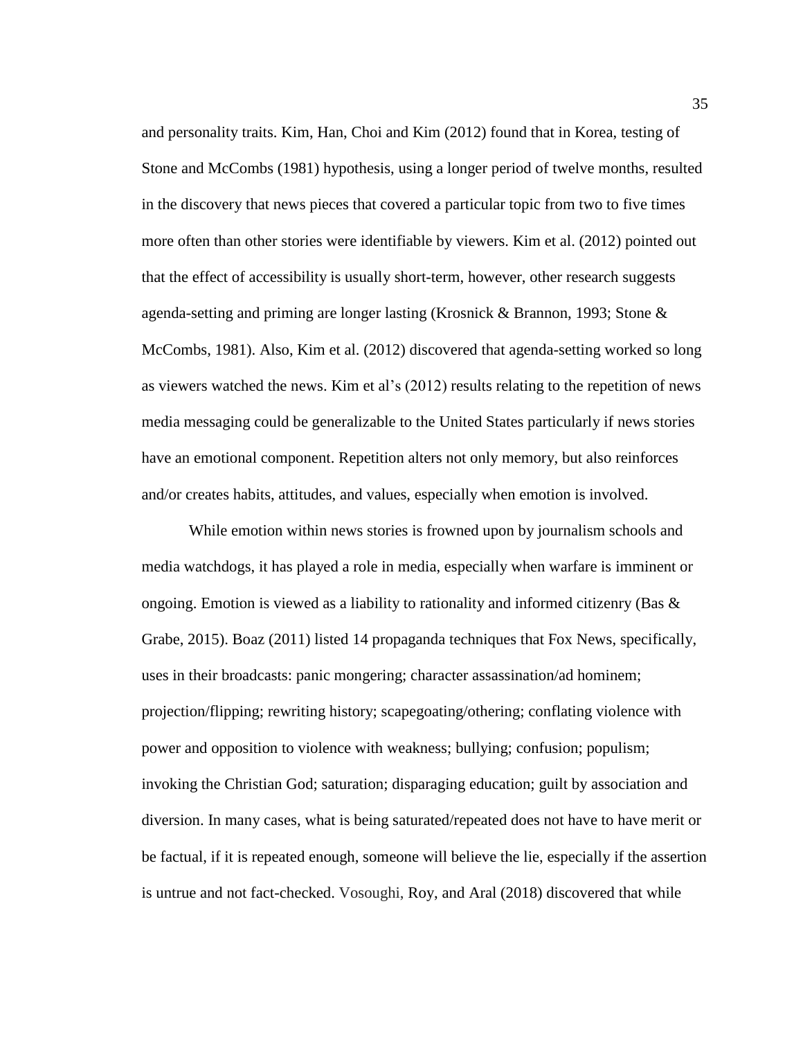and personality traits. Kim, Han, Choi and Kim (2012) found that in Korea, testing of Stone and McCombs (1981) hypothesis, using a longer period of twelve months, resulted in the discovery that news pieces that covered a particular topic from two to five times more often than other stories were identifiable by viewers. Kim et al. (2012) pointed out that the effect of accessibility is usually short-term, however, other research suggests agenda-setting and priming are longer lasting (Krosnick & Brannon, 1993; Stone & McCombs, 1981). Also, Kim et al. (2012) discovered that agenda-setting worked so long as viewers watched the news. Kim et al's (2012) results relating to the repetition of news media messaging could be generalizable to the United States particularly if news stories have an emotional component. Repetition alters not only memory, but also reinforces and/or creates habits, attitudes, and values, especially when emotion is involved.

While emotion within news stories is frowned upon by journalism schools and media watchdogs, it has played a role in media, especially when warfare is imminent or ongoing. Emotion is viewed as a liability to rationality and informed citizenry (Bas & Grabe, 2015). Boaz (2011) listed 14 propaganda techniques that Fox News, specifically, uses in their broadcasts: panic mongering; character assassination/ad hominem; projection/flipping; rewriting history; scapegoating/othering; conflating violence with power and opposition to violence with weakness; bullying; confusion; populism; invoking the Christian God; saturation; disparaging education; guilt by association and diversion. In many cases, what is being saturated/repeated does not have to have merit or be factual, if it is repeated enough, someone will believe the lie, especially if the assertion is untrue and not fact-checked. Vosoughi, Roy, and Aral (2018) discovered that while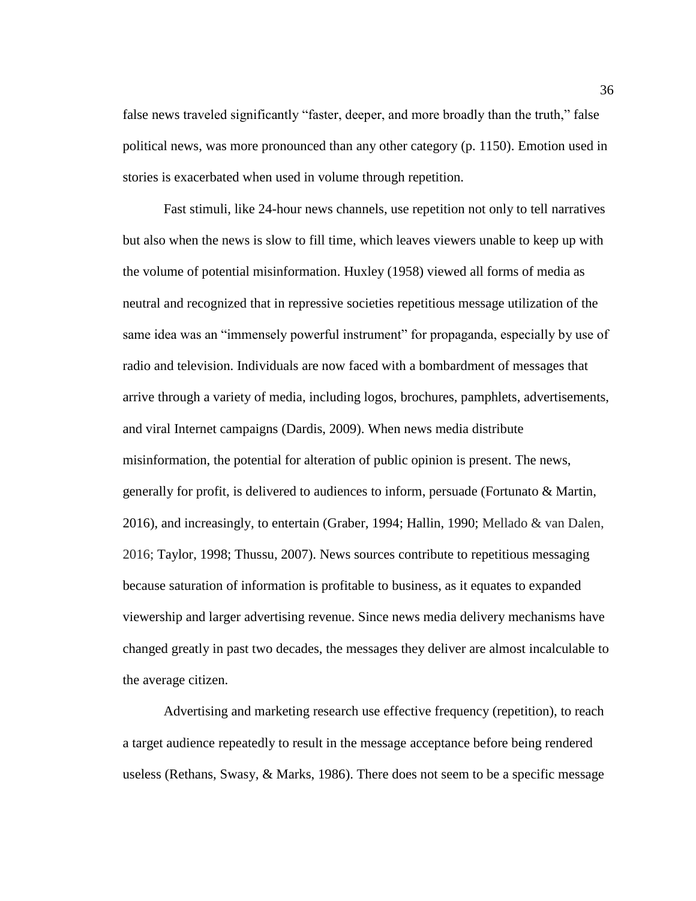false news traveled significantly "faster, deeper, and more broadly than the truth," false political news, was more pronounced than any other category (p. 1150). Emotion used in stories is exacerbated when used in volume through repetition.

Fast stimuli, like 24-hour news channels, use repetition not only to tell narratives but also when the news is slow to fill time, which leaves viewers unable to keep up with the volume of potential misinformation. Huxley (1958) viewed all forms of media as neutral and recognized that in repressive societies repetitious message utilization of the same idea was an "immensely powerful instrument" for propaganda, especially by use of radio and television. Individuals are now faced with a bombardment of messages that arrive through a variety of media, including logos, brochures, pamphlets, advertisements, and viral Internet campaigns (Dardis, 2009). When news media distribute misinformation, the potential for alteration of public opinion is present. The news, generally for profit, is delivered to audiences to inform, persuade (Fortunato & Martin, 2016), and increasingly, to entertain (Graber, 1994; Hallin, 1990; Mellado & van Dalen, 2016; Taylor, 1998; Thussu, 2007). News sources contribute to repetitious messaging because saturation of information is profitable to business, as it equates to expanded viewership and larger advertising revenue. Since news media delivery mechanisms have changed greatly in past two decades, the messages they deliver are almost incalculable to the average citizen.

Advertising and marketing research use effective frequency (repetition), to reach a target audience repeatedly to result in the message acceptance before being rendered useless (Rethans, Swasy, & Marks, 1986). There does not seem to be a specific message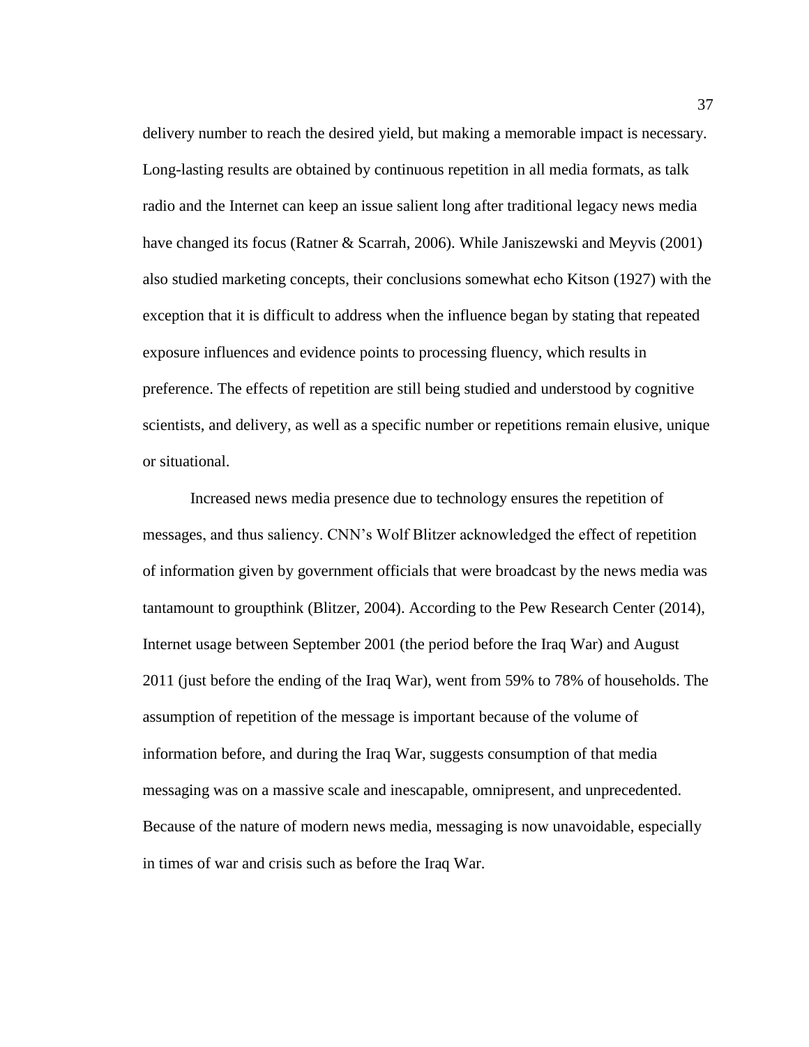delivery number to reach the desired yield, but making a memorable impact is necessary. Long-lasting results are obtained by continuous repetition in all media formats, as talk radio and the Internet can keep an issue salient long after traditional legacy news media have changed its focus (Ratner & Scarrah, 2006). While Janiszewski and Meyvis (2001) also studied marketing concepts, their conclusions somewhat echo Kitson (1927) with the exception that it is difficult to address when the influence began by stating that repeated exposure influences and evidence points to processing fluency, which results in preference. The effects of repetition are still being studied and understood by cognitive scientists, and delivery, as well as a specific number or repetitions remain elusive, unique or situational.

Increased news media presence due to technology ensures the repetition of messages, and thus saliency. CNN's Wolf Blitzer acknowledged the effect of repetition of information given by government officials that were broadcast by the news media was tantamount to groupthink (Blitzer, 2004). According to the Pew Research Center (2014), Internet usage between September 2001 (the period before the Iraq War) and August 2011 (just before the ending of the Iraq War), went from 59% to 78% of households. The assumption of repetition of the message is important because of the volume of information before, and during the Iraq War, suggests consumption of that media messaging was on a massive scale and inescapable, omnipresent, and unprecedented. Because of the nature of modern news media, messaging is now unavoidable, especially in times of war and crisis such as before the Iraq War.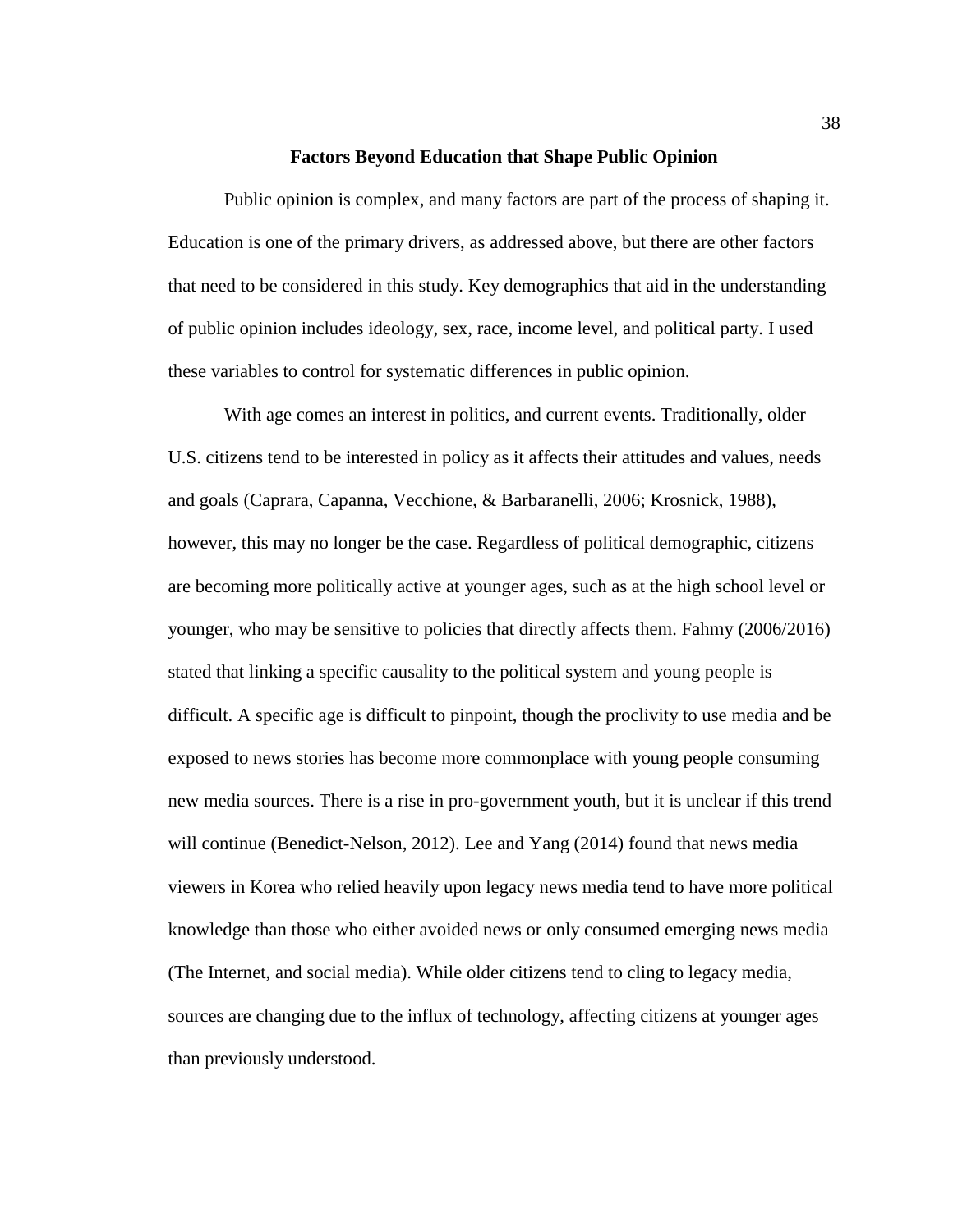## Factors Beyond Education that Shape Public Opinion

Public opinion is complex, and many factors are part of the process of shaping it. Education is one of the primary drivers, as addressed above, but there are other factors that need to be considered in this study. Key demographics that aid in the understanding of public opinion includes ideology, sex, race, income level, and political party. I used these variables to control for systematic differences in public opinion.

With age comes an interest in politics, and current events. Traditionally, older U.S. citizens tend to be interested in policy as it affects their attitudes and values, needs and goals (Caprara, Capanna, Vecchione, & Barbaranelli, 2006; Krosnick, 1988), however, this may no longer be the case. Regardless of political demographic, citizens are becoming more politically active at younger ages, such as at the high school level or younger, who may be sensitive to policies that directly affects them. Fahmy (2006/2016) stated that linking a specific causality to the political system and young people is difficult. A specific age is difficult to pinpoint, though the proclivity to use media and be exposed to news stories has become more commonplace with young people consuming new media sources. There is a rise in pro-government youth, but it is unclear if this trend will continue (Benedict-Nelson, 2012). Lee and Yang (2014) found that news media viewers in Korea who relied heavily upon legacy news media tend to have more political knowledge than those who either avoided news or only consumed emerging news media (The Internet, and social media). While older citizens tend to cling to legacy media, sources are changing due to the influx of technology, affecting citizens at younger ages than previously understood.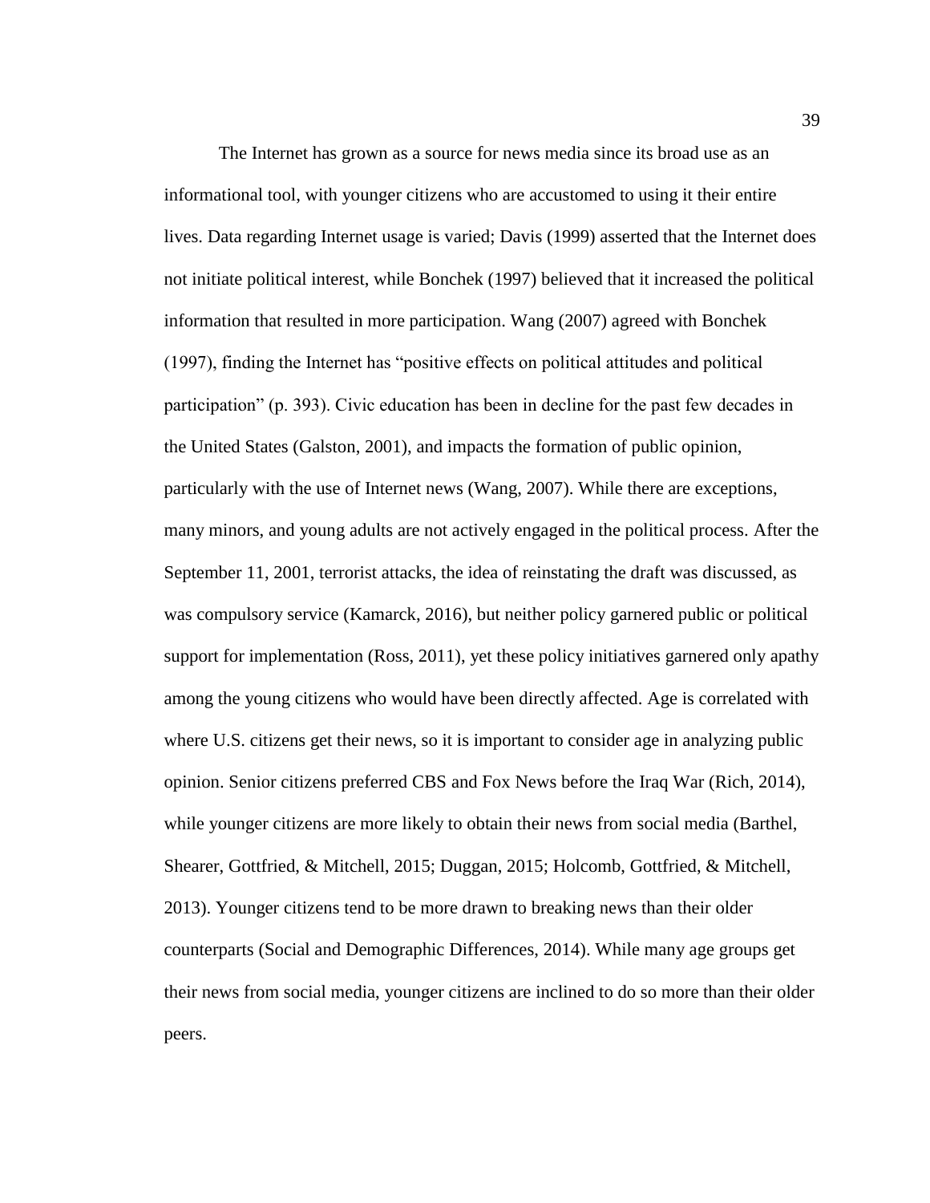The Internet has grown as a source for news media since its broad use as an informational tool, with younger citizens who are accustomed to using it their entire lives. Data regarding Internet usage is varied; Davis (1999) asserted that the Internet does not initiate political interest, while Bonchek (1997) believed that it increased the political information that resulted in more participation. Wang (2007) agreed with Bonchek (1997), finding the Internet has “positive effects on political attitudes and political participation” (p. 393). Civic education has been in decline for the past few decades in the United States (Galston, 2001), and impacts the formation of public opinion, particularly with the use of Internet news (Wang, 2007). While there are exceptions, many minors, and young adults are not actively engaged in the political process. After the September 11, 2001, terrorist attacks, the idea of reinstating the draft was discussed, as was compulsory service (Kamarck, 2016), but neither policy garnered public or political support for implementation (Ross, 2011), yet these policy initiatives garnered only apathy among the young citizens who would have been directly affected. Age is correlated with where U.S. citizens get their news, so it is important to consider age in analyzing public opinion. Senior citizens preferred CBS and Fox News before the Iraq War (Rich, 2014), while younger citizens are more likely to obtain their news from social media (Barthel, Shearer, Gottfried, & Mitchell, 2015; Duggan, 2015; Holcomb, Gottfried, & Mitchell, 2013). Younger citizens tend to be more drawn to breaking news than their older counterparts (Social and Demographic Differences, 2014). While many age groups get their news from social media, younger citizens are inclined to do so more than their older peers.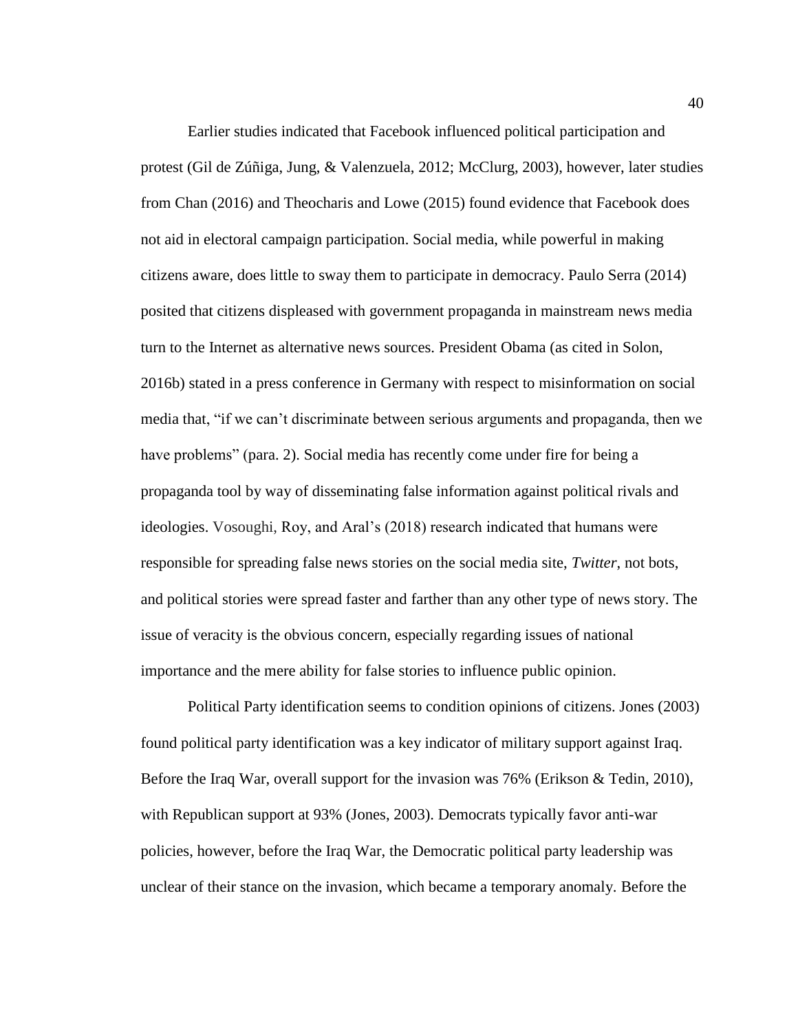Earlier studies indicated that Facebook influenced political participation and protest (Gil de Zúñiga, Jung, & Valenzuela, 2012; McClurg, 2003), however, later studies from Chan (2016) and Theocharis and Lowe (2015) found evidence that Facebook does not aid in electoral campaign participation. Social media, while powerful in making citizens aware, does little to sway them to participate in democracy. Paulo Serra (2014) posited that citizens displeased with government propaganda in mainstream news media turn to the Internet as alternative news sources. President Obama (as cited in Solon, 2016b) stated in a press conference in Germany with respect to misinformation on social media that, "if we can't discriminate between serious arguments and propaganda, then we have problems" (para. 2). Social media has recently come under fire for being a propaganda tool by way of disseminating false information against political rivals and ideologies. Vosoughi, Roy, and Aral's (2018) research indicated that humans were responsible for spreading false news stories on the social media site, *Twitter*, not bots, and political stories were spread faster and farther than any other type of news story. The issue of veracity is the obvious concern, especially regarding issues of national importance and the mere ability for false stories to influence public opinion.

Political Party identification seems to condition opinions of citizens. Jones (2003) found political party identification was a key indicator of military support against Iraq. Before the Iraq War, overall support for the invasion was 76% (Erikson & Tedin, 2010), with Republican support at 93% (Jones, 2003). Democrats typically favor anti-war policies, however, before the Iraq War, the Democratic political party leadership was unclear of their stance on the invasion, which became a temporary anomaly. Before the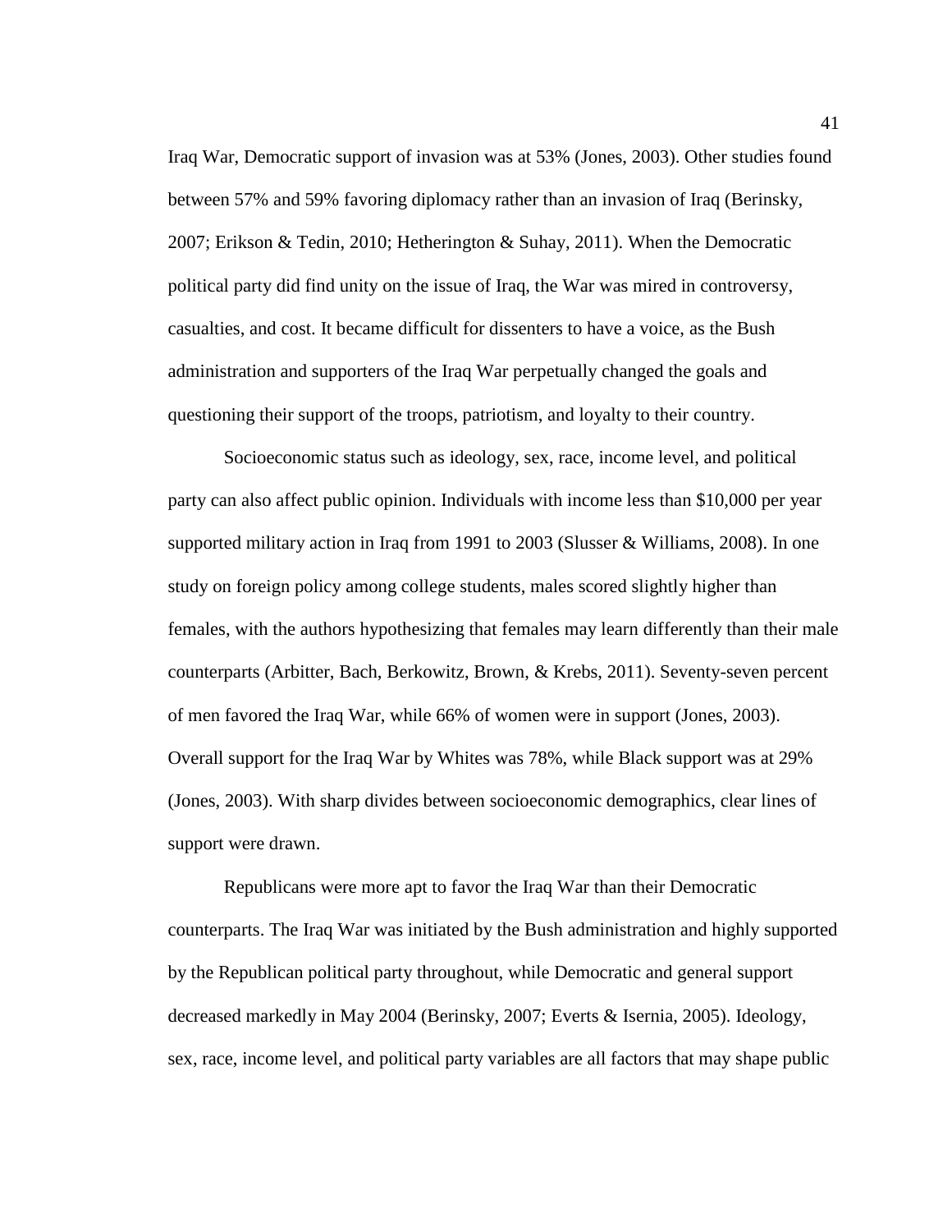Iraq War, Democratic support of invasion was at 53% (Jones, 2003). Other studies found between 57% and 59% favoring diplomacy rather than an invasion of Iraq (Berinsky, 2007; Erikson & Tedin, 2010; Hetherington & Suhay, 2011). When the Democratic political party did find unity on the issue of Iraq, the War was mired in controversy, casualties, and cost. It became difficult for dissenters to have a voice, as the Bush administration and supporters of the Iraq War perpetually changed the goals and questioning their support of the troops, patriotism, and loyalty to their country.

Socioeconomic status such as ideology, sex, race, income level, and political party can also affect public opinion. Individuals with income less than $10,000 per year supported military action in Iraq from 1991 to 2003 (Slusser & Williams, 2008). In one study on foreign policy among college students, males scored slightly higher than females, with the authors hypothesizing that females may learn differently than their male counterparts (Arbitter, Bach, Berkowitz, Brown, & Krebs, 2011). Seventy-seven percent of men favored the Iraq War, while 66% of women were in support (Jones, 2003). Overall support for the Iraq War by Whites was 78%, while Black support was at 29% (Jones, 2003). With sharp divides between socioeconomic demographics, clear lines of support were drawn.

Republicans were more apt to favor the Iraq War than their Democratic counterparts. The Iraq War was initiated by the Bush administration and highly supported by the Republican political party throughout, while Democratic and general support decreased markedly in May 2004 (Berinsky, 2007; Everts & Isernia, 2005). Ideology, sex, race, income level, and political party variables are all factors that may shape public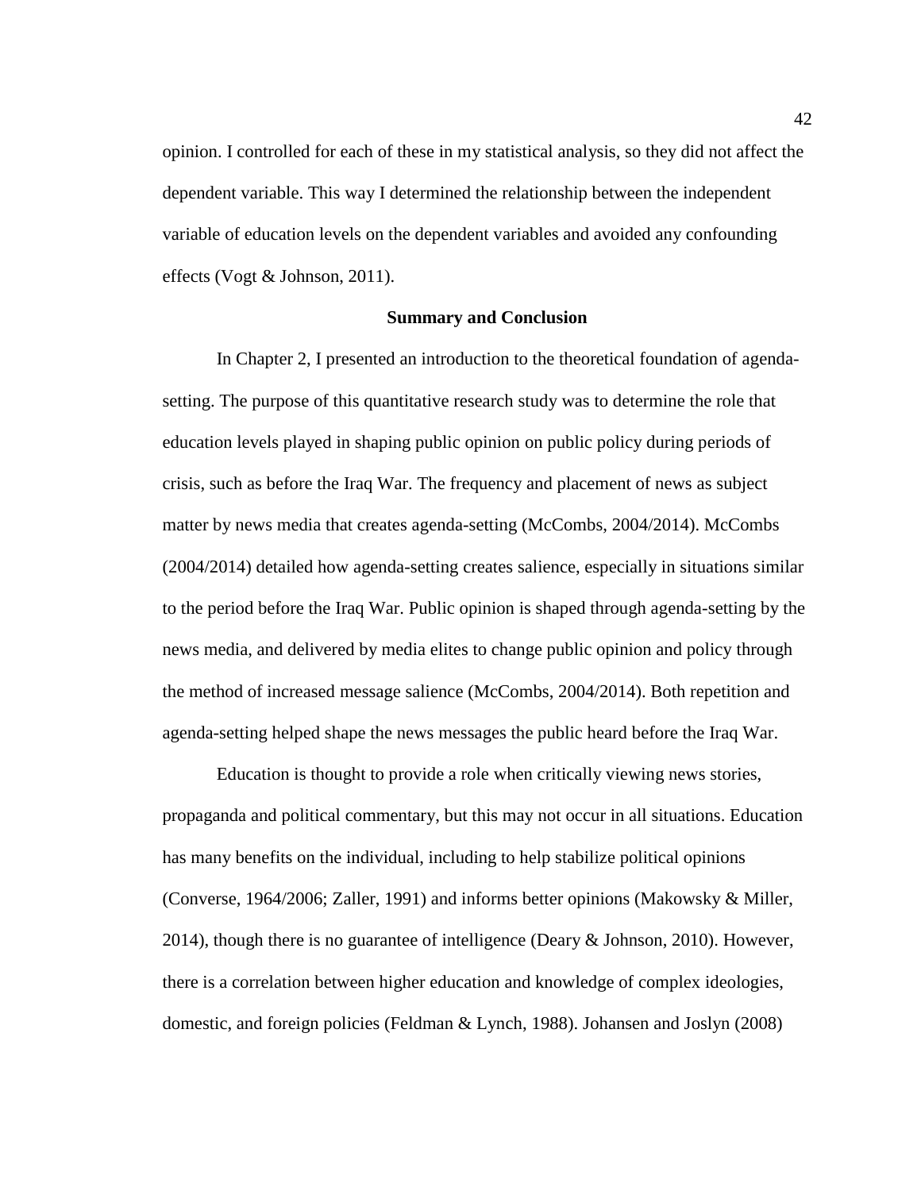opinion. I controlled for each of these in my statistical analysis, so they did not affect the dependent variable. This way I determined the relationship between the independent variable of education levels on the dependent variables and avoided any confounding effects (Vogt & Johnson, 2011).

## Summary and Conclusion

In Chapter 2, I presented an introduction to the theoretical foundation of agenda-setting. The purpose of this quantitative research study was to determine the role that education levels played in shaping public opinion on public policy during periods of crisis, such as before the Iraq War. The frequency and placement of news as subject matter by news media that creates agenda-setting (McCombs, 2004/2014). McCombs (2004/2014) detailed how agenda-setting creates salience, especially in situations similar to the period before the Iraq War. Public opinion is shaped through agenda-setting by the news media, and delivered by media elites to change public opinion and policy through the method of increased message salience (McCombs, 2004/2014). Both repetition and agenda-setting helped shape the news messages the public heard before the Iraq War.

Education is thought to provide a role when critically viewing news stories, propaganda and political commentary, but this may not occur in all situations. Education has many benefits on the individual, including to help stabilize political opinions (Converse, 1964/2006; Zaller, 1991) and informs better opinions (Makowsky & Miller, 2014), though there is no guarantee of intelligence (Deary & Johnson, 2010). However, there is a correlation between higher education and knowledge of complex ideologies, domestic, and foreign policies (Feldman & Lynch, 1988). Johansen and Joslyn (2008)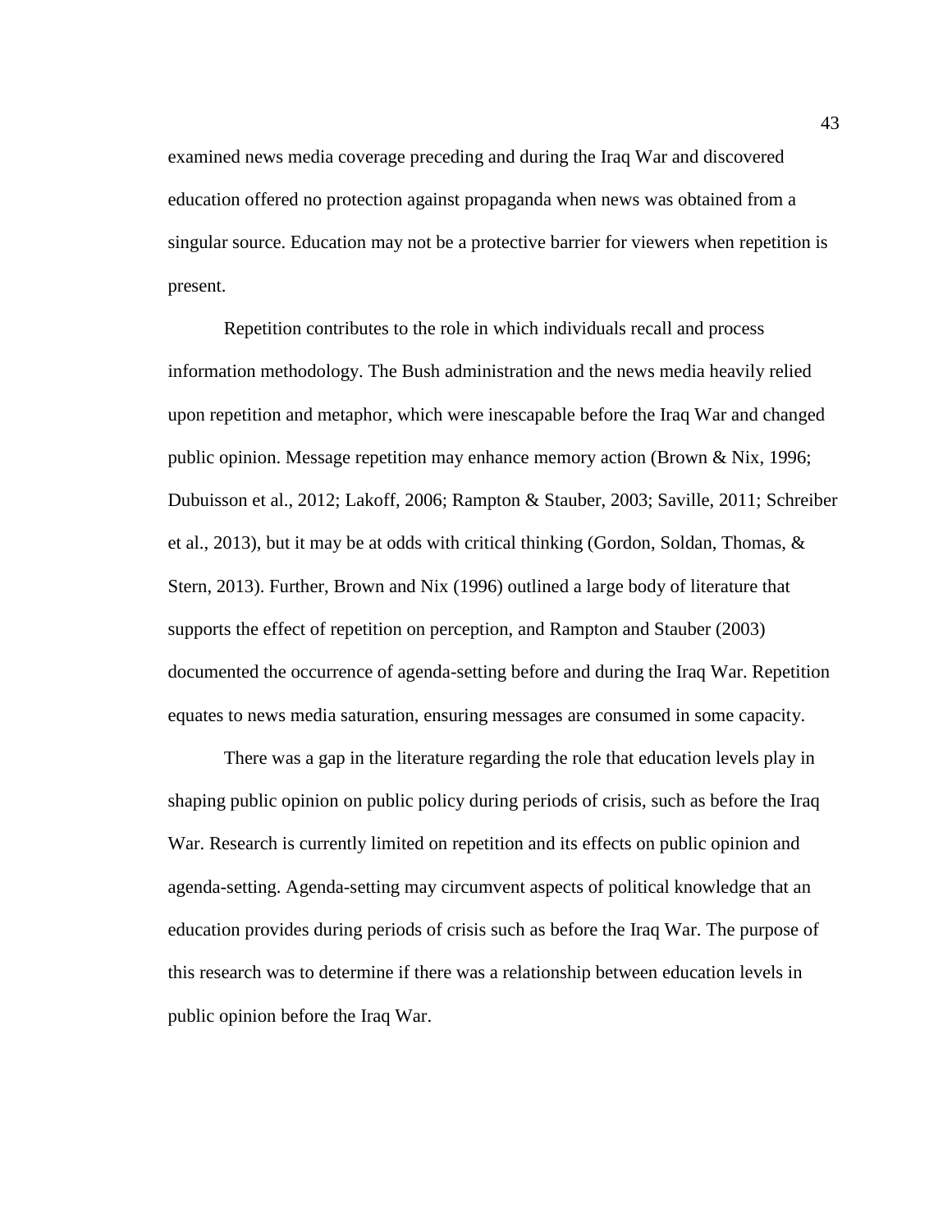examined news media coverage preceding and during the Iraq War and discovered education offered no protection against propaganda when news was obtained from a singular source. Education may not be a protective barrier for viewers when repetition is present.

Repetition contributes to the role in which individuals recall and process information methodology. The Bush administration and the news media heavily relied upon repetition and metaphor, which were inescapable before the Iraq War and changed public opinion. Message repetition may enhance memory action (Brown & Nix, 1996; Dubuisson et al., 2012; Lakoff, 2006; Rampton & Stauber, 2003; Saville, 2011; Schreiber et al., 2013), but it may be at odds with critical thinking (Gordon, Soldan, Thomas, & Stern, 2013). Further, Brown and Nix (1996) outlined a large body of literature that supports the effect of repetition on perception, and Rampton and Stauber (2003) documented the occurrence of agenda-setting before and during the Iraq War. Repetition equates to news media saturation, ensuring messages are consumed in some capacity.

There was a gap in the literature regarding the role that education levels play in shaping public opinion on public policy during periods of crisis, such as before the Iraq War. Research is currently limited on repetition and its effects on public opinion and agenda-setting. Agenda-setting may circumvent aspects of political knowledge that an education provides during periods of crisis such as before the Iraq War. The purpose of this research was to determine if there was a relationship between education levels in public opinion before the Iraq War.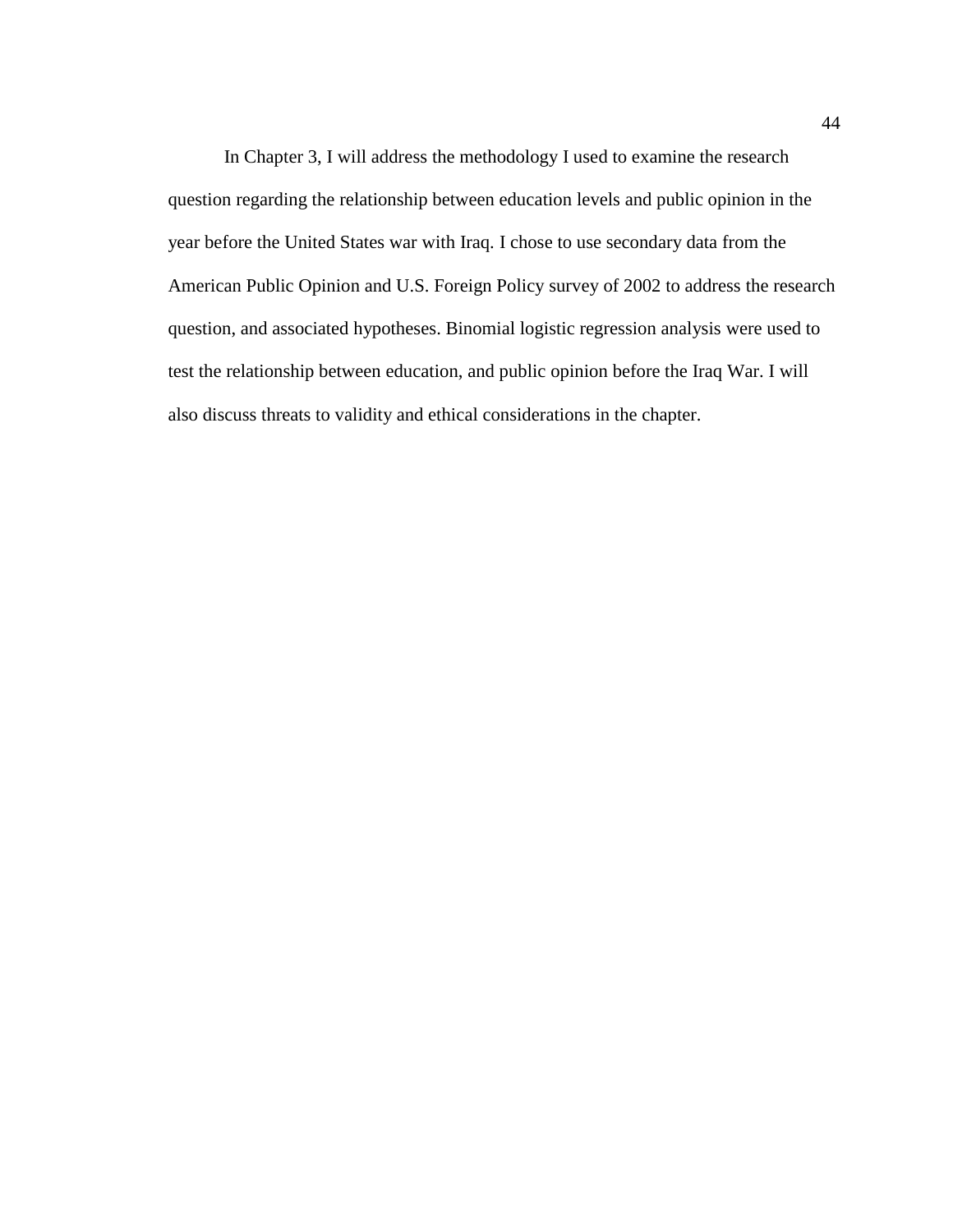In Chapter 3, I will address the methodology I used to examine the research question regarding the relationship between education levels and public opinion in the year before the United States war with Iraq. I chose to use secondary data from the American Public Opinion and U.S. Foreign Policy survey of 2002 to address the research question, and associated hypotheses. Binomial logistic regression analysis were used to test the relationship between education, and public opinion before the Iraq War. I will also discuss threats to validity and ethical considerations in the chapter.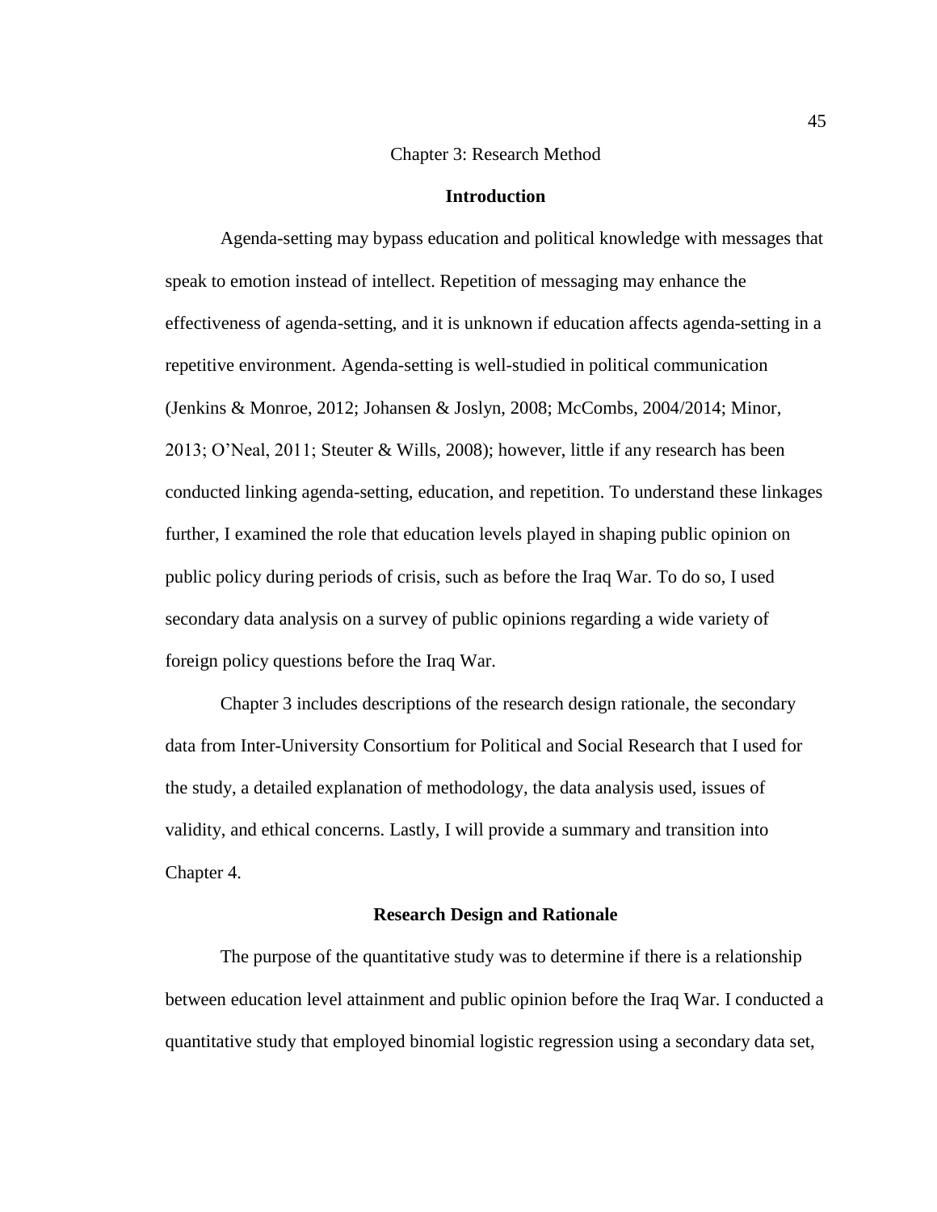# Chapter 3: Research Method

## Introduction

Agenda-setting may bypass education and political knowledge with messages that speak to emotion instead of intellect. Repetition of messaging may enhance the effectiveness of agenda-setting, and it is unknown if education affects agenda-setting in a repetitive environment. Agenda-setting is well-studied in political communication (Jenkins & Monroe, 2012; Johansen & Joslyn, 2008; McCombs, 2004/2014; Minor, 2013; O'Neal, 2011; Steuter & Wills, 2008); however, little if any research has been conducted linking agenda-setting, education, and repetition. To understand these linkages further, I examined the role that education levels played in shaping public opinion on public policy during periods of crisis, such as before the Iraq War. To do so, I used secondary data analysis on a survey of public opinions regarding a wide variety of foreign policy questions before the Iraq War.

Chapter 3 includes descriptions of the research design rationale, the secondary data from Inter-University Consortium for Political and Social Research that I used for the study, a detailed explanation of methodology, the data analysis used, issues of validity, and ethical concerns. Lastly, I will provide a summary and transition into Chapter 4.

## Research Design and Rationale

The purpose of the quantitative study was to determine if there is a relationship between education level attainment and public opinion before the Iraq War. I conducted a quantitative study that employed binomial logistic regression using a secondary data set,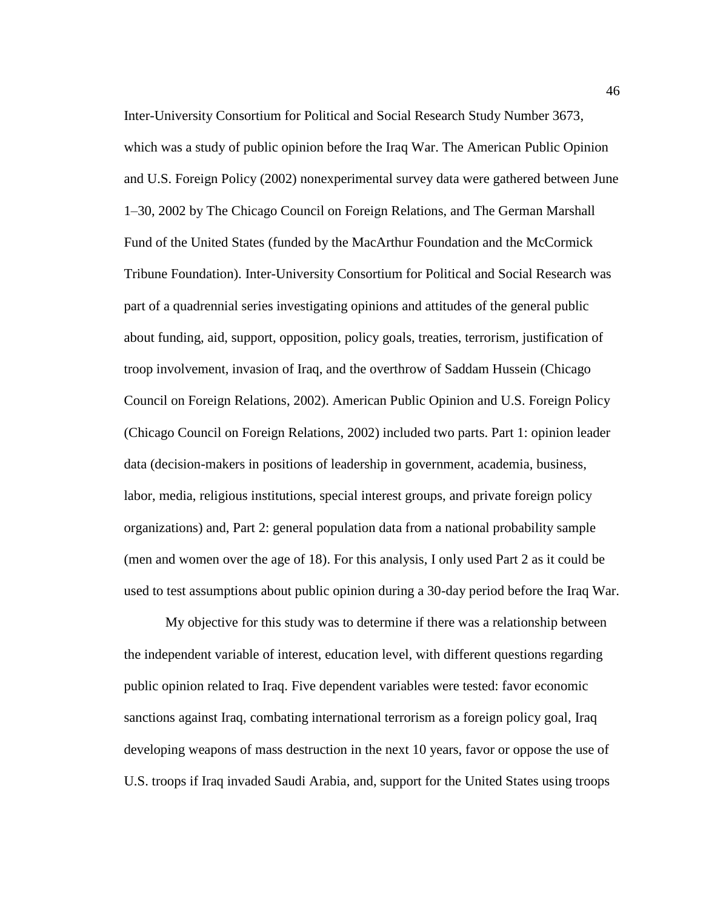Inter-University Consortium for Political and Social Research Study Number 3673, which was a study of public opinion before the Iraq War. The American Public Opinion and U.S. Foreign Policy (2002) nonexperimental survey data were gathered between June 1–30, 2002 by The Chicago Council on Foreign Relations, and The German Marshall Fund of the United States (funded by the MacArthur Foundation and the McCormick Tribune Foundation). Inter-University Consortium for Political and Social Research was part of a quadrennial series investigating opinions and attitudes of the general public about funding, aid, support, opposition, policy goals, treaties, terrorism, justification of troop involvement, invasion of Iraq, and the overthrow of Saddam Hussein (Chicago Council on Foreign Relations, 2002). American Public Opinion and U.S. Foreign Policy (Chicago Council on Foreign Relations, 2002) included two parts. Part 1: opinion leader data (decision-makers in positions of leadership in government, academia, business, labor, media, religious institutions, special interest groups, and private foreign policy organizations) and, Part 2: general population data from a national probability sample (men and women over the age of 18). For this analysis, I only used Part 2 as it could be used to test assumptions about public opinion during a 30-day period before the Iraq War.

My objective for this study was to determine if there was a relationship between the independent variable of interest, education level, with different questions regarding public opinion related to Iraq. Five dependent variables were tested: favor economic sanctions against Iraq, combating international terrorism as a foreign policy goal, Iraq developing weapons of mass destruction in the next 10 years, favor or oppose the use of U.S. troops if Iraq invaded Saudi Arabia, and, support for the United States using troops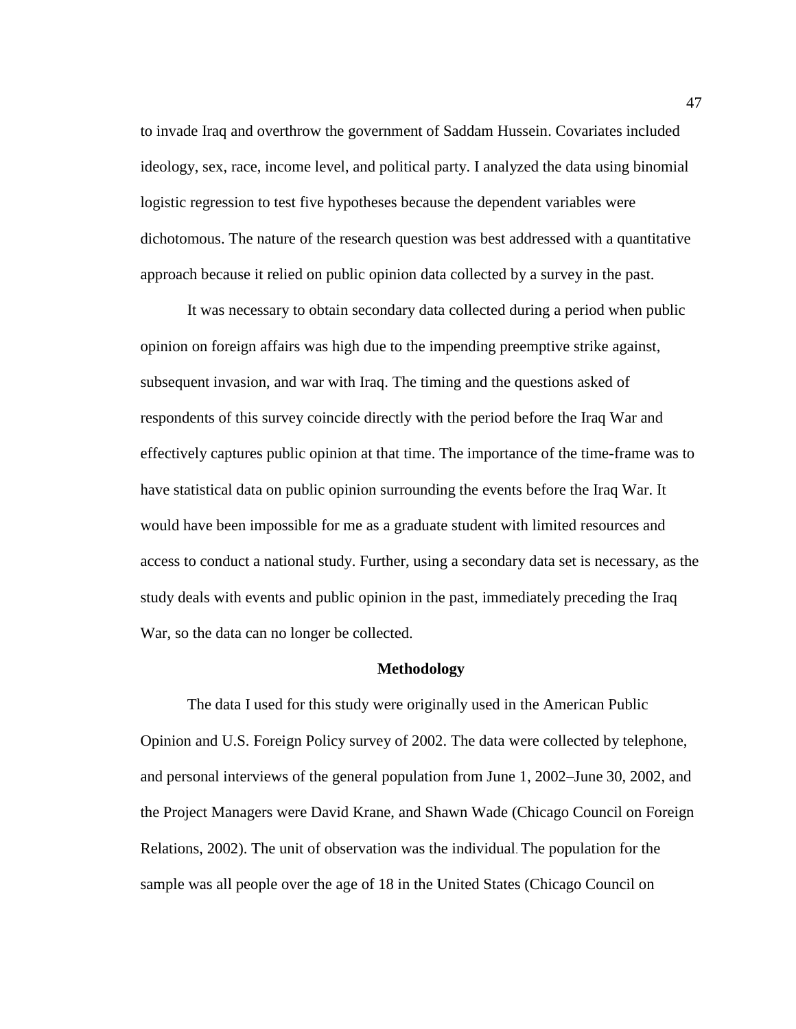to invade Iraq and overthrow the government of Saddam Hussein. Covariates included ideology, sex, race, income level, and political party. I analyzed the data using binomial logistic regression to test five hypotheses because the dependent variables were dichotomous. The nature of the research question was best addressed with a quantitative approach because it relied on public opinion data collected by a survey in the past.

It was necessary to obtain secondary data collected during a period when public opinion on foreign affairs was high due to the impending preemptive strike against, subsequent invasion, and war with Iraq. The timing and the questions asked of respondents of this survey coincide directly with the period before the Iraq War and effectively captures public opinion at that time. The importance of the time-frame was to have statistical data on public opinion surrounding the events before the Iraq War. It would have been impossible for me as a graduate student with limited resources and access to conduct a national study. Further, using a secondary data set is necessary, as the study deals with events and public opinion in the past, immediately preceding the Iraq War, so the data can no longer be collected.

## Methodology

The data I used for this study were originally used in the American Public Opinion and U.S. Foreign Policy survey of 2002. The data were collected by telephone, and personal interviews of the general population from June 1, 2002–June 30, 2002, and the Project Managers were David Krane, and Shawn Wade (Chicago Council on Foreign Relations, 2002). The unit of observation was the individual. The population for the sample was all people over the age of 18 in the United States (Chicago Council on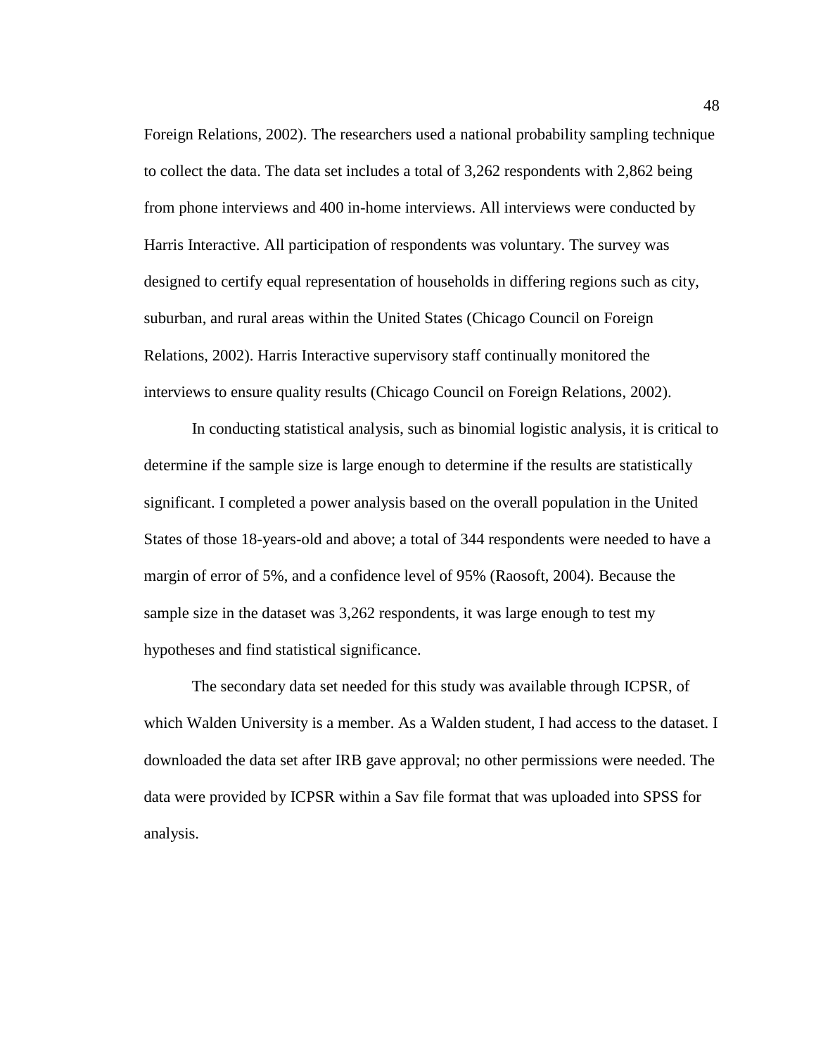Foreign Relations, 2002). The researchers used a national probability sampling technique to collect the data. The data set includes a total of 3,262 respondents with 2,862 being from phone interviews and 400 in-home interviews. All interviews were conducted by Harris Interactive. All participation of respondents was voluntary. The survey was designed to certify equal representation of households in differing regions such as city, suburban, and rural areas within the United States (Chicago Council on Foreign Relations, 2002). Harris Interactive supervisory staff continually monitored the interviews to ensure quality results (Chicago Council on Foreign Relations, 2002).

In conducting statistical analysis, such as binomial logistic analysis, it is critical to determine if the sample size is large enough to determine if the results are statistically significant. I completed a power analysis based on the overall population in the United States of those 18-years-old and above; a total of 344 respondents were needed to have a margin of error of 5%, and a confidence level of 95% (Raosoft, 2004). Because the sample size in the dataset was 3,262 respondents, it was large enough to test my hypotheses and find statistical significance.

The secondary data set needed for this study was available through ICPSR, of which Walden University is a member. As a Walden student, I had access to the dataset. I downloaded the data set after IRB gave approval; no other permissions were needed. The data were provided by ICPSR within a Sav file format that was uploaded into SPSS for analysis.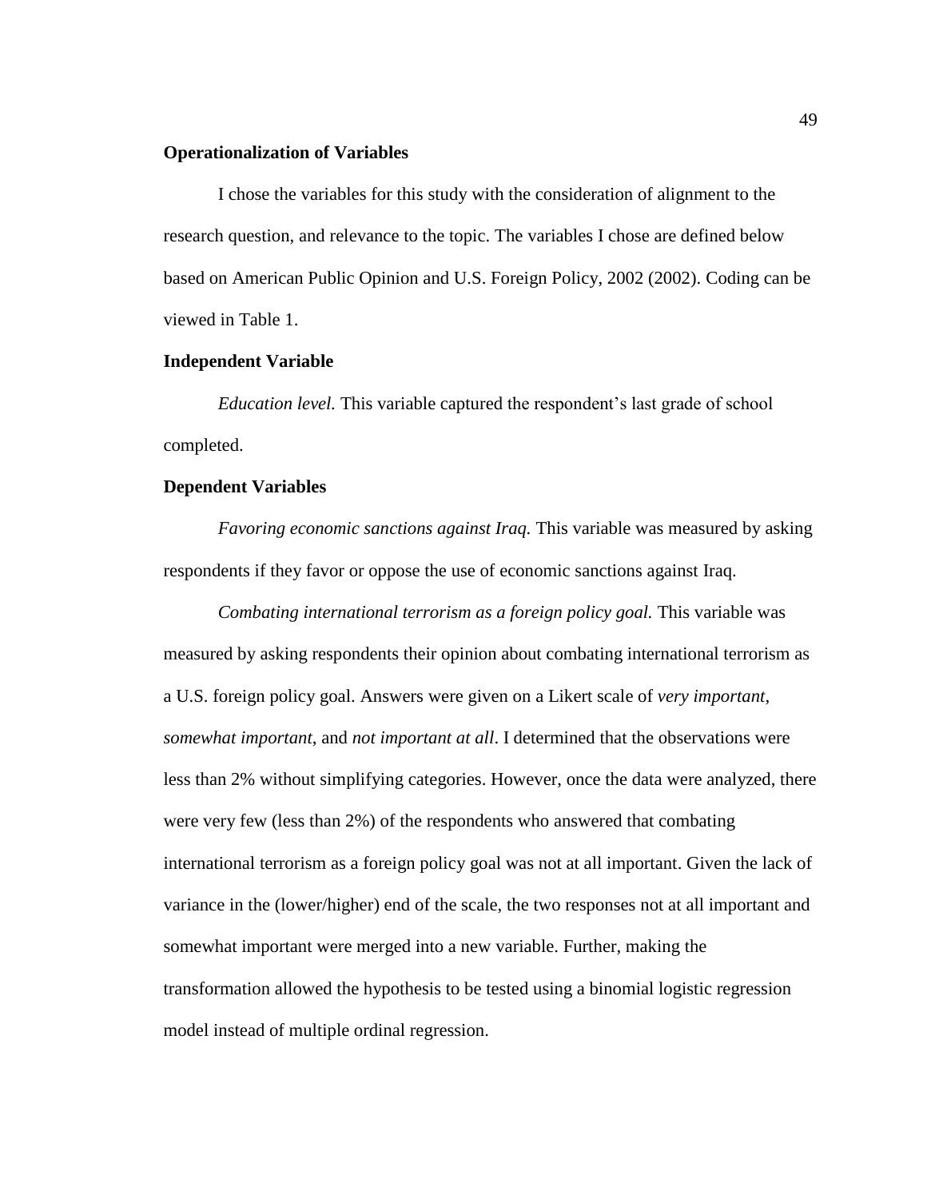## Operationalization of Variables

I chose the variables for this study with the consideration of alignment to the research question, and relevance to the topic. The variables I chose are defined below based on American Public Opinion and U.S. Foreign Policy, 2002 (2002). Coding can be viewed in Table 1.

## Independent Variable

*Education level.* This variable captured the respondent's last grade of school completed.

## Dependent Variables

*Favoring economic sanctions against Iraq.* This variable was measured by asking respondents if they favor or oppose the use of economic sanctions against Iraq.

*Combating international terrorism as a foreign policy goal.* This variable was measured by asking respondents their opinion about combating international terrorism as a U.S. foreign policy goal. Answers were given on a Likert scale of *very important*, *somewhat important*, and *not important at all*. I determined that the observations were less than 2% without simplifying categories. However, once the data were analyzed, there were very few (less than 2%) of the respondents who answered that combating international terrorism as a foreign policy goal was not at all important. Given the lack of variance in the (lower/higher) end of the scale, the two responses not at all important and somewhat important were merged into a new variable. Further, making the transformation allowed the hypothesis to be tested using a binomial logistic regression model instead of multiple ordinal regression.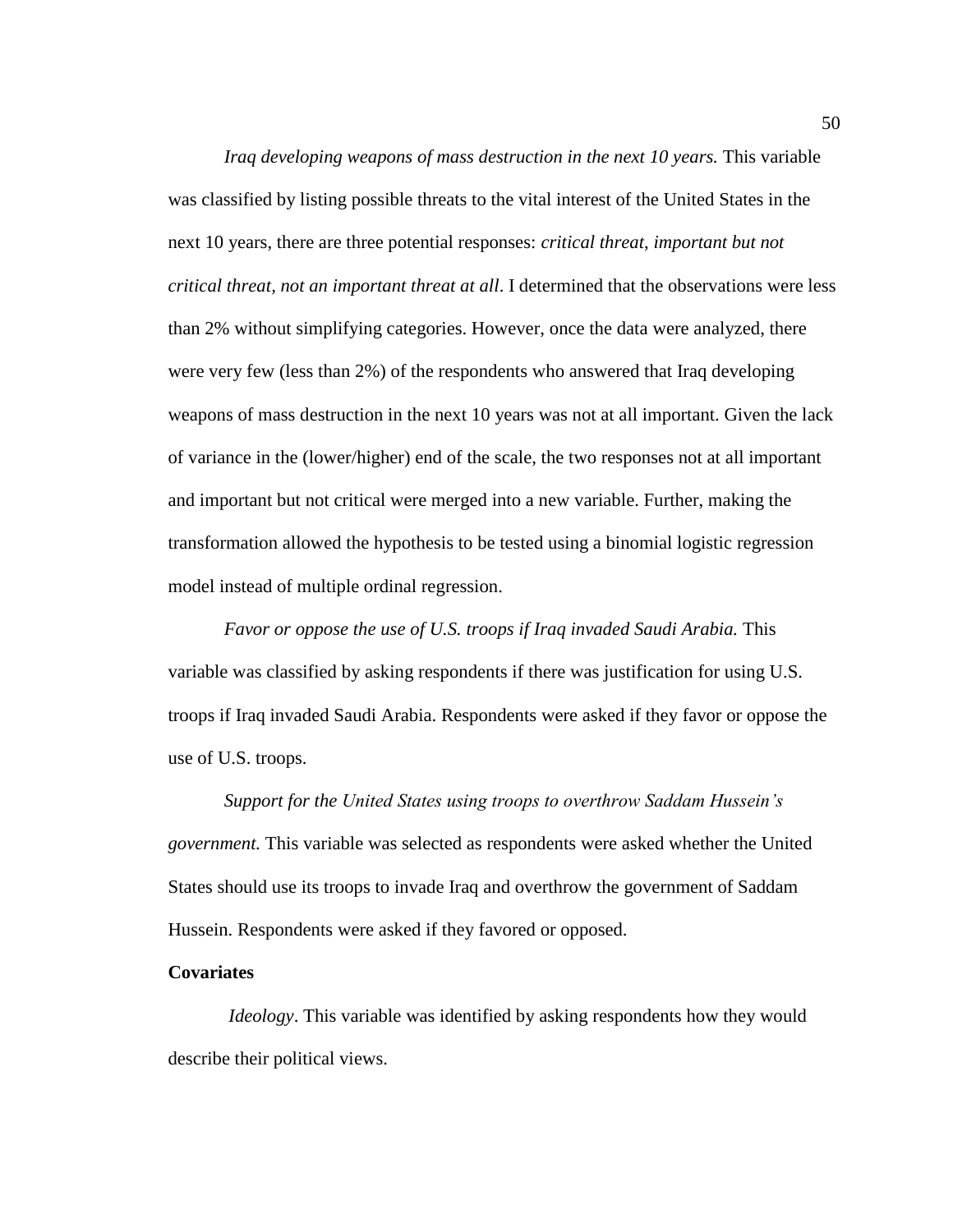*Iraq developing weapons of mass destruction in the next 10 years.* This variable was classified by listing possible threats to the vital interest of the United States in the next 10 years, there are three potential responses: *critical threat*, *important but not critical threat, not an important threat at all*. I determined that the observations were less than 2% without simplifying categories. However, once the data were analyzed, there were very few (less than 2%) of the respondents who answered that Iraq developing weapons of mass destruction in the next 10 years was not at all important. Given the lack of variance in the (lower/higher) end of the scale, the two responses not at all important and important but not critical were merged into a new variable. Further, making the transformation allowed the hypothesis to be tested using a binomial logistic regression model instead of multiple ordinal regression.

*Favor or oppose the use of U.S. troops if Iraq invaded Saudi Arabia.* This variable was classified by asking respondents if there was justification for using U.S. troops if Iraq invaded Saudi Arabia. Respondents were asked if they favor or oppose the use of U.S. troops.

*Support for the United States using troops to overthrow Saddam Hussein's government.* This variable was selected as respondents were asked whether the United States should use its troops to invade Iraq and overthrow the government of Saddam Hussein. Respondents were asked if they favored or opposed.

**Covariates**

*Ideology*. This variable was identified by asking respondents how they would describe their political views.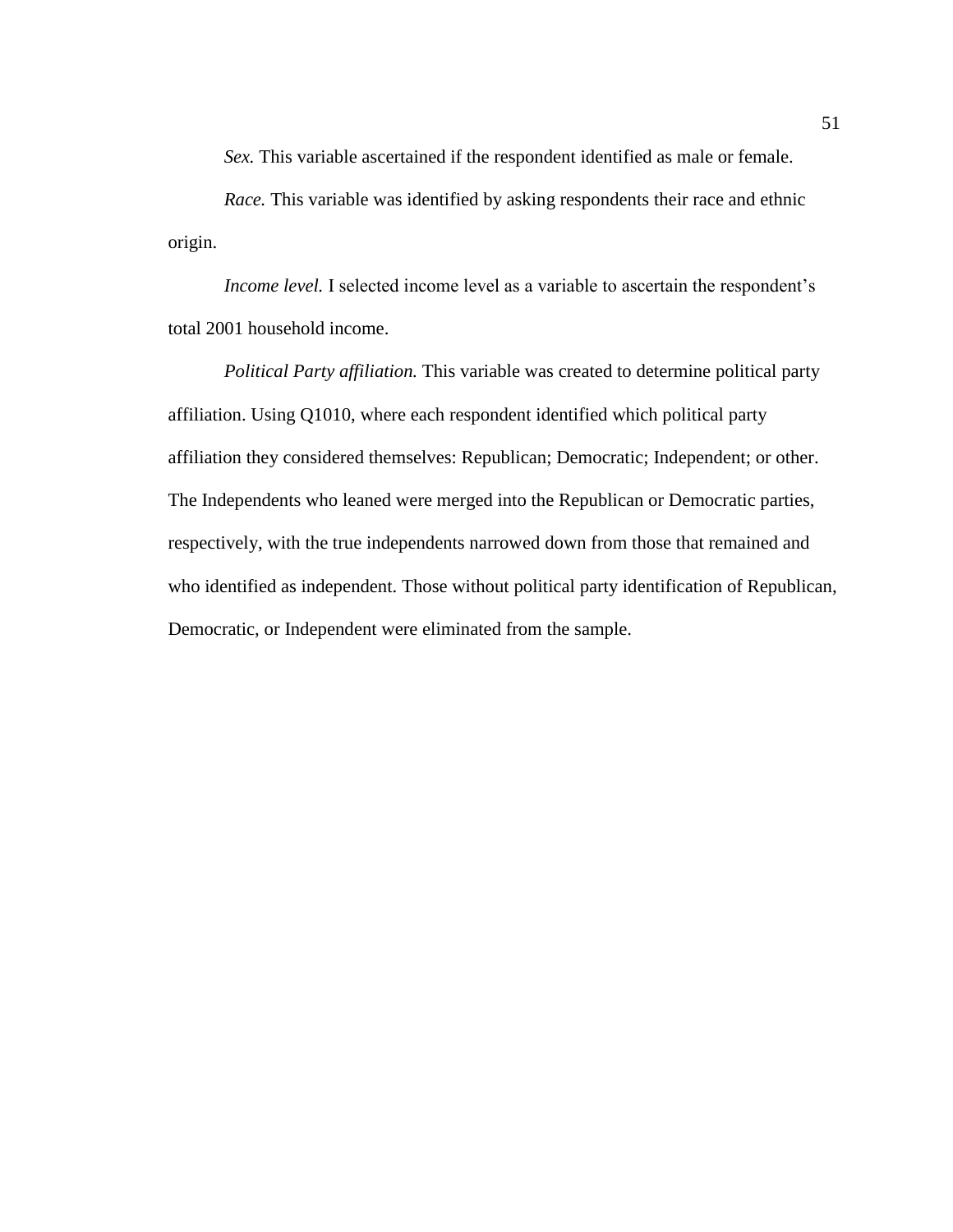*Sex.* This variable ascertained if the respondent identified as male or female.

*Race.* This variable was identified by asking respondents their race and ethnic origin.

*Income level.* I selected income level as a variable to ascertain the respondent's total 2001 household income.

*Political Party affiliation.* This variable was created to determine political party affiliation. Using Q1010, where each respondent identified which political party affiliation they considered themselves: Republican; Democratic; Independent; or other. The Independents who leaned were merged into the Republican or Democratic parties, respectively, with the true independents narrowed down from those that remained and who identified as independent. Those without political party identification of Republican, Democratic, or Independent were eliminated from the sample.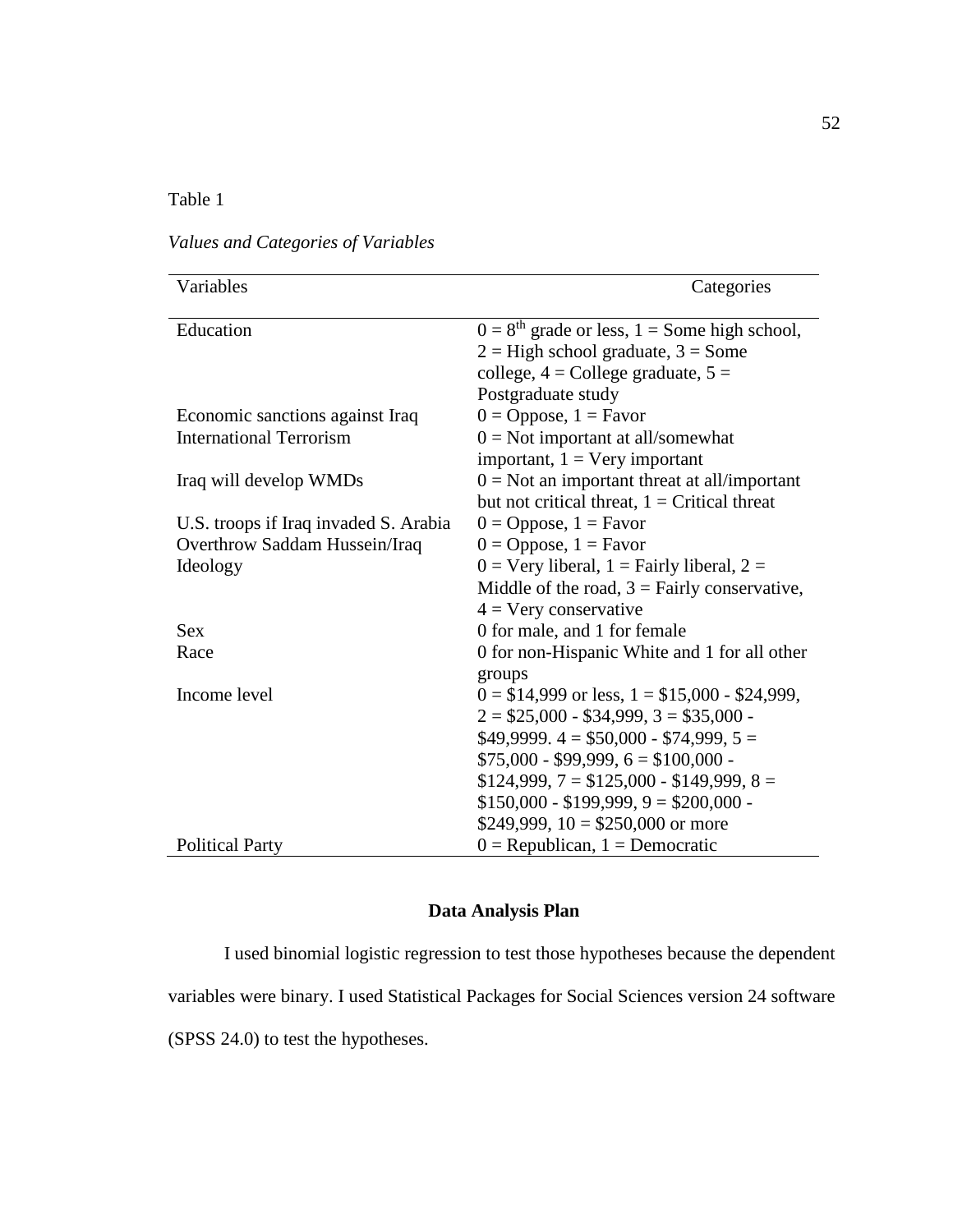Table 1

*Values and Categories of Variables*

| Variables | Categories |
|---|---|
| Education | 0 = 8th grade or less, 1 = Some high school, 2 = High school graduate, 3 = Some college, 4 = College graduate, 5 = Postgraduate study |
| Economic sanctions against Iraq | 0 = Oppose, 1 = Favor |
| International Terrorism | 0 = Not important at all/somewhat important, 1 = Very important |
| Iraq will develop WMDs | 0 = Not an important threat at all/important but not critical threat, 1 = Critical threat |
| U.S. troops if Iraq invaded S. Arabia | 0 = Oppose, 1 = Favor |
| Overthrow Saddam Hussein/Iraq | 0 = Oppose, 1 = Favor |
| Ideology | 0 = Very liberal, 1 = Fairly liberal, 2 = Middle of the road, 3 = Fairly conservative, 4 = Very conservative |
| Sex | 0 for male, and 1 for female |
| Race | 0 for non-Hispanic White and 1 for all other groups |
| Income level | 0 = $14,999 or less, 1 = $15,000 - $24,999, 2 = $25,000 - $34,999, 3 = $35,000 - $49,9999. 4 = $50,000 - $74,999, 5 = $75,000 - $99,999, 6 = $100,000 - $124,999, 7 = $125,000 - $149,999, 8 = $150,000 - $199,999, 9 = $200,000 - $249,999, 10 = $250,000 or more |
| Political Party | 0 = Republican, 1 = Democratic |

## Data Analysis Plan

I used binomial logistic regression to test those hypotheses because the dependent variables were binary. I used Statistical Packages for Social Sciences version 24 software (SPSS 24.0) to test the hypotheses.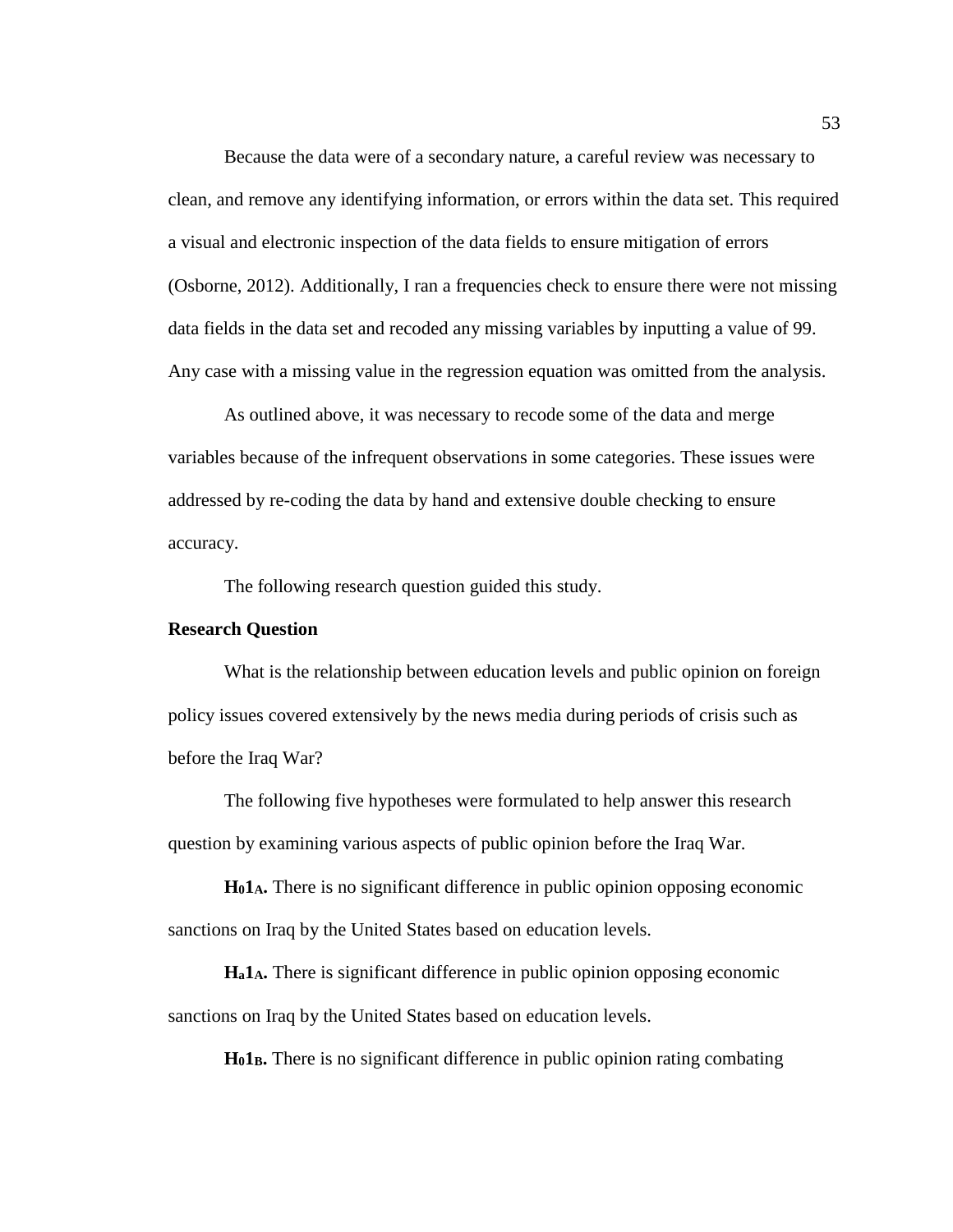Because the data were of a secondary nature, a careful review was necessary to clean, and remove any identifying information, or errors within the data set. This required a visual and electronic inspection of the data fields to ensure mitigation of errors (Osborne, 2012). Additionally, I ran a frequencies check to ensure there were not missing data fields in the data set and recoded any missing variables by inputting a value of 99. Any case with a missing value in the regression equation was omitted from the analysis.

As outlined above, it was necessary to recode some of the data and merge variables because of the infrequent observations in some categories. These issues were addressed by re-coding the data by hand and extensive double checking to ensure accuracy.

The following research question guided this study.

**Research Question**

What is the relationship between education levels and public opinion on foreign policy issues covered extensively by the news media during periods of crisis such as before the Iraq War?

The following five hypotheses were formulated to help answer this research question by examining various aspects of public opinion before the Iraq War.

**$H_01_A$.** There is no significant difference in public opinion opposing economic sanctions on Iraq by the United States based on education levels.

**$H_a1_A$.** There is significant difference in public opinion opposing economic sanctions on Iraq by the United States based on education levels.

**$H_01_B$.** There is no significant difference in public opinion rating combating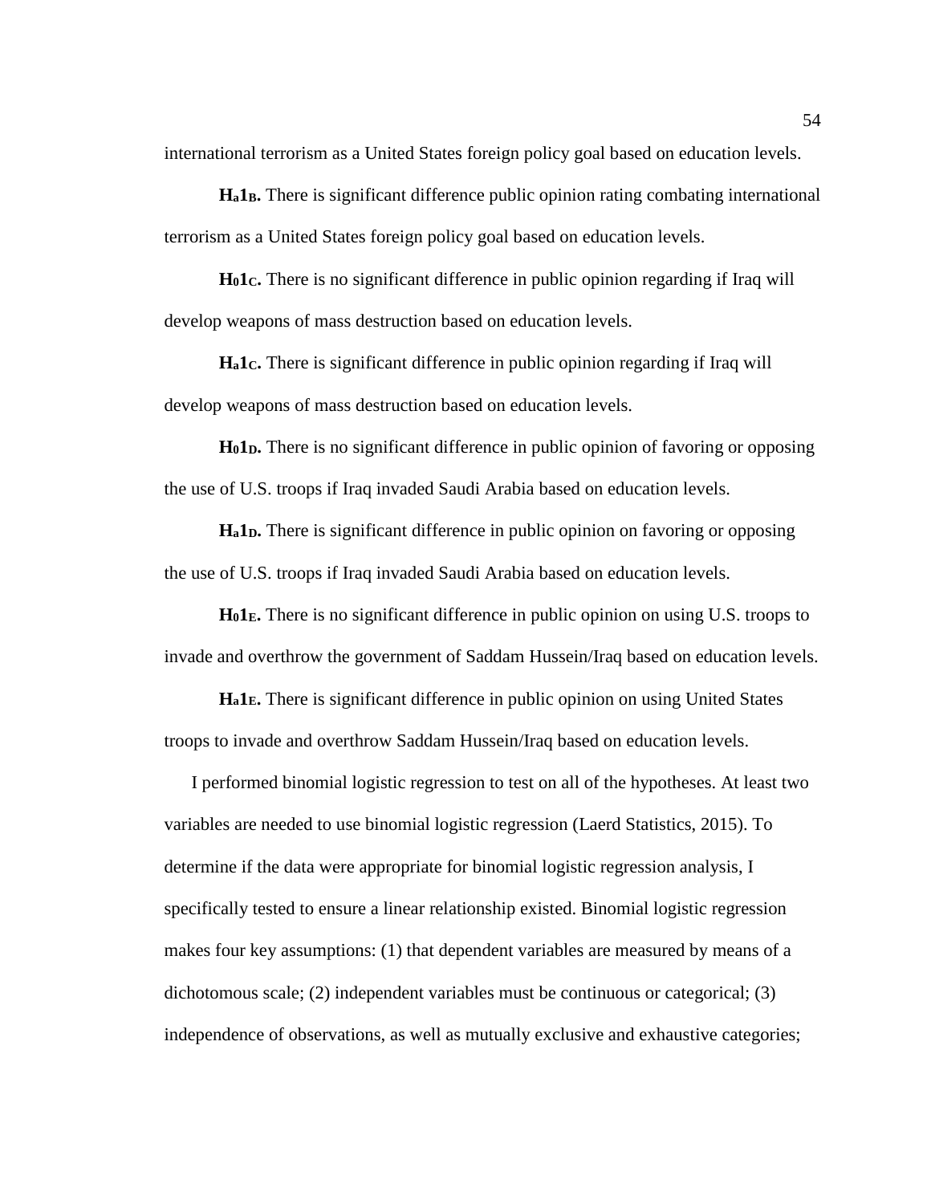international terrorism as a United States foreign policy goal based on education levels.

**$H_a1_B$.** There is significant difference public opinion rating combating international terrorism as a United States foreign policy goal based on education levels.

**$H_01_C$.** There is no significant difference in public opinion regarding if Iraq will develop weapons of mass destruction based on education levels.

**$H_a1_C$.** There is significant difference in public opinion regarding if Iraq will develop weapons of mass destruction based on education levels.

**$H_01_D$.** There is no significant difference in public opinion of favoring or opposing the use of U.S. troops if Iraq invaded Saudi Arabia based on education levels.

**$H_a1_D$.** There is significant difference in public opinion on favoring or opposing the use of U.S. troops if Iraq invaded Saudi Arabia based on education levels.

**$H_01_E$.** There is no significant difference in public opinion on using U.S. troops to invade and overthrow the government of Saddam Hussein/Iraq based on education levels.

**$H_a1_E$.** There is significant difference in public opinion on using United States troops to invade and overthrow Saddam Hussein/Iraq based on education levels.

I performed binomial logistic regression to test on all of the hypotheses. At least two variables are needed to use binomial logistic regression (Laerd Statistics, 2015). To determine if the data were appropriate for binomial logistic regression analysis, I specifically tested to ensure a linear relationship existed. Binomial logistic regression makes four key assumptions: (1) that dependent variables are measured by means of a dichotomous scale; (2) independent variables must be continuous or categorical; (3) independence of observations, as well as mutually exclusive and exhaustive categories;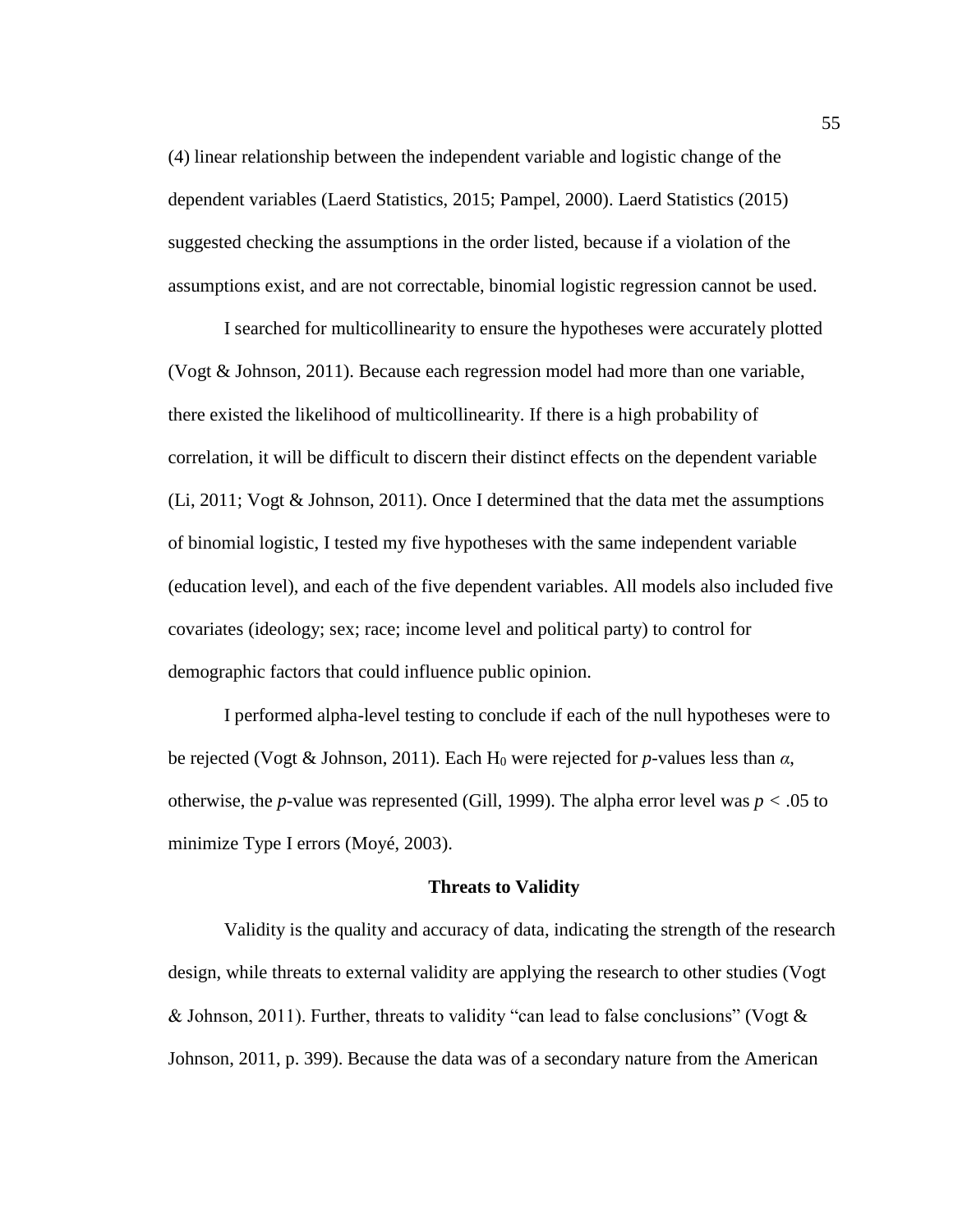(4) linear relationship between the independent variable and logistic change of the dependent variables (Laerd Statistics, 2015; Pampel, 2000). Laerd Statistics (2015) suggested checking the assumptions in the order listed, because if a violation of the assumptions exist, and are not correctable, binomial logistic regression cannot be used.

I searched for multicollinearity to ensure the hypotheses were accurately plotted (Vogt & Johnson, 2011). Because each regression model had more than one variable, there existed the likelihood of multicollinearity. If there is a high probability of correlation, it will be difficult to discern their distinct effects on the dependent variable (Li, 2011; Vogt & Johnson, 2011). Once I determined that the data met the assumptions of binomial logistic, I tested my five hypotheses with the same independent variable (education level), and each of the five dependent variables. All models also included five covariates (ideology; sex; race; income level and political party) to control for demographic factors that could influence public opinion.

I performed alpha-level testing to conclude if each of the null hypotheses were to be rejected (Vogt & Johnson, 2011). Each $H_0$ were rejected for *p*-values less than $\alpha$, otherwise, the *p*-value was represented (Gill, 1999). The alpha error level was $p < .05$ to minimize Type I errors (Moyé, 2003).

## Threats to Validity

Validity is the quality and accuracy of data, indicating the strength of the research design, while threats to external validity are applying the research to other studies (Vogt & Johnson, 2011). Further, threats to validity "can lead to false conclusions" (Vogt & Johnson, 2011, p. 399). Because the data was of a secondary nature from the American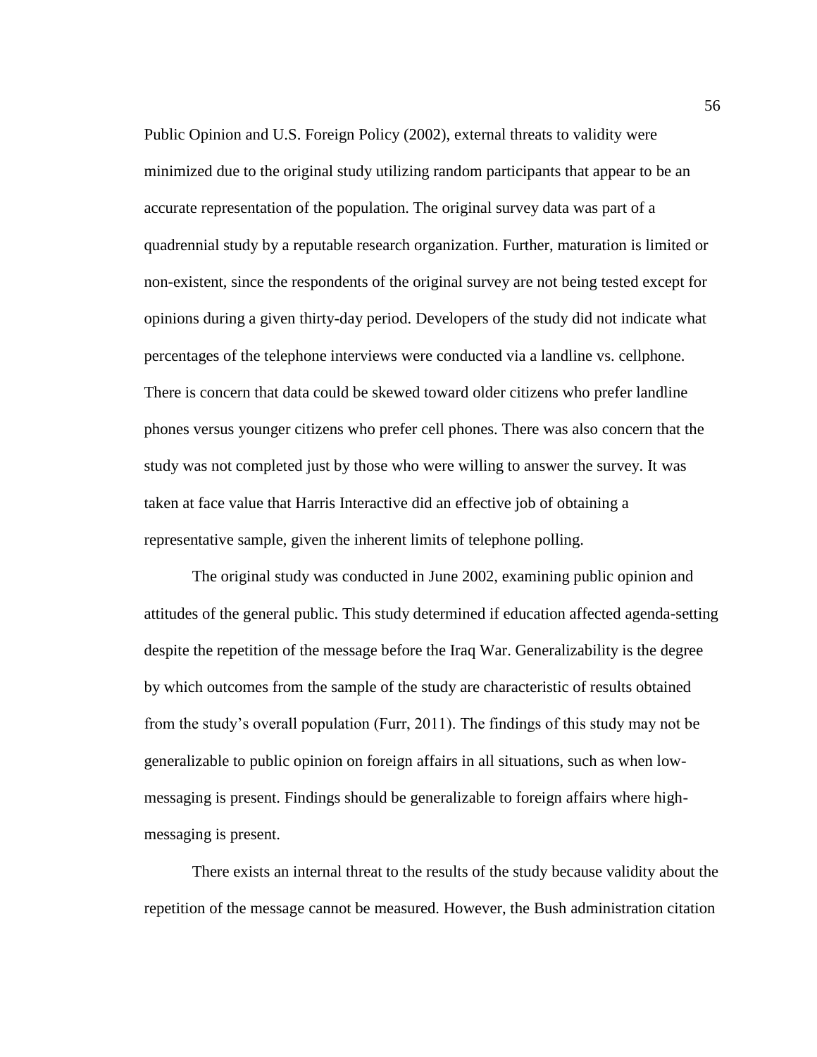Public Opinion and U.S. Foreign Policy (2002), external threats to validity were minimized due to the original study utilizing random participants that appear to be an accurate representation of the population. The original survey data was part of a quadrennial study by a reputable research organization. Further, maturation is limited or non-existent, since the respondents of the original survey are not being tested except for opinions during a given thirty-day period. Developers of the study did not indicate what percentages of the telephone interviews were conducted via a landline vs. cellphone. There is concern that data could be skewed toward older citizens who prefer landline phones versus younger citizens who prefer cell phones. There was also concern that the study was not completed just by those who were willing to answer the survey. It was taken at face value that Harris Interactive did an effective job of obtaining a representative sample, given the inherent limits of telephone polling.

The original study was conducted in June 2002, examining public opinion and attitudes of the general public. This study determined if education affected agenda-setting despite the repetition of the message before the Iraq War. Generalizability is the degree by which outcomes from the sample of the study are characteristic of results obtained from the study's overall population (Furr, 2011). The findings of this study may not be generalizable to public opinion on foreign affairs in all situations, such as when low-messaging is present. Findings should be generalizable to foreign affairs where high-messaging is present.

There exists an internal threat to the results of the study because validity about the repetition of the message cannot be measured. However, the Bush administration citation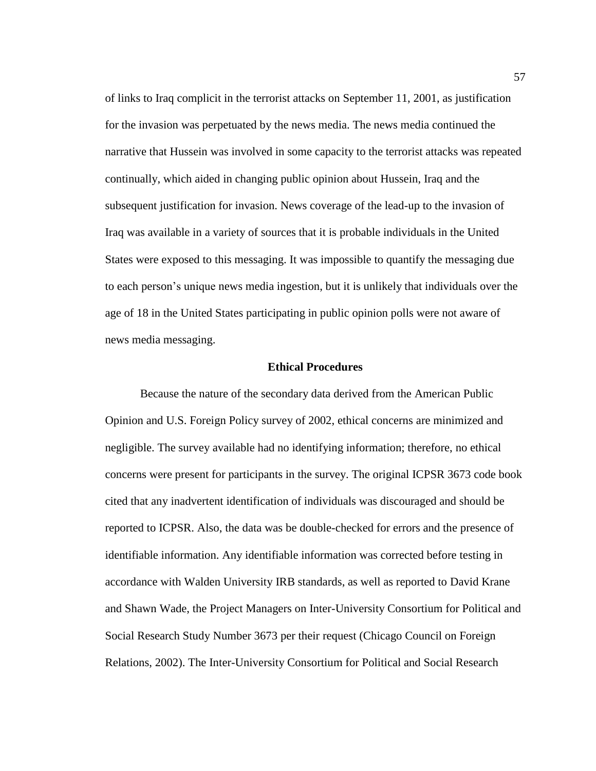of links to Iraq complicit in the terrorist attacks on September 11, 2001, as justification for the invasion was perpetuated by the news media. The news media continued the narrative that Hussein was involved in some capacity to the terrorist attacks was repeated continually, which aided in changing public opinion about Hussein, Iraq and the subsequent justification for invasion. News coverage of the lead-up to the invasion of Iraq was available in a variety of sources that it is probable individuals in the United States were exposed to this messaging. It was impossible to quantify the messaging due to each person's unique news media ingestion, but it is unlikely that individuals over the age of 18 in the United States participating in public opinion polls were not aware of news media messaging.

## Ethical Procedures

Because the nature of the secondary data derived from the American Public Opinion and U.S. Foreign Policy survey of 2002, ethical concerns are minimized and negligible. The survey available had no identifying information; therefore, no ethical concerns were present for participants in the survey. The original ICPSR 3673 code book cited that any inadvertent identification of individuals was discouraged and should be reported to ICPSR. Also, the data was be double-checked for errors and the presence of identifiable information. Any identifiable information was corrected before testing in accordance with Walden University IRB standards, as well as reported to David Krane and Shawn Wade, the Project Managers on Inter-University Consortium for Political and Social Research Study Number 3673 per their request (Chicago Council on Foreign Relations, 2002). The Inter-University Consortium for Political and Social Research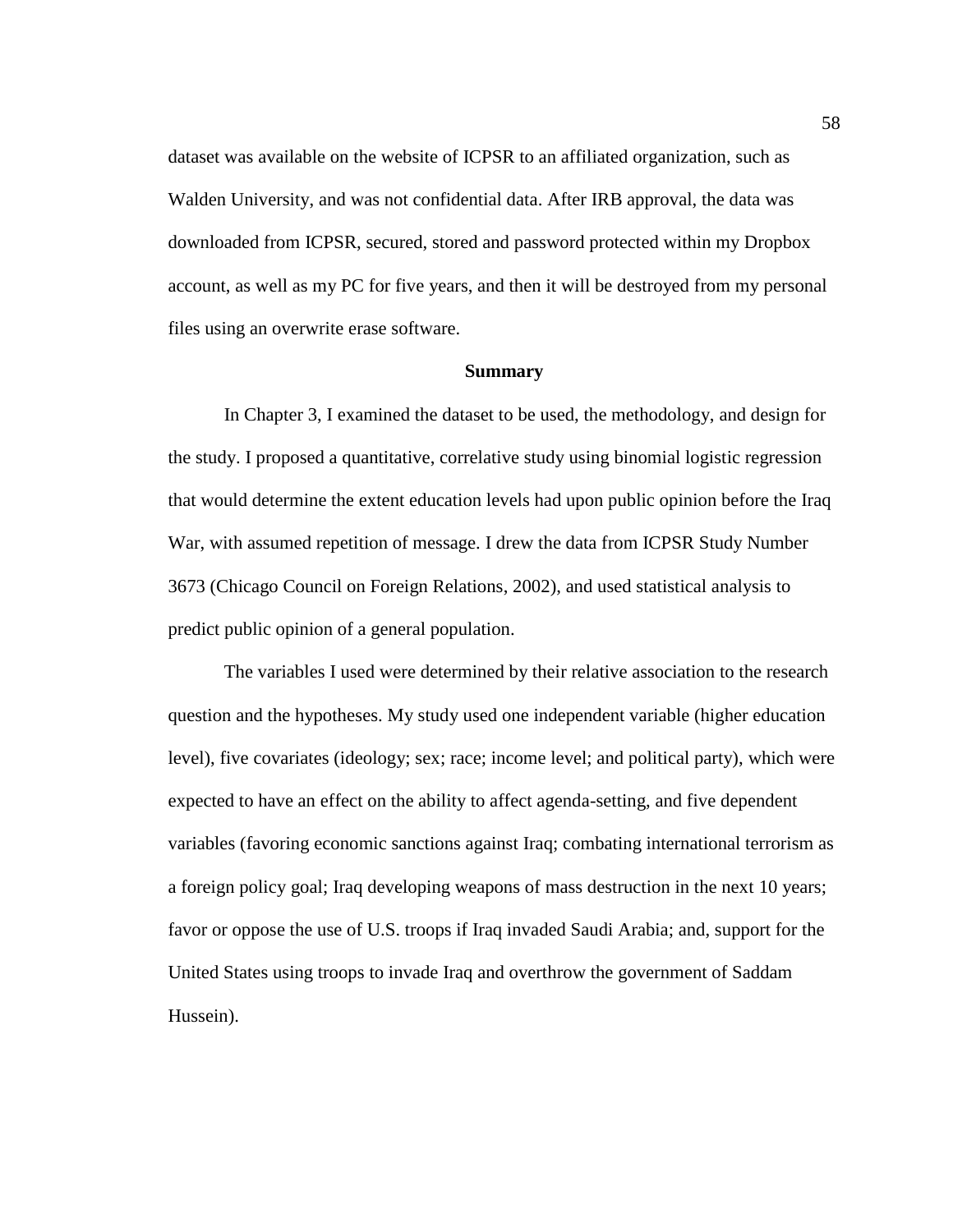dataset was available on the website of ICPSR to an affiliated organization, such as Walden University, and was not confidential data. After IRB approval, the data was downloaded from ICPSR, secured, stored and password protected within my Dropbox account, as well as my PC for five years, and then it will be destroyed from my personal files using an overwrite erase software.

## Summary

In Chapter 3, I examined the dataset to be used, the methodology, and design for the study. I proposed a quantitative, correlative study using binomial logistic regression that would determine the extent education levels had upon public opinion before the Iraq War, with assumed repetition of message. I drew the data from ICPSR Study Number 3673 (Chicago Council on Foreign Relations, 2002), and used statistical analysis to predict public opinion of a general population.

The variables I used were determined by their relative association to the research question and the hypotheses. My study used one independent variable (higher education level), five covariates (ideology; sex; race; income level; and political party), which were expected to have an effect on the ability to affect agenda-setting, and five dependent variables (favoring economic sanctions against Iraq; combating international terrorism as a foreign policy goal; Iraq developing weapons of mass destruction in the next 10 years; favor or oppose the use of U.S. troops if Iraq invaded Saudi Arabia; and, support for the United States using troops to invade Iraq and overthrow the government of Saddam Hussein).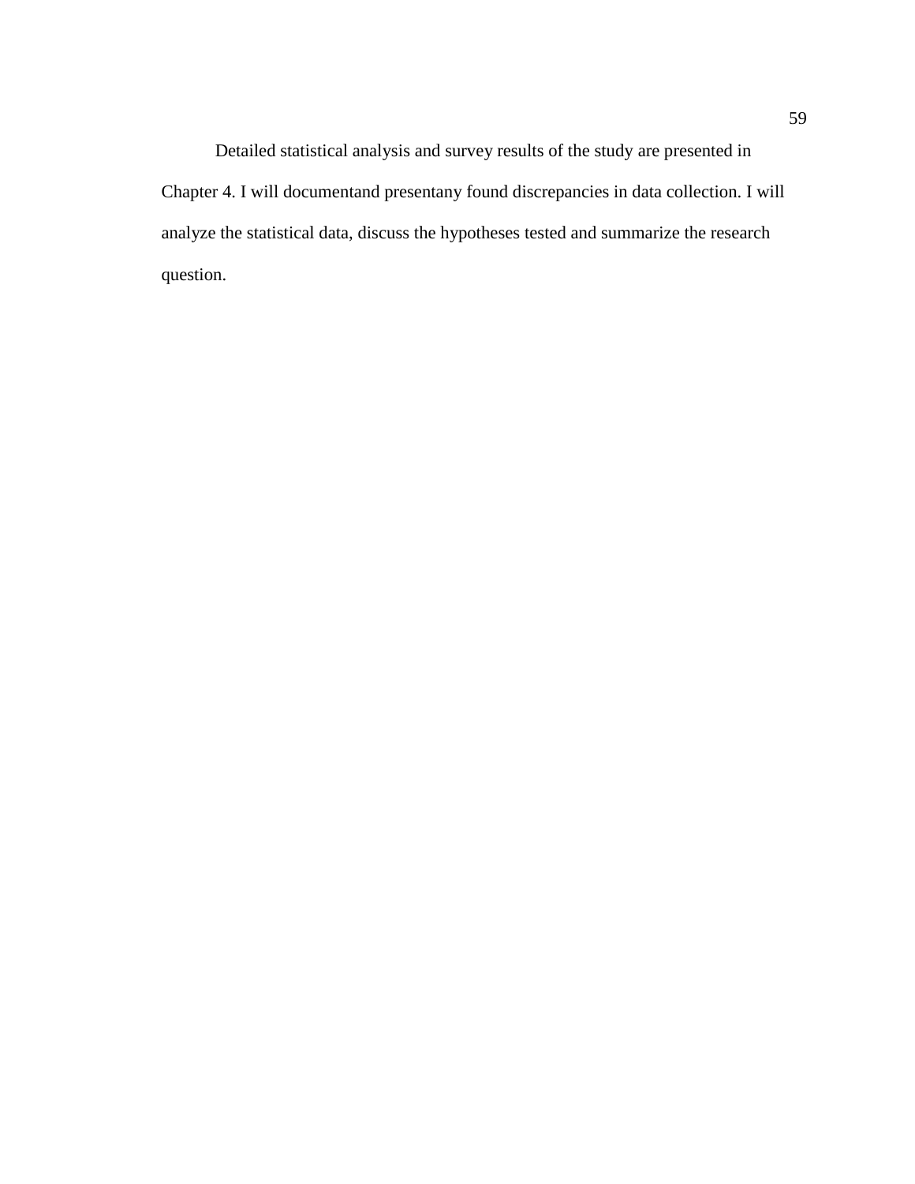Detailed statistical analysis and survey results of the study are presented in Chapter 4. I will documentand presentany found discrepancies in data collection. I will analyze the statistical data, discuss the hypotheses tested and summarize the research question.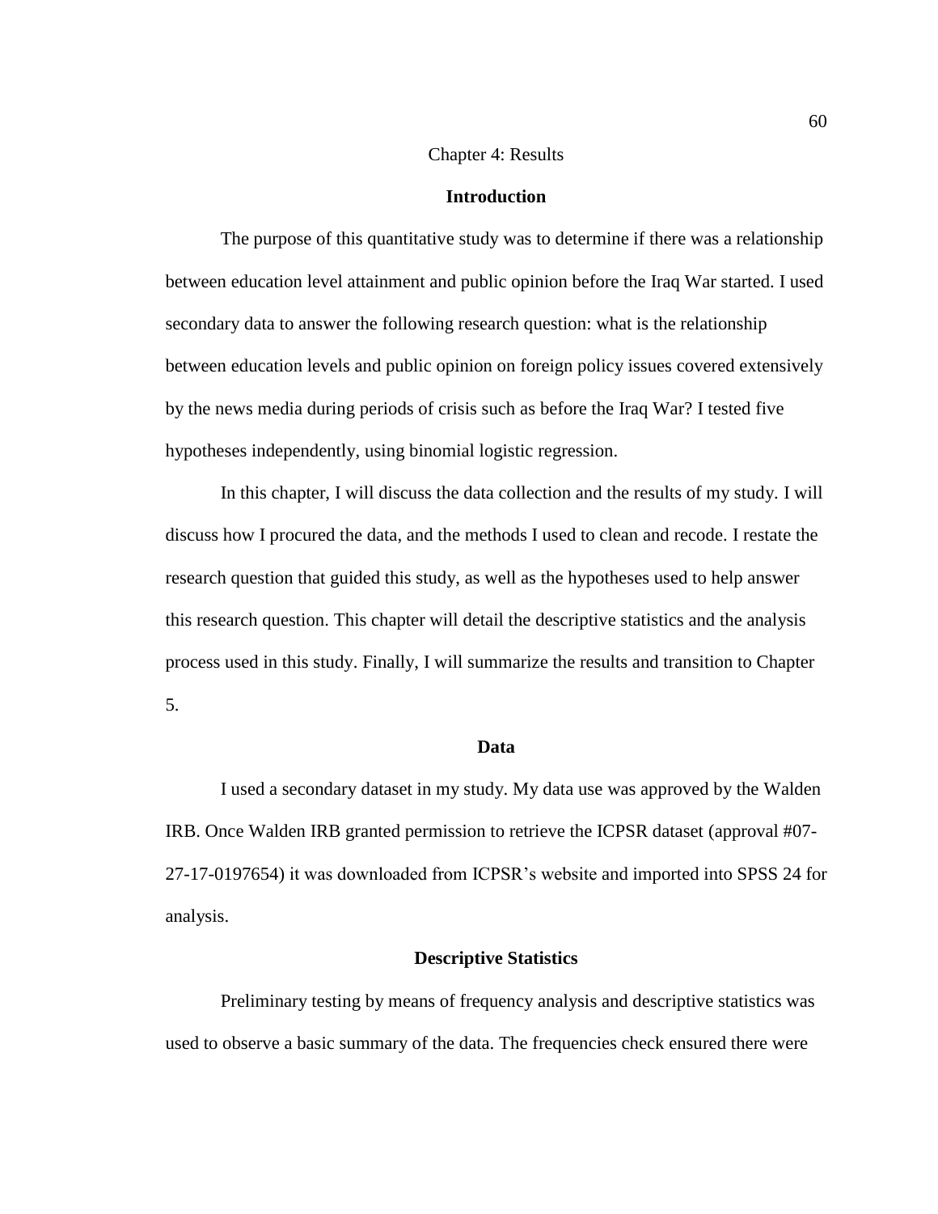# Chapter 4: Results

## Introduction

The purpose of this quantitative study was to determine if there was a relationship between education level attainment and public opinion before the Iraq War started. I used secondary data to answer the following research question: what is the relationship between education levels and public opinion on foreign policy issues covered extensively by the news media during periods of crisis such as before the Iraq War? I tested five hypotheses independently, using binomial logistic regression.

In this chapter, I will discuss the data collection and the results of my study. I will discuss how I procured the data, and the methods I used to clean and recode. I restate the research question that guided this study, as well as the hypotheses used to help answer this research question. This chapter will detail the descriptive statistics and the analysis process used in this study. Finally, I will summarize the results and transition to Chapter 5.

## Data

I used a secondary dataset in my study. My data use was approved by the Walden IRB. Once Walden IRB granted permission to retrieve the ICPSR dataset (approval #07-27-17-0197654) it was downloaded from ICPSR's website and imported into SPSS 24 for analysis.

## Descriptive Statistics

Preliminary testing by means of frequency analysis and descriptive statistics was used to observe a basic summary of the data. The frequencies check ensured there were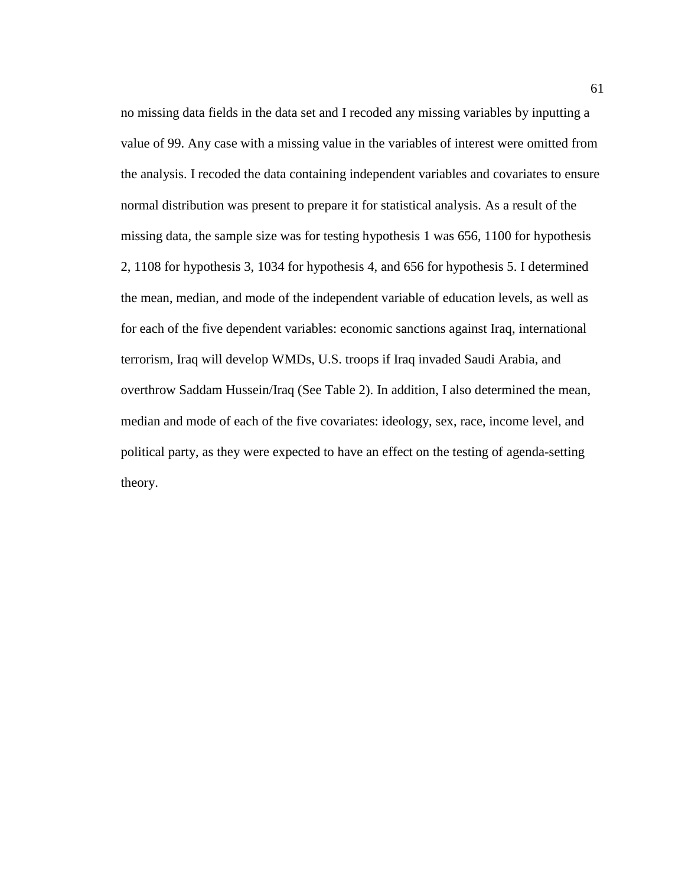no missing data fields in the data set and I recoded any missing variables by inputting a value of 99. Any case with a missing value in the variables of interest were omitted from the analysis. I recoded the data containing independent variables and covariates to ensure normal distribution was present to prepare it for statistical analysis. As a result of the missing data, the sample size was for testing hypothesis 1 was 656, 1100 for hypothesis 2, 1108 for hypothesis 3, 1034 for hypothesis 4, and 656 for hypothesis 5. I determined the mean, median, and mode of the independent variable of education levels, as well as for each of the five dependent variables: economic sanctions against Iraq, international terrorism, Iraq will develop WMDs, U.S. troops if Iraq invaded Saudi Arabia, and overthrow Saddam Hussein/Iraq (See Table 2). In addition, I also determined the mean, median and mode of each of the five covariates: ideology, sex, race, income level, and political party, as they were expected to have an effect on the testing of agenda-setting theory.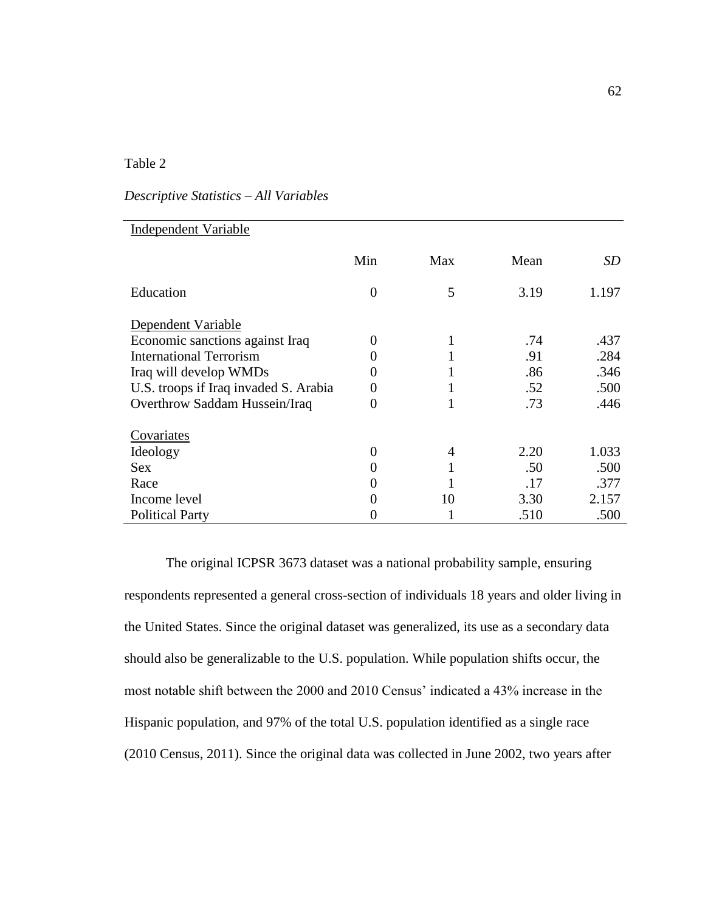Table 2

*Descriptive Statistics – All Variables*

| Independent Variable | | | | |
|---|---|---|---|---|
| | Min | Max | Mean | *SD* |
| Education | 0 | 5 | 3.19 | 1.197 |
| Dependent Variable | | | | |
| Economic sanctions against Iraq | 0 | 1 | .74 | .437 |
| International Terrorism | 0 | 1 | .91 | .284 |
| Iraq will develop WMDs | 0 | 1 | .86 | .346 |
| U.S. troops if Iraq invaded S. Arabia | 0 | 1 | .52 | .500 |
| Overthrow Saddam Hussein/Iraq | 0 | 1 | .73 | .446 |
| Covariates | | | | |
| Ideology | 0 | 4 | 2.20 | 1.033 |
| Sex | 0 | 1 | .50 | .500 |
| Race | 0 | 1 | .17 | .377 |
| Income level | 0 | 10 | 3.30 | 2.157 |
| Political Party | 0 | 1 | .510 | .500 |

The original ICPSR 3673 dataset was a national probability sample, ensuring respondents represented a general cross-section of individuals 18 years and older living in the United States. Since the original dataset was generalized, its use as a secondary data should also be generalizable to the U.S. population. While population shifts occur, the most notable shift between the 2000 and 2010 Census' indicated a 43% increase in the Hispanic population, and 97% of the total U.S. population identified as a single race (2010 Census, 2011). Since the original data was collected in June 2002, two years after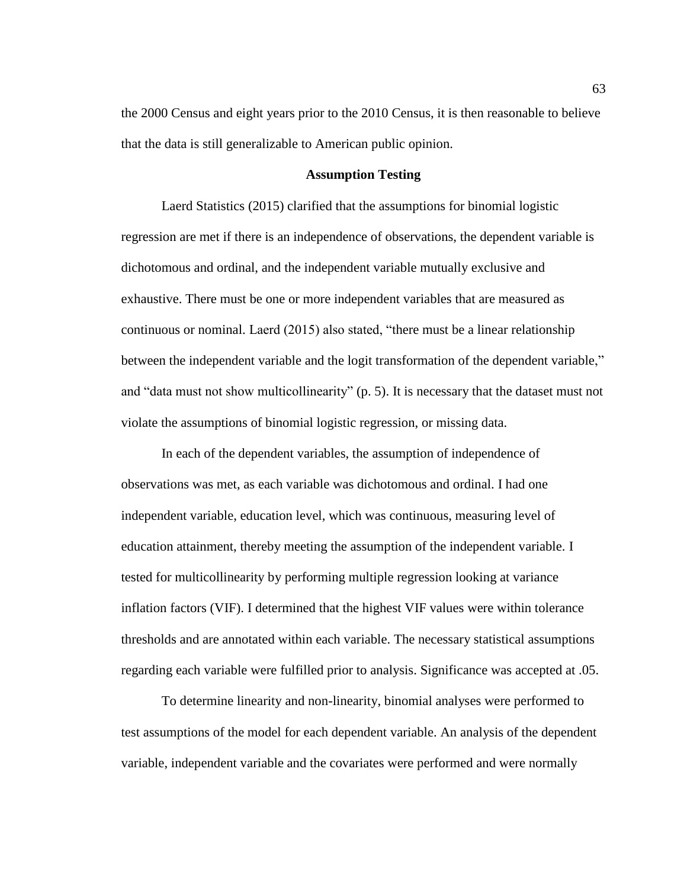the 2000 Census and eight years prior to the 2010 Census, it is then reasonable to believe that the data is still generalizable to American public opinion.

## Assumption Testing

Laerd Statistics (2015) clarified that the assumptions for binomial logistic regression are met if there is an independence of observations, the dependent variable is dichotomous and ordinal, and the independent variable mutually exclusive and exhaustive. There must be one or more independent variables that are measured as continuous or nominal. Laerd (2015) also stated, "there must be a linear relationship between the independent variable and the logit transformation of the dependent variable," and "data must not show multicollinearity" (p. 5). It is necessary that the dataset must not violate the assumptions of binomial logistic regression, or missing data.

In each of the dependent variables, the assumption of independence of observations was met, as each variable was dichotomous and ordinal. I had one independent variable, education level, which was continuous, measuring level of education attainment, thereby meeting the assumption of the independent variable. I tested for multicollinearity by performing multiple regression looking at variance inflation factors (VIF). I determined that the highest VIF values were within tolerance thresholds and are annotated within each variable. The necessary statistical assumptions regarding each variable were fulfilled prior to analysis. Significance was accepted at .05.

To determine linearity and non-linearity, binomial analyses were performed to test assumptions of the model for each dependent variable. An analysis of the dependent variable, independent variable and the covariates were performed and were normally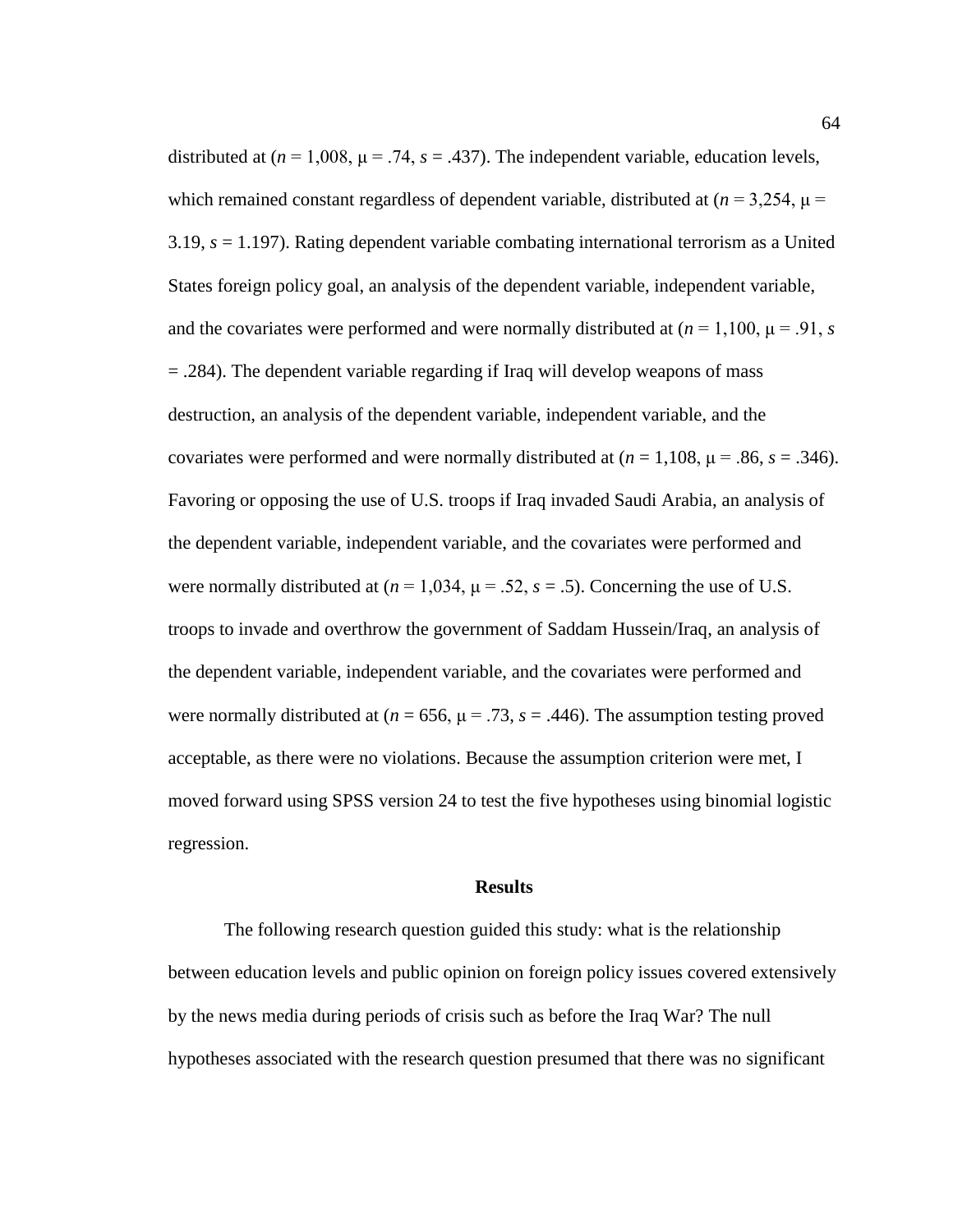distributed at ($n$ = 1,008, $\mu$ = .74, $s$ = .437). The independent variable, education levels, which remained constant regardless of dependent variable, distributed at ($n$ = 3,254, $\mu$ = 3.19, $s$ = 1.197). Rating dependent variable combating international terrorism as a United States foreign policy goal, an analysis of the dependent variable, independent variable, and the covariates were performed and were normally distributed at ($n$ = 1,100, $\mu$ = .91, $s$ = .284). The dependent variable regarding if Iraq will develop weapons of mass destruction, an analysis of the dependent variable, independent variable, and the covariates were performed and were normally distributed at ($n$ = 1,108, $\mu$ = .86, $s$ = .346). Favoring or opposing the use of U.S. troops if Iraq invaded Saudi Arabia, an analysis of the dependent variable, independent variable, and the covariates were performed and were normally distributed at ($n$ = 1,034, $\mu$ = .52, $s$ = .5). Concerning the use of U.S. troops to invade and overthrow the government of Saddam Hussein/Iraq, an analysis of the dependent variable, independent variable, and the covariates were performed and were normally distributed at ($n$ = 656, $\mu$ = .73, $s$ = .446). The assumption testing proved acceptable, as there were no violations. Because the assumption criterion were met, I moved forward using SPSS version 24 to test the five hypotheses using binomial logistic regression.

## Results

The following research question guided this study: what is the relationship between education levels and public opinion on foreign policy issues covered extensively by the news media during periods of crisis such as before the Iraq War? The null hypotheses associated with the research question presumed that there was no significant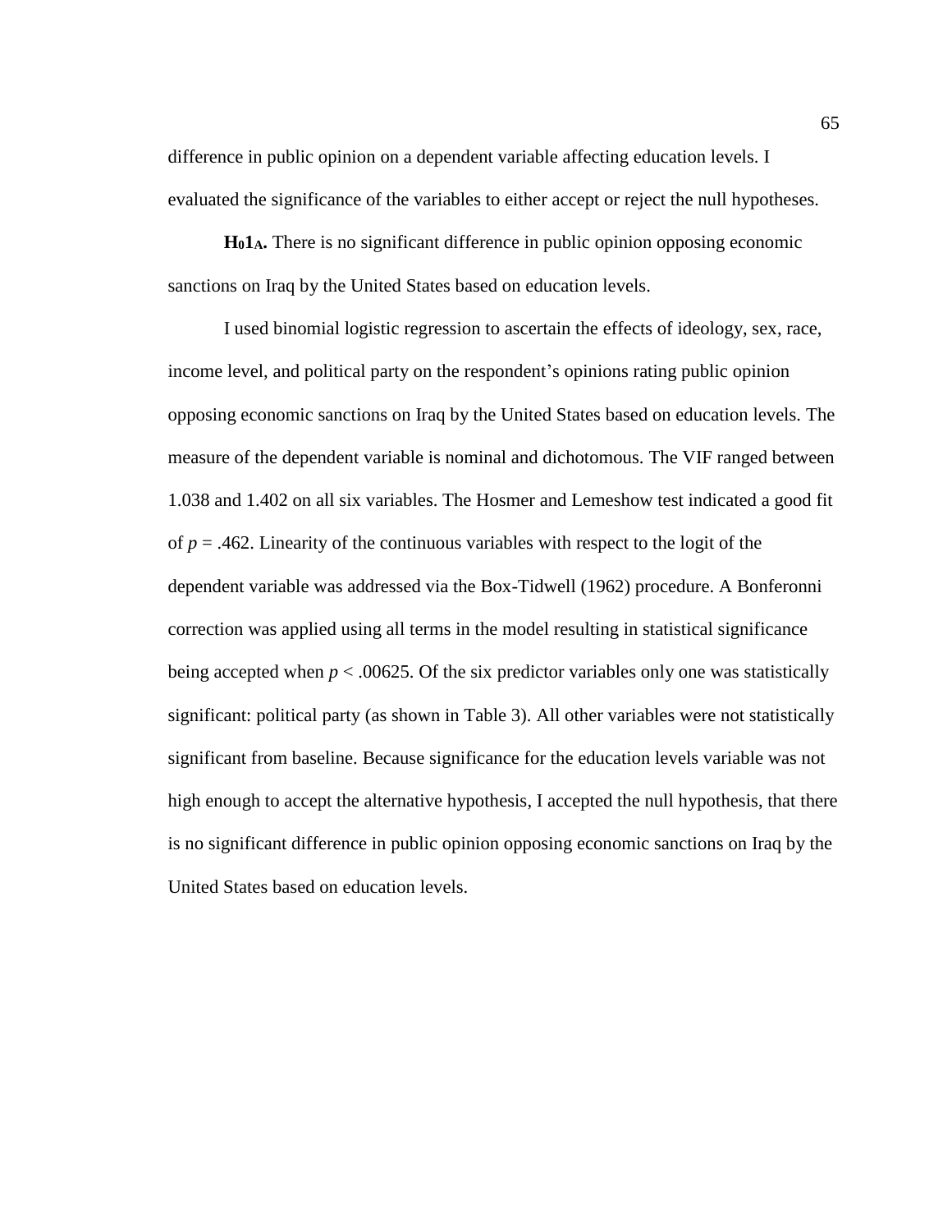difference in public opinion on a dependent variable affecting education levels. I evaluated the significance of the variables to either accept or reject the null hypotheses.

**$H_01_A$.** There is no significant difference in public opinion opposing economic sanctions on Iraq by the United States based on education levels.

I used binomial logistic regression to ascertain the effects of ideology, sex, race, income level, and political party on the respondent's opinions rating public opinion opposing economic sanctions on Iraq by the United States based on education levels. The measure of the dependent variable is nominal and dichotomous. The VIF ranged between 1.038 and 1.402 on all six variables. The Hosmer and Lemeshow test indicated a good fit of $p = .462$. Linearity of the continuous variables with respect to the logit of the dependent variable was addressed via the Box-Tidwell (1962) procedure. A Bonferonni correction was applied using all terms in the model resulting in statistical significance being accepted when $p < .00625$. Of the six predictor variables only one was statistically significant: political party (as shown in Table 3). All other variables were not statistically significant from baseline. Because significance for the education levels variable was not high enough to accept the alternative hypothesis, I accepted the null hypothesis, that there is no significant difference in public opinion opposing economic sanctions on Iraq by the United States based on education levels.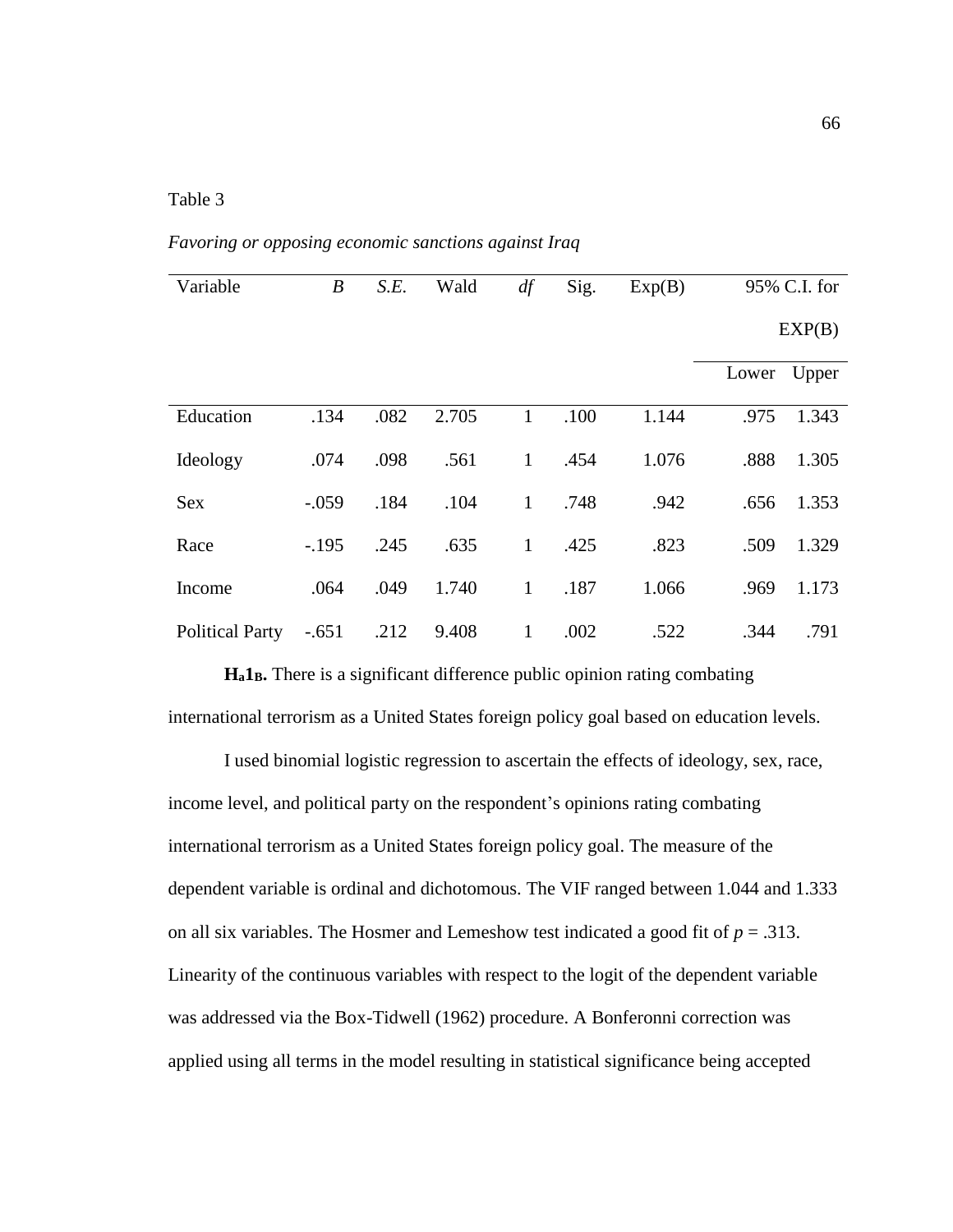Table 3

*Favoring or opposing economic sanctions against Iraq*

| Variable | *B* | *S.E.* | Wald | *df* | Sig. | Exp(B) | 95% C.I. for EXP(B) | |
|---|---|---|---|---|---|---|---|---|
| | | | | | | | Lower | Upper |
| Education | .134 | .082 | 2.705 | 1 | .100 | 1.144 | .975 | 1.343 |
| Ideology | .074 | .098 | .561 | 1 | .454 | 1.076 | .888 | 1.305 |
| Sex | -.059 | .184 | .104 | 1 | .748 | .942 | .656 | 1.353 |
| Race | -.195 | .245 | .635 | 1 | .425 | .823 | .509 | 1.329 |
| Income | .064 | .049 | 1.740 | 1 | .187 | 1.066 | .969 | 1.173 |
| Political Party | -.651 | .212 | 9.408 | 1 | .002 | .522 | .344 | .791 |

**$H_a1_B$.** There is a significant difference public opinion rating combating international terrorism as a United States foreign policy goal based on education levels.

I used binomial logistic regression to ascertain the effects of ideology, sex, race, income level, and political party on the respondent's opinions rating combating international terrorism as a United States foreign policy goal. The measure of the dependent variable is ordinal and dichotomous. The VIF ranged between 1.044 and 1.333 on all six variables. The Hosmer and Lemeshow test indicated a good fit of $p = .313$. Linearity of the continuous variables with respect to the logit of the dependent variable was addressed via the Box-Tidwell (1962) procedure. A Bonferonni correction was applied using all terms in the model resulting in statistical significance being accepted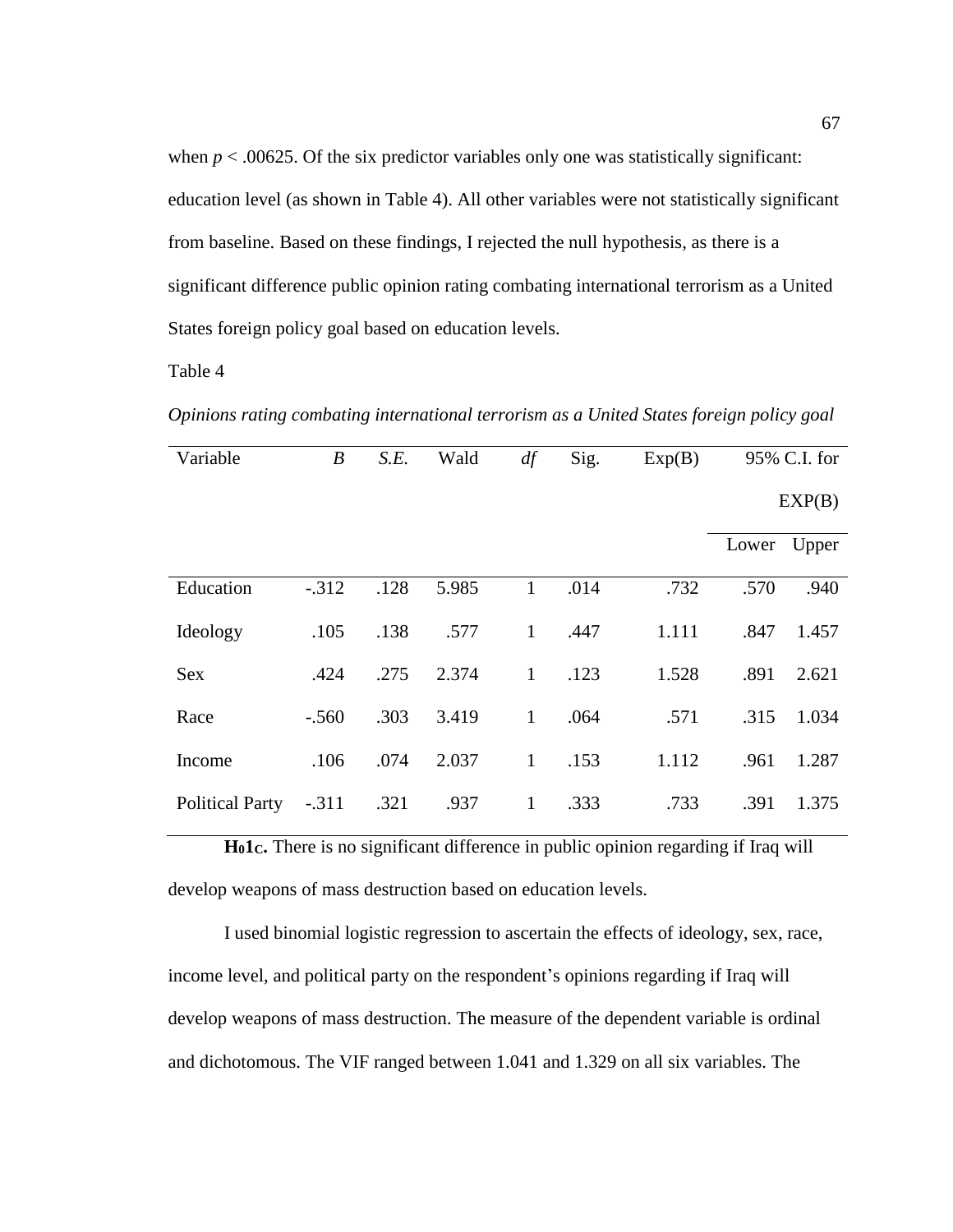when $p < .00625$. Of the six predictor variables only one was statistically significant: education level (as shown in Table 4). All other variables were not statistically significant from baseline. Based on these findings, I rejected the null hypothesis, as there is a significant difference public opinion rating combating international terrorism as a United States foreign policy goal based on education levels.

Table 4

*Opinions rating combating international terrorism as a United States foreign policy goal*

| Variable | *B* | *S.E.* | Wald | *df* | Sig. | Exp(B) | 95% C.I. for EXP(B) | |
|---|---|---|---|---|---|---|---|---|
| | | | | | | | Lower | Upper |
| Education | -.312 | .128 | 5.985 | 1 | .014 | .732 | .570 | .940 |
| Ideology | .105 | .138 | .577 | 1 | .447 | 1.111 | .847 | 1.457 |
| Sex | .424 | .275 | 2.374 | 1 | .123 | 1.528 | .891 | 2.621 |
| Race | -.560 | .303 | 3.419 | 1 | .064 | .571 | .315 | 1.034 |
| Income | .106 | .074 | 2.037 | 1 | .153 | 1.112 | .961 | 1.287 |
| Political Party | -.311 | .321 | .937 | 1 | .333 | .733 | .391 | 1.375 |

**$H_01_C$.** There is no significant difference in public opinion regarding if Iraq will develop weapons of mass destruction based on education levels.

I used binomial logistic regression to ascertain the effects of ideology, sex, race, income level, and political party on the respondent's opinions regarding if Iraq will develop weapons of mass destruction. The measure of the dependent variable is ordinal and dichotomous. The VIF ranged between 1.041 and 1.329 on all six variables. The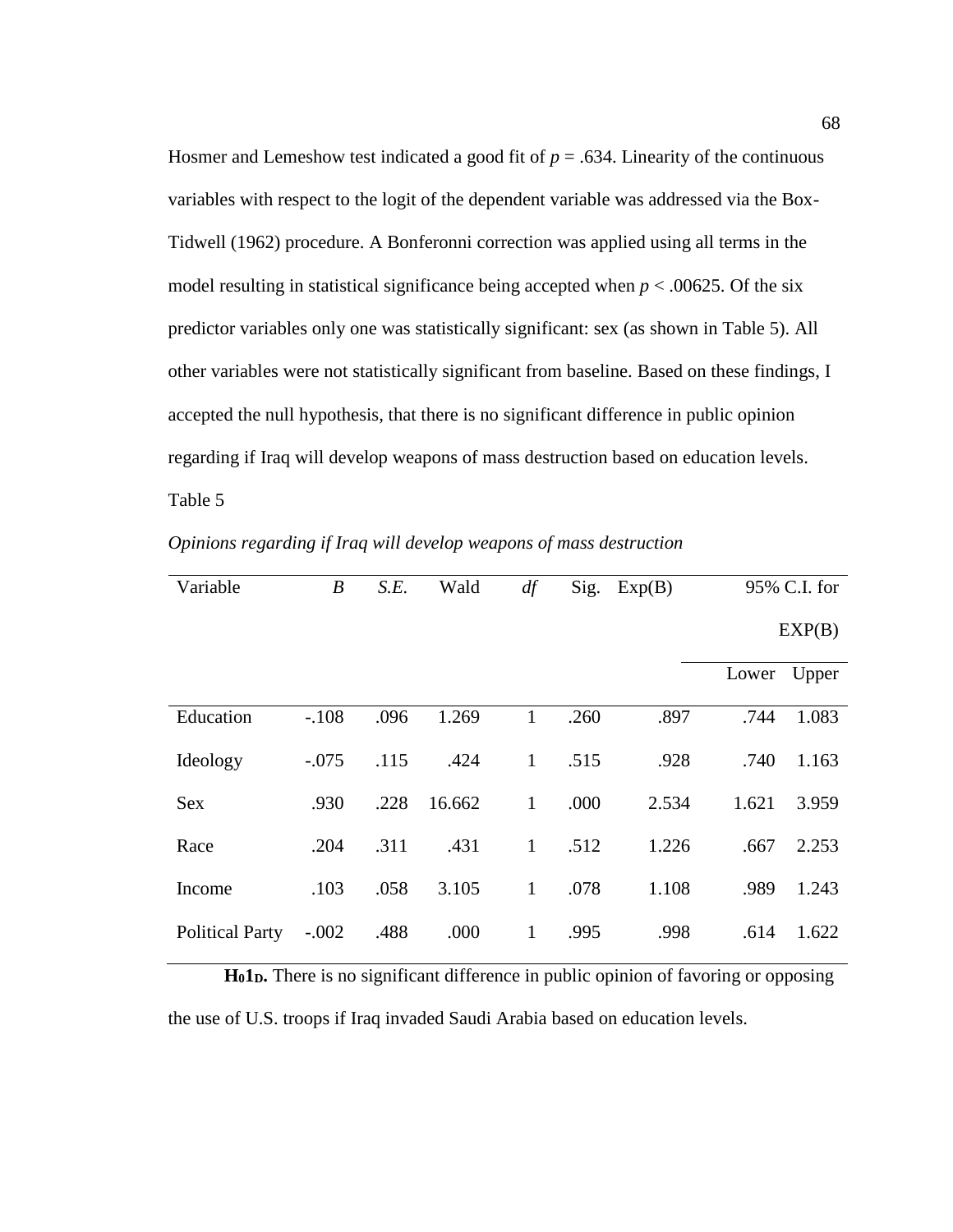Hosmer and Lemeshow test indicated a good fit of $p = .634$. Linearity of the continuous variables with respect to the logit of the dependent variable was addressed via the Box-Tidwell (1962) procedure. A Bonferonni correction was applied using all terms in the model resulting in statistical significance being accepted when $p < .00625$. Of the six predictor variables only one was statistically significant: sex (as shown in Table 5). All other variables were not statistically significant from baseline. Based on these findings, I accepted the null hypothesis, that there is no significant difference in public opinion regarding if Iraq will develop weapons of mass destruction based on education levels.

Table 5

*Opinions regarding if Iraq will develop weapons of mass destruction*

| Variable | *B* | *S.E.* | Wald | *df* | Sig. | Exp(B) | 95% C.I. for EXP(B) | |
|---|---|---|---|---|---|---|---|---|
| | | | | | | | Lower | Upper |
| Education | -.108 | .096 | 1.269 | 1 | .260 | .897 | .744 | 1.083 |
| Ideology | -.075 | .115 | .424 | 1 | .515 | .928 | .740 | 1.163 |
| Sex | .930 | .228 | 16.662 | 1 | .000 | 2.534 | 1.621 | 3.959 |
| Race | .204 | .311 | .431 | 1 | .512 | 1.226 | .667 | 2.253 |
| Income | .103 | .058 | 3.105 | 1 | .078 | 1.108 | .989 | 1.243 |
| Political Party | -.002 | .488 | .000 | 1 | .995 | .998 | .614 | 1.622 |

**$H_01_D$.** There is no significant difference in public opinion of favoring or opposing the use of U.S. troops if Iraq invaded Saudi Arabia based on education levels.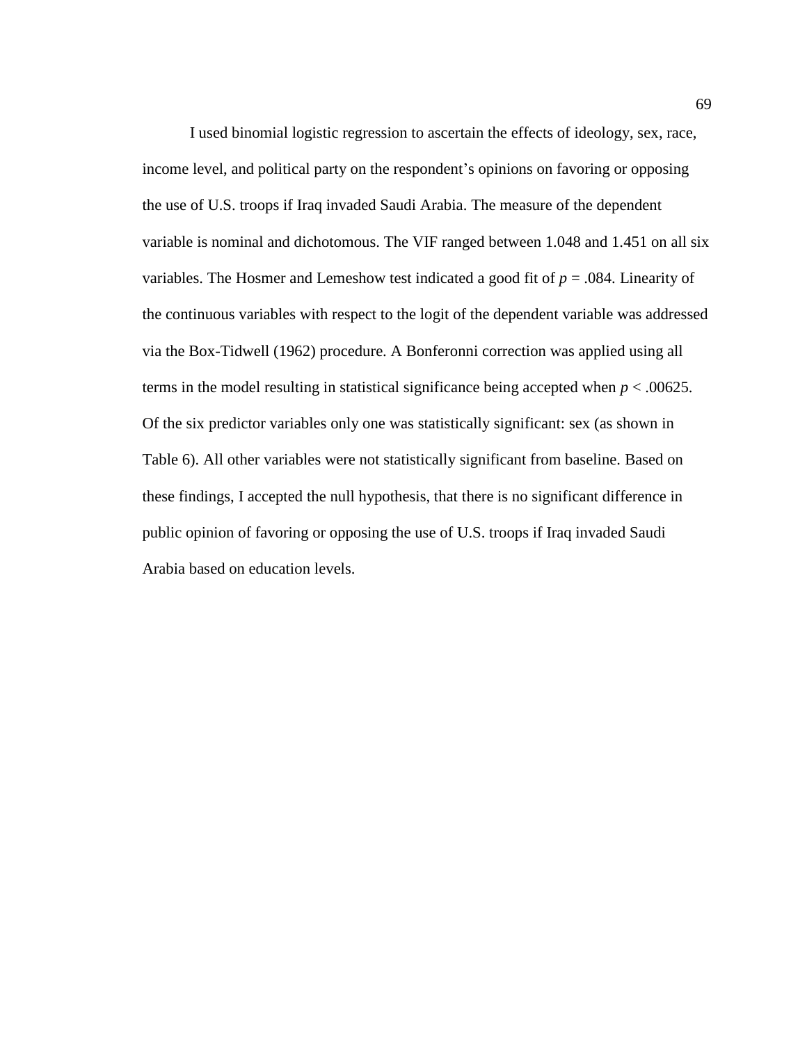I used binomial logistic regression to ascertain the effects of ideology, sex, race, income level, and political party on the respondent's opinions on favoring or opposing the use of U.S. troops if Iraq invaded Saudi Arabia. The measure of the dependent variable is nominal and dichotomous. The VIF ranged between 1.048 and 1.451 on all six variables. The Hosmer and Lemeshow test indicated a good fit of $p = .084$. Linearity of the continuous variables with respect to the logit of the dependent variable was addressed via the Box-Tidwell (1962) procedure. A Bonferonni correction was applied using all terms in the model resulting in statistical significance being accepted when $p < .00625$. Of the six predictor variables only one was statistically significant: sex (as shown in Table 6). All other variables were not statistically significant from baseline. Based on these findings, I accepted the null hypothesis, that there is no significant difference in public opinion of favoring or opposing the use of U.S. troops if Iraq invaded Saudi Arabia based on education levels.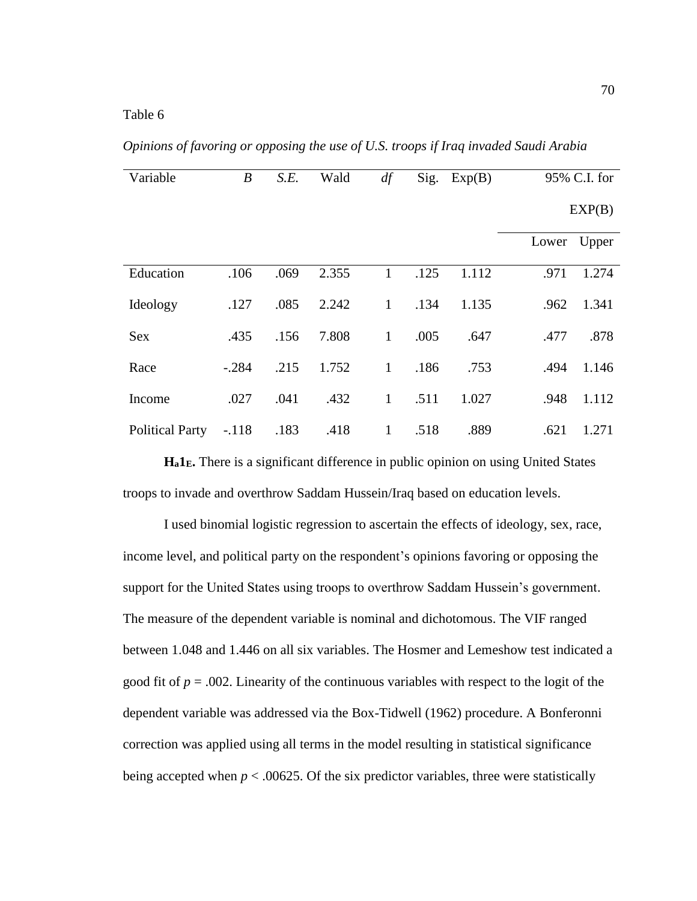Table 6

*Opinions of favoring or opposing the use of U.S. troops if Iraq invaded Saudi Arabia*

| Variable | *B* | *S.E.* | Wald | *df* | Sig. | Exp(B) | 95% C.I. for EXP(B) | |
|---|---|---|---|---|---|---|---|---|
| | | | | | | | Lower | Upper |
| Education | .106 | .069 | 2.355 | 1 | .125 | 1.112 | .971 | 1.274 |
| Ideology | .127 | .085 | 2.242 | 1 | .134 | 1.135 | .962 | 1.341 |
| Sex | .435 | .156 | 7.808 | 1 | .005 | .647 | .477 | .878 |
| Race | -.284 | .215 | 1.752 | 1 | .186 | .753 | .494 | 1.146 |
| Income | .027 | .041 | .432 | 1 | .511 | 1.027 | .948 | 1.112 |
| Political Party | -.118 | .183 | .418 | 1 | .518 | .889 | .621 | 1.271 |

**$H_a1_E$.** There is a significant difference in public opinion on using United States troops to invade and overthrow Saddam Hussein/Iraq based on education levels.

I used binomial logistic regression to ascertain the effects of ideology, sex, race, income level, and political party on the respondent's opinions favoring or opposing the support for the United States using troops to overthrow Saddam Hussein's government. The measure of the dependent variable is nominal and dichotomous. The VIF ranged between 1.048 and 1.446 on all six variables. The Hosmer and Lemeshow test indicated a good fit of $p = .002$. Linearity of the continuous variables with respect to the logit of the dependent variable was addressed via the Box-Tidwell (1962) procedure. A Bonferonni correction was applied using all terms in the model resulting in statistical significance being accepted when $p < .00625$. Of the six predictor variables, three were statistically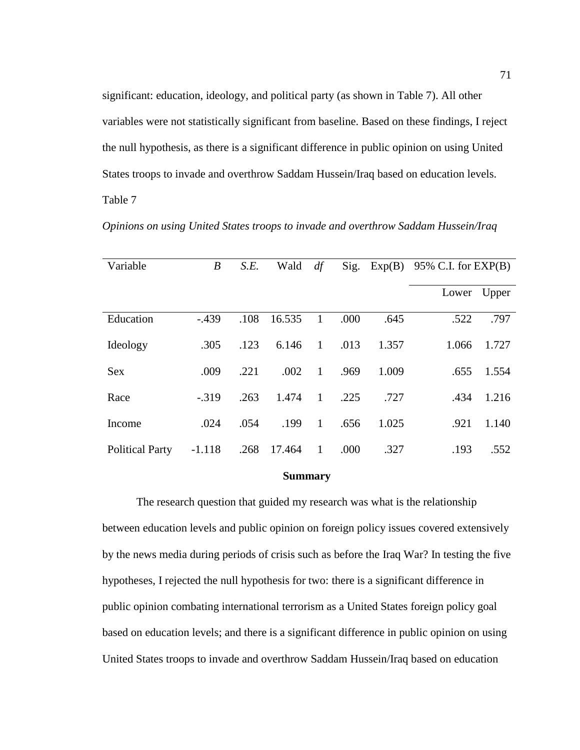significant: education, ideology, and political party (as shown in Table 7). All other variables were not statistically significant from baseline. Based on these findings, I reject the null hypothesis, as there is a significant difference in public opinion on using United States troops to invade and overthrow Saddam Hussein/Iraq based on education levels.

Table 7

*Opinions on using United States troops to invade and overthrow Saddam Hussein/Iraq*

| Variable | *B* | *S.E.* | Wald | *df* | Sig. | Exp(B) | 95% C.I. for EXP(B) | |
|---|---|---|---|---|---|---|---|---|
| | | | | | | | Lower | Upper |
| Education | -.439 | .108 | 16.535 | 1 | .000 | .645 | .522 | .797 |
| Ideology | .305 | .123 | 6.146 | 1 | .013 | 1.357 | 1.066 | 1.727 |
| Sex | .009 | .221 | .002 | 1 | .969 | 1.009 | .655 | 1.554 |
| Race | -.319 | .263 | 1.474 | 1 | .225 | .727 | .434 | 1.216 |
| Income | .024 | .054 | .199 | 1 | .656 | 1.025 | .921 | 1.140 |
| Political Party | -1.118 | .268 | 17.464 | 1 | .000 | .327 | .193 | .552 |

## Summary

The research question that guided my research was what is the relationship between education levels and public opinion on foreign policy issues covered extensively by the news media during periods of crisis such as before the Iraq War? In testing the five hypotheses, I rejected the null hypothesis for two: there is a significant difference in public opinion combating international terrorism as a United States foreign policy goal based on education levels; and there is a significant difference in public opinion on using United States troops to invade and overthrow Saddam Hussein/Iraq based on education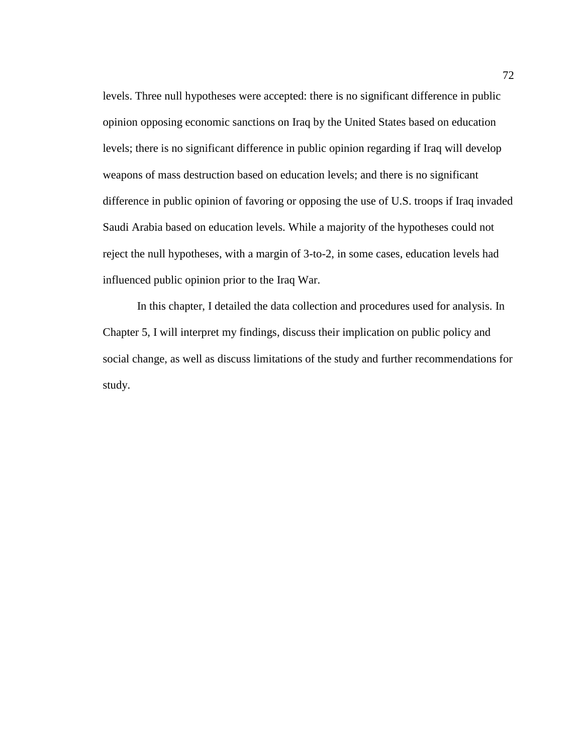levels. Three null hypotheses were accepted: there is no significant difference in public opinion opposing economic sanctions on Iraq by the United States based on education levels; there is no significant difference in public opinion regarding if Iraq will develop weapons of mass destruction based on education levels; and there is no significant difference in public opinion of favoring or opposing the use of U.S. troops if Iraq invaded Saudi Arabia based on education levels. While a majority of the hypotheses could not reject the null hypotheses, with a margin of 3-to-2, in some cases, education levels had influenced public opinion prior to the Iraq War.

In this chapter, I detailed the data collection and procedures used for analysis. In Chapter 5, I will interpret my findings, discuss their implication on public policy and social change, as well as discuss limitations of the study and further recommendations for study.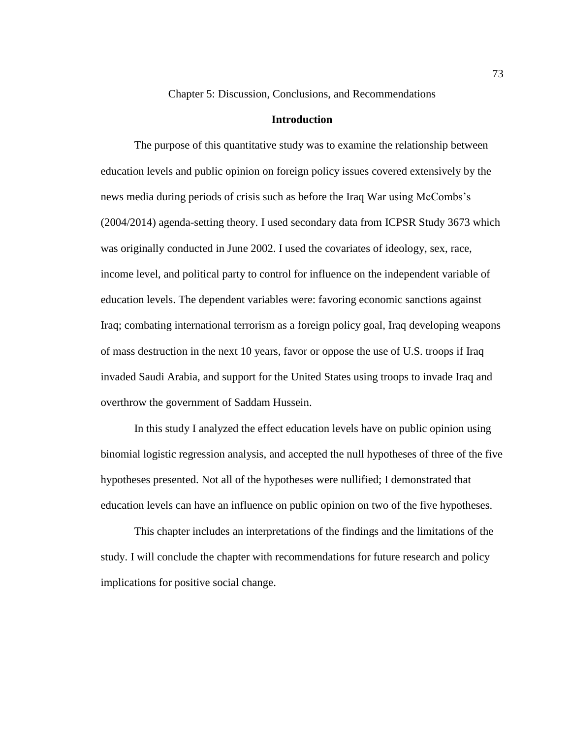# Chapter 5: Discussion, Conclusions, and Recommendations

## Introduction

The purpose of this quantitative study was to examine the relationship between education levels and public opinion on foreign policy issues covered extensively by the news media during periods of crisis such as before the Iraq War using McCombs's (2004/2014) agenda-setting theory. I used secondary data from ICPSR Study 3673 which was originally conducted in June 2002. I used the covariates of ideology, sex, race, income level, and political party to control for influence on the independent variable of education levels. The dependent variables were: favoring economic sanctions against Iraq; combating international terrorism as a foreign policy goal, Iraq developing weapons of mass destruction in the next 10 years, favor or oppose the use of U.S. troops if Iraq invaded Saudi Arabia, and support for the United States using troops to invade Iraq and overthrow the government of Saddam Hussein.

In this study I analyzed the effect education levels have on public opinion using binomial logistic regression analysis, and accepted the null hypotheses of three of the five hypotheses presented. Not all of the hypotheses were nullified; I demonstrated that education levels can have an influence on public opinion on two of the five hypotheses.

This chapter includes an interpretations of the findings and the limitations of the study. I will conclude the chapter with recommendations for future research and policy implications for positive social change.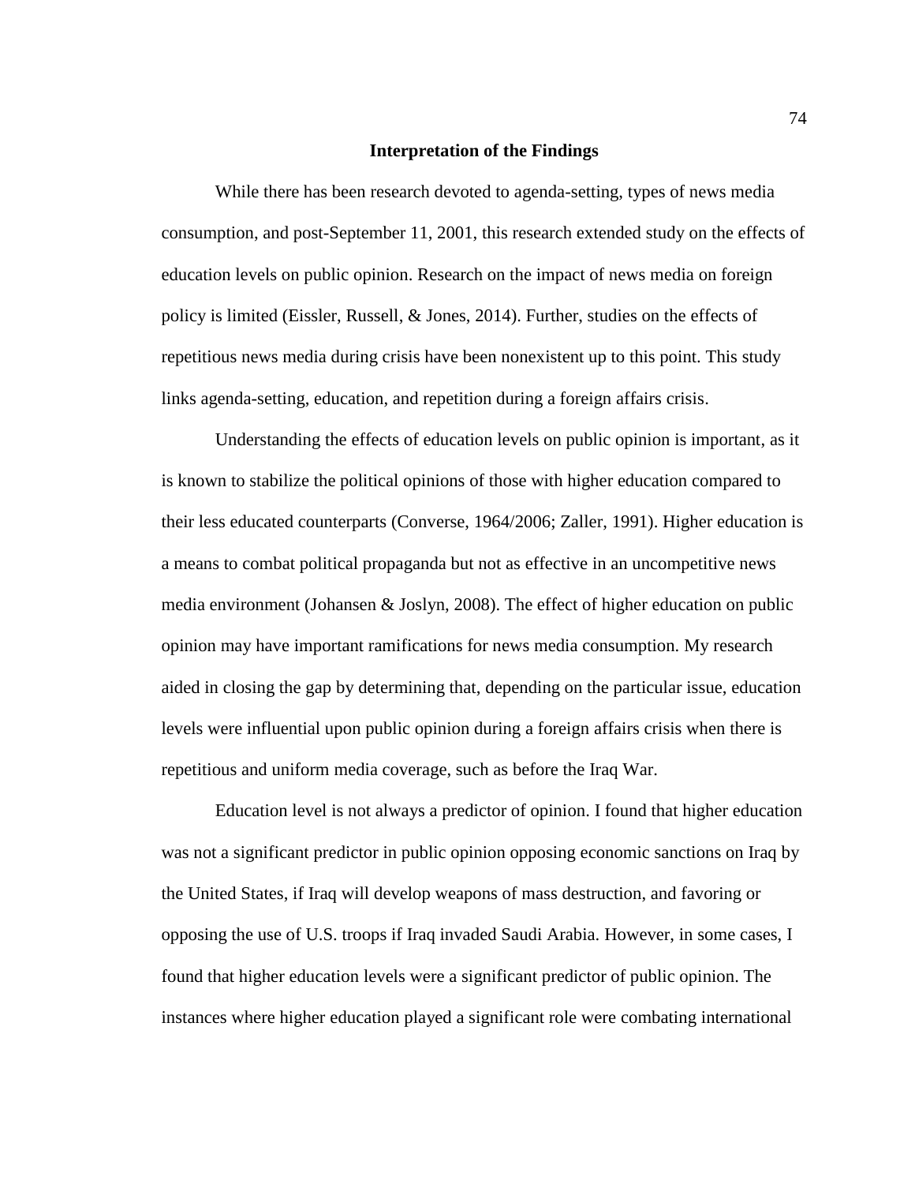## Interpretation of the Findings

While there has been research devoted to agenda-setting, types of news media consumption, and post-September 11, 2001, this research extended study on the effects of education levels on public opinion. Research on the impact of news media on foreign policy is limited (Eissler, Russell, & Jones, 2014). Further, studies on the effects of repetitious news media during crisis have been nonexistent up to this point. This study links agenda-setting, education, and repetition during a foreign affairs crisis.

Understanding the effects of education levels on public opinion is important, as it is known to stabilize the political opinions of those with higher education compared to their less educated counterparts (Converse, 1964/2006; Zaller, 1991). Higher education is a means to combat political propaganda but not as effective in an uncompetitive news media environment (Johansen & Joslyn, 2008). The effect of higher education on public opinion may have important ramifications for news media consumption. My research aided in closing the gap by determining that, depending on the particular issue, education levels were influential upon public opinion during a foreign affairs crisis when there is repetitious and uniform media coverage, such as before the Iraq War.

Education level is not always a predictor of opinion. I found that higher education was not a significant predictor in public opinion opposing economic sanctions on Iraq by the United States, if Iraq will develop weapons of mass destruction, and favoring or opposing the use of U.S. troops if Iraq invaded Saudi Arabia. However, in some cases, I found that higher education levels were a significant predictor of public opinion. The instances where higher education played a significant role were combating international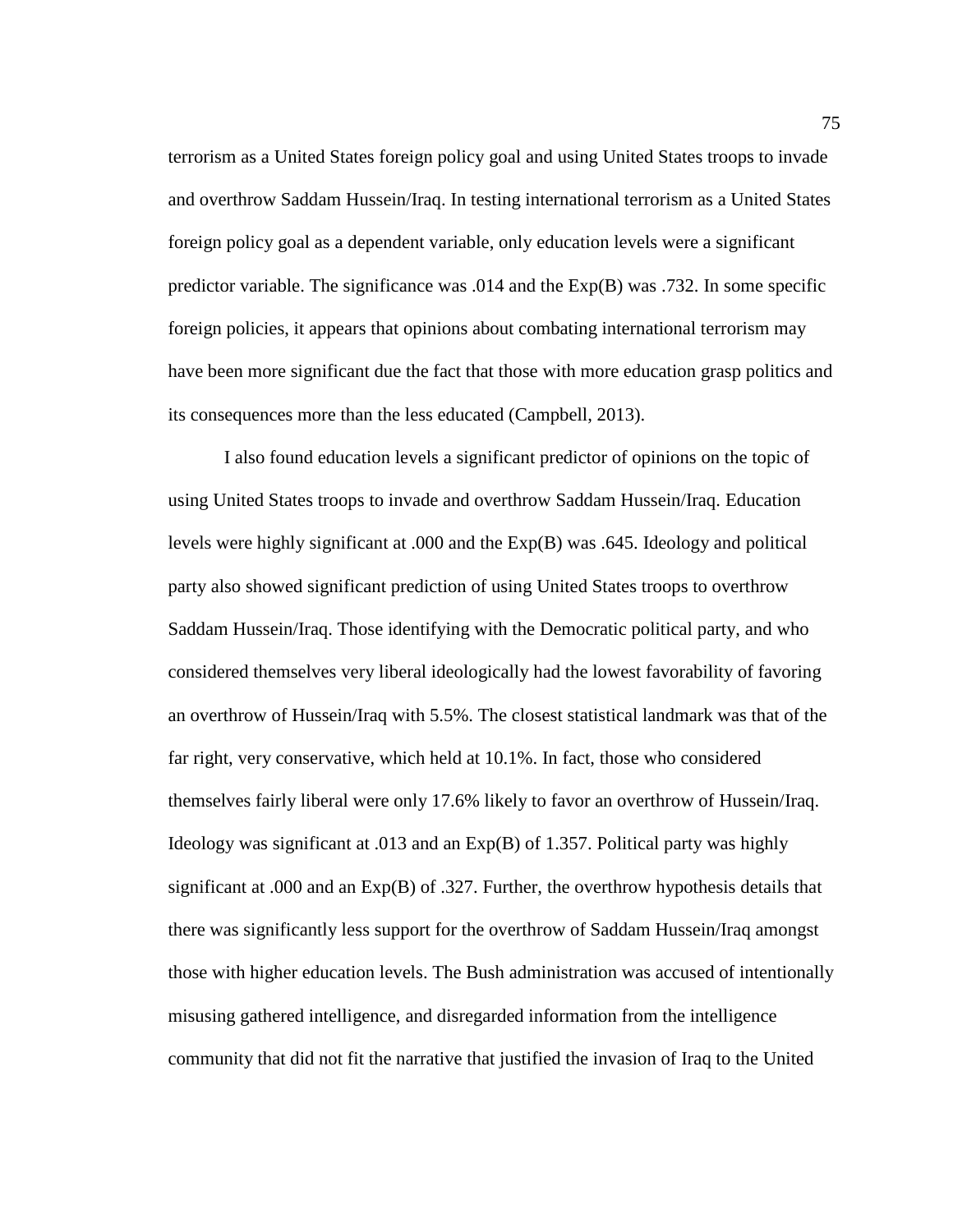terrorism as a United States foreign policy goal and using United States troops to invade and overthrow Saddam Hussein/Iraq. In testing international terrorism as a United States foreign policy goal as a dependent variable, only education levels were a significant predictor variable. The significance was .014 and the Exp(B) was .732. In some specific foreign policies, it appears that opinions about combating international terrorism may have been more significant due the fact that those with more education grasp politics and its consequences more than the less educated (Campbell, 2013).

I also found education levels a significant predictor of opinions on the topic of using United States troops to invade and overthrow Saddam Hussein/Iraq. Education levels were highly significant at .000 and the Exp(B) was .645. Ideology and political party also showed significant prediction of using United States troops to overthrow Saddam Hussein/Iraq. Those identifying with the Democratic political party, and who considered themselves very liberal ideologically had the lowest favorability of favoring an overthrow of Hussein/Iraq with 5.5%. The closest statistical landmark was that of the far right, very conservative, which held at 10.1%. In fact, those who considered themselves fairly liberal were only 17.6% likely to favor an overthrow of Hussein/Iraq. Ideology was significant at .013 and an Exp(B) of 1.357. Political party was highly significant at .000 and an Exp(B) of .327. Further, the overthrow hypothesis details that there was significantly less support for the overthrow of Saddam Hussein/Iraq amongst those with higher education levels. The Bush administration was accused of intentionally misusing gathered intelligence, and disregarded information from the intelligence community that did not fit the narrative that justified the invasion of Iraq to the United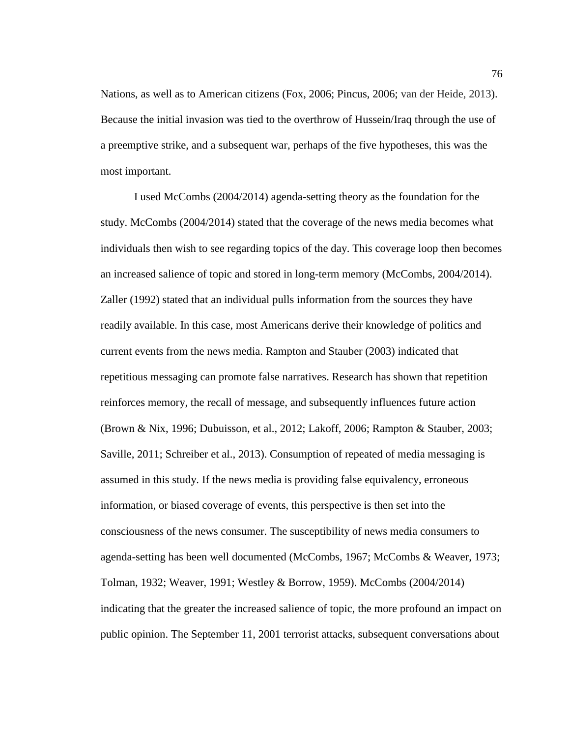Nations, as well as to American citizens (Fox, 2006; Pincus, 2006; van der Heide, 2013). Because the initial invasion was tied to the overthrow of Hussein/Iraq through the use of a preemptive strike, and a subsequent war, perhaps of the five hypotheses, this was the most important.

I used McCombs (2004/2014) agenda-setting theory as the foundation for the study. McCombs (2004/2014) stated that the coverage of the news media becomes what individuals then wish to see regarding topics of the day. This coverage loop then becomes an increased salience of topic and stored in long-term memory (McCombs, 2004/2014). Zaller (1992) stated that an individual pulls information from the sources they have readily available. In this case, most Americans derive their knowledge of politics and current events from the news media. Rampton and Stauber (2003) indicated that repetitious messaging can promote false narratives. Research has shown that repetition reinforces memory, the recall of message, and subsequently influences future action (Brown & Nix, 1996; Dubuisson, et al., 2012; Lakoff, 2006; Rampton & Stauber, 2003; Saville, 2011; Schreiber et al., 2013). Consumption of repeated of media messaging is assumed in this study. If the news media is providing false equivalency, erroneous information, or biased coverage of events, this perspective is then set into the consciousness of the news consumer. The susceptibility of news media consumers to agenda-setting has been well documented (McCombs, 1967; McCombs & Weaver, 1973; Tolman, 1932; Weaver, 1991; Westley & Borrow, 1959). McCombs (2004/2014) indicating that the greater the increased salience of topic, the more profound an impact on public opinion. The September 11, 2001 terrorist attacks, subsequent conversations about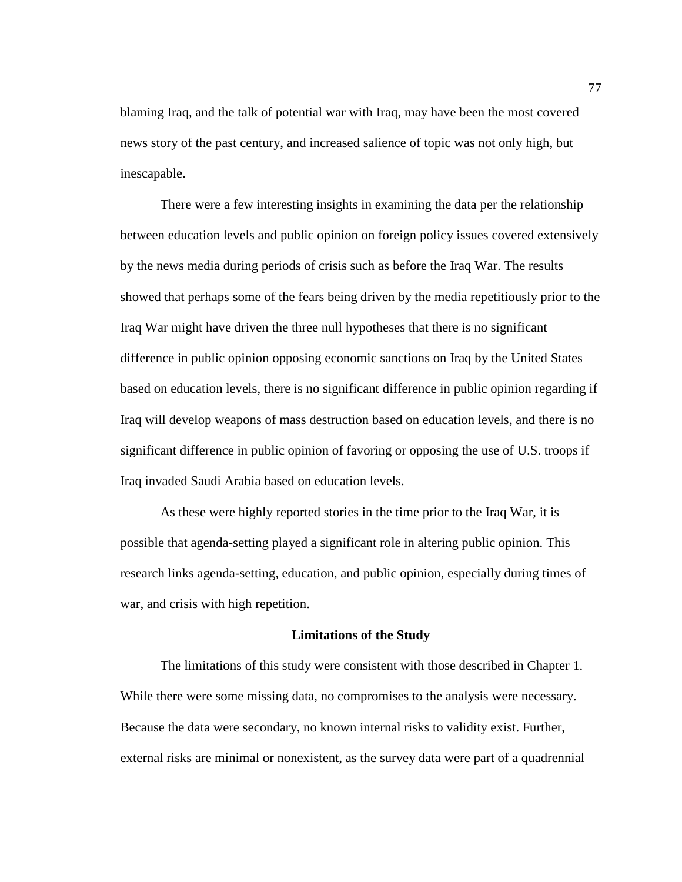blaming Iraq, and the talk of potential war with Iraq, may have been the most covered news story of the past century, and increased salience of topic was not only high, but inescapable.

There were a few interesting insights in examining the data per the relationship between education levels and public opinion on foreign policy issues covered extensively by the news media during periods of crisis such as before the Iraq War. The results showed that perhaps some of the fears being driven by the media repetitiously prior to the Iraq War might have driven the three null hypotheses that there is no significant difference in public opinion opposing economic sanctions on Iraq by the United States based on education levels, there is no significant difference in public opinion regarding if Iraq will develop weapons of mass destruction based on education levels, and there is no significant difference in public opinion of favoring or opposing the use of U.S. troops if Iraq invaded Saudi Arabia based on education levels.

As these were highly reported stories in the time prior to the Iraq War, it is possible that agenda-setting played a significant role in altering public opinion. This research links agenda-setting, education, and public opinion, especially during times of war, and crisis with high repetition.

## Limitations of the Study

The limitations of this study were consistent with those described in Chapter 1. While there were some missing data, no compromises to the analysis were necessary. Because the data were secondary, no known internal risks to validity exist. Further, external risks are minimal or nonexistent, as the survey data were part of a quadrennial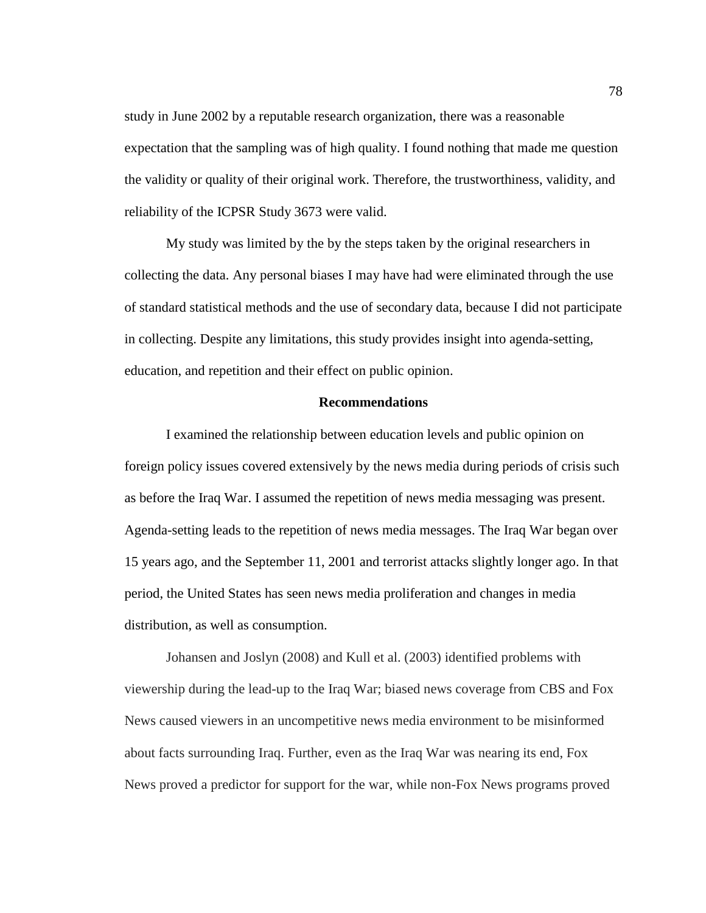study in June 2002 by a reputable research organization, there was a reasonable expectation that the sampling was of high quality. I found nothing that made me question the validity or quality of their original work. Therefore, the trustworthiness, validity, and reliability of the ICPSR Study 3673 were valid.

My study was limited by the by the steps taken by the original researchers in collecting the data. Any personal biases I may have had were eliminated through the use of standard statistical methods and the use of secondary data, because I did not participate in collecting. Despite any limitations, this study provides insight into agenda-setting, education, and repetition and their effect on public opinion.

## Recommendations

I examined the relationship between education levels and public opinion on foreign policy issues covered extensively by the news media during periods of crisis such as before the Iraq War. I assumed the repetition of news media messaging was present. Agenda-setting leads to the repetition of news media messages. The Iraq War began over 15 years ago, and the September 11, 2001 and terrorist attacks slightly longer ago. In that period, the United States has seen news media proliferation and changes in media distribution, as well as consumption.

Johansen and Joslyn (2008) and Kull et al. (2003) identified problems with viewership during the lead-up to the Iraq War; biased news coverage from CBS and Fox News caused viewers in an uncompetitive news media environment to be misinformed about facts surrounding Iraq. Further, even as the Iraq War was nearing its end, Fox News proved a predictor for support for the war, while non-Fox News programs proved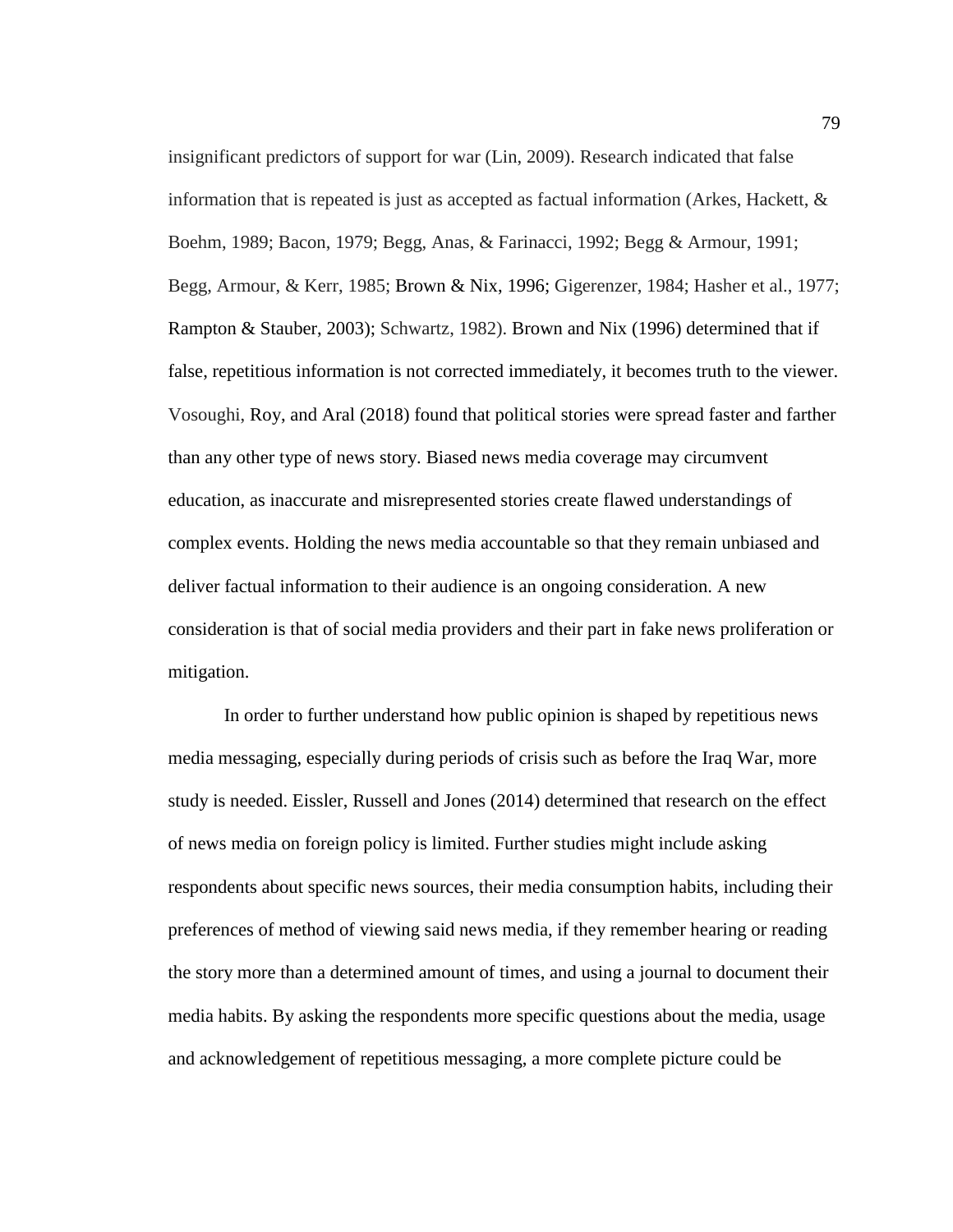insignificant predictors of support for war (Lin, 2009). Research indicated that false information that is repeated is just as accepted as factual information (Arkes, Hackett, & Boehm, 1989; Bacon, 1979; Begg, Anas, & Farinacci, 1992; Begg & Armour, 1991; Begg, Armour, & Kerr, 1985; Brown & Nix, 1996; Gigerenzer, 1984; Hasher et al., 1977; Rampton & Stauber, 2003); Schwartz, 1982). Brown and Nix (1996) determined that if false, repetitious information is not corrected immediately, it becomes truth to the viewer. Vosoughi, Roy, and Aral (2018) found that political stories were spread faster and farther than any other type of news story. Biased news media coverage may circumvent education, as inaccurate and misrepresented stories create flawed understandings of complex events. Holding the news media accountable so that they remain unbiased and deliver factual information to their audience is an ongoing consideration. A new consideration is that of social media providers and their part in fake news proliferation or mitigation.

In order to further understand how public opinion is shaped by repetitious news media messaging, especially during periods of crisis such as before the Iraq War, more study is needed. Eissler, Russell and Jones (2014) determined that research on the effect of news media on foreign policy is limited. Further studies might include asking respondents about specific news sources, their media consumption habits, including their preferences of method of viewing said news media, if they remember hearing or reading the story more than a determined amount of times, and using a journal to document their media habits. By asking the respondents more specific questions about the media, usage and acknowledgement of repetitious messaging, a more complete picture could be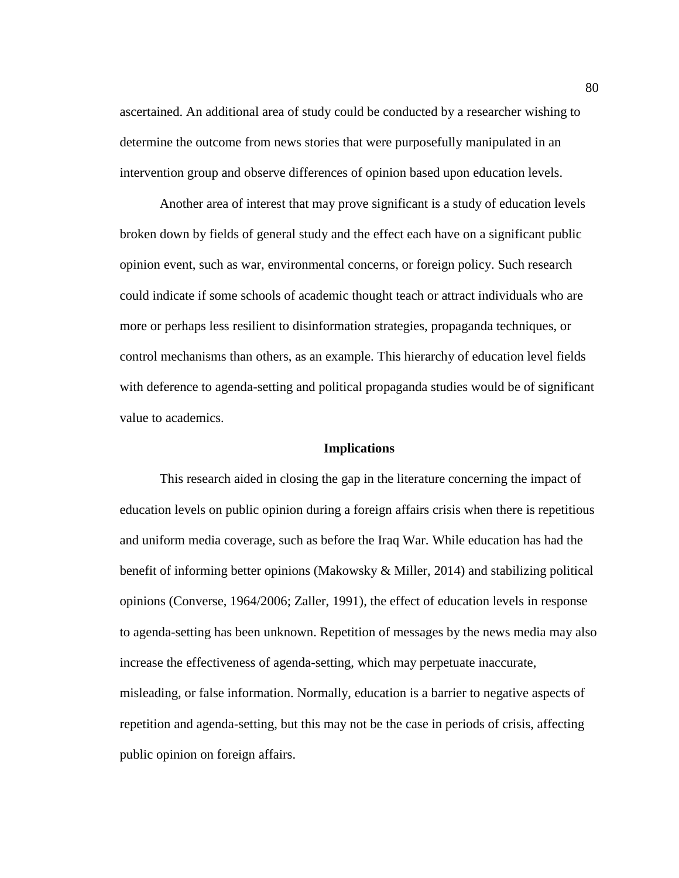ascertained. An additional area of study could be conducted by a researcher wishing to determine the outcome from news stories that were purposefully manipulated in an intervention group and observe differences of opinion based upon education levels.

Another area of interest that may prove significant is a study of education levels broken down by fields of general study and the effect each have on a significant public opinion event, such as war, environmental concerns, or foreign policy. Such research could indicate if some schools of academic thought teach or attract individuals who are more or perhaps less resilient to disinformation strategies, propaganda techniques, or control mechanisms than others, as an example. This hierarchy of education level fields with deference to agenda-setting and political propaganda studies would be of significant value to academics.

## Implications

This research aided in closing the gap in the literature concerning the impact of education levels on public opinion during a foreign affairs crisis when there is repetitious and uniform media coverage, such as before the Iraq War. While education has had the benefit of informing better opinions (Makowsky & Miller, 2014) and stabilizing political opinions (Converse, 1964/2006; Zaller, 1991), the effect of education levels in response to agenda-setting has been unknown. Repetition of messages by the news media may also increase the effectiveness of agenda-setting, which may perpetuate inaccurate, misleading, or false information. Normally, education is a barrier to negative aspects of repetition and agenda-setting, but this may not be the case in periods of crisis, affecting public opinion on foreign affairs.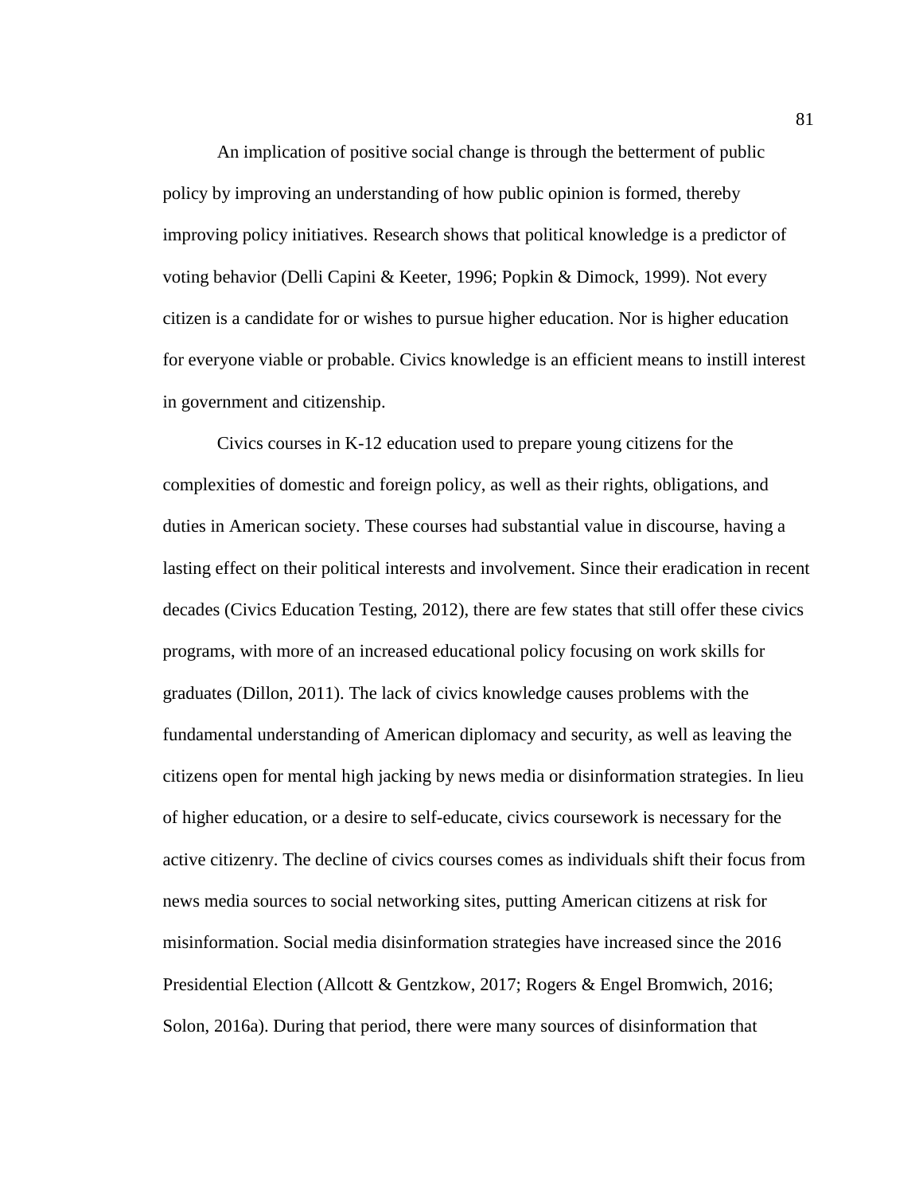An implication of positive social change is through the betterment of public policy by improving an understanding of how public opinion is formed, thereby improving policy initiatives. Research shows that political knowledge is a predictor of voting behavior (Delli Capini & Keeter, 1996; Popkin & Dimock, 1999). Not every citizen is a candidate for or wishes to pursue higher education. Nor is higher education for everyone viable or probable. Civics knowledge is an efficient means to instill interest in government and citizenship.

Civics courses in K-12 education used to prepare young citizens for the complexities of domestic and foreign policy, as well as their rights, obligations, and duties in American society. These courses had substantial value in discourse, having a lasting effect on their political interests and involvement. Since their eradication in recent decades (Civics Education Testing, 2012), there are few states that still offer these civics programs, with more of an increased educational policy focusing on work skills for graduates (Dillon, 2011). The lack of civics knowledge causes problems with the fundamental understanding of American diplomacy and security, as well as leaving the citizens open for mental high jacking by news media or disinformation strategies. In lieu of higher education, or a desire to self-educate, civics coursework is necessary for the active citizenry. The decline of civics courses comes as individuals shift their focus from news media sources to social networking sites, putting American citizens at risk for misinformation. Social media disinformation strategies have increased since the 2016 Presidential Election (Allcott & Gentzkow, 2017; Rogers & Engel Bromwich, 2016; Solon, 2016a). During that period, there were many sources of disinformation that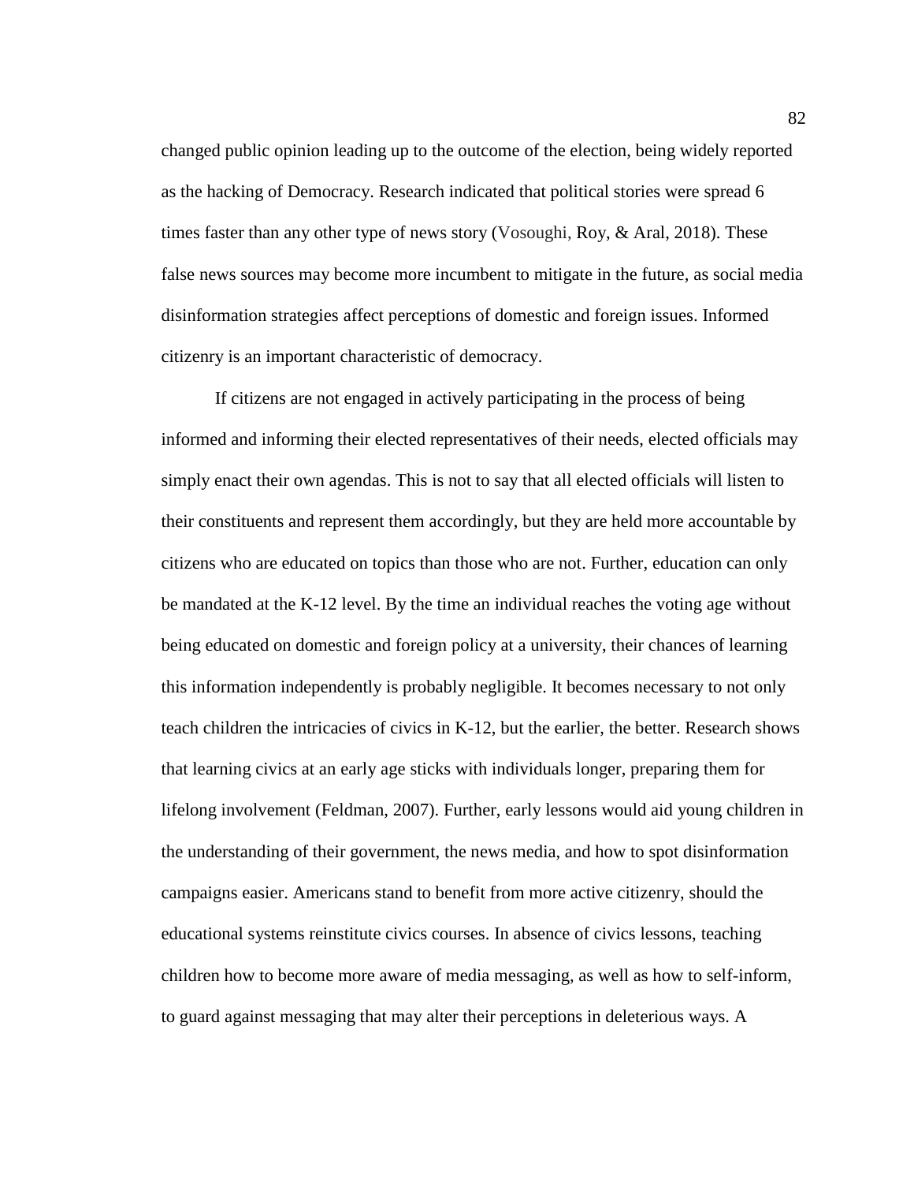changed public opinion leading up to the outcome of the election, being widely reported as the hacking of Democracy. Research indicated that political stories were spread 6 times faster than any other type of news story (Vosoughi, Roy, & Aral, 2018). These false news sources may become more incumbent to mitigate in the future, as social media disinformation strategies affect perceptions of domestic and foreign issues. Informed citizenry is an important characteristic of democracy.

If citizens are not engaged in actively participating in the process of being informed and informing their elected representatives of their needs, elected officials may simply enact their own agendas. This is not to say that all elected officials will listen to their constituents and represent them accordingly, but they are held more accountable by citizens who are educated on topics than those who are not. Further, education can only be mandated at the K-12 level. By the time an individual reaches the voting age without being educated on domestic and foreign policy at a university, their chances of learning this information independently is probably negligible. It becomes necessary to not only teach children the intricacies of civics in K-12, but the earlier, the better. Research shows that learning civics at an early age sticks with individuals longer, preparing them for lifelong involvement (Feldman, 2007). Further, early lessons would aid young children in the understanding of their government, the news media, and how to spot disinformation campaigns easier. Americans stand to benefit from more active citizenry, should the educational systems reinstitute civics courses. In absence of civics lessons, teaching children how to become more aware of media messaging, as well as how to self-inform, to guard against messaging that may alter their perceptions in deleterious ways. A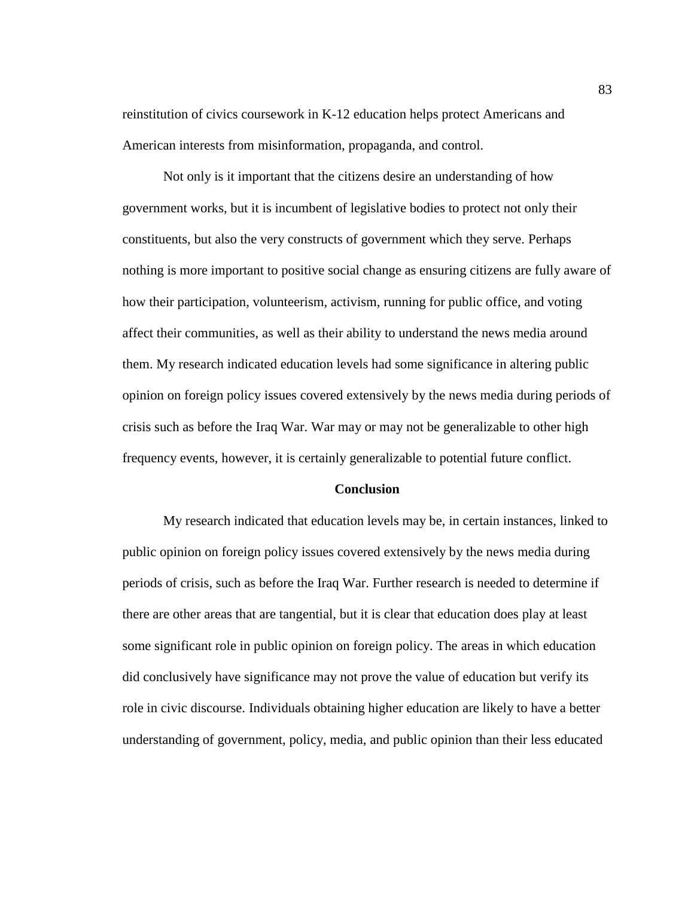reinstitution of civics coursework in K-12 education helps protect Americans and American interests from misinformation, propaganda, and control.

Not only is it important that the citizens desire an understanding of how government works, but it is incumbent of legislative bodies to protect not only their constituents, but also the very constructs of government which they serve. Perhaps nothing is more important to positive social change as ensuring citizens are fully aware of how their participation, volunteerism, activism, running for public office, and voting affect their communities, as well as their ability to understand the news media around them. My research indicated education levels had some significance in altering public opinion on foreign policy issues covered extensively by the news media during periods of crisis such as before the Iraq War. War may or may not be generalizable to other high frequency events, however, it is certainly generalizable to potential future conflict.

## Conclusion

My research indicated that education levels may be, in certain instances, linked to public opinion on foreign policy issues covered extensively by the news media during periods of crisis, such as before the Iraq War. Further research is needed to determine if there are other areas that are tangential, but it is clear that education does play at least some significant role in public opinion on foreign policy. The areas in which education did conclusively have significance may not prove the value of education but verify its role in civic discourse. Individuals obtaining higher education are likely to have a better understanding of government, policy, media, and public opinion than their less educated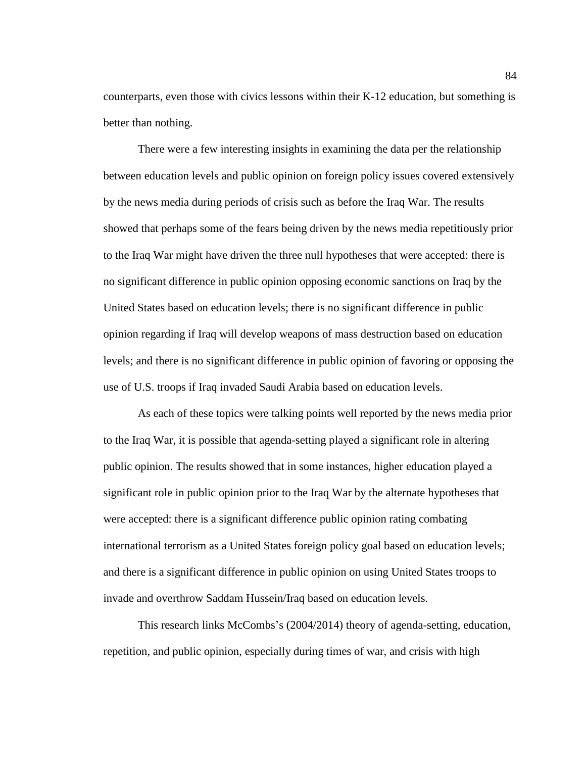counterparts, even those with civics lessons within their K-12 education, but something is better than nothing.

There were a few interesting insights in examining the data per the relationship between education levels and public opinion on foreign policy issues covered extensively by the news media during periods of crisis such as before the Iraq War. The results showed that perhaps some of the fears being driven by the news media repetitiously prior to the Iraq War might have driven the three null hypotheses that were accepted: there is no significant difference in public opinion opposing economic sanctions on Iraq by the United States based on education levels; there is no significant difference in public opinion regarding if Iraq will develop weapons of mass destruction based on education levels; and there is no significant difference in public opinion of favoring or opposing the use of U.S. troops if Iraq invaded Saudi Arabia based on education levels.

As each of these topics were talking points well reported by the news media prior to the Iraq War, it is possible that agenda-setting played a significant role in altering public opinion. The results showed that in some instances, higher education played a significant role in public opinion prior to the Iraq War by the alternate hypotheses that were accepted: there is a significant difference public opinion rating combating international terrorism as a United States foreign policy goal based on education levels; and there is a significant difference in public opinion on using United States troops to invade and overthrow Saddam Hussein/Iraq based on education levels.

This research links McCombs's (2004/2014) theory of agenda-setting, education, repetition, and public opinion, especially during times of war, and crisis with high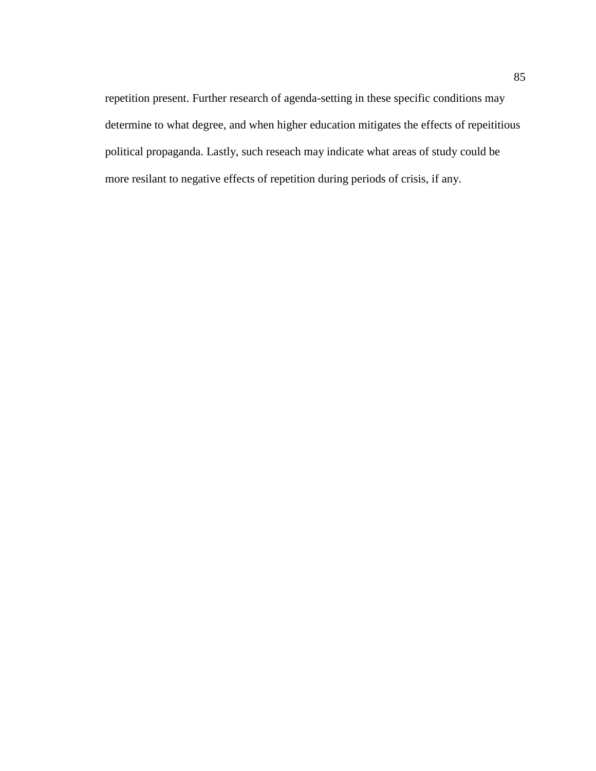repetition present. Further research of agenda-setting in these specific conditions may determine to what degree, and when higher education mitigates the effects of repeititious political propaganda. Lastly, such reseach may indicate what areas of study could be more resilant to negative effects of repetition during periods of crisis, if any.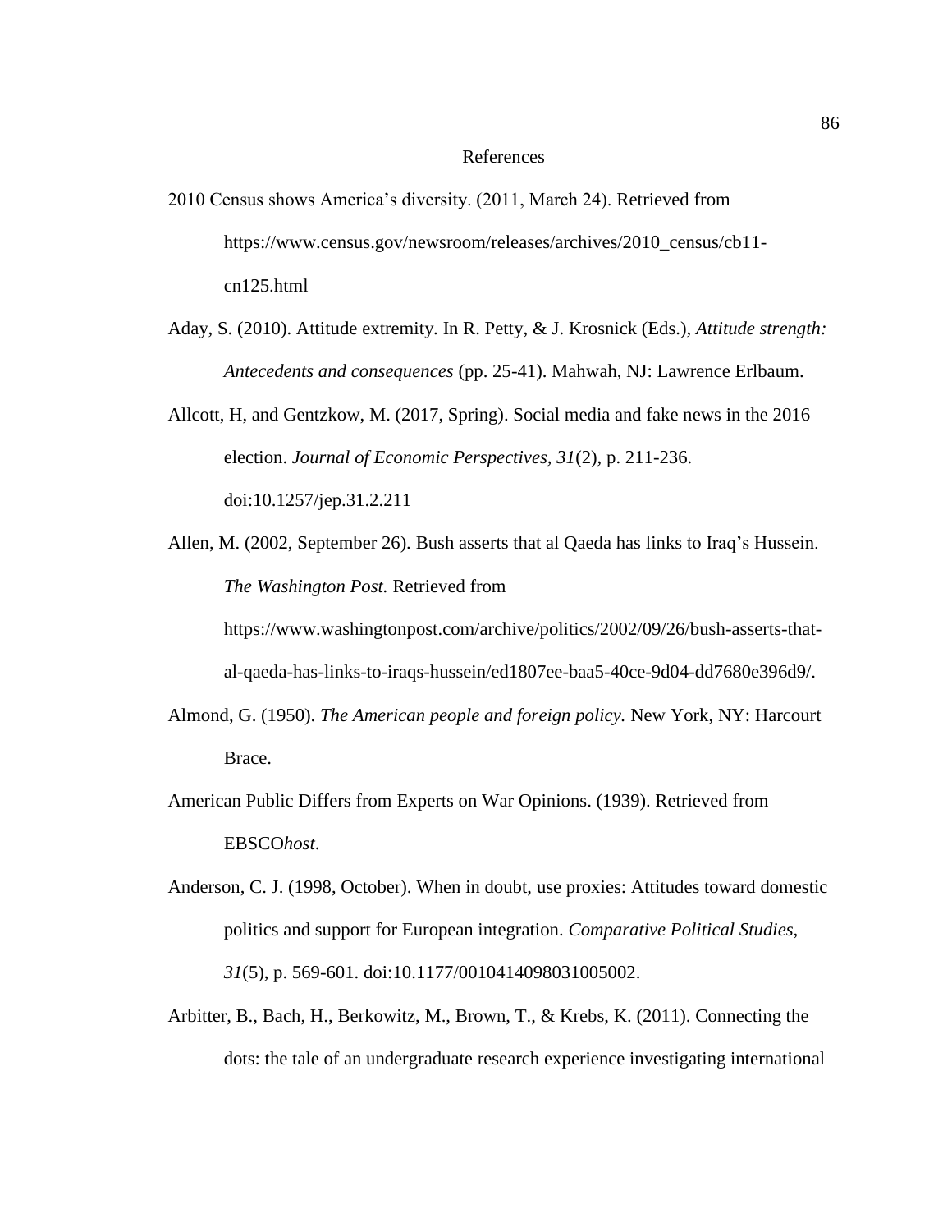# References

2010 Census shows America's diversity. (2011, March 24). Retrieved from https://www.census.gov/newsroom/releases/archives/2010_census/cb11-cn125.html

Aday, S. (2010). Attitude extremity. In R. Petty, & J. Krosnick (Eds.), *Attitude strength: Antecedents and consequences* (pp. 25-41). Mahwah, NJ: Lawrence Erlbaum.

Allcott, H, and Gentzkow, M. (2017, Spring). Social media and fake news in the 2016 election. *Journal of Economic Perspectives, 31*(2), p. 211-236. doi:10.1257/jep.31.2.211

Allen, M. (2002, September 26). Bush asserts that al Qaeda has links to Iraq's Hussein. *The Washington Post.* Retrieved from https://www.washingtonpost.com/archive/politics/2002/09/26/bush-asserts-that-al-qaeda-has-links-to-iraqs-hussein/ed1807ee-baa5-40ce-9d04-dd7680e396d9/.

Almond, G. (1950). *The American people and foreign policy.* New York, NY: Harcourt Brace.

American Public Differs from Experts on War Opinions. (1939). Retrieved from EBSCO*host*.

Anderson, C. J. (1998, October). When in doubt, use proxies: Attitudes toward domestic politics and support for European integration. *Comparative Political Studies, 31*(5), p. 569-601. doi:10.1177/0010414098031005002.

Arbitter, B., Bach, H., Berkowitz, M., Brown, T., & Krebs, K. (2011). Connecting the dots: the tale of an undergraduate research experience investigating international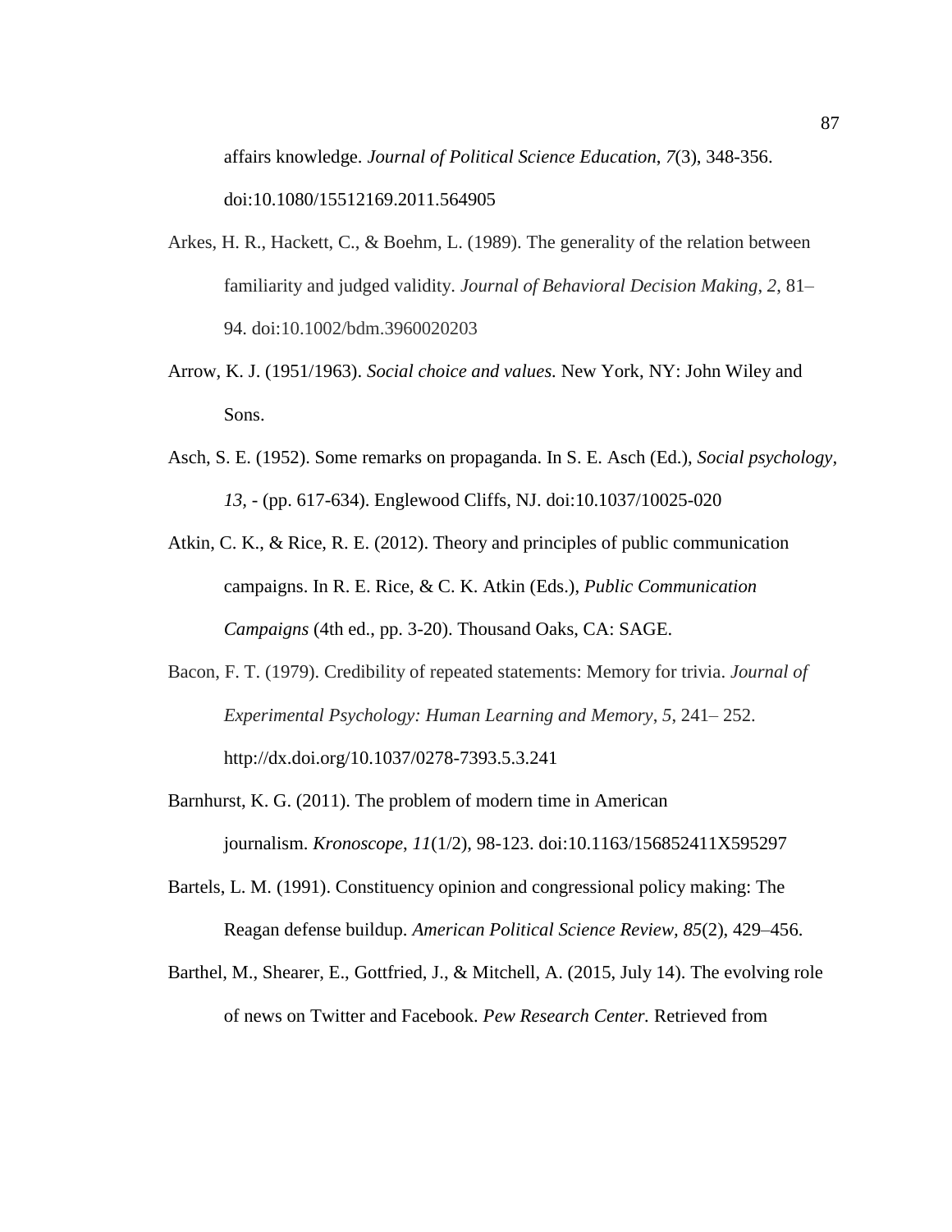affairs knowledge. *Journal of Political Science Education*, *7*(3), 348-356. doi:10.1080/15512169.2011.564905

Arkes, H. R., Hackett, C., & Boehm, L. (1989). The generality of the relation between familiarity and judged validity. *Journal of Behavioral Decision Making*, *2*, 81–94. doi:10.1002/bdm.3960020203

Arrow, K. J. (1951/1963). *Social choice and values.* New York, NY: John Wiley and Sons.

Asch, S. E. (1952). Some remarks on propaganda. In S. E. Asch (Ed.), *Social psychology, 13*, - (pp. 617-634). Englewood Cliffs, NJ. doi:10.1037/10025-020

Atkin, C. K., & Rice, R. E. (2012). Theory and principles of public communication campaigns. In R. E. Rice, & C. K. Atkin (Eds.), *Public Communication Campaigns* (4th ed., pp. 3-20). Thousand Oaks, CA: SAGE.

Bacon, F. T. (1979). Credibility of repeated statements: Memory for trivia. *Journal of Experimental Psychology: Human Learning and Memory*, *5*, 241– 252. http://dx.doi.org/10.1037/0278-7393.5.3.241

Barnhurst, K. G. (2011). The problem of modern time in American journalism. *Kronoscope*, *11*(1/2), 98-123. doi:10.1163/156852411X595297

Bartels, L. M. (1991). Constituency opinion and congressional policy making: The Reagan defense buildup. *American Political Science Review*, *85*(2), 429–456.

Barthel, M., Shearer, E., Gottfried, J., & Mitchell, A. (2015, July 14). The evolving role of news on Twitter and Facebook. *Pew Research Center.* Retrieved from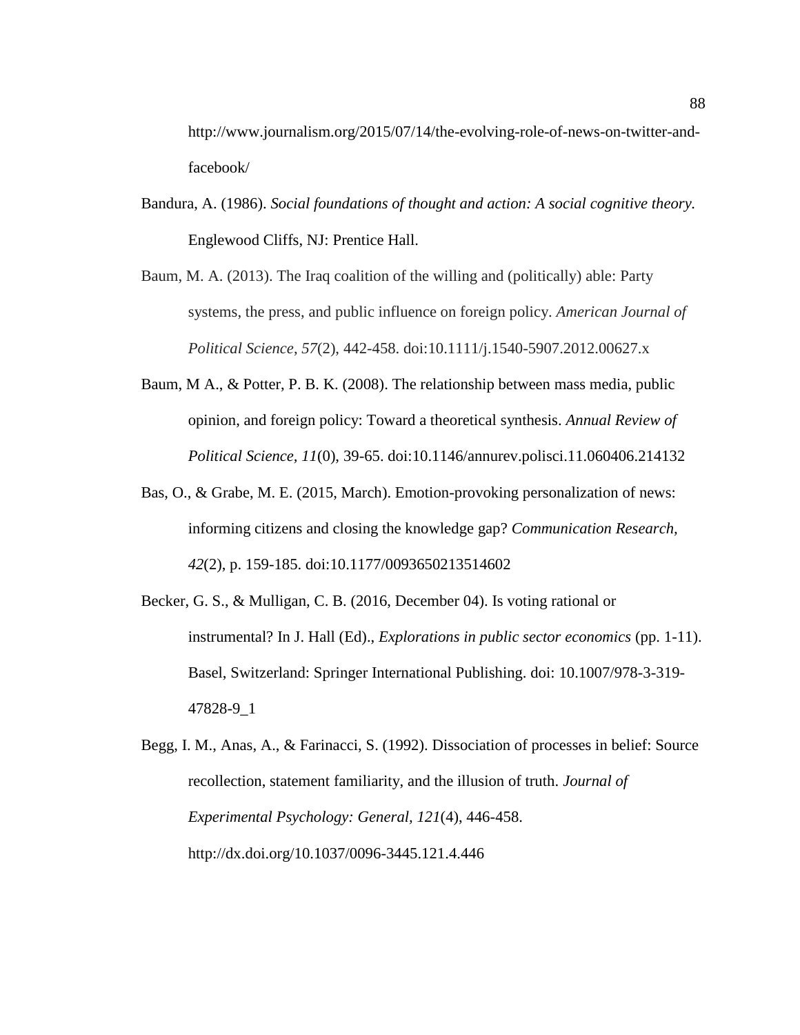http://www.journalism.org/2015/07/14/the-evolving-role-of-news-on-twitter-and-facebook/

Bandura, A. (1986). *Social foundations of thought and action: A social cognitive theory.* Englewood Cliffs, NJ: Prentice Hall.

Baum, M. A. (2013). The Iraq coalition of the willing and (politically) able: Party systems, the press, and public influence on foreign policy. *American Journal of Political Science*, *57*(2), 442-458. doi:10.1111/j.1540-5907.2012.00627.x

Baum, M A., & Potter, P. B. K. (2008). The relationship between mass media, public opinion, and foreign policy: Toward a theoretical synthesis. *Annual Review of Political Science, 11*(0), 39-65. doi:10.1146/annurev.polisci.11.060406.214132

Bas, O., & Grabe, M. E. (2015, March). Emotion-provoking personalization of news: informing citizens and closing the knowledge gap? *Communication Research, 42*(2), p. 159-185. doi:10.1177/0093650213514602

Becker, G. S., & Mulligan, C. B. (2016, December 04). Is voting rational or instrumental? In J. Hall (Ed)., *Explorations in public sector economics* (pp. 1-11). Basel, Switzerland: Springer International Publishing. doi: 10.1007/978-3-319-47828-9_1

Begg, I. M., Anas, A., & Farinacci, S. (1992). Dissociation of processes in belief: Source recollection, statement familiarity, and the illusion of truth. *Journal of Experimental Psychology: General, 121*(4), 446-458. http://dx.doi.org/10.1037/0096-3445.121.4.446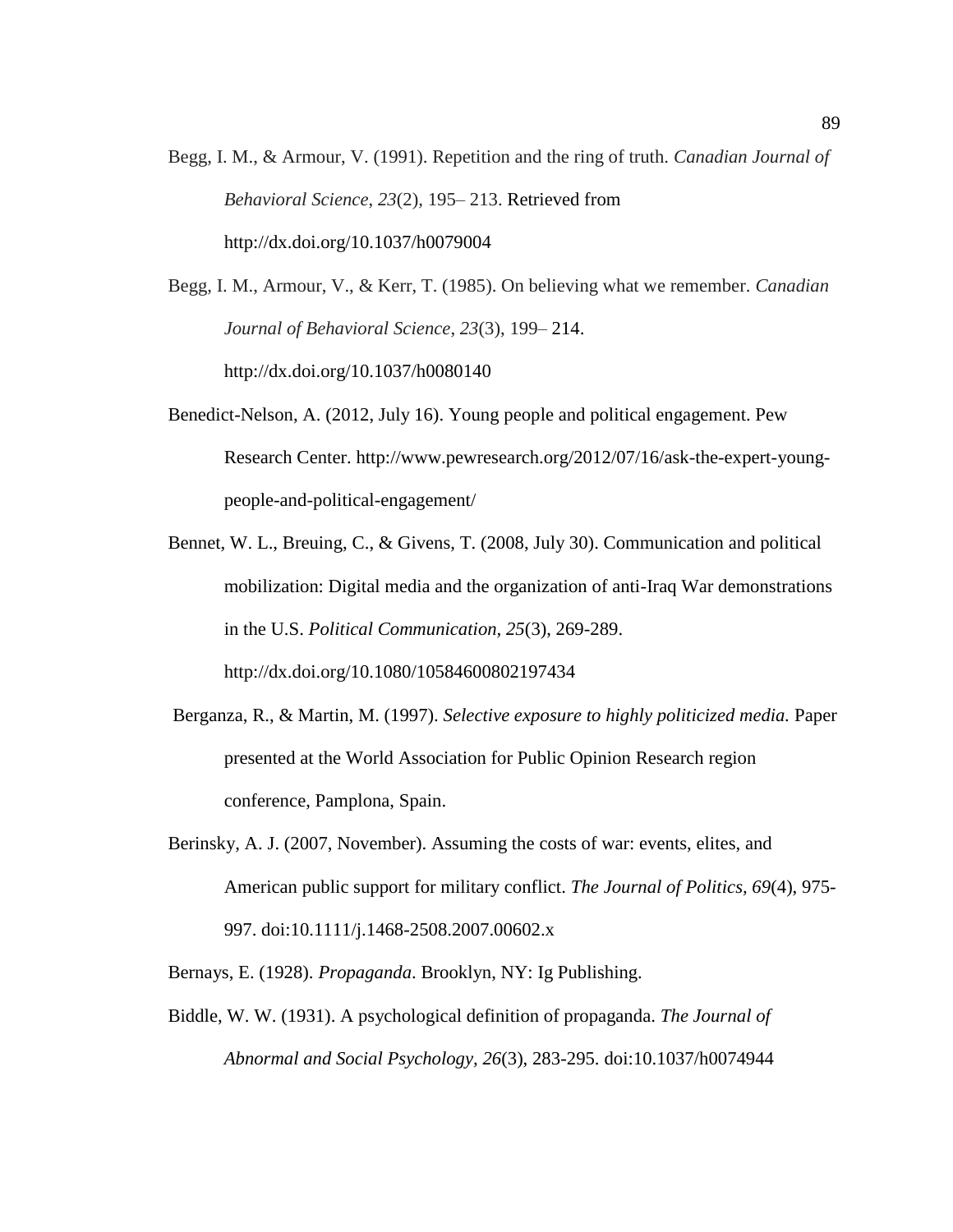Begg, I. M., & Armour, V. (1991). Repetition and the ring of truth. *Canadian Journal of Behavioral Science*, *23*(2), 195– 213. Retrieved from http://dx.doi.org/10.1037/h0079004

Begg, I. M., Armour, V., & Kerr, T. (1985). On believing what we remember. *Canadian Journal of Behavioral Science*, *23*(3), 199– 214. http://dx.doi.org/10.1037/h0080140

Benedict-Nelson, A. (2012, July 16). Young people and political engagement. Pew Research Center. http://www.pewresearch.org/2012/07/16/ask-the-expert-young-people-and-political-engagement/

Bennet, W. L., Breuing, C., & Givens, T. (2008, July 30). Communication and political mobilization: Digital media and the organization of anti-Iraq War demonstrations in the U.S. *Political Communication, 25*(3), 269-289. http://dx.doi.org/10.1080/10584600802197434

Berganza, R., & Martin, M. (1997). *Selective exposure to highly politicized media.* Paper presented at the World Association for Public Opinion Research region conference, Pamplona, Spain.

Berinsky, A. J. (2007, November). Assuming the costs of war: events, elites, and American public support for military conflict. *The Journal of Politics, 69*(4), 975-997. doi:10.1111/j.1468-2508.2007.00602.x

Bernays, E. (1928). *Propaganda*. Brooklyn, NY: Ig Publishing.

Biddle, W. W. (1931). A psychological definition of propaganda. *The Journal of Abnormal and Social Psychology, 26*(3), 283-295. doi:10.1037/h0074944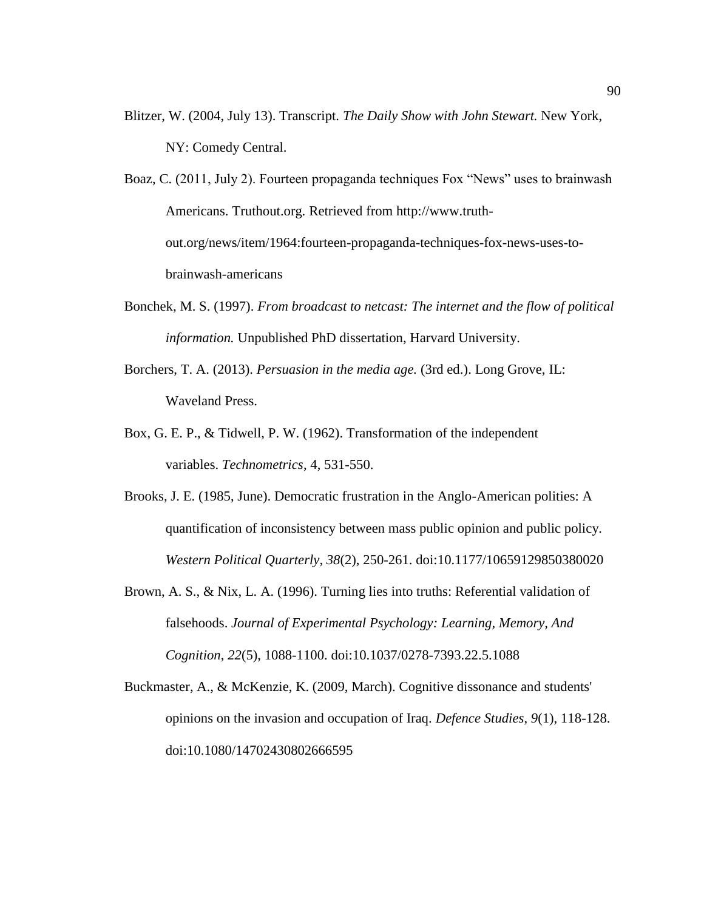Blitzer, W. (2004, July 13). Transcript. *The Daily Show with John Stewart.* New York, NY: Comedy Central.

Boaz, C. (2011, July 2). Fourteen propaganda techniques Fox "News" uses to brainwash Americans. Truthout.org. Retrieved from http://www.truth-out.org/news/item/1964:fourteen-propaganda-techniques-fox-news-uses-to-brainwash-americans

Bonchek, M. S. (1997). *From broadcast to netcast: The internet and the flow of political information.* Unpublished PhD dissertation, Harvard University.

Borchers, T. A. (2013). *Persuasion in the media age.* (3rd ed.). Long Grove, IL: Waveland Press.

Box, G. E. P., & Tidwell, P. W. (1962). Transformation of the independent variables. *Technometrics*, 4, 531-550.

Brooks, J. E. (1985, June). Democratic frustration in the Anglo-American polities: A quantification of inconsistency between mass public opinion and public policy. *Western Political Quarterly, 38*(2), 250-261. doi:10.1177/106591298503800020

Brown, A. S., & Nix, L. A. (1996). Turning lies into truths: Referential validation of falsehoods. *Journal of Experimental Psychology: Learning, Memory, And Cognition*, *22*(5), 1088-1100. doi:10.1037/0278-7393.22.5.1088

Buckmaster, A., & McKenzie, K. (2009, March). Cognitive dissonance and students' opinions on the invasion and occupation of Iraq. *Defence Studies*, *9*(1), 118-128. doi:10.1080/14702430802666595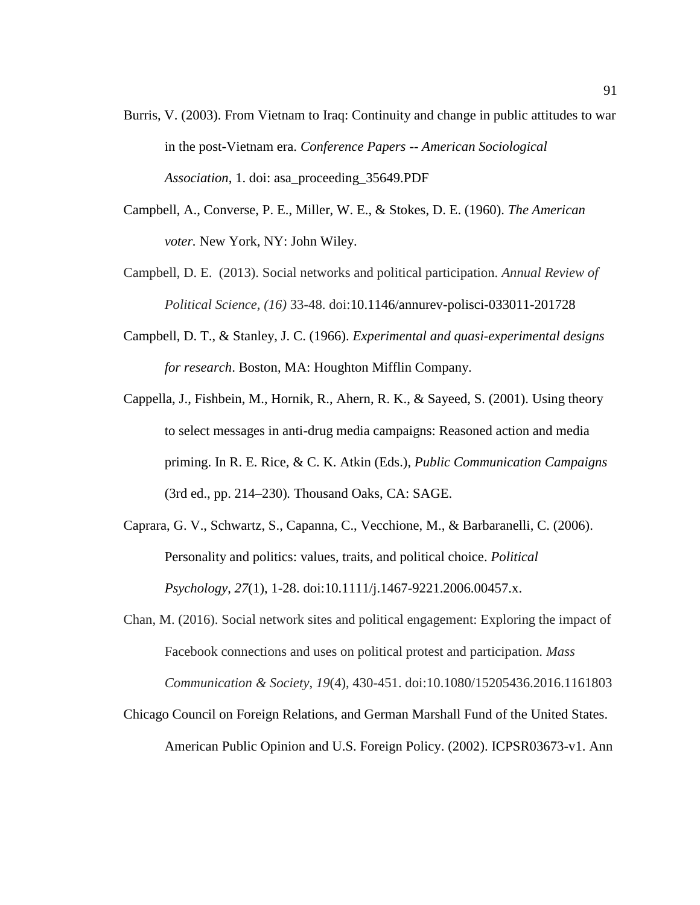Burris, V. (2003). From Vietnam to Iraq: Continuity and change in public attitudes to war in the post-Vietnam era. *Conference Papers -- American Sociological Association*, 1. doi: asa_proceeding_35649.PDF

Campbell, A., Converse, P. E., Miller, W. E., & Stokes, D. E. (1960). *The American voter.* New York, NY: John Wiley.

Campbell, D. E. (2013). Social networks and political participation. *Annual Review of Political Science, (16)* 33-48. doi:10.1146/annurev-polisci-033011-201728

Campbell, D. T., & Stanley, J. C. (1966). *Experimental and quasi-experimental designs for research*. Boston, MA: Houghton Mifflin Company.

Cappella, J., Fishbein, M., Hornik, R., Ahern, R. K., & Sayeed, S. (2001). Using theory to select messages in anti-drug media campaigns: Reasoned action and media priming. In R. E. Rice, & C. K. Atkin (Eds.), *Public Communication Campaigns* (3rd ed., pp. 214–230). Thousand Oaks, CA: SAGE.

Caprara, G. V., Schwartz, S., Capanna, C., Vecchione, M., & Barbaranelli, C. (2006). Personality and politics: values, traits, and political choice. *Political Psychology*, *27*(1), 1-28. doi:10.1111/j.1467-9221.2006.00457.x.

Chan, M. (2016). Social network sites and political engagement: Exploring the impact of Facebook connections and uses on political protest and participation. *Mass Communication & Society*, *19*(4), 430-451. doi:10.1080/15205436.2016.1161803

Chicago Council on Foreign Relations, and German Marshall Fund of the United States. American Public Opinion and U.S. Foreign Policy. (2002). ICPSR03673-v1. Ann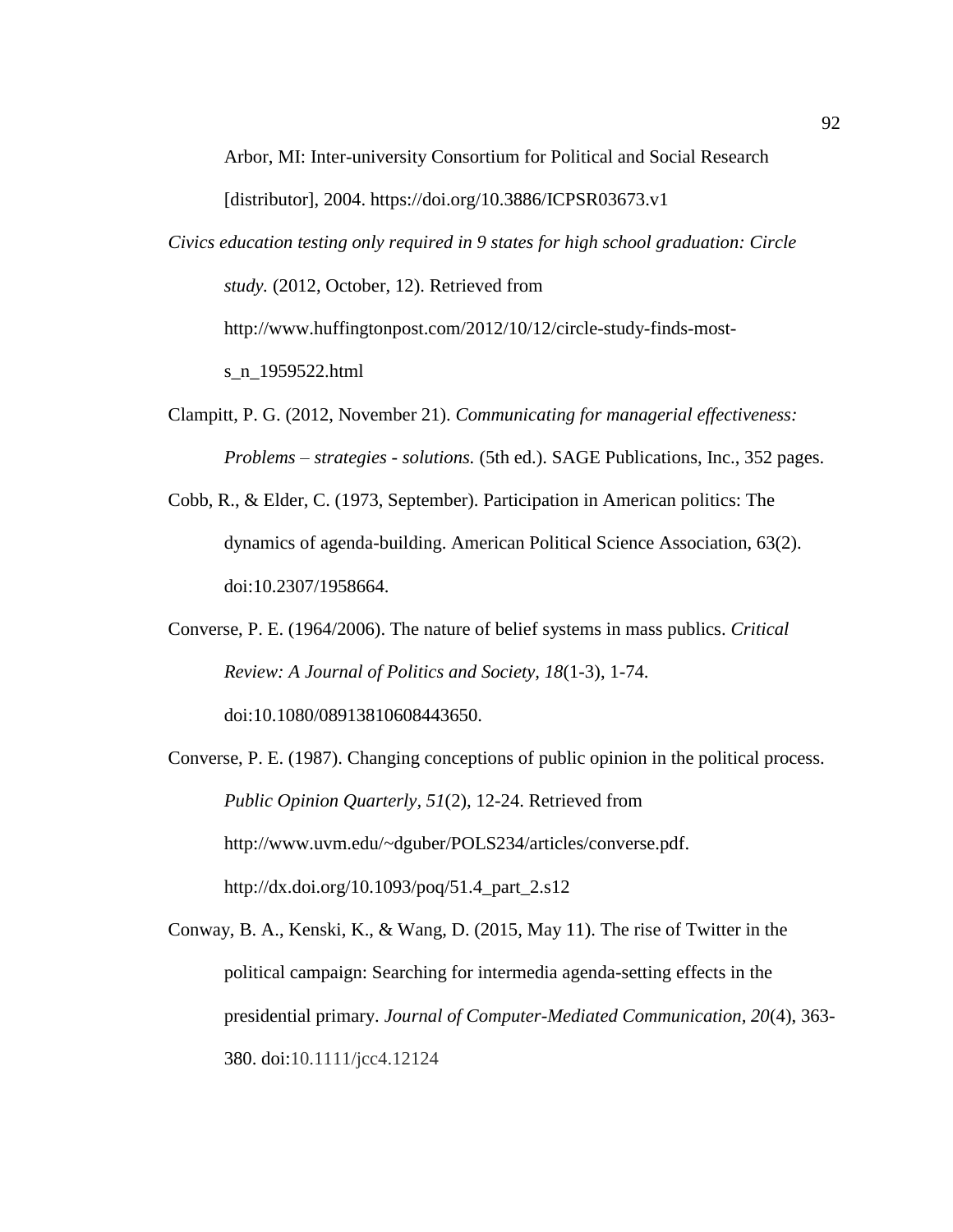Arbor, MI: Inter-university Consortium for Political and Social Research [distributor], 2004. https://doi.org/10.3886/ICPSR03673.v1

*Civics education testing only required in 9 states for high school graduation: Circle study.* (2012, October, 12). Retrieved from http://www.huffingtonpost.com/2012/10/12/circle-study-finds-most-s_n_1959522.html

Clampitt, P. G. (2012, November 21). *Communicating for managerial effectiveness: Problems – strategies - solutions.* (5th ed.). SAGE Publications, Inc., 352 pages.

Cobb, R., & Elder, C. (1973, September). Participation in American politics: The dynamics of agenda-building. American Political Science Association, 63(2). doi:10.2307/1958664.

Converse, P. E. (1964/2006). The nature of belief systems in mass publics. *Critical Review: A Journal of Politics and Society, 18*(1-3), 1-74. doi:10.1080/08913810608443650.

Converse, P. E. (1987). Changing conceptions of public opinion in the political process. *Public Opinion Quarterly, 51*(2), 12-24. Retrieved from http://www.uvm.edu/~dguber/POLS234/articles/converse.pdf. http://dx.doi.org/10.1093/poq/51.4_part_2.s12

Conway, B. A., Kenski, K., & Wang, D. (2015, May 11). The rise of Twitter in the political campaign: Searching for intermedia agenda-setting effects in the presidential primary. *Journal of Computer-Mediated Communication, 20*(4), 363-380. doi:10.1111/jcc4.12124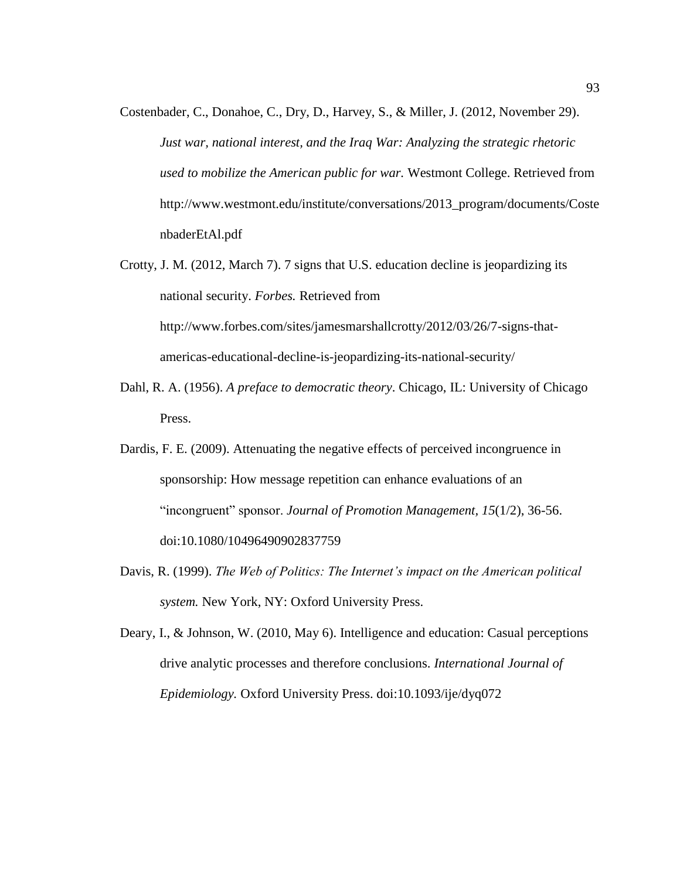Costenbader, C., Donahoe, C., Dry, D., Harvey, S., & Miller, J. (2012, November 29). *Just war, national interest, and the Iraq War: Analyzing the strategic rhetoric used to mobilize the American public for war.* Westmont College. Retrieved from http://www.westmont.edu/institute/conversations/2013_program/documents/CostenbaderEtAl.pdf

Crotty, J. M. (2012, March 7). 7 signs that U.S. education decline is jeopardizing its national security. *Forbes.* Retrieved from http://www.forbes.com/sites/jamesmarshallcrotty/2012/03/26/7-signs-that-americas-educational-decline-is-jeopardizing-its-national-security/

Dahl, R. A. (1956). *A preface to democratic theory*. Chicago, IL: University of Chicago Press.

Dardis, F. E. (2009). Attenuating the negative effects of perceived incongruence in sponsorship: How message repetition can enhance evaluations of an "incongruent" sponsor. *Journal of Promotion Management, 15*(1/2), 36-56. doi:10.1080/10496490902837759

Davis, R. (1999). *The Web of Politics: The Internet's impact on the American political system.* New York, NY: Oxford University Press.

Deary, I., & Johnson, W. (2010, May 6). Intelligence and education: Casual perceptions drive analytic processes and therefore conclusions. *International Journal of Epidemiology.* Oxford University Press. doi:10.1093/ije/dyq072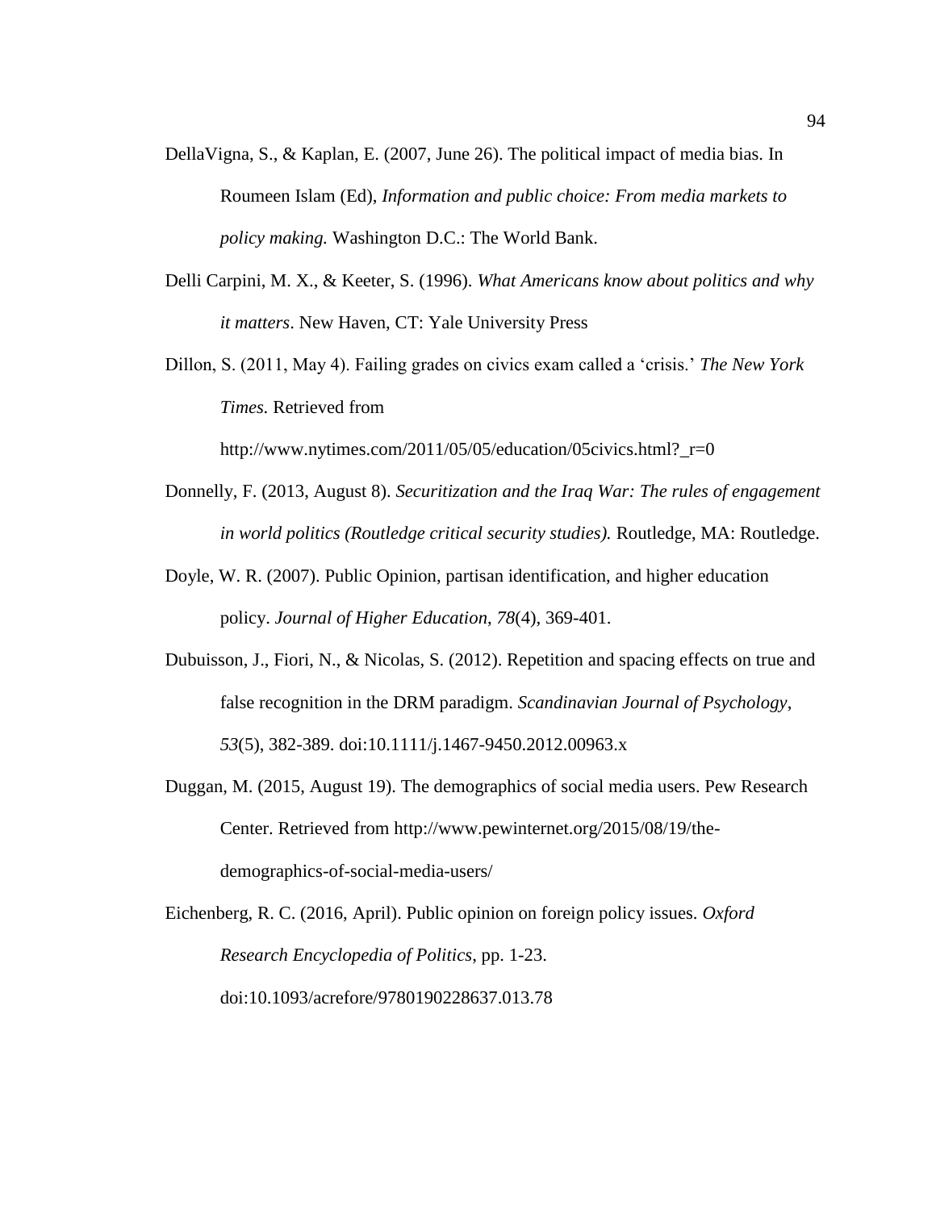DellaVigna, S., & Kaplan, E. (2007, June 26). The political impact of media bias. In Roumeen Islam (Ed), *Information and public choice: From media markets to policy making.* Washington D.C.: The World Bank.

Delli Carpini, M. X., & Keeter, S. (1996). *What Americans know about politics and why it matters*. New Haven, CT: Yale University Press

Dillon, S. (2011, May 4). Failing grades on civics exam called a 'crisis.' *The New York Times.* Retrieved from http://www.nytimes.com/2011/05/05/education/05civics.html?_r=0

Donnelly, F. (2013, August 8). *Securitization and the Iraq War: The rules of engagement in world politics (Routledge critical security studies).* Routledge, MA: Routledge.

Doyle, W. R. (2007). Public Opinion, partisan identification, and higher education policy. *Journal of Higher Education*, *78*(4), 369-401.

Dubuisson, J., Fiori, N., & Nicolas, S. (2012). Repetition and spacing effects on true and false recognition in the DRM paradigm. *Scandinavian Journal of Psychology*, *53*(5), 382-389. doi:10.1111/j.1467-9450.2012.00963.x

Duggan, M. (2015, August 19). The demographics of social media users. Pew Research Center. Retrieved from http://www.pewinternet.org/2015/08/19/the-demographics-of-social-media-users/

Eichenberg, R. C. (2016, April). Public opinion on foreign policy issues. *Oxford Research Encyclopedia of Politics*, pp. 1-23. doi:10.1093/acrefore/9780190228637.013.78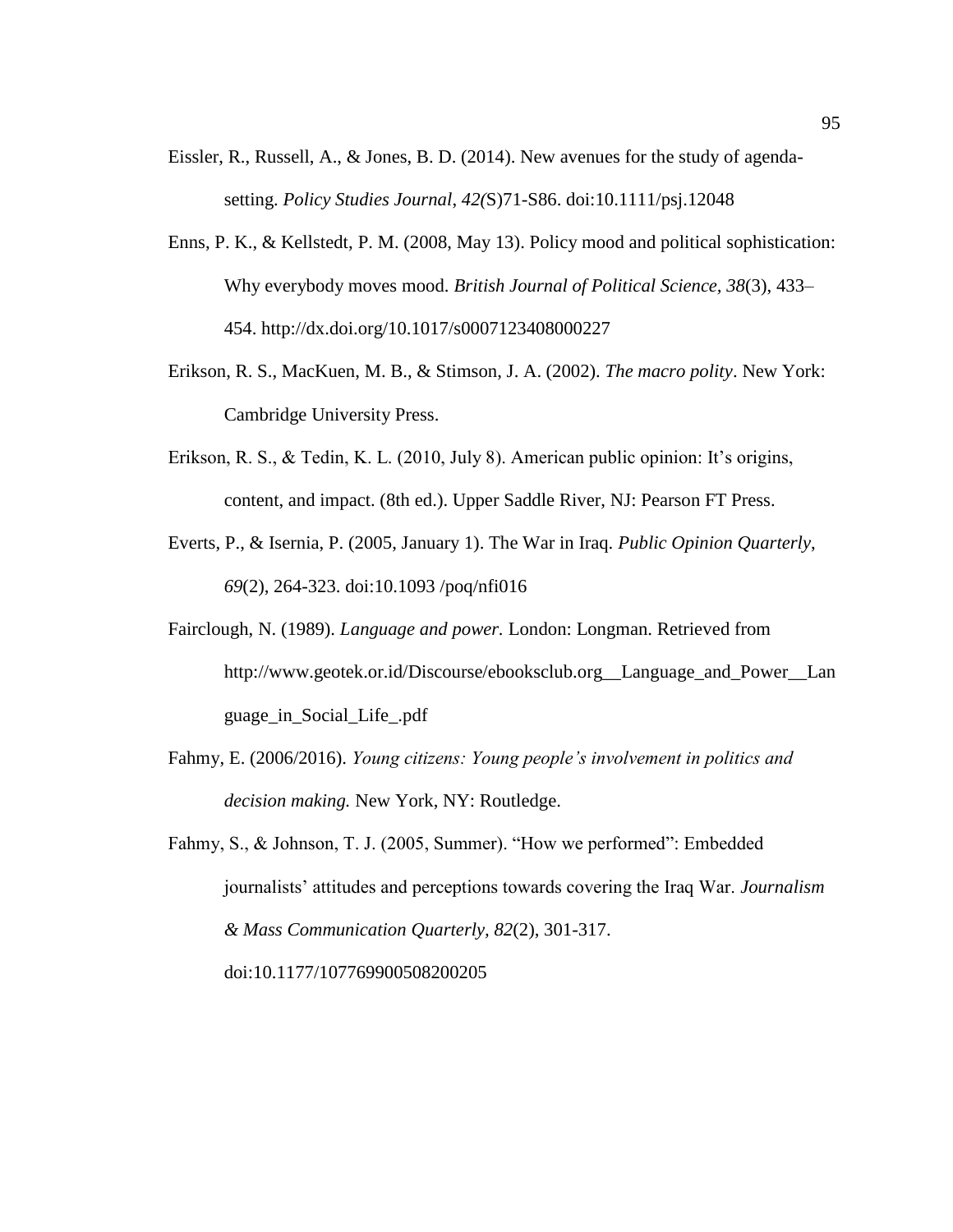Eissler, R., Russell, A., & Jones, B. D. (2014). New avenues for the study of agenda-setting. *Policy Studies Journal*, *42(*S)71-S86. doi:10.1111/psj.12048

Enns, P. K., & Kellstedt, P. M. (2008, May 13). Policy mood and political sophistication: Why everybody moves mood. *British Journal of Political Science, 38*(3), 433–454. http://dx.doi.org/10.1017/s0007123408000227

Erikson, R. S., MacKuen, M. B., & Stimson, J. A. (2002). *The macro polity*. New York: Cambridge University Press.

Erikson, R. S., & Tedin, K. L. (2010, July 8). American public opinion: It's origins, content, and impact. (8th ed.). Upper Saddle River, NJ: Pearson FT Press.

Everts, P., & Isernia, P. (2005, January 1). The War in Iraq. *Public Opinion Quarterly*, *69*(2), 264-323. doi:10.1093 /poq/nfi016

Fairclough, N. (1989). *Language and power.* London: Longman. Retrieved from http://www.geotek.or.id/Discourse/ebooksclub.org__Language_and_Power__Language_in_Social_Life_.pdf

Fahmy, E. (2006/2016). *Young citizens: Young people's involvement in politics and decision making.* New York, NY: Routledge.

Fahmy, S., & Johnson, T. J. (2005, Summer). "How we performed": Embedded journalists' attitudes and perceptions towards covering the Iraq War. *Journalism & Mass Communication Quarterly, 82*(2), 301-317. doi:10.1177/107769900508200205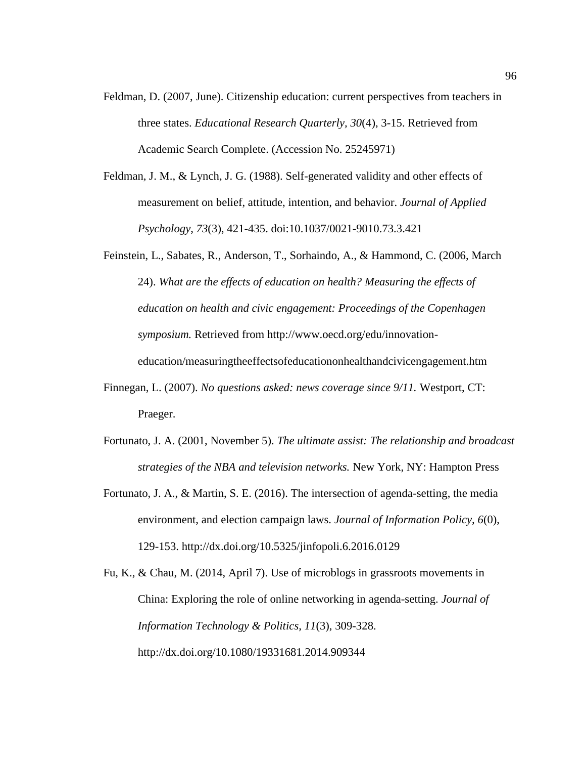Feldman, D. (2007, June). Citizenship education: current perspectives from teachers in three states. *Educational Research Quarterly, 30*(4), 3-15. Retrieved from Academic Search Complete. (Accession No. 25245971)

Feldman, J. M., & Lynch, J. G. (1988). Self-generated validity and other effects of measurement on belief, attitude, intention, and behavior. *Journal of Applied Psychology*, *73*(3), 421-435. doi:10.1037/0021-9010.73.3.421

Feinstein, L., Sabates, R., Anderson, T., Sorhaindo, A., & Hammond, C. (2006, March 24). *What are the effects of education on health? Measuring the effects of education on health and civic engagement: Proceedings of the Copenhagen symposium.* Retrieved from http://www.oecd.org/edu/innovation-education/measuringtheeffectsofeducationonhealthandcivicengagement.htm

Finnegan, L. (2007). *No questions asked: news coverage since 9/11.* Westport, CT: Praeger.

Fortunato, J. A. (2001, November 5). *The ultimate assist: The relationship and broadcast strategies of the NBA and television networks.* New York, NY: Hampton Press

Fortunato, J. A., & Martin, S. E. (2016). The intersection of agenda-setting, the media environment, and election campaign laws. *Journal of Information Policy*, *6*(0), 129-153. http://dx.doi.org/10.5325/jinfopoli.6.2016.0129

Fu, K., & Chau, M. (2014, April 7). Use of microblogs in grassroots movements in China: Exploring the role of online networking in agenda-setting. *Journal of Information Technology & Politics*, *11*(3), 309-328. http://dx.doi.org/10.1080/19331681.2014.909344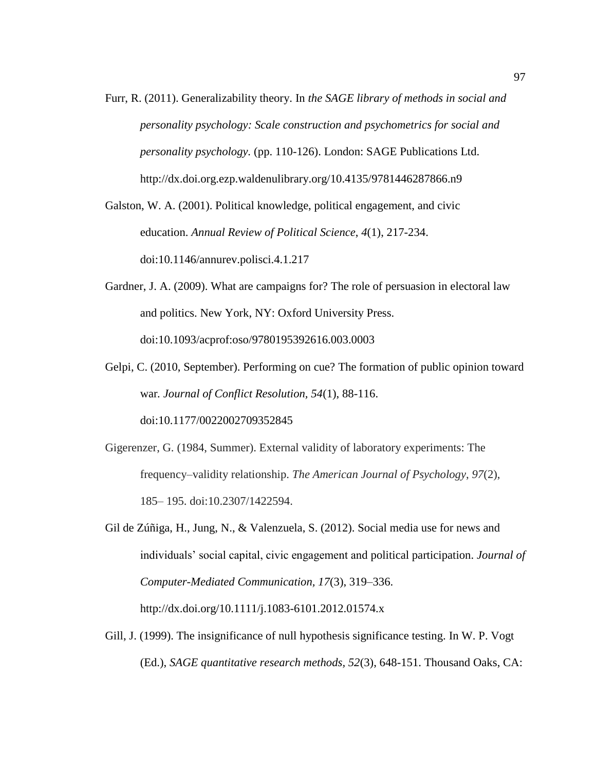Furr, R. (2011). Generalizability theory. In *the SAGE library of methods in social and personality psychology: Scale construction and psychometrics for social and personality psychology*. (pp. 110-126). London: SAGE Publications Ltd. http://dx.doi.org.ezp.waldenulibrary.org/10.4135/9781446287866.n9

Galston, W. A. (2001). Political knowledge, political engagement, and civic education. *Annual Review of Political Science*, *4*(1), 217-234. doi:10.1146/annurev.polisci.4.1.217

Gardner, J. A. (2009). What are campaigns for? The role of persuasion in electoral law and politics. New York, NY: Oxford University Press. doi:10.1093/acprof:oso/9780195392616.003.0003

Gelpi, C. (2010, September). Performing on cue? The formation of public opinion toward war. *Journal of Conflict Resolution*, *54*(1), 88-116. doi:10.1177/0022002709352845

Gigerenzer, G. (1984, Summer). External validity of laboratory experiments: The frequency–validity relationship. *The American Journal of Psychology*, *97*(2), 185– 195. doi:10.2307/1422594.

Gil de Zúñiga, H., Jung, N., & Valenzuela, S. (2012). Social media use for news and individuals' social capital, civic engagement and political participation. *Journal of Computer-Mediated Communication*, *17*(3), 319–336. http://dx.doi.org/10.1111/j.1083-6101.2012.01574.x

Gill, J. (1999). The insignificance of null hypothesis significance testing. In W. P. Vogt (Ed.), *SAGE quantitative research methods, 52*(3), 648-151. Thousand Oaks, CA: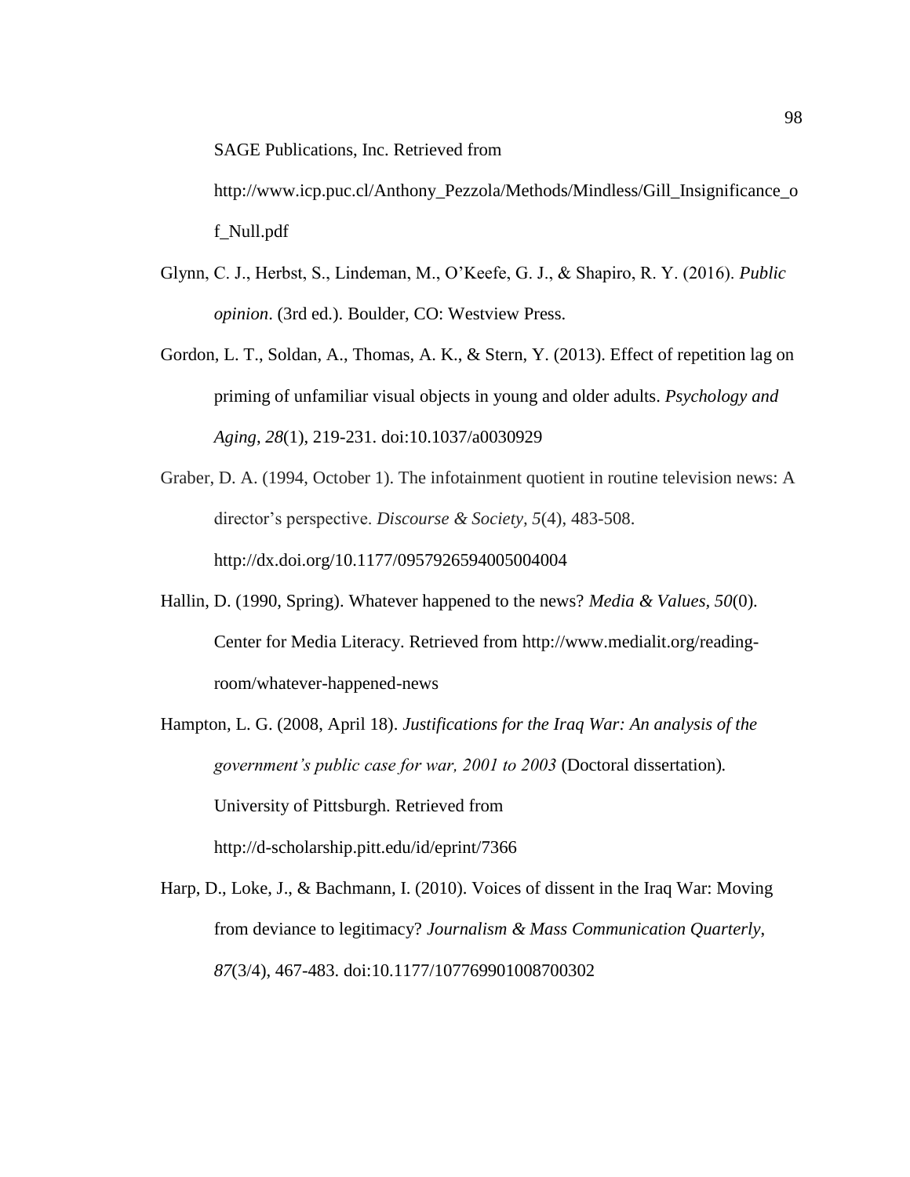SAGE Publications, Inc. Retrieved from http://www.icp.puc.cl/Anthony_Pezzola/Methods/Mindless/Gill_Insignificance_of_Null.pdf

Glynn, C. J., Herbst, S., Lindeman, M., O'Keefe, G. J., & Shapiro, R. Y. (2016). *Public opinion*. (3rd ed.). Boulder, CO: Westview Press.

Gordon, L. T., Soldan, A., Thomas, A. K., & Stern, Y. (2013). Effect of repetition lag on priming of unfamiliar visual objects in young and older adults. *Psychology and Aging*, *28*(1), 219-231. doi:10.1037/a0030929

Graber, D. A. (1994, October 1). The infotainment quotient in routine television news: A director's perspective. *Discourse & Society, 5*(4), 483-508. http://dx.doi.org/10.1177/0957926594005004004

Hallin, D. (1990, Spring). Whatever happened to the news? *Media & Values*, *50*(0). Center for Media Literacy. Retrieved from http://www.medialit.org/reading-room/whatever-happened-news

Hampton, L. G. (2008, April 18). *Justifications for the Iraq War: An analysis of the government's public case for war, 2001 to 2003* (Doctoral dissertation). University of Pittsburgh. Retrieved from http://d-scholarship.pitt.edu/id/eprint/7366

Harp, D., Loke, J., & Bachmann, I. (2010). Voices of dissent in the Iraq War: Moving from deviance to legitimacy? *Journalism & Mass Communication Quarterly*, *87*(3/4), 467-483. doi:10.1177/107769901008700302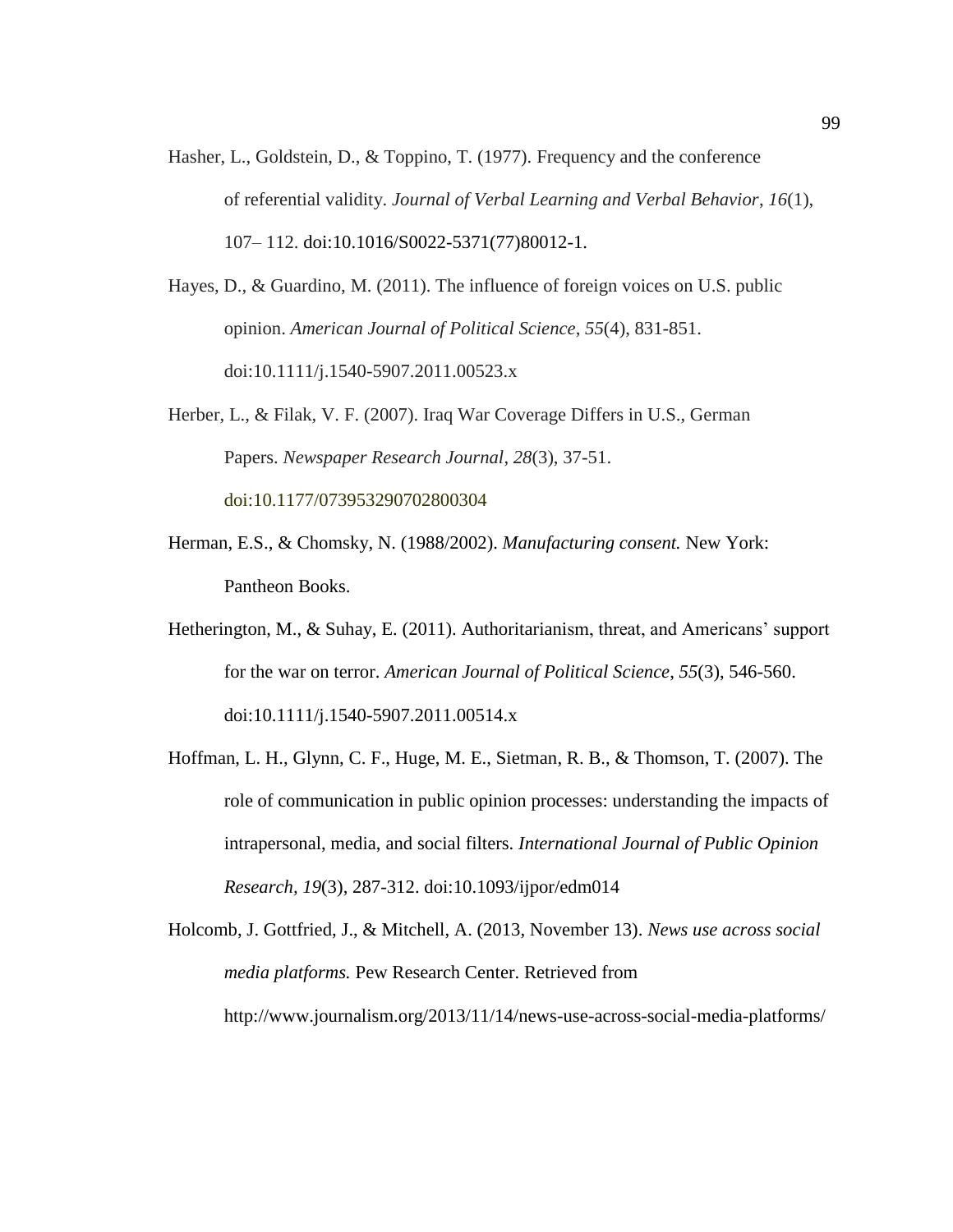Hasher, L., Goldstein, D., & Toppino, T. (1977). Frequency and the conference of referential validity. *Journal of Verbal Learning and Verbal Behavior*, *16*(1), 107– 112. doi:10.1016/S0022-5371(77)80012-1.

Hayes, D., & Guardino, M. (2011). The influence of foreign voices on U.S. public opinion. *American Journal of Political Science*, *55*(4), 831-851. doi:10.1111/j.1540-5907.2011.00523.x

Herber, L., & Filak, V. F. (2007). Iraq War Coverage Differs in U.S., German Papers. *Newspaper Research Journal*, *28*(3), 37-51. doi:10.1177/073953290702800304

Herman, E.S., & Chomsky, N. (1988/2002). *Manufacturing consent.* New York: Pantheon Books.

Hetherington, M., & Suhay, E. (2011). Authoritarianism, threat, and Americans' support for the war on terror. *American Journal of Political Science*, *55*(3), 546-560. doi:10.1111/j.1540-5907.2011.00514.x

Hoffman, L. H., Glynn, C. F., Huge, M. E., Sietman, R. B., & Thomson, T. (2007). The role of communication in public opinion processes: understanding the impacts of intrapersonal, media, and social filters. *International Journal of Public Opinion Research, 19*(3), 287-312. doi:10.1093/ijpor/edm014

Holcomb, J. Gottfried, J., & Mitchell, A. (2013, November 13). *News use across social media platforms.* Pew Research Center. Retrieved from http://www.journalism.org/2013/11/14/news-use-across-social-media-platforms/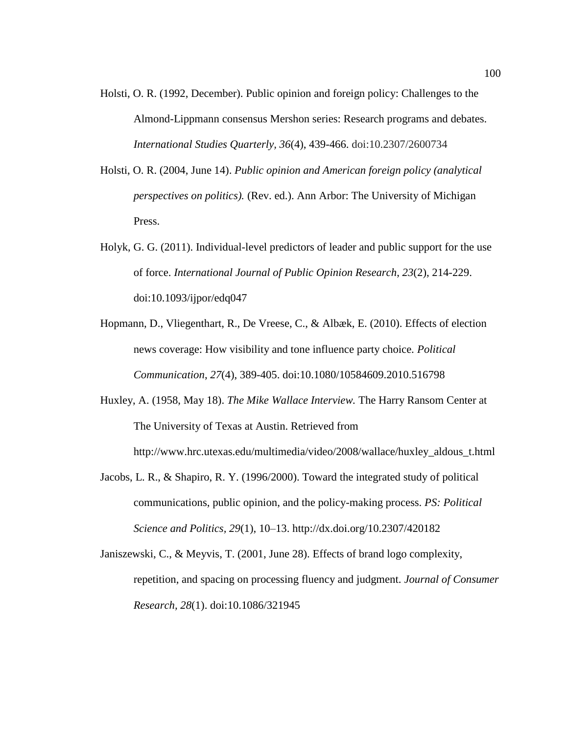Holsti, O. R. (1992, December). Public opinion and foreign policy: Challenges to the Almond-Lippmann consensus Mershon series: Research programs and debates. *International Studies Quarterly*, *36*(4), 439-466. doi:10.2307/2600734

Holsti, O. R. (2004, June 14). *Public opinion and American foreign policy (analytical perspectives on politics).* (Rev. ed.). Ann Arbor: The University of Michigan Press.

Holyk, G. G. (2011). Individual-level predictors of leader and public support for the use of force. *International Journal of Public Opinion Research*, *23*(2), 214-229. doi:10.1093/ijpor/edq047

Hopmann, D., Vliegenthart, R., De Vreese, C., & Albæk, E. (2010). Effects of election news coverage: How visibility and tone influence party choice. *Political Communication*, *27*(4), 389-405. doi:10.1080/10584609.2010.516798

Huxley, A. (1958, May 18). *The Mike Wallace Interview.* The Harry Ransom Center at The University of Texas at Austin. Retrieved from http://www.hrc.utexas.edu/multimedia/video/2008/wallace/huxley_aldous_t.html

Jacobs, L. R., & Shapiro, R. Y. (1996/2000). Toward the integrated study of political communications, public opinion, and the policy-making process. *PS: Political Science and Politics*, *29*(1), 10–13. http://dx.doi.org/10.2307/420182

Janiszewski, C., & Meyvis, T. (2001, June 28). Effects of brand logo complexity, repetition, and spacing on processing fluency and judgment. *Journal of Consumer Research, 28*(1). doi:10.1086/321945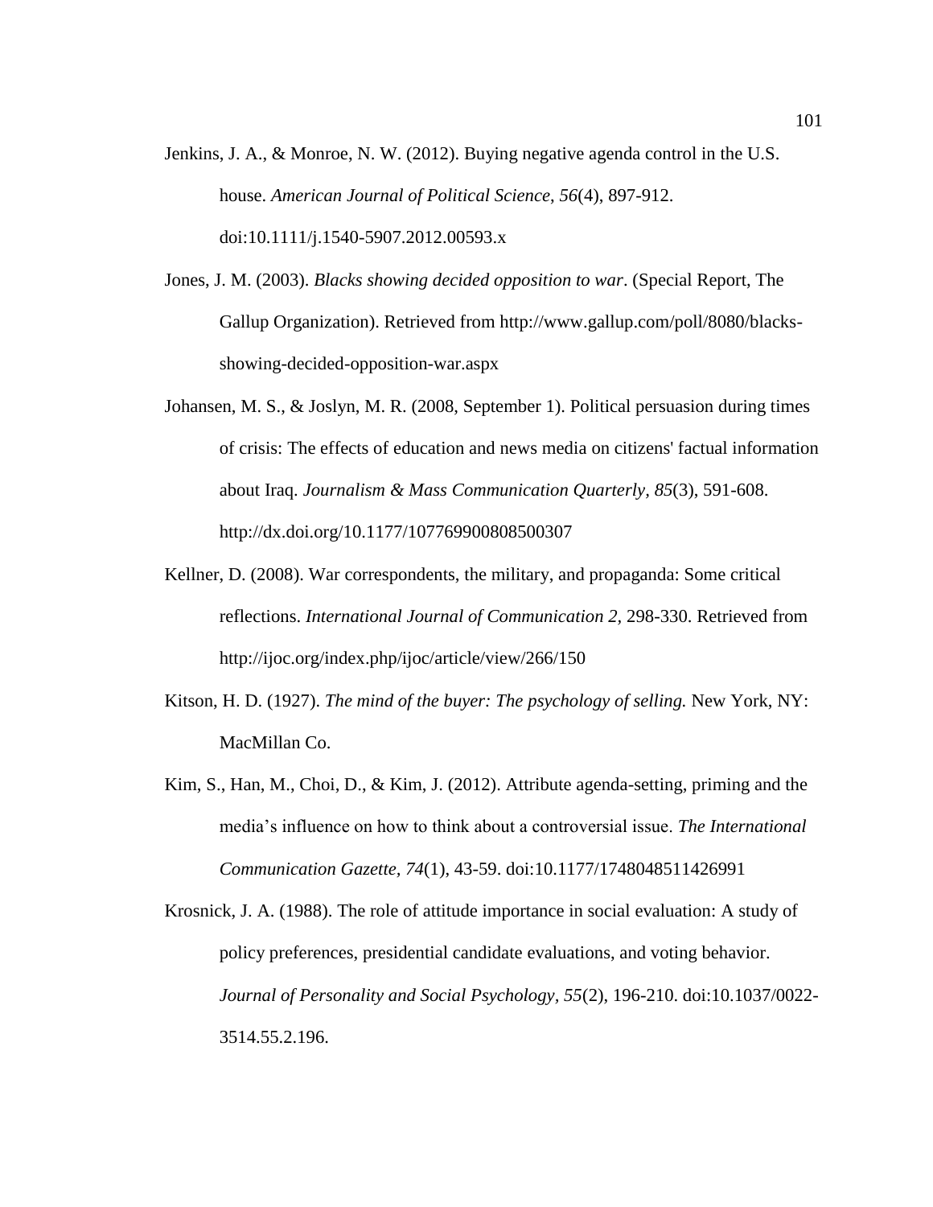Jenkins, J. A., & Monroe, N. W. (2012). Buying negative agenda control in the U.S. house. *American Journal of Political Science*, *56*(4), 897-912. doi:10.1111/j.1540-5907.2012.00593.x

Jones, J. M. (2003). *Blacks showing decided opposition to war*. (Special Report, The Gallup Organization). Retrieved from http://www.gallup.com/poll/8080/blacks-showing-decided-opposition-war.aspx

Johansen, M. S., & Joslyn, M. R. (2008, September 1). Political persuasion during times of crisis: The effects of education and news media on citizens' factual information about Iraq. *Journalism & Mass Communication Quarterly, 85*(3), 591-608. http://dx.doi.org/10.1177/107769900808500307

Kellner, D. (2008). War correspondents, the military, and propaganda: Some critical reflections. *International Journal of Communication 2*, 298-330. Retrieved from http://ijoc.org/index.php/ijoc/article/view/266/150

Kitson, H. D. (1927). *The mind of the buyer: The psychology of selling.* New York, NY: MacMillan Co.

Kim, S., Han, M., Choi, D., & Kim, J. (2012). Attribute agenda-setting, priming and the media's influence on how to think about a controversial issue. *The International Communication Gazette, 74*(1), 43-59. doi:10.1177/1748048511426991

Krosnick, J. A. (1988). The role of attitude importance in social evaluation: A study of policy preferences, presidential candidate evaluations, and voting behavior. *Journal of Personality and Social Psychology*, *55*(2), 196-210. doi:10.1037/0022-3514.55.2.196.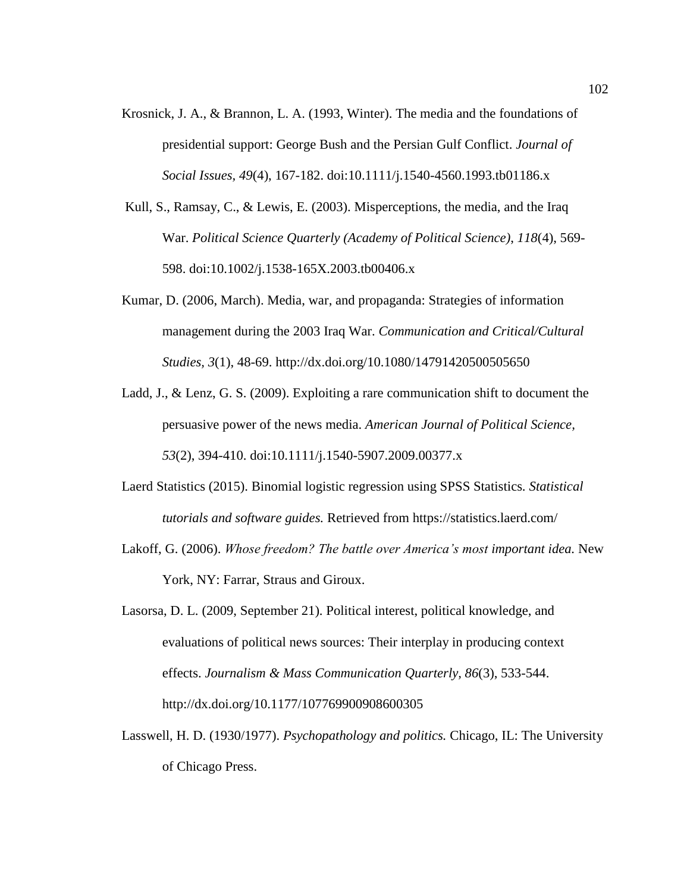Krosnick, J. A., & Brannon, L. A. (1993, Winter). The media and the foundations of presidential support: George Bush and the Persian Gulf Conflict. *Journal of Social Issues, 49*(4), 167-182. doi:10.1111/j.1540-4560.1993.tb01186.x

Kull, S., Ramsay, C., & Lewis, E. (2003). Misperceptions, the media, and the Iraq War. *Political Science Quarterly (Academy of Political Science), 118*(4), 569-598. doi:10.1002/j.1538-165X.2003.tb00406.x

Kumar, D. (2006, March). Media, war, and propaganda: Strategies of information management during the 2003 Iraq War. *Communication and Critical/Cultural Studies, 3*(1), 48-69. http://dx.doi.org/10.1080/14791420500505650

Ladd, J., & Lenz, G. S. (2009). Exploiting a rare communication shift to document the persuasive power of the news media. *American Journal of Political Science, 53*(2), 394-410. doi:10.1111/j.1540-5907.2009.00377.x

Laerd Statistics (2015). Binomial logistic regression using SPSS Statistics. *Statistical tutorials and software guides.* Retrieved from https://statistics.laerd.com/

Lakoff, G. (2006). *Whose freedom? The battle over America's most important idea.* New York, NY: Farrar, Straus and Giroux.

Lasorsa, D. L. (2009, September 21). Political interest, political knowledge, and evaluations of political news sources: Their interplay in producing context effects. *Journalism & Mass Communication Quarterly, 86*(3), 533-544. http://dx.doi.org/10.1177/107769900908600305

Lasswell, H. D. (1930/1977). *Psychopathology and politics.* Chicago, IL: The University of Chicago Press.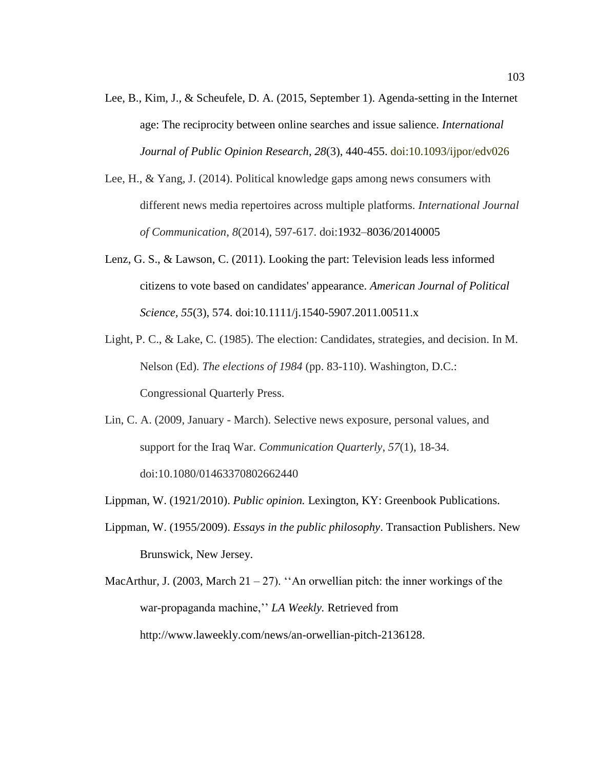Lee, B., Kim, J., & Scheufele, D. A. (2015, September 1). Agenda-setting in the Internet age: The reciprocity between online searches and issue salience. *International Journal of Public Opinion Research, 28*(3), 440-455. doi:10.1093/ijpor/edv026

Lee, H., & Yang, J. (2014). Political knowledge gaps among news consumers with different news media repertoires across multiple platforms. *International Journal of Communication*, *8*(2014), 597-617. doi:1932–8036/20140005

Lenz, G. S., & Lawson, C. (2011). Looking the part: Television leads less informed citizens to vote based on candidates' appearance. *American Journal of Political Science, 55*(3), 574. doi:10.1111/j.1540-5907.2011.00511.x

Light, P. C., & Lake, C. (1985). The election: Candidates, strategies, and decision. In M. Nelson (Ed). *The elections of 1984* (pp. 83-110). Washington, D.C.: Congressional Quarterly Press.

Lin, C. A. (2009, January - March). Selective news exposure, personal values, and support for the Iraq War. *Communication Quarterly*, *57*(1), 18-34. doi:10.1080/01463370802662440

Lippman, W. (1921/2010). *Public opinion.* Lexington, KY: Greenbook Publications.

Lippman, W. (1955/2009). *Essays in the public philosophy*. Transaction Publishers. New Brunswick, New Jersey.

MacArthur, J. (2003, March 21 – 27). ‘‘An orwellian pitch: the inner workings of the war-propaganda machine,’’ *LA Weekly.* Retrieved from http://www.laweekly.com/news/an-orwellian-pitch-2136128.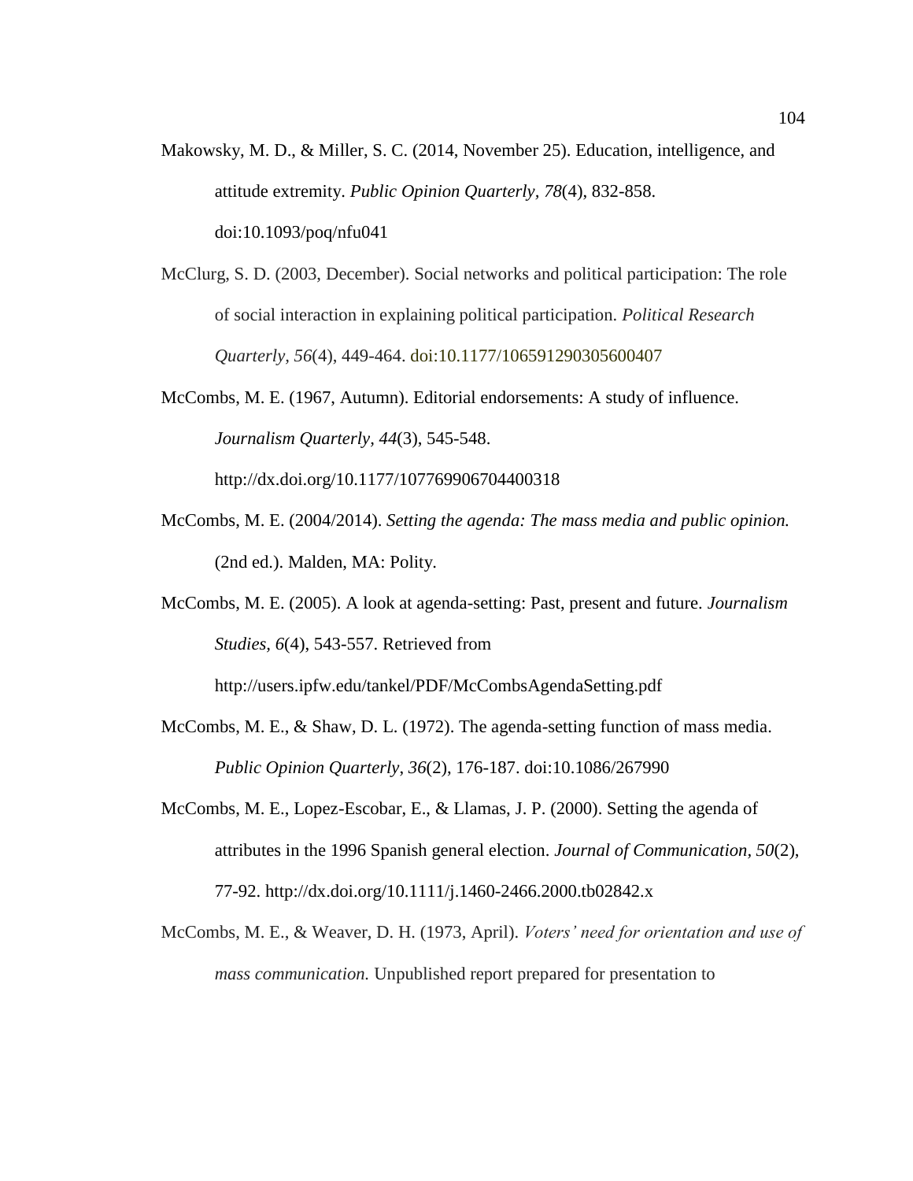Makowsky, M. D., & Miller, S. C. (2014, November 25). Education, intelligence, and attitude extremity. *Public Opinion Quarterly, 78*(4), 832-858. doi:10.1093/poq/nfu041

McClurg, S. D. (2003, December). Social networks and political participation: The role of social interaction in explaining political participation. *Political Research Quarterly, 56*(4), 449-464. doi:10.1177/106591290305600407

McCombs, M. E. (1967, Autumn). Editorial endorsements: A study of influence. *Journalism Quarterly, 44*(3), 545-548. http://dx.doi.org/10.1177/107769906704400318

McCombs, M. E. (2004/2014). *Setting the agenda: The mass media and public opinion.* (2nd ed.). Malden, MA: Polity.

McCombs, M. E. (2005). A look at agenda-setting: Past, present and future. *Journalism Studies, 6*(4), 543-557. Retrieved from http://users.ipfw.edu/tankel/PDF/McCombsAgendaSetting.pdf

McCombs, M. E., & Shaw, D. L. (1972). The agenda-setting function of mass media. *Public Opinion Quarterly*, *36*(2), 176-187. doi:10.1086/267990

McCombs, M. E., Lopez-Escobar, E., & Llamas, J. P. (2000). Setting the agenda of attributes in the 1996 Spanish general election. *Journal of Communication, 50*(2), 77-92. http://dx.doi.org/10.1111/j.1460-2466.2000.tb02842.x

McCombs, M. E., & Weaver, D. H. (1973, April). *Voters' need for orientation and use of mass communication.* Unpublished report prepared for presentation to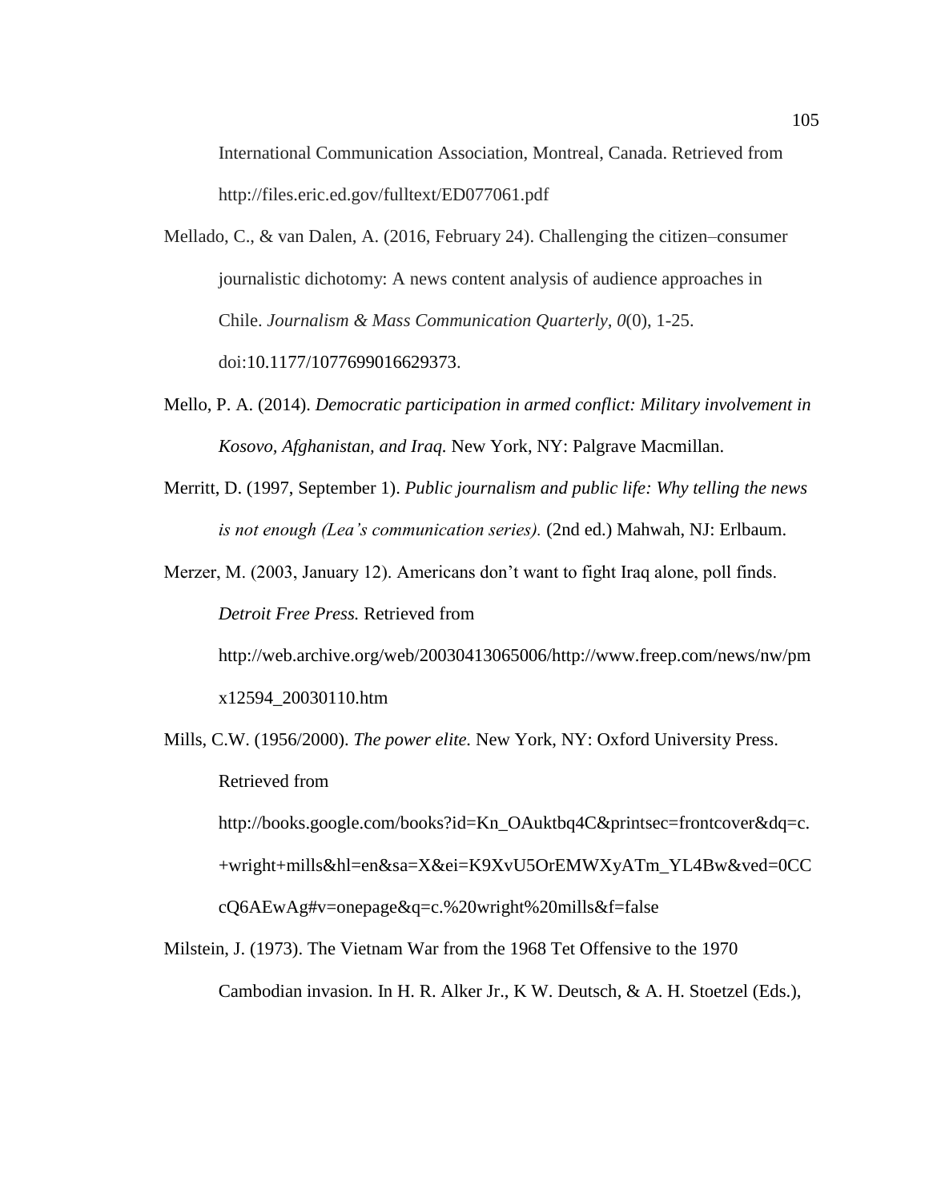International Communication Association, Montreal, Canada. Retrieved from http://files.eric.ed.gov/fulltext/ED077061.pdf

Mellado, C., & van Dalen, A. (2016, February 24). Challenging the citizen–consumer journalistic dichotomy: A news content analysis of audience approaches in Chile. *Journalism & Mass Communication Quarterly, 0*(0), 1-25. doi:10.1177/1077699016629373.

Mello, P. A. (2014). *Democratic participation in armed conflict: Military involvement in Kosovo, Afghanistan, and Iraq.* New York, NY: Palgrave Macmillan.

Merritt, D. (1997, September 1). *Public journalism and public life: Why telling the news is not enough (Lea's communication series).* (2nd ed.) Mahwah, NJ: Erlbaum.

Merzer, M. (2003, January 12). Americans don't want to fight Iraq alone, poll finds. *Detroit Free Press.* Retrieved from http://web.archive.org/web/20030413065006/http://www.freep.com/news/nw/pmx12594_20030110.htm

Mills, C.W. (1956/2000). *The power elite.* New York, NY: Oxford University Press. Retrieved from http://books.google.com/books?id=Kn_OAuktbq4C&printsec=frontcover&dq=c.+wright+mills&hl=en&sa=X&ei=K9XvU5OrEMWXyATm_YL4Bw&ved=0CCcQ6AEwAg#v=onepage&q=c.%20wright%20mills&f=false

Milstein, J. (1973). The Vietnam War from the 1968 Tet Offensive to the 1970 Cambodian invasion. In H. R. Alker Jr., K W. Deutsch, & A. H. Stoetzel (Eds.),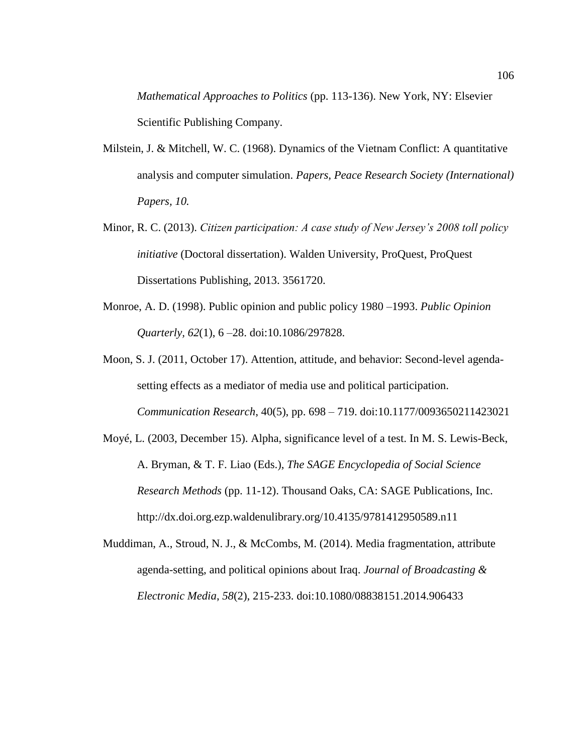*Mathematical Approaches to Politics* (pp. 113-136). New York, NY: Elsevier Scientific Publishing Company.

Milstein, J. & Mitchell, W. C. (1968). Dynamics of the Vietnam Conflict: A quantitative analysis and computer simulation. *Papers, Peace Research Society (International) Papers, 10.*

Minor, R. C. (2013). *Citizen participation: A case study of New Jersey's 2008 toll policy initiative* (Doctoral dissertation). Walden University, ProQuest, ProQuest Dissertations Publishing, 2013. 3561720.

Monroe, A. D. (1998). Public opinion and public policy 1980 –1993. *Public Opinion Quarterly, 62*(1), 6 –28. doi:10.1086/297828.

Moon, S. J. (2011, October 17). Attention, attitude, and behavior: Second-level agenda-setting effects as a mediator of media use and political participation. *Communication Research*, 40(5), pp. 698 – 719. doi:10.1177/0093650211423021

Moyé, L. (2003, December 15). Alpha, significance level of a test. In M. S. Lewis-Beck, A. Bryman, & T. F. Liao (Eds.), *The SAGE Encyclopedia of Social Science Research Methods* (pp. 11-12). Thousand Oaks, CA: SAGE Publications, Inc. http://dx.doi.org.ezp.waldenulibrary.org/10.4135/9781412950589.n11

Muddiman, A., Stroud, N. J., & McCombs, M. (2014). Media fragmentation, attribute agenda-setting, and political opinions about Iraq. *Journal of Broadcasting & Electronic Media*, *58*(2), 215-233. doi:10.1080/08838151.2014.906433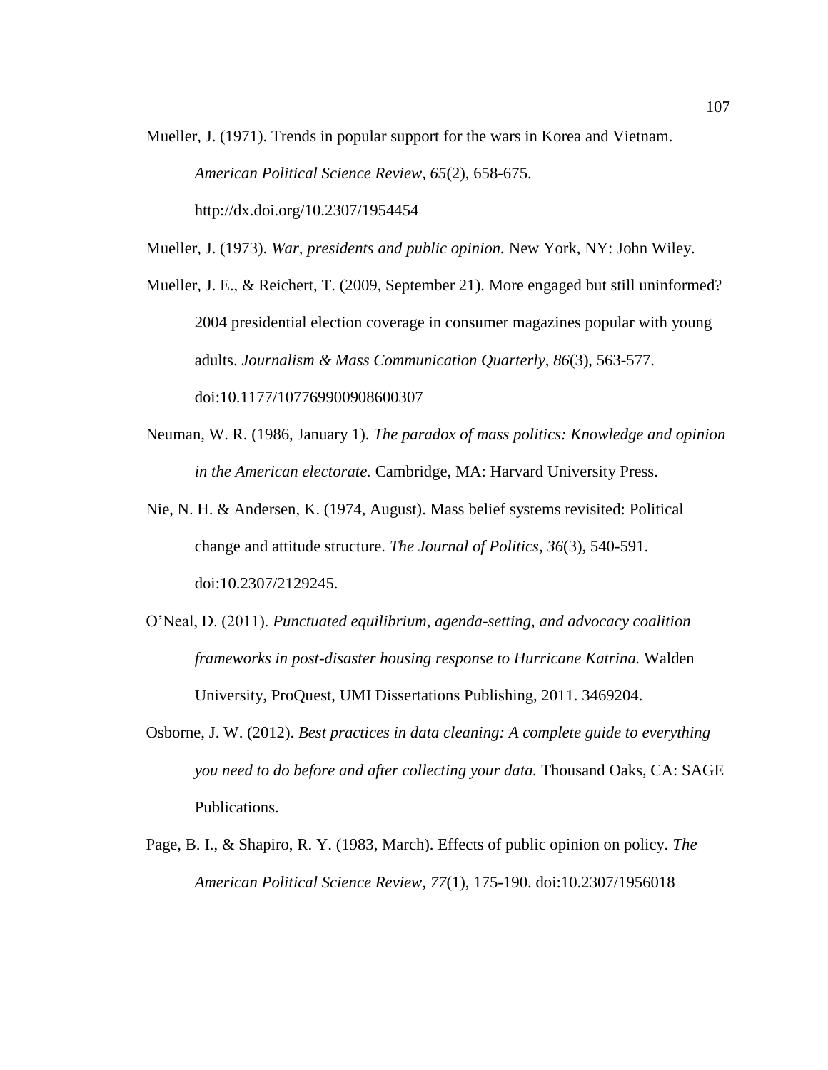Mueller, J. (1971). Trends in popular support for the wars in Korea and Vietnam. *American Political Science Review*, *65*(2), 658-675. http://dx.doi.org/10.2307/1954454

Mueller, J. (1973). *War, presidents and public opinion.* New York, NY: John Wiley.

Mueller, J. E., & Reichert, T. (2009, September 21). More engaged but still uninformed? 2004 presidential election coverage in consumer magazines popular with young adults. *Journalism & Mass Communication Quarterly*, *86*(3), 563-577. doi:10.1177/107769900908600307

Neuman, W. R. (1986, January 1). *The paradox of mass politics: Knowledge and opinion in the American electorate.* Cambridge, MA: Harvard University Press.

Nie, N. H. & Andersen, K. (1974, August). Mass belief systems revisited: Political change and attitude structure. *The Journal of Politics*, *36*(3), 540-591. doi:10.2307/2129245.

O'Neal, D. (2011). *Punctuated equilibrium, agenda-setting, and advocacy coalition frameworks in post-disaster housing response to Hurricane Katrina.* Walden University, ProQuest, UMI Dissertations Publishing, 2011. 3469204.

Osborne, J. W. (2012). *Best practices in data cleaning: A complete guide to everything you need to do before and after collecting your data.* Thousand Oaks, CA: SAGE Publications.

Page, B. I., & Shapiro, R. Y. (1983, March). Effects of public opinion on policy. *The American Political Science Review*, *77*(1), 175-190. doi:10.2307/1956018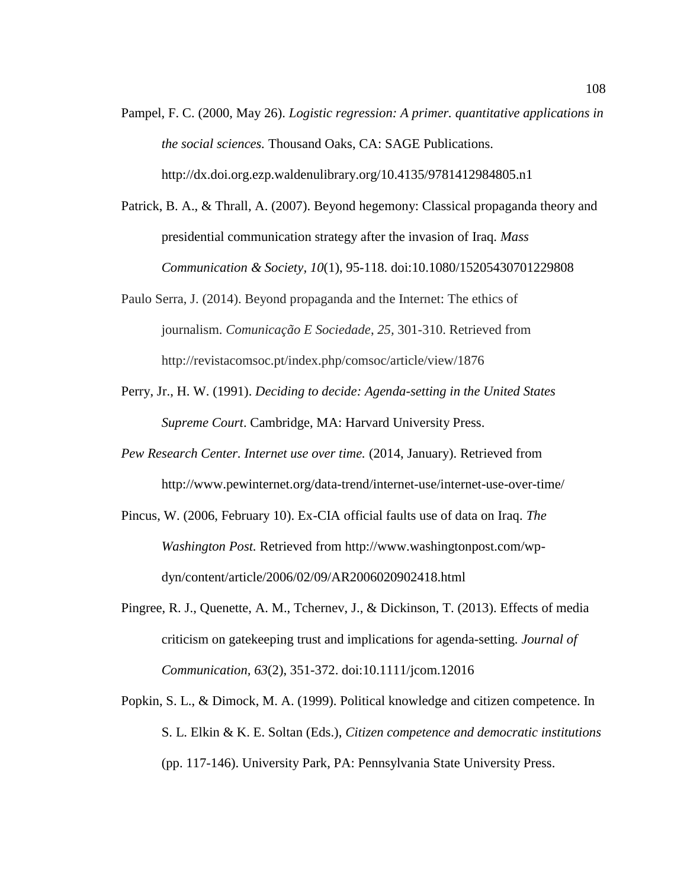Pampel, F. C. (2000, May 26). *Logistic regression: A primer. quantitative applications in the social sciences.* Thousand Oaks, CA: SAGE Publications. http://dx.doi.org.ezp.waldenulibrary.org/10.4135/9781412984805.n1

Patrick, B. A., & Thrall, A. (2007). Beyond hegemony: Classical propaganda theory and presidential communication strategy after the invasion of Iraq. *Mass Communication & Society, 10*(1), 95-118. doi:10.1080/15205430701229808

Paulo Serra, J. (2014). Beyond propaganda and the Internet: The ethics of journalism. *Comunicação E Sociedade*, *25,* 301-310. Retrieved from http://revistacomsoc.pt/index.php/comsoc/article/view/1876

Perry, Jr., H. W. (1991). *Deciding to decide: Agenda-setting in the United States Supreme Court*. Cambridge, MA: Harvard University Press.

*Pew Research Center. Internet use over time.* (2014, January). Retrieved from http://www.pewinternet.org/data-trend/internet-use/internet-use-over-time/

Pincus, W. (2006, February 10). Ex-CIA official faults use of data on Iraq. *The Washington Post.* Retrieved from http://www.washingtonpost.com/wp-dyn/content/article/2006/02/09/AR2006020902418.html

Pingree, R. J., Quenette, A. M., Tchernev, J., & Dickinson, T. (2013). Effects of media criticism on gatekeeping trust and implications for agenda-setting. *Journal of Communication, 63*(2), 351-372. doi:10.1111/jcom.12016

Popkin, S. L., & Dimock, M. A. (1999). Political knowledge and citizen competence. In S. L. Elkin & K. E. Soltan (Eds.), *Citizen competence and democratic institutions* (pp. 117-146). University Park, PA: Pennsylvania State University Press.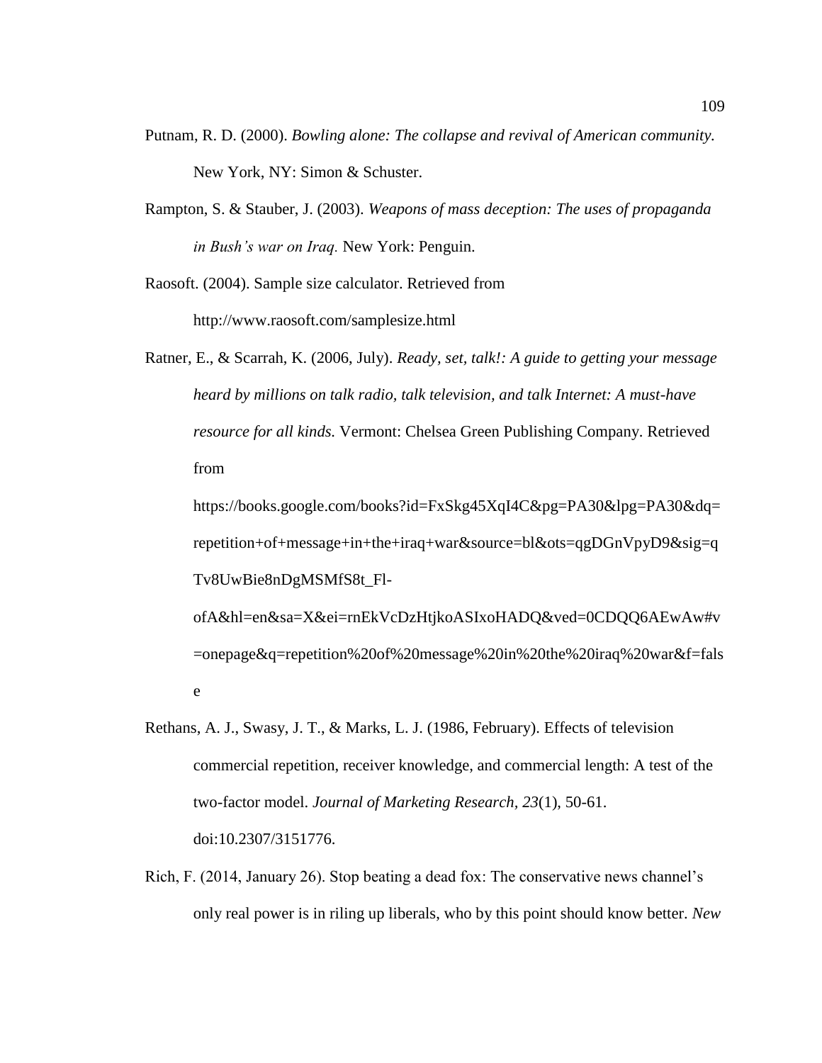Putnam, R. D. (2000). *Bowling alone: The collapse and revival of American community.* New York, NY: Simon & Schuster.

Rampton, S. & Stauber, J. (2003). *Weapons of mass deception: The uses of propaganda in Bush's war on Iraq.* New York: Penguin.

Raosoft. (2004). Sample size calculator. Retrieved from http://www.raosoft.com/samplesize.html

Ratner, E., & Scarrah, K. (2006, July). *Ready, set, talk!: A guide to getting your message heard by millions on talk radio, talk television, and talk Internet: A must-have resource for all kinds.* Vermont: Chelsea Green Publishing Company. Retrieved from https://books.google.com/books?id=FxSkg45XqI4C&pg=PA30&lpg=PA30&dq=repetition+of+message+in+the+iraq+war&source=bl&ots=qgDGnVpyD9&sig=qTv8UwBie8nDgMSMfS8t_Fl-ofA&hl=en&sa=X&ei=rnEkVcDzHtjkoASIxoHADQ&ved=0CDQQ6AEwAw#v=onepage&q=repetition%20of%20message%20in%20the%20iraq%20war&f=false

Rethans, A. J., Swasy, J. T., & Marks, L. J. (1986, February). Effects of television commercial repetition, receiver knowledge, and commercial length: A test of the two-factor model. *Journal of Marketing Research, 23*(1), 50-61. doi:10.2307/3151776.

Rich, F. (2014, January 26). Stop beating a dead fox: The conservative news channel's only real power is in riling up liberals, who by this point should know better. *New*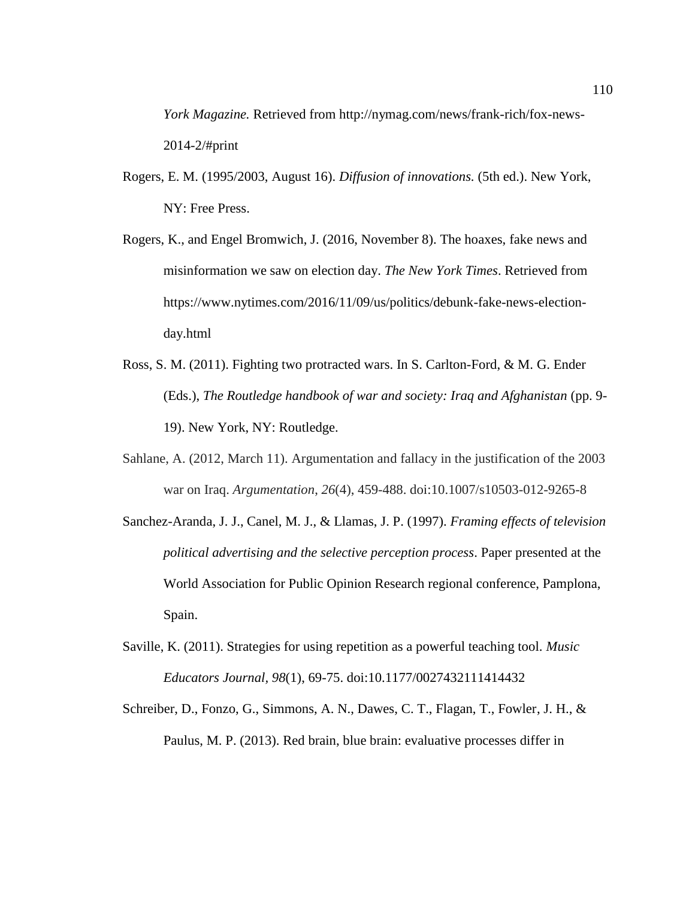*York Magazine.* Retrieved from http://nymag.com/news/frank-rich/fox-news-2014-2/#print

Rogers, E. M. (1995/2003, August 16). *Diffusion of innovations.* (5th ed.). New York, NY: Free Press.

Rogers, K., and Engel Bromwich, J. (2016, November 8). The hoaxes, fake news and misinformation we saw on election day. *The New York Times*. Retrieved from https://www.nytimes.com/2016/11/09/us/politics/debunk-fake-news-election-day.html

Ross, S. M. (2011). Fighting two protracted wars. In S. Carlton-Ford, & M. G. Ender (Eds.), *The Routledge handbook of war and society: Iraq and Afghanistan* (pp. 9-19). New York, NY: Routledge.

Sahlane, A. (2012, March 11). Argumentation and fallacy in the justification of the 2003 war on Iraq. *Argumentation, 26*(4), 459-488. doi:10.1007/s10503-012-9265-8

Sanchez-Aranda, J. J., Canel, M. J., & Llamas, J. P. (1997). *Framing effects of television political advertising and the selective perception process*. Paper presented at the World Association for Public Opinion Research regional conference, Pamplona, Spain.

Saville, K. (2011). Strategies for using repetition as a powerful teaching tool. *Music Educators Journal*, *98*(1), 69-75. doi:10.1177/0027432111414432

Schreiber, D., Fonzo, G., Simmons, A. N., Dawes, C. T., Flagan, T., Fowler, J. H., & Paulus, M. P. (2013). Red brain, blue brain: evaluative processes differ in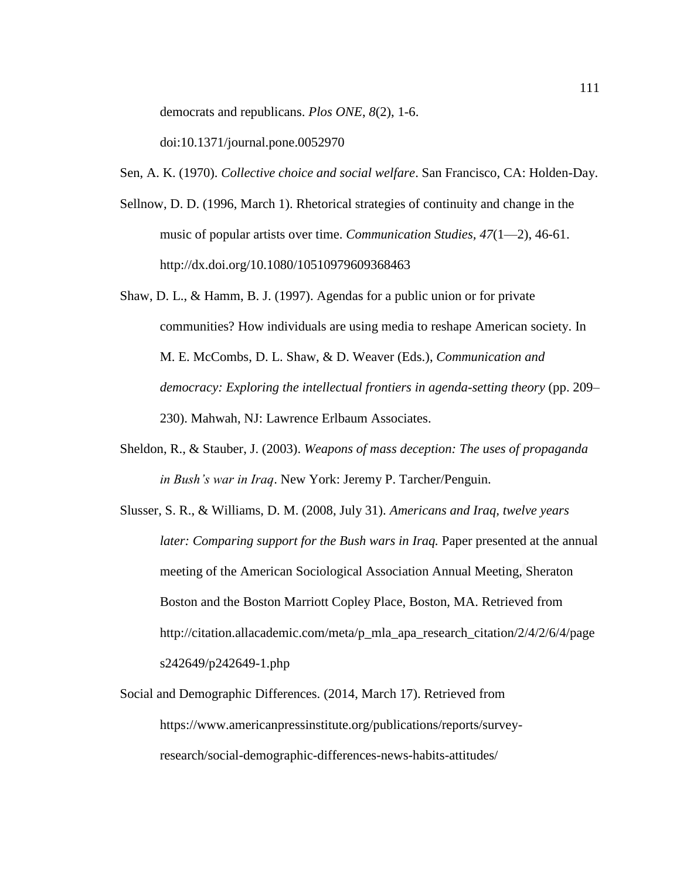democrats and republicans. *Plos ONE*, *8*(2), 1-6. doi:10.1371/journal.pone.0052970

Sen, A. K. (1970). *Collective choice and social welfare*. San Francisco, CA: Holden-Day.

Sellnow, D. D. (1996, March 1). Rhetorical strategies of continuity and change in the music of popular artists over time. *Communication Studies*, *47*(1—2), 46-61. http://dx.doi.org/10.1080/10510979609368463

Shaw, D. L., & Hamm, B. J. (1997). Agendas for a public union or for private communities? How individuals are using media to reshape American society. In M. E. McCombs, D. L. Shaw, & D. Weaver (Eds.), *Communication and democracy: Exploring the intellectual frontiers in agenda-setting theory* (pp. 209–230). Mahwah, NJ: Lawrence Erlbaum Associates.

Sheldon, R., & Stauber, J. (2003). *Weapons of mass deception: The uses of propaganda in Bush's war in Iraq*. New York: Jeremy P. Tarcher/Penguin.

Slusser, S. R., & Williams, D. M. (2008, July 31). *Americans and Iraq, twelve years later: Comparing support for the Bush wars in Iraq.* Paper presented at the annual meeting of the American Sociological Association Annual Meeting, Sheraton Boston and the Boston Marriott Copley Place, Boston, MA. Retrieved from http://citation.allacademic.com/meta/p_mla_apa_research_citation/2/4/2/6/4/pages242649/p242649-1.php

Social and Demographic Differences. (2014, March 17). Retrieved from https://www.americanpressinstitute.org/publications/reports/survey-research/social-demographic-differences-news-habits-attitudes/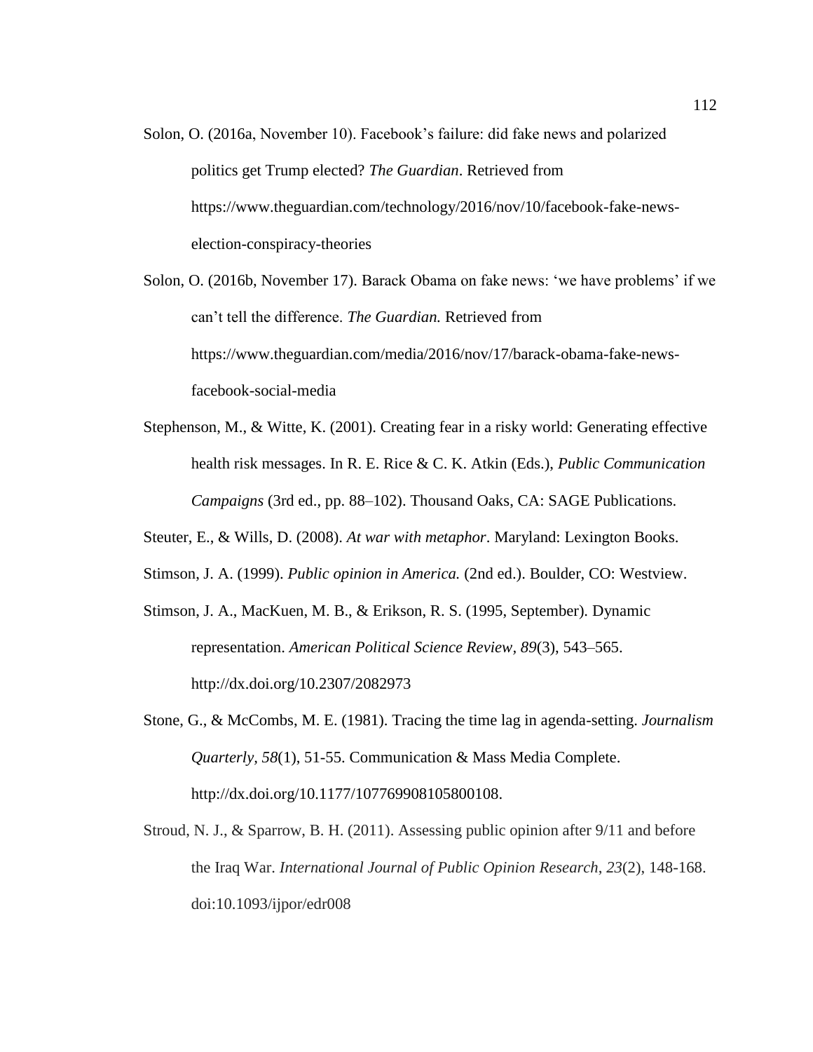Solon, O. (2016a, November 10). Facebook's failure: did fake news and polarized politics get Trump elected? *The Guardian*. Retrieved from https://www.theguardian.com/technology/2016/nov/10/facebook-fake-news-election-conspiracy-theories

Solon, O. (2016b, November 17). Barack Obama on fake news: 'we have problems' if we can't tell the difference. *The Guardian.* Retrieved from https://www.theguardian.com/media/2016/nov/17/barack-obama-fake-news-facebook-social-media

Stephenson, M., & Witte, K. (2001). Creating fear in a risky world: Generating effective health risk messages. In R. E. Rice & C. K. Atkin (Eds.), *Public Communication Campaigns* (3rd ed., pp. 88–102). Thousand Oaks, CA: SAGE Publications.

Steuter, E., & Wills, D. (2008). *At war with metaphor*. Maryland: Lexington Books.

Stimson, J. A. (1999). *Public opinion in America.* (2nd ed.). Boulder, CO: Westview.

Stimson, J. A., MacKuen, M. B., & Erikson, R. S. (1995, September). Dynamic representation. *American Political Science Review, 89*(3), 543–565. http://dx.doi.org/10.2307/2082973

Stone, G., & McCombs, M. E. (1981). Tracing the time lag in agenda-setting. *Journalism Quarterly, 58*(1), 51-55. Communication & Mass Media Complete. http://dx.doi.org/10.1177/107769908105800108.

Stroud, N. J., & Sparrow, B. H. (2011). Assessing public opinion after 9/11 and before the Iraq War. *International Journal of Public Opinion Research*, *23*(2), 148-168. doi:10.1093/ijpor/edr008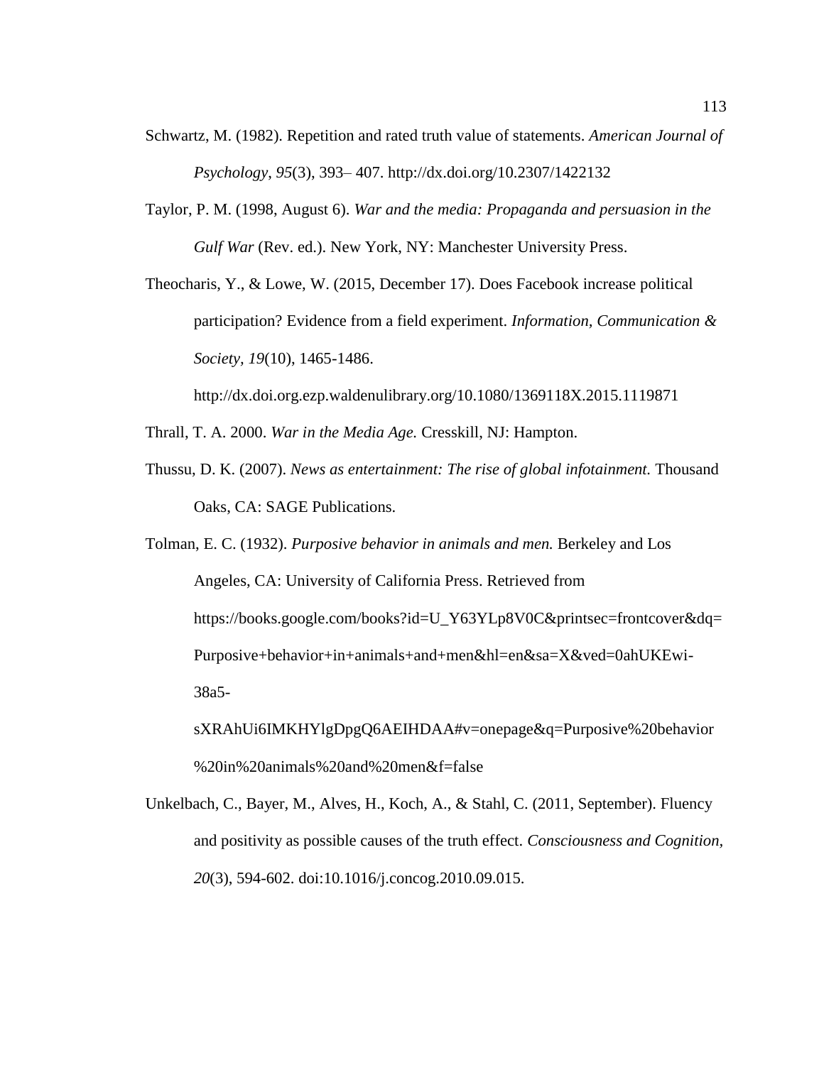Schwartz, M. (1982). Repetition and rated truth value of statements. *American Journal of Psychology*, *95*(3), 393– 407. http://dx.doi.org/10.2307/1422132

Taylor, P. M. (1998, August 6). *War and the media: Propaganda and persuasion in the Gulf War* (Rev. ed.). New York, NY: Manchester University Press.

Theocharis, Y., & Lowe, W. (2015, December 17). Does Facebook increase political participation? Evidence from a field experiment. *Information, Communication & Society, 19*(10), 1465-1486. http://dx.doi.org.ezp.waldenulibrary.org/10.1080/1369118X.2015.1119871

Thrall, T. A. 2000. *War in the Media Age.* Cresskill, NJ: Hampton.

Thussu, D. K. (2007). *News as entertainment: The rise of global infotainment.* Thousand Oaks, CA: SAGE Publications.

Tolman, E. C. (1932). *Purposive behavior in animals and men.* Berkeley and Los Angeles, CA: University of California Press. Retrieved from https://books.google.com/books?id=U_Y63YLp8V0C&printsec=frontcover&dq=Purposive+behavior+in+animals+and+men&hl=en&sa=X&ved=0ahUKEwi-38a5-sXRAhUi6IMKHYlgDpgQ6AEIHDAA#v=onepage&q=Purposive%20behavior%20in%20animals%20and%20men&f=false

Unkelbach, C., Bayer, M., Alves, H., Koch, A., & Stahl, C. (2011, September). Fluency and positivity as possible causes of the truth effect. *Consciousness and Cognition, 20*(3), 594-602. doi:10.1016/j.concog.2010.09.015.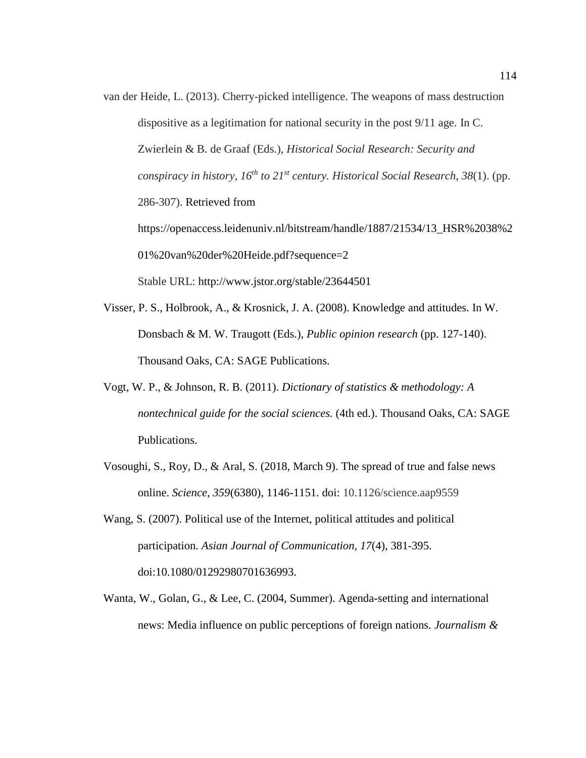van der Heide, L. (2013). Cherry-picked intelligence. The weapons of mass destruction dispositive as a legitimation for national security in the post 9/11 age. In C. Zwierlein & B. de Graaf (Eds.), *Historical Social Research: Security and conspiracy in history, 16th to 21st century. Historical Social Research*, *38*(1). (pp. 286-307). Retrieved from https://openaccess.leidenuniv.nl/bitstream/handle/1887/21534/13_HSR%2038%201%20van%20der%20Heide.pdf?sequence=2
Stable URL: http://www.jstor.org/stable/23644501

Visser, P. S., Holbrook, A., & Krosnick, J. A. (2008). Knowledge and attitudes. In W. Donsbach & M. W. Traugott (Eds.), *Public opinion research* (pp. 127-140). Thousand Oaks, CA: SAGE Publications.

Vogt, W. P., & Johnson, R. B. (2011). *Dictionary of statistics & methodology: A nontechnical guide for the social sciences.* (4th ed.). Thousand Oaks, CA: SAGE Publications.

Vosoughi, S., Roy, D., & Aral, S. (2018, March 9). The spread of true and false news online. *Science, 359*(6380), 1146-1151. doi: 10.1126/science.aap9559

Wang, S. (2007). Political use of the Internet, political attitudes and political participation. *Asian Journal of Communication*, *17*(4), 381-395. doi:10.1080/01292980701636993.

Wanta, W., Golan, G., & Lee, C. (2004, Summer). Agenda-setting and international news: Media influence on public perceptions of foreign nations. *Journalism &*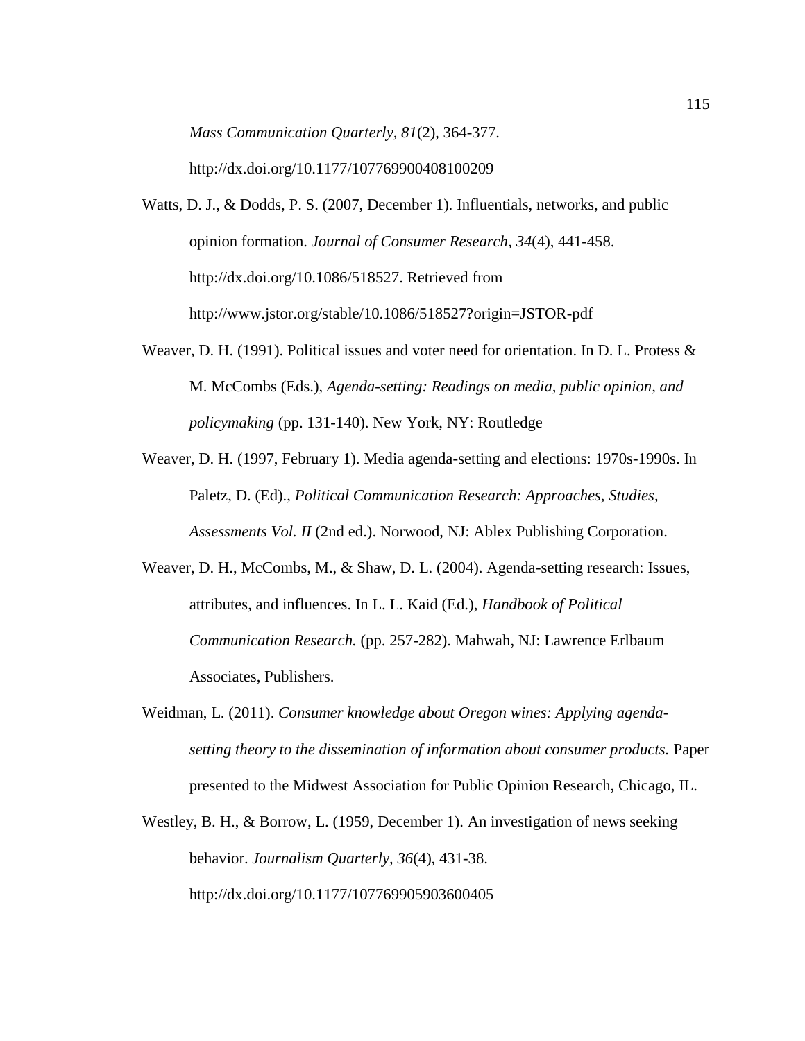*Mass Communication Quarterly, 81*(2), 364-377. http://dx.doi.org/10.1177/107769900408100209

Watts, D. J., & Dodds, P. S. (2007, December 1). Influentials, networks, and public opinion formation. *Journal of Consumer Research, 34*(4), 441-458. http://dx.doi.org/10.1086/518527. Retrieved from http://www.jstor.org/stable/10.1086/518527?origin=JSTOR-pdf

Weaver, D. H. (1991). Political issues and voter need for orientation. In D. L. Protess & M. McCombs (Eds.), *Agenda-setting: Readings on media, public opinion, and policymaking* (pp. 131-140). New York, NY: Routledge

Weaver, D. H. (1997, February 1). Media agenda-setting and elections: 1970s-1990s. In Paletz, D. (Ed)., *Political Communication Research: Approaches, Studies, Assessments Vol. II* (2nd ed.). Norwood, NJ: Ablex Publishing Corporation.

Weaver, D. H., McCombs, M., & Shaw, D. L. (2004). Agenda-setting research: Issues, attributes, and influences. In L. L. Kaid (Ed.), *Handbook of Political Communication Research.* (pp. 257-282). Mahwah, NJ: Lawrence Erlbaum Associates, Publishers.

Weidman, L. (2011). *Consumer knowledge about Oregon wines: Applying agenda-setting theory to the dissemination of information about consumer products.* Paper presented to the Midwest Association for Public Opinion Research, Chicago, IL.

Westley, B. H., & Borrow, L. (1959, December 1). An investigation of news seeking behavior. *Journalism Quarterly, 36*(4), 431-38. http://dx.doi.org/10.1177/107769905903600405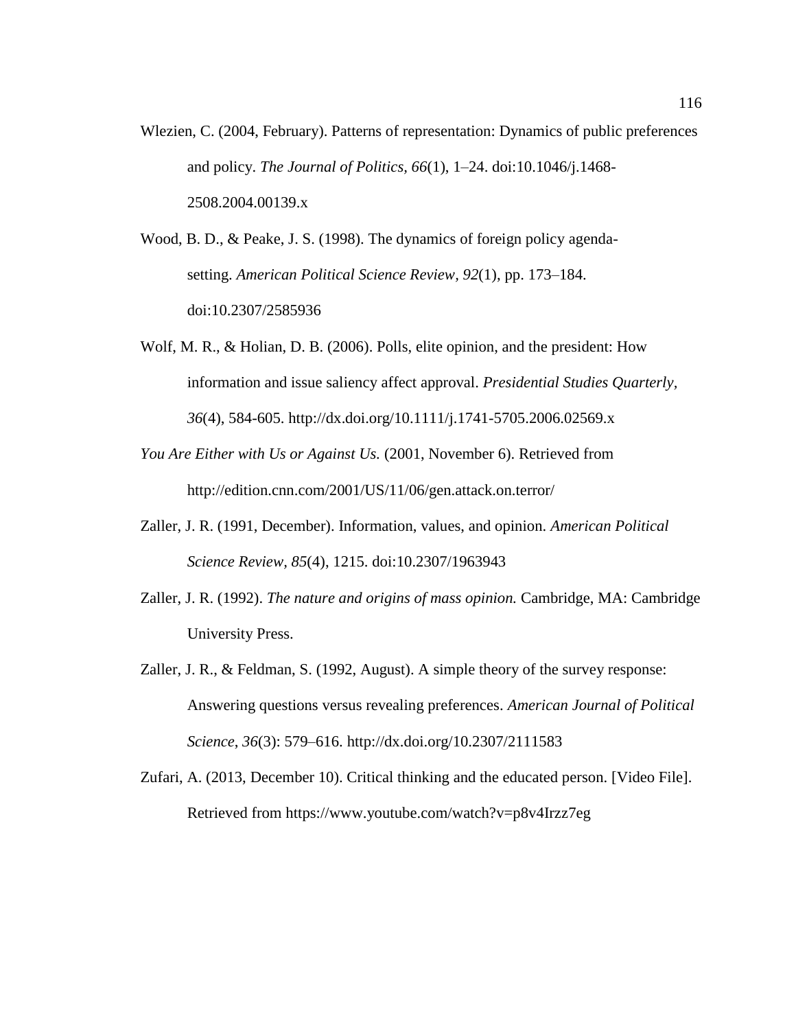Wlezien, C. (2004, February). Patterns of representation: Dynamics of public preferences and policy. *The Journal of Politics*, *66*(1), 1–24. doi:10.1046/j.1468-2508.2004.00139.x

Wood, B. D., & Peake, J. S. (1998). The dynamics of foreign policy agenda-setting. *American Political Science Review, 92*(1), pp. 173–184. doi:10.2307/2585936

Wolf, M. R., & Holian, D. B. (2006). Polls, elite opinion, and the president: How information and issue saliency affect approval. *Presidential Studies Quarterly, 36*(4), 584-605. http://dx.doi.org/10.1111/j.1741-5705.2006.02569.x

*You Are Either with Us or Against Us.* (2001, November 6). Retrieved from http://edition.cnn.com/2001/US/11/06/gen.attack.on.terror/

Zaller, J. R. (1991, December). Information, values, and opinion. *American Political Science Review, 85*(4), 1215. doi:10.2307/1963943

Zaller, J. R. (1992). *The nature and origins of mass opinion.* Cambridge, MA: Cambridge University Press.

Zaller, J. R., & Feldman, S. (1992, August). A simple theory of the survey response: Answering questions versus revealing preferences. *American Journal of Political Science*, *36*(3): 579–616. http://dx.doi.org/10.2307/2111583

Zufari, A. (2013, December 10). Critical thinking and the educated person. [Video File]. Retrieved from https://www.youtube.com/watch?v=p8v4Irzz7eg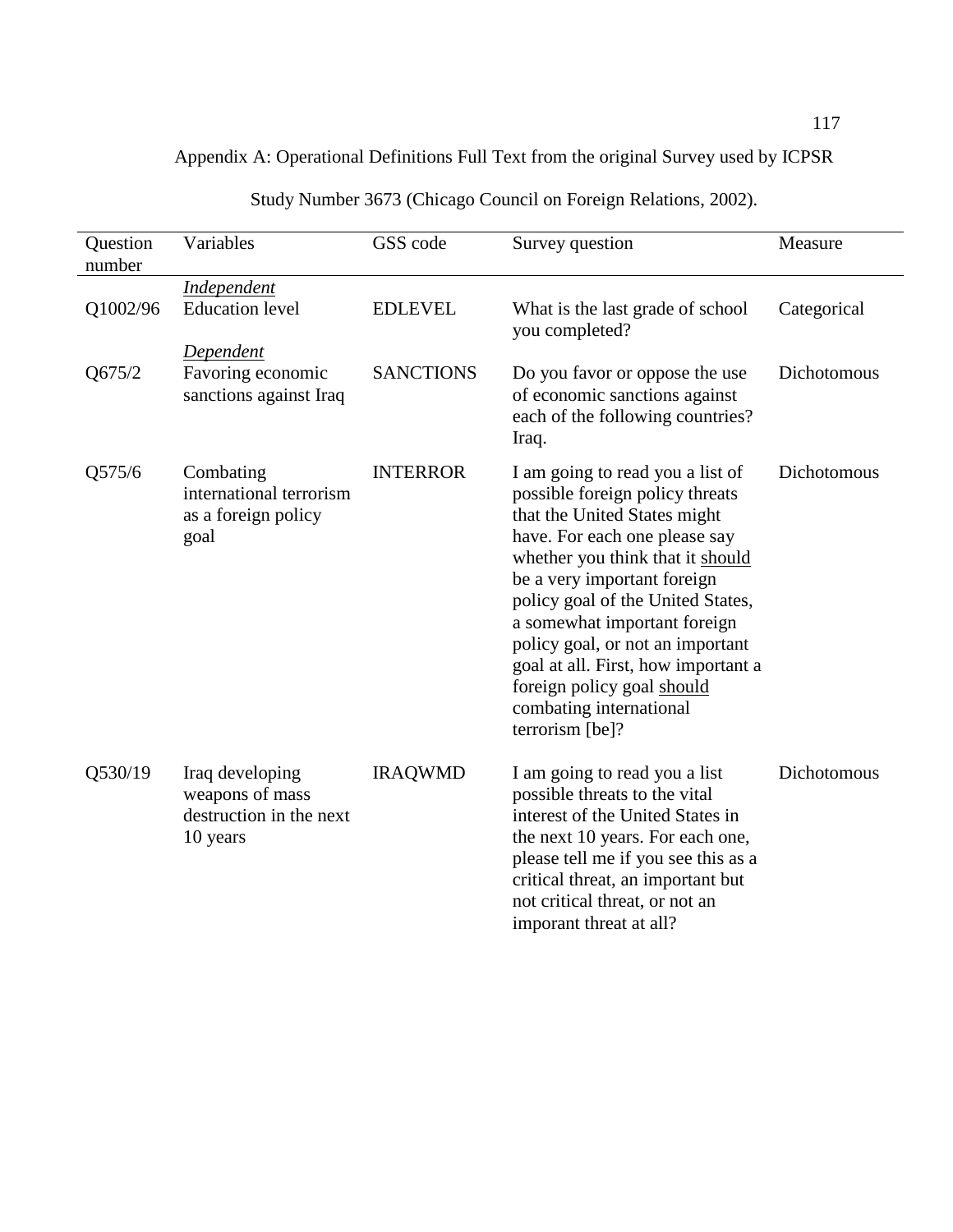Appendix A: Operational Definitions Full Text from the original Survey used by ICPSR

Study Number 3673 (Chicago Council on Foreign Relations, 2002).

| Question number | Variables | GSS code | Survey question | Measure |
| --- | --- | --- | --- | --- |
| | *Independent* | | | |
| Q1002/96 | Education level | EDLEVEL | What is the last grade of school you completed? | Categorical |
| | *Dependent* | | | |
| Q675/2 | Favoring economic sanctions against Iraq | SANCTIONS | Do you favor or oppose the use of economic sanctions against each of the following countries? Iraq. | Dichotomous |
| Q575/6 | Combating international terrorism as a foreign policy goal | INTERROR | I am going to read you a list of possible foreign policy threats that the United States might have. For each one please say whether you think that it should be a very important foreign policy goal of the United States, a somewhat important foreign policy goal, or not an important goal at all. First, how important a foreign policy goal should combating international terrorism [be]? | Dichotomous |
| Q530/19 | Iraq developing weapons of mass destruction in the next 10 years | IRAQWMD | I am going to read you a list possible threats to the vital interest of the United States in the next 10 years. For each one, please tell me if you see this as a critical threat, an important but not critical threat, or not an imporant threat at all? | Dichotomous |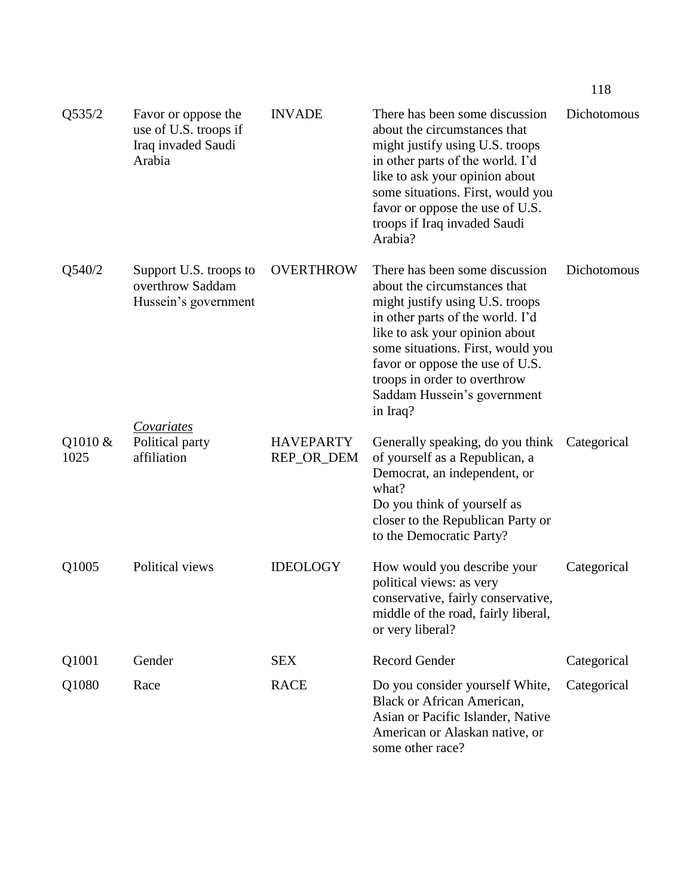| | | | | |
|---|---|---|---|---|
| Q535/2 | Favor or oppose the use of U.S. troops if Iraq invaded Saudi Arabia | INVADE | There has been some discussion about the circumstances that might justify using U.S. troops in other parts of the world. I'd like to ask your opinion about some situations. First, would you favor or oppose the use of U.S. troops if Iraq invaded Saudi Arabia? | Dichotomous |
| Q540/2 | Support U.S. troops to overthrow Saddam Hussein's government | OVERTHROW | There has been some discussion about the circumstances that might justify using U.S. troops in other parts of the world. I'd like to ask your opinion about some situations. First, would you favor or oppose the use of U.S. troops in order to overthrow Saddam Hussein's government in Iraq? | Dichotomous |
| | *Covariates* | | | |
| Q1010 & 1025 | Political party affiliation | HAVEPARTY REP_OR_DEM | Generally speaking, do you think of yourself as a Republican, a Democrat, an independent, or what? Do you think of yourself as closer to the Republican Party or to the Democratic Party? | Categorical |
| Q1005 | Political views | IDEOLOGY | How would you describe your political views: as very conservative, fairly conservative, middle of the road, fairly liberal, or very liberal? | Categorical |
| Q1001 | Gender | SEX | Record Gender | Categorical |
| Q1080 | Race | RACE | Do you consider yourself White, Black or African American, Asian or Pacific Islander, Native American or Alaskan native, or some other race? | Categorical |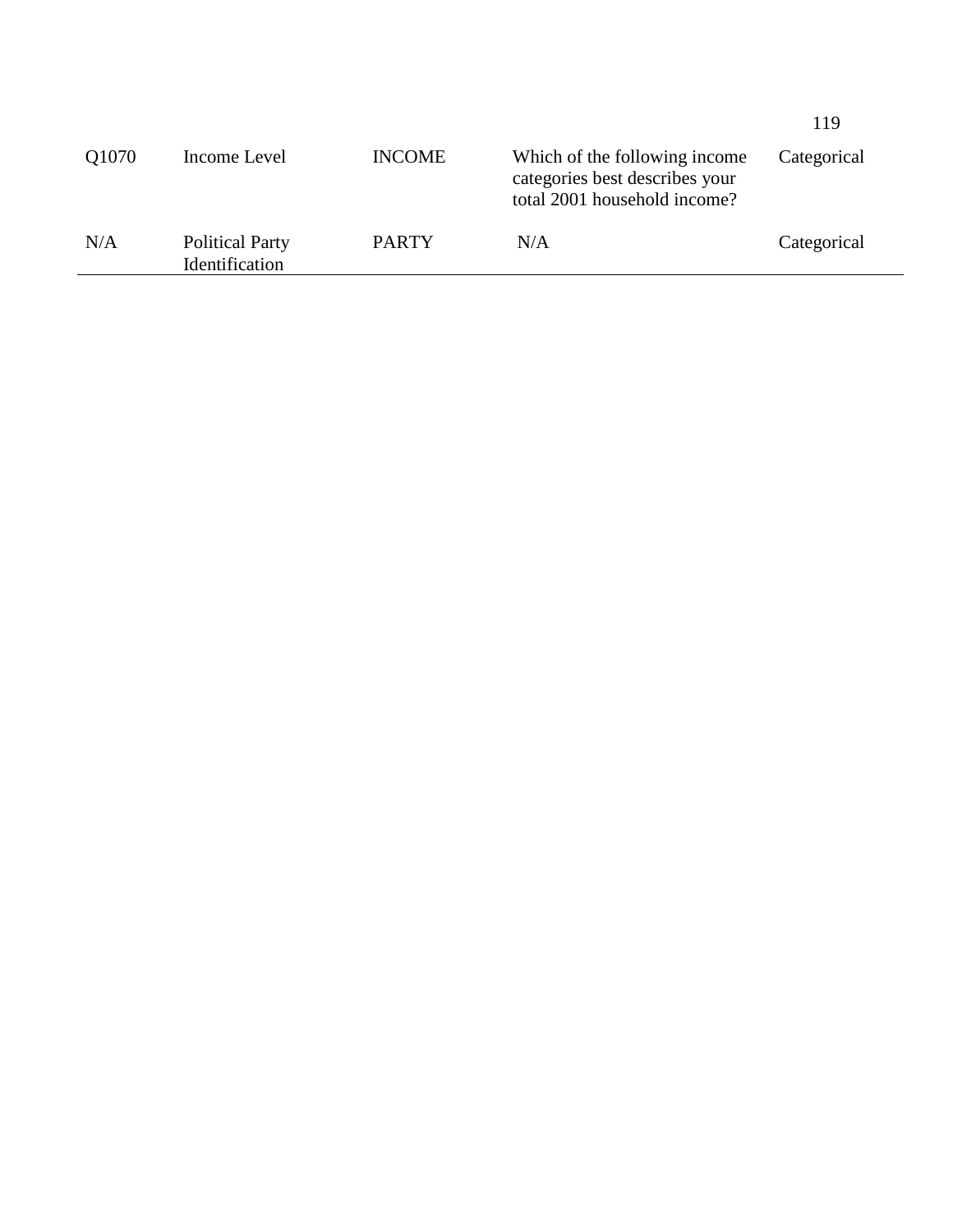| | | | | |
|---|---|---|---|---|
| Q1070 | Income Level | INCOME | Which of the following income categories best describes your total 2001 household income? | Categorical |
| N/A | Political Party Identification | PARTY | N/A | Categorical |